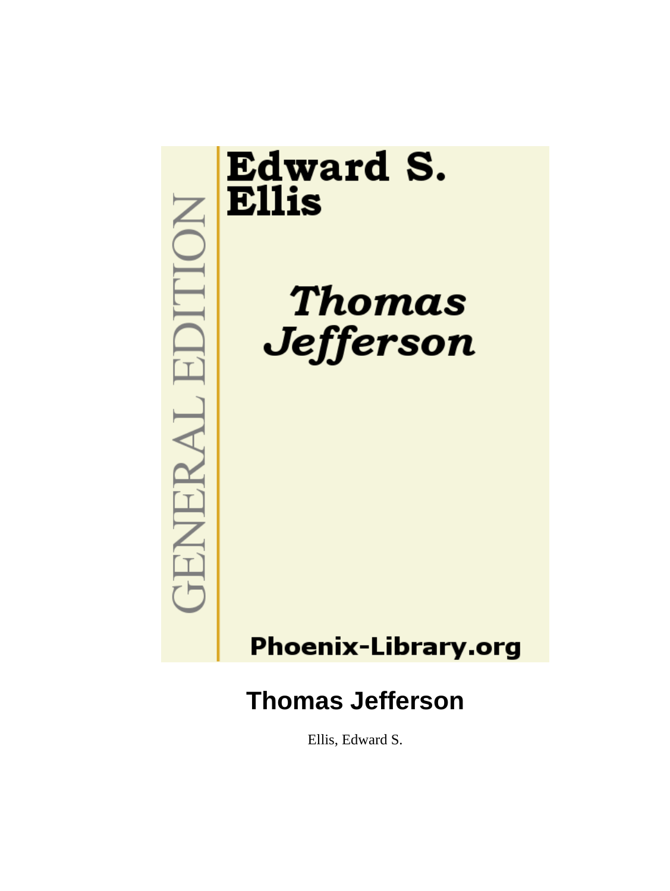GENERAL EDITION

**Edward S. Ellis**

***Thomas Jefferson***

**Phoenix-Library.org**

# Thomas Jefferson

Ellis, Edward S.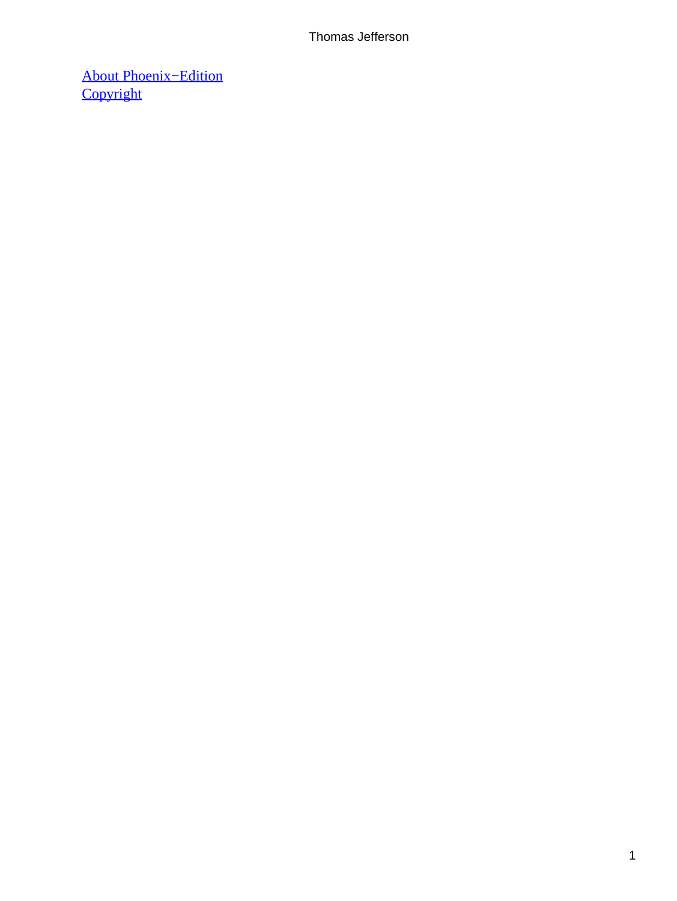[About Phoenix−Edition]
[Copyright]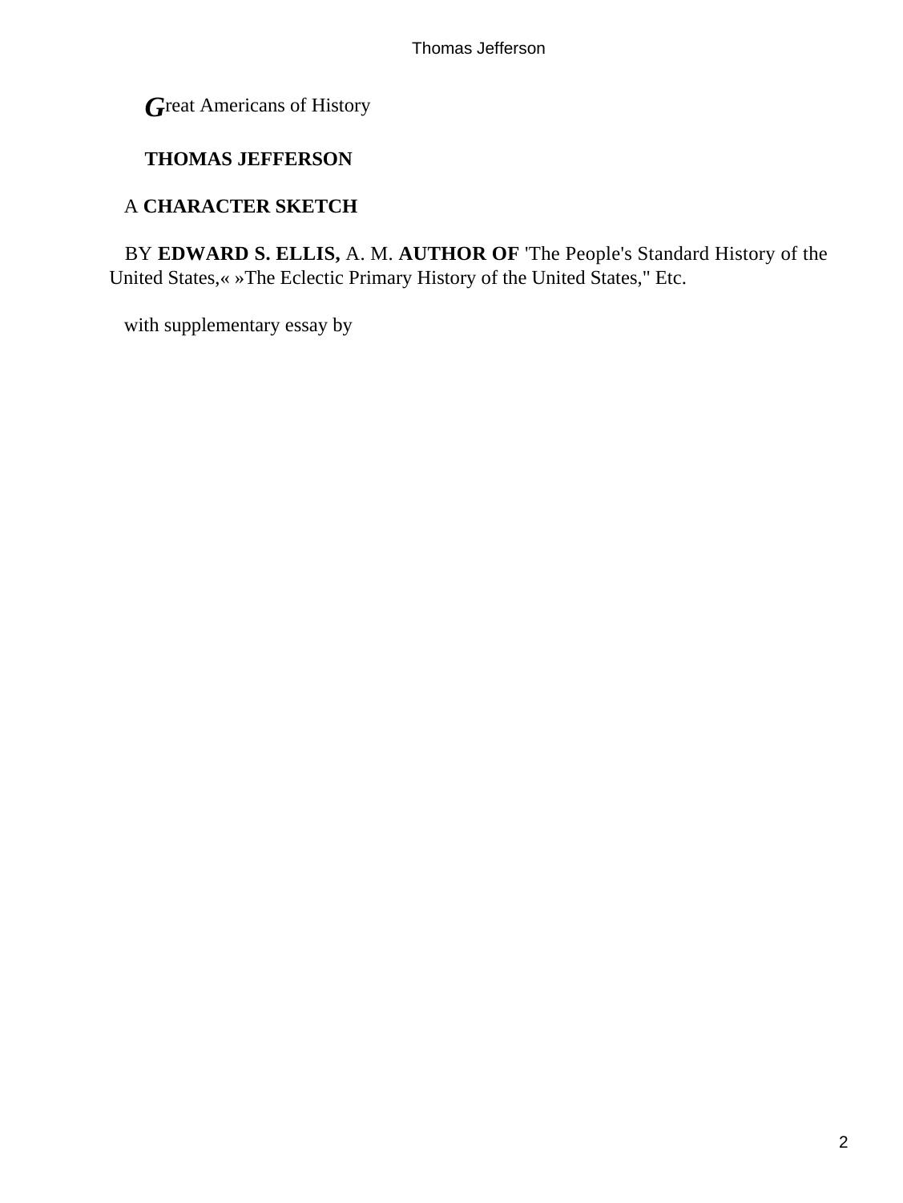Great Americans of History

**THOMAS JEFFERSON**

A **CHARACTER SKETCH**

BY **EDWARD S. ELLIS,** A. M. **AUTHOR OF** 'The People's Standard History of the United States,« »The Eclectic Primary History of the United States," Etc.

with supplementary essay by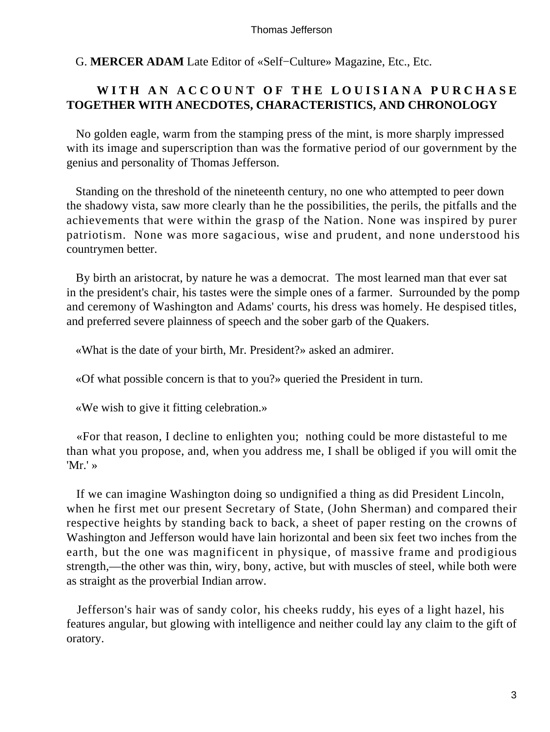G. **MERCER ADAM** Late Editor of «Self−Culture» Magazine, Etc., Etc.

**WITH AN ACCOUNT OF THE LOUISIANA PURCHASE TOGETHER WITH ANECDOTES, CHARACTERISTICS, AND CHRONOLOGY**

No golden eagle, warm from the stamping press of the mint, is more sharply impressed with its image and superscription than was the formative period of our government by the genius and personality of Thomas Jefferson.

Standing on the threshold of the nineteenth century, no one who attempted to peer down the shadowy vista, saw more clearly than he the possibilities, the perils, the pitfalls and the achievements that were within the grasp of the Nation. None was inspired by purer patriotism. None was more sagacious, wise and prudent, and none understood his countrymen better.

By birth an aristocrat, by nature he was a democrat. The most learned man that ever sat in the president's chair, his tastes were the simple ones of a farmer. Surrounded by the pomp and ceremony of Washington and Adams' courts, his dress was homely. He despised titles, and preferred severe plainness of speech and the sober garb of the Quakers.

«What is the date of your birth, Mr. President?» asked an admirer.

«Of what possible concern is that to you?» queried the President in turn.

«We wish to give it fitting celebration.»

«For that reason, I decline to enlighten you; nothing could be more distasteful to me than what you propose, and, when you address me, I shall be obliged if you will omit the 'Mr.' »

If we can imagine Washington doing so undignified a thing as did President Lincoln, when he first met our present Secretary of State, (John Sherman) and compared their respective heights by standing back to back, a sheet of paper resting on the crowns of Washington and Jefferson would have lain horizontal and been six feet two inches from the earth, but the one was magnificent in physique, of massive frame and prodigious strength,—the other was thin, wiry, bony, active, but with muscles of steel, while both were as straight as the proverbial Indian arrow.

Jefferson's hair was of sandy color, his cheeks ruddy, his eyes of a light hazel, his features angular, but glowing with intelligence and neither could lay any claim to the gift of oratory.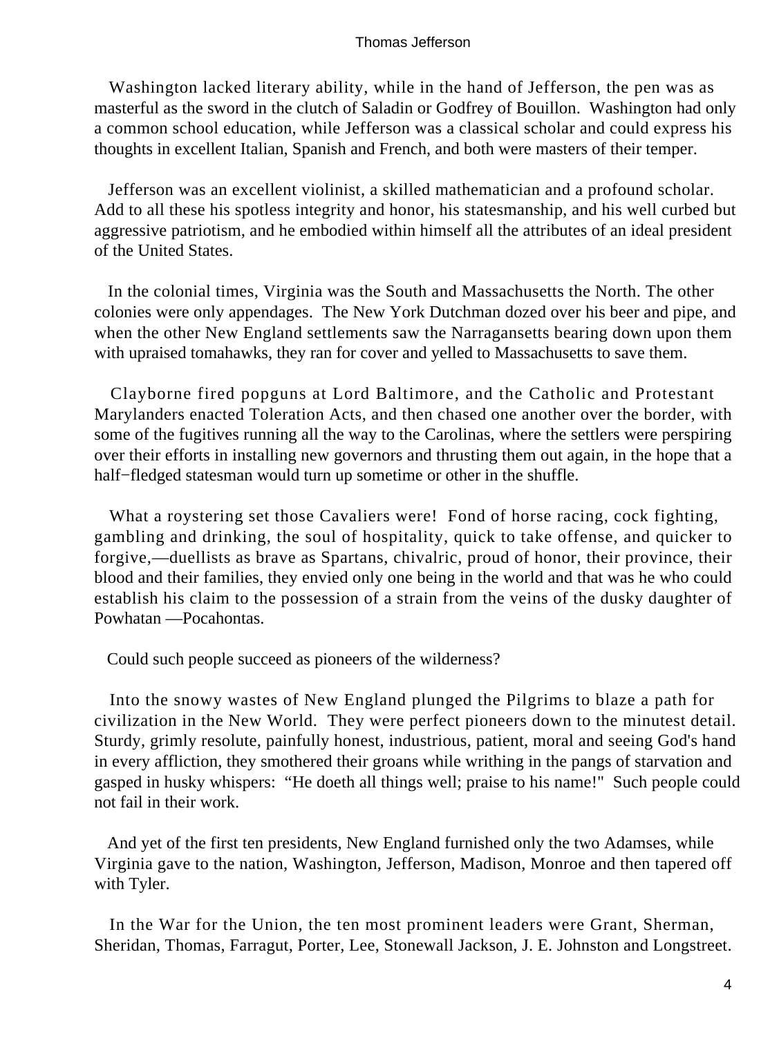Washington lacked literary ability, while in the hand of Jefferson, the pen was as masterful as the sword in the clutch of Saladin or Godfrey of Bouillon. Washington had only a common school education, while Jefferson was a classical scholar and could express his thoughts in excellent Italian, Spanish and French, and both were masters of their temper.

Jefferson was an excellent violinist, a skilled mathematician and a profound scholar. Add to all these his spotless integrity and honor, his statesmanship, and his well curbed but aggressive patriotism, and he embodied within himself all the attributes of an ideal president of the United States.

In the colonial times, Virginia was the South and Massachusetts the North. The other colonies were only appendages. The New York Dutchman dozed over his beer and pipe, and when the other New England settlements saw the Narragansetts bearing down upon them with upraised tomahawks, they ran for cover and yelled to Massachusetts to save them.

Clayborne fired popguns at Lord Baltimore, and the Catholic and Protestant Marylanders enacted Toleration Acts, and then chased one another over the border, with some of the fugitives running all the way to the Carolinas, where the settlers were perspiring over their efforts in installing new governors and thrusting them out again, in the hope that a half−fledged statesman would turn up sometime or other in the shuffle.

What a roystering set those Cavaliers were! Fond of horse racing, cock fighting, gambling and drinking, the soul of hospitality, quick to take offense, and quicker to forgive,—duellists as brave as Spartans, chivalric, proud of honor, their province, their blood and their families, they envied only one being in the world and that was he who could establish his claim to the possession of a strain from the veins of the dusky daughter of Powhatan —Pocahontas.

Could such people succeed as pioneers of the wilderness?

Into the snowy wastes of New England plunged the Pilgrims to blaze a path for civilization in the New World. They were perfect pioneers down to the minutest detail. Sturdy, grimly resolute, painfully honest, industrious, patient, moral and seeing God's hand in every affliction, they smothered their groans while writhing in the pangs of starvation and gasped in husky whispers: "He doeth all things well; praise to his name!" Such people could not fail in their work.

And yet of the first ten presidents, New England furnished only the two Adamses, while Virginia gave to the nation, Washington, Jefferson, Madison, Monroe and then tapered off with Tyler.

In the War for the Union, the ten most prominent leaders were Grant, Sherman, Sheridan, Thomas, Farragut, Porter, Lee, Stonewall Jackson, J. E. Johnston and Longstreet.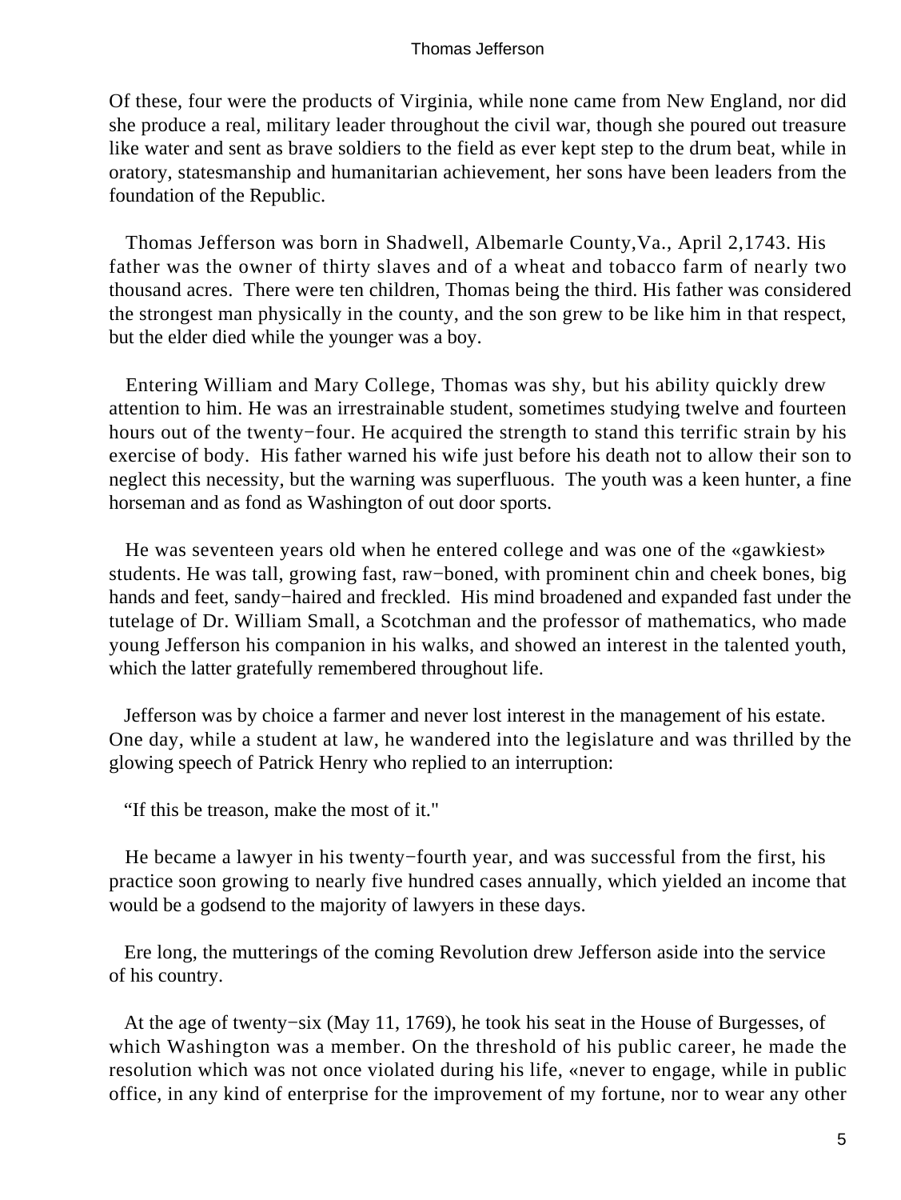Of these, four were the products of Virginia, while none came from New England, nor did she produce a real, military leader throughout the civil war, though she poured out treasure like water and sent as brave soldiers to the field as ever kept step to the drum beat, while in oratory, statesmanship and humanitarian achievement, her sons have been leaders from the foundation of the Republic.

Thomas Jefferson was born in Shadwell, Albemarle County,Va., April 2,1743. His father was the owner of thirty slaves and of a wheat and tobacco farm of nearly two thousand acres. There were ten children, Thomas being the third. His father was considered the strongest man physically in the county, and the son grew to be like him in that respect, but the elder died while the younger was a boy.

Entering William and Mary College, Thomas was shy, but his ability quickly drew attention to him. He was an irrestrainable student, sometimes studying twelve and fourteen hours out of the twenty−four. He acquired the strength to stand this terrific strain by his exercise of body. His father warned his wife just before his death not to allow their son to neglect this necessity, but the warning was superfluous. The youth was a keen hunter, a fine horseman and as fond as Washington of out door sports.

He was seventeen years old when he entered college and was one of the «gawkiest» students. He was tall, growing fast, raw−boned, with prominent chin and cheek bones, big hands and feet, sandy−haired and freckled. His mind broadened and expanded fast under the tutelage of Dr. William Small, a Scotchman and the professor of mathematics, who made young Jefferson his companion in his walks, and showed an interest in the talented youth, which the latter gratefully remembered throughout life.

Jefferson was by choice a farmer and never lost interest in the management of his estate. One day, while a student at law, he wandered into the legislature and was thrilled by the glowing speech of Patrick Henry who replied to an interruption:

"If this be treason, make the most of it."

He became a lawyer in his twenty−fourth year, and was successful from the first, his practice soon growing to nearly five hundred cases annually, which yielded an income that would be a godsend to the majority of lawyers in these days.

Ere long, the mutterings of the coming Revolution drew Jefferson aside into the service of his country.

At the age of twenty−six (May 11, 1769), he took his seat in the House of Burgesses, of which Washington was a member. On the threshold of his public career, he made the resolution which was not once violated during his life, «never to engage, while in public office, in any kind of enterprise for the improvement of my fortune, nor to wear any other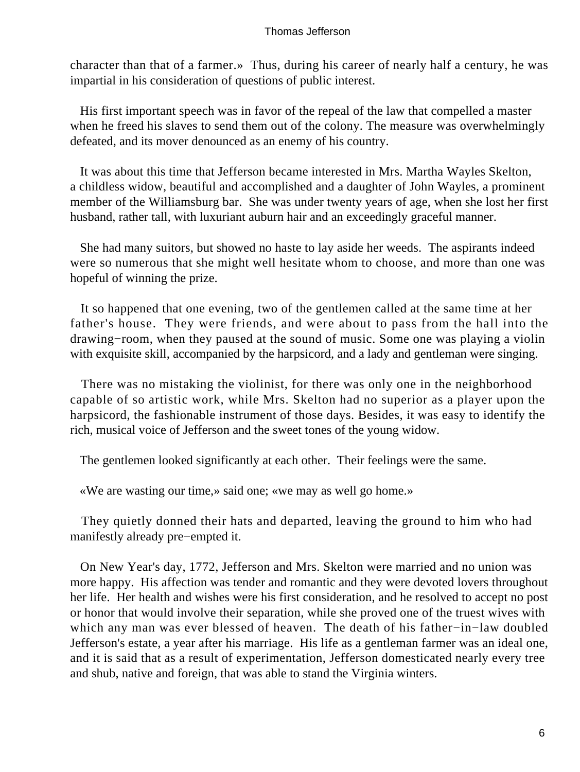character than that of a farmer.» Thus, during his career of nearly half a century, he was impartial in his consideration of questions of public interest.

His first important speech was in favor of the repeal of the law that compelled a master when he freed his slaves to send them out of the colony. The measure was overwhelmingly defeated, and its mover denounced as an enemy of his country.

It was about this time that Jefferson became interested in Mrs. Martha Wayles Skelton, a childless widow, beautiful and accomplished and a daughter of John Wayles, a prominent member of the Williamsburg bar. She was under twenty years of age, when she lost her first husband, rather tall, with luxuriant auburn hair and an exceedingly graceful manner.

She had many suitors, but showed no haste to lay aside her weeds. The aspirants indeed were so numerous that she might well hesitate whom to choose, and more than one was hopeful of winning the prize.

It so happened that one evening, two of the gentlemen called at the same time at her father's house. They were friends, and were about to pass from the hall into the drawing−room, when they paused at the sound of music. Some one was playing a violin with exquisite skill, accompanied by the harpsicord, and a lady and gentleman were singing.

There was no mistaking the violinist, for there was only one in the neighborhood capable of so artistic work, while Mrs. Skelton had no superior as a player upon the harpsicord, the fashionable instrument of those days. Besides, it was easy to identify the rich, musical voice of Jefferson and the sweet tones of the young widow.

The gentlemen looked significantly at each other. Their feelings were the same.

«We are wasting our time,» said one; «we may as well go home.»

They quietly donned their hats and departed, leaving the ground to him who had manifestly already pre−empted it.

On New Year's day, 1772, Jefferson and Mrs. Skelton were married and no union was more happy. His affection was tender and romantic and they were devoted lovers throughout her life. Her health and wishes were his first consideration, and he resolved to accept no post or honor that would involve their separation, while she proved one of the truest wives with which any man was ever blessed of heaven. The death of his father−in−law doubled Jefferson's estate, a year after his marriage. His life as a gentleman farmer was an ideal one, and it is said that as a result of experimentation, Jefferson domesticated nearly every tree and shub, native and foreign, that was able to stand the Virginia winters.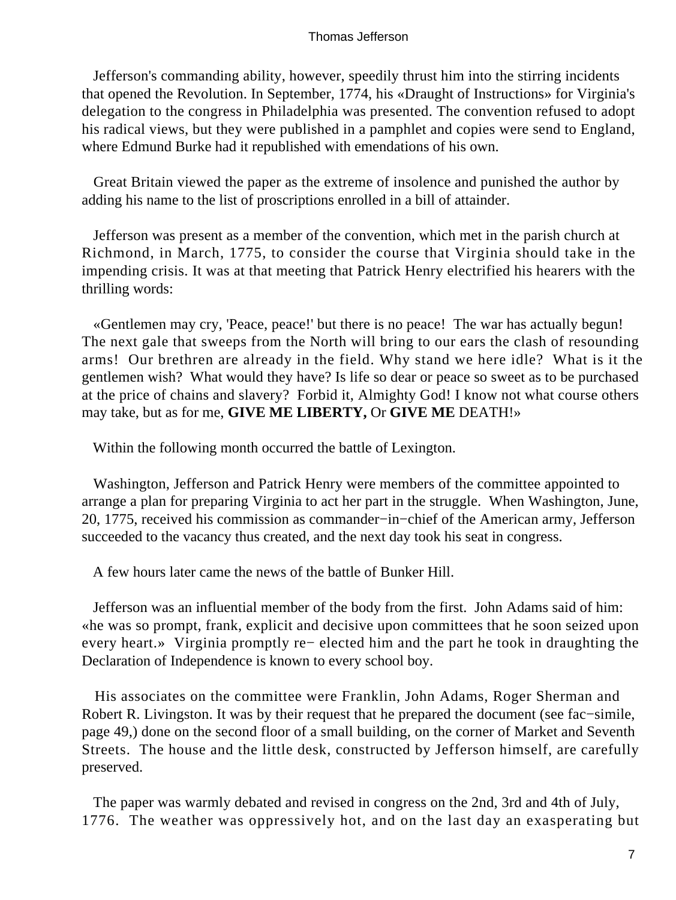Jefferson's commanding ability, however, speedily thrust him into the stirring incidents that opened the Revolution. In September, 1774, his «Draught of Instructions» for Virginia's delegation to the congress in Philadelphia was presented. The convention refused to adopt his radical views, but they were published in a pamphlet and copies were send to England, where Edmund Burke had it republished with emendations of his own.

Great Britain viewed the paper as the extreme of insolence and punished the author by adding his name to the list of proscriptions enrolled in a bill of attainder.

Jefferson was present as a member of the convention, which met in the parish church at Richmond, in March, 1775, to consider the course that Virginia should take in the impending crisis. It was at that meeting that Patrick Henry electrified his hearers with the thrilling words:

«Gentlemen may cry, 'Peace, peace!' but there is no peace! The war has actually begun! The next gale that sweeps from the North will bring to our ears the clash of resounding arms! Our brethren are already in the field. Why stand we here idle? What is it the gentlemen wish? What would they have? Is life so dear or peace so sweet as to be purchased at the price of chains and slavery? Forbid it, Almighty God! I know not what course others may take, but as for me, **GIVE ME LIBERTY,** Or **GIVE ME** DEATH!»

Within the following month occurred the battle of Lexington.

Washington, Jefferson and Patrick Henry were members of the committee appointed to arrange a plan for preparing Virginia to act her part in the struggle. When Washington, June, 20, 1775, received his commission as commander−in−chief of the American army, Jefferson succeeded to the vacancy thus created, and the next day took his seat in congress.

A few hours later came the news of the battle of Bunker Hill.

Jefferson was an influential member of the body from the first. John Adams said of him: «he was so prompt, frank, explicit and decisive upon committees that he soon seized upon every heart.» Virginia promptly re− elected him and the part he took in draughting the Declaration of Independence is known to every school boy.

His associates on the committee were Franklin, John Adams, Roger Sherman and Robert R. Livingston. It was by their request that he prepared the document (see fac−simile, page 49,) done on the second floor of a small building, on the corner of Market and Seventh Streets. The house and the little desk, constructed by Jefferson himself, are carefully preserved.

The paper was warmly debated and revised in congress on the 2nd, 3rd and 4th of July, 1776. The weather was oppressively hot, and on the last day an exasperating but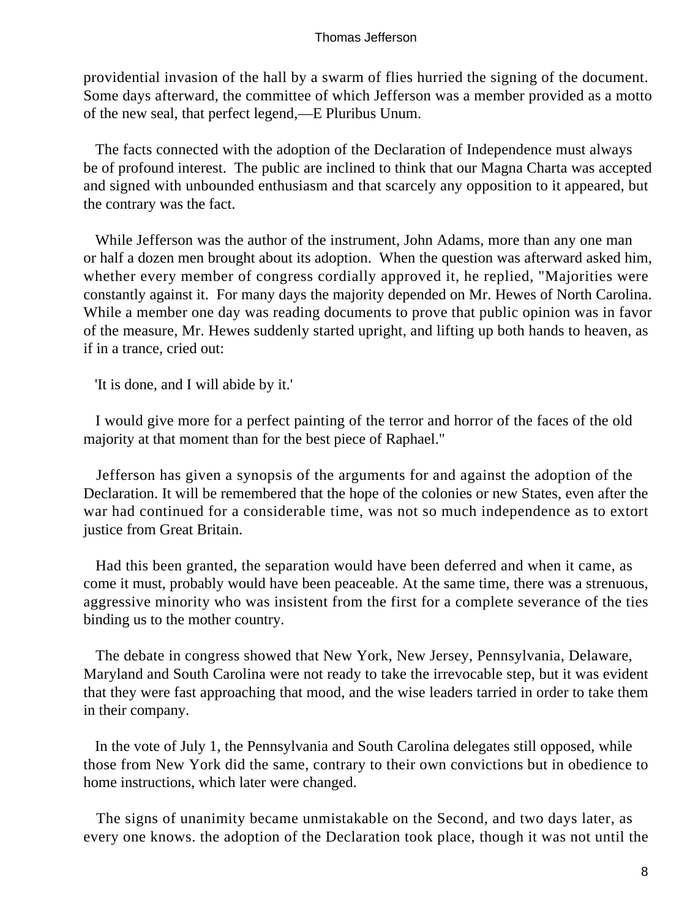providential invasion of the hall by a swarm of flies hurried the signing of the document. Some days afterward, the committee of which Jefferson was a member provided as a motto of the new seal, that perfect legend,—E Pluribus Unum.

The facts connected with the adoption of the Declaration of Independence must always be of profound interest. The public are inclined to think that our Magna Charta was accepted and signed with unbounded enthusiasm and that scarcely any opposition to it appeared, but the contrary was the fact.

While Jefferson was the author of the instrument, John Adams, more than any one man or half a dozen men brought about its adoption. When the question was afterward asked him, whether every member of congress cordially approved it, he replied, "Majorities were constantly against it. For many days the majority depended on Mr. Hewes of North Carolina. While a member one day was reading documents to prove that public opinion was in favor of the measure, Mr. Hewes suddenly started upright, and lifting up both hands to heaven, as if in a trance, cried out:

'It is done, and I will abide by it.'

I would give more for a perfect painting of the terror and horror of the faces of the old majority at that moment than for the best piece of Raphael."

Jefferson has given a synopsis of the arguments for and against the adoption of the Declaration. It will be remembered that the hope of the colonies or new States, even after the war had continued for a considerable time, was not so much independence as to extort justice from Great Britain.

Had this been granted, the separation would have been deferred and when it came, as come it must, probably would have been peaceable. At the same time, there was a strenuous, aggressive minority who was insistent from the first for a complete severance of the ties binding us to the mother country.

The debate in congress showed that New York, New Jersey, Pennsylvania, Delaware, Maryland and South Carolina were not ready to take the irrevocable step, but it was evident that they were fast approaching that mood, and the wise leaders tarried in order to take them in their company.

In the vote of July 1, the Pennsylvania and South Carolina delegates still opposed, while those from New York did the same, contrary to their own convictions but in obedience to home instructions, which later were changed.

The signs of unanimity became unmistakable on the Second, and two days later, as every one knows. the adoption of the Declaration took place, though it was not until the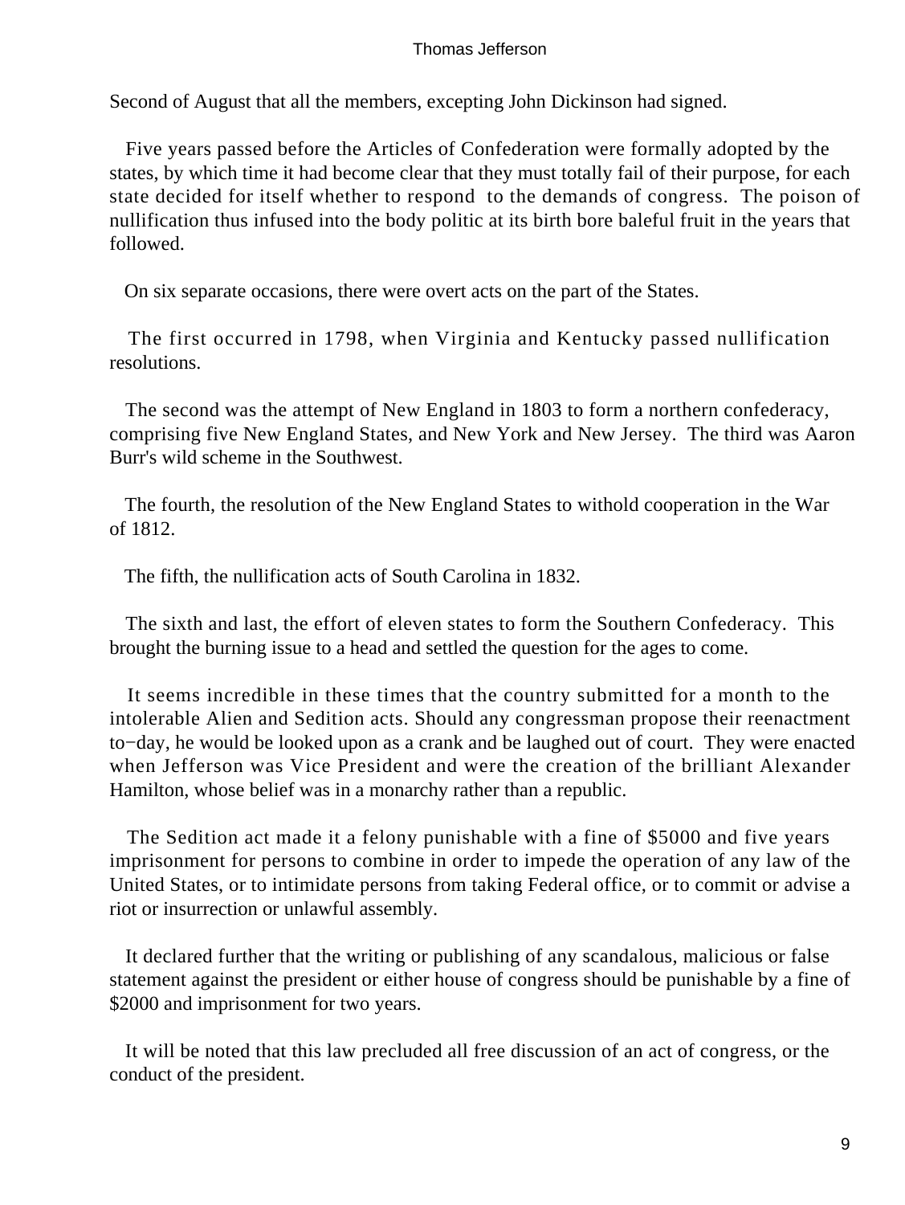Second of August that all the members, excepting John Dickinson had signed.

Five years passed before the Articles of Confederation were formally adopted by the states, by which time it had become clear that they must totally fail of their purpose, for each state decided for itself whether to respond to the demands of congress. The poison of nullification thus infused into the body politic at its birth bore baleful fruit in the years that followed.

On six separate occasions, there were overt acts on the part of the States.

The first occurred in 1798, when Virginia and Kentucky passed nullification resolutions.

The second was the attempt of New England in 1803 to form a northern confederacy, comprising five New England States, and New York and New Jersey. The third was Aaron Burr's wild scheme in the Southwest.

The fourth, the resolution of the New England States to withold cooperation in the War of 1812.

The fifth, the nullification acts of South Carolina in 1832.

The sixth and last, the effort of eleven states to form the Southern Confederacy. This brought the burning issue to a head and settled the question for the ages to come.

It seems incredible in these times that the country submitted for a month to the intolerable Alien and Sedition acts. Should any congressman propose their reenactment to−day, he would be looked upon as a crank and be laughed out of court. They were enacted when Jefferson was Vice President and were the creation of the brilliant Alexander Hamilton, whose belief was in a monarchy rather than a republic.

The Sedition act made it a felony punishable with a fine of $5000 and five years imprisonment for persons to combine in order to impede the operation of any law of the United States, or to intimidate persons from taking Federal office, or to commit or advise a riot or insurrection or unlawful assembly.

It declared further that the writing or publishing of any scandalous, malicious or false statement against the president or either house of congress should be punishable by a fine of $2000 and imprisonment for two years.

It will be noted that this law precluded all free discussion of an act of congress, or the conduct of the president.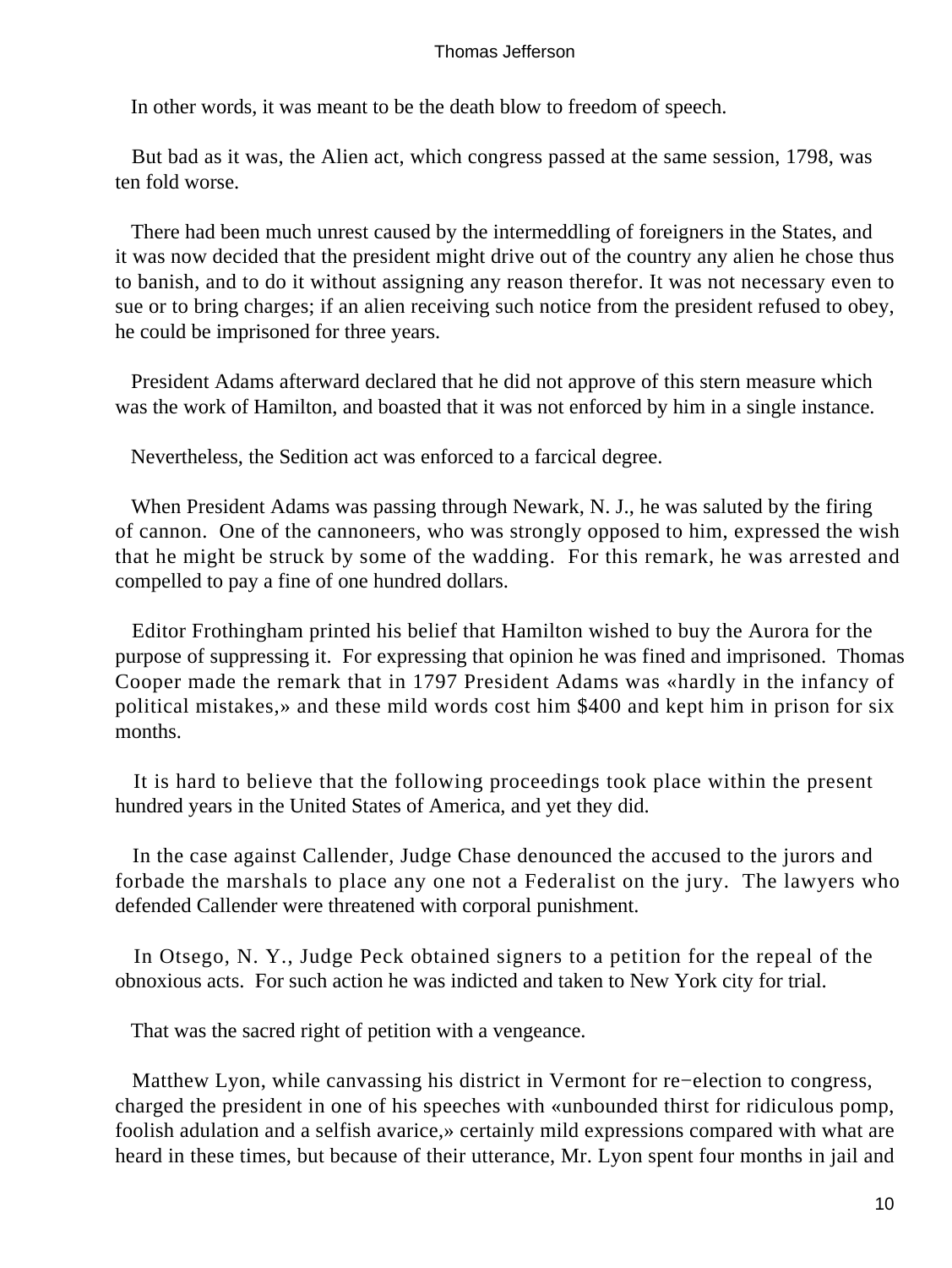In other words, it was meant to be the death blow to freedom of speech.

But bad as it was, the Alien act, which congress passed at the same session, 1798, was ten fold worse.

There had been much unrest caused by the intermeddling of foreigners in the States, and it was now decided that the president might drive out of the country any alien he chose thus to banish, and to do it without assigning any reason therefor. It was not necessary even to sue or to bring charges; if an alien receiving such notice from the president refused to obey, he could be imprisoned for three years.

President Adams afterward declared that he did not approve of this stern measure which was the work of Hamilton, and boasted that it was not enforced by him in a single instance.

Nevertheless, the Sedition act was enforced to a farcical degree.

When President Adams was passing through Newark, N. J., he was saluted by the firing of cannon. One of the cannoneers, who was strongly opposed to him, expressed the wish that he might be struck by some of the wadding. For this remark, he was arrested and compelled to pay a fine of one hundred dollars.

Editor Frothingham printed his belief that Hamilton wished to buy the Aurora for the purpose of suppressing it. For expressing that opinion he was fined and imprisoned. Thomas Cooper made the remark that in 1797 President Adams was «hardly in the infancy of political mistakes,» and these mild words cost him $400 and kept him in prison for six months.

It is hard to believe that the following proceedings took place within the present hundred years in the United States of America, and yet they did.

In the case against Callender, Judge Chase denounced the accused to the jurors and forbade the marshals to place any one not a Federalist on the jury. The lawyers who defended Callender were threatened with corporal punishment.

In Otsego, N. Y., Judge Peck obtained signers to a petition for the repeal of the obnoxious acts. For such action he was indicted and taken to New York city for trial.

That was the sacred right of petition with a vengeance.

Matthew Lyon, while canvassing his district in Vermont for re−election to congress, charged the president in one of his speeches with «unbounded thirst for ridiculous pomp, foolish adulation and a selfish avarice,» certainly mild expressions compared with what are heard in these times, but because of their utterance, Mr. Lyon spent four months in jail and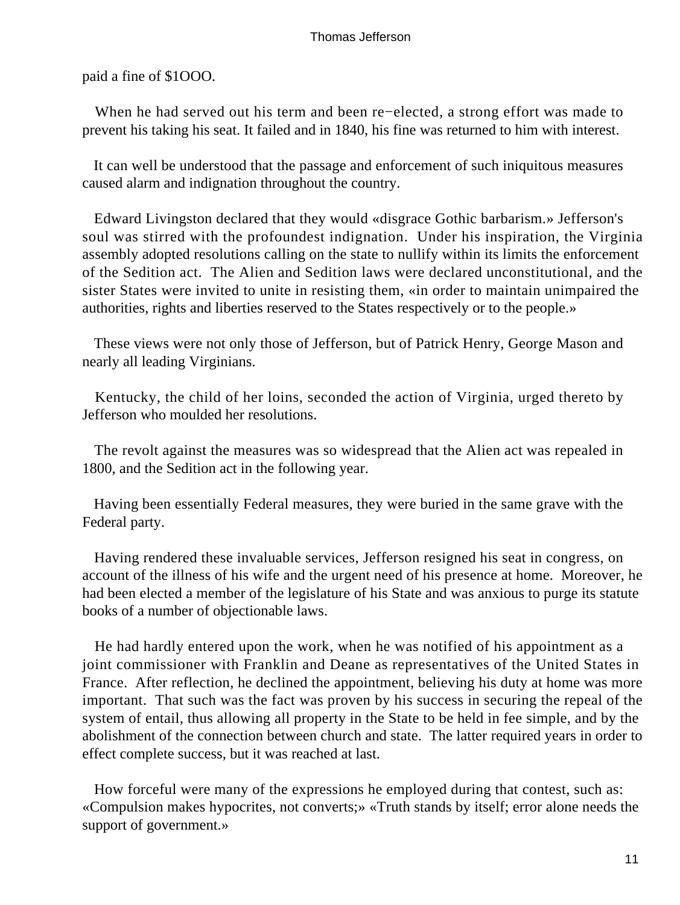paid a fine of $1OOO.

When he had served out his term and been re−elected, a strong effort was made to prevent his taking his seat. It failed and in 1840, his fine was returned to him with interest.

It can well be understood that the passage and enforcement of such iniquitous measures caused alarm and indignation throughout the country.

Edward Livingston declared that they would «disgrace Gothic barbarism.» Jefferson's soul was stirred with the profoundest indignation. Under his inspiration, the Virginia assembly adopted resolutions calling on the state to nullify within its limits the enforcement of the Sedition act. The Alien and Sedition laws were declared unconstitutional, and the sister States were invited to unite in resisting them, «in order to maintain unimpaired the authorities, rights and liberties reserved to the States respectively or to the people.»

These views were not only those of Jefferson, but of Patrick Henry, George Mason and nearly all leading Virginians.

Kentucky, the child of her loins, seconded the action of Virginia, urged thereto by Jefferson who moulded her resolutions.

The revolt against the measures was so widespread that the Alien act was repealed in 1800, and the Sedition act in the following year.

Having been essentially Federal measures, they were buried in the same grave with the Federal party.

Having rendered these invaluable services, Jefferson resigned his seat in congress, on account of the illness of his wife and the urgent need of his presence at home. Moreover, he had been elected a member of the legislature of his State and was anxious to purge its statute books of a number of objectionable laws.

He had hardly entered upon the work, when he was notified of his appointment as a joint commissioner with Franklin and Deane as representatives of the United States in France. After reflection, he declined the appointment, believing his duty at home was more important. That such was the fact was proven by his success in securing the repeal of the system of entail, thus allowing all property in the State to be held in fee simple, and by the abolishment of the connection between church and state. The latter required years in order to effect complete success, but it was reached at last.

How forceful were many of the expressions he employed during that contest, such as: «Compulsion makes hypocrites, not converts;» «Truth stands by itself; error alone needs the support of government.»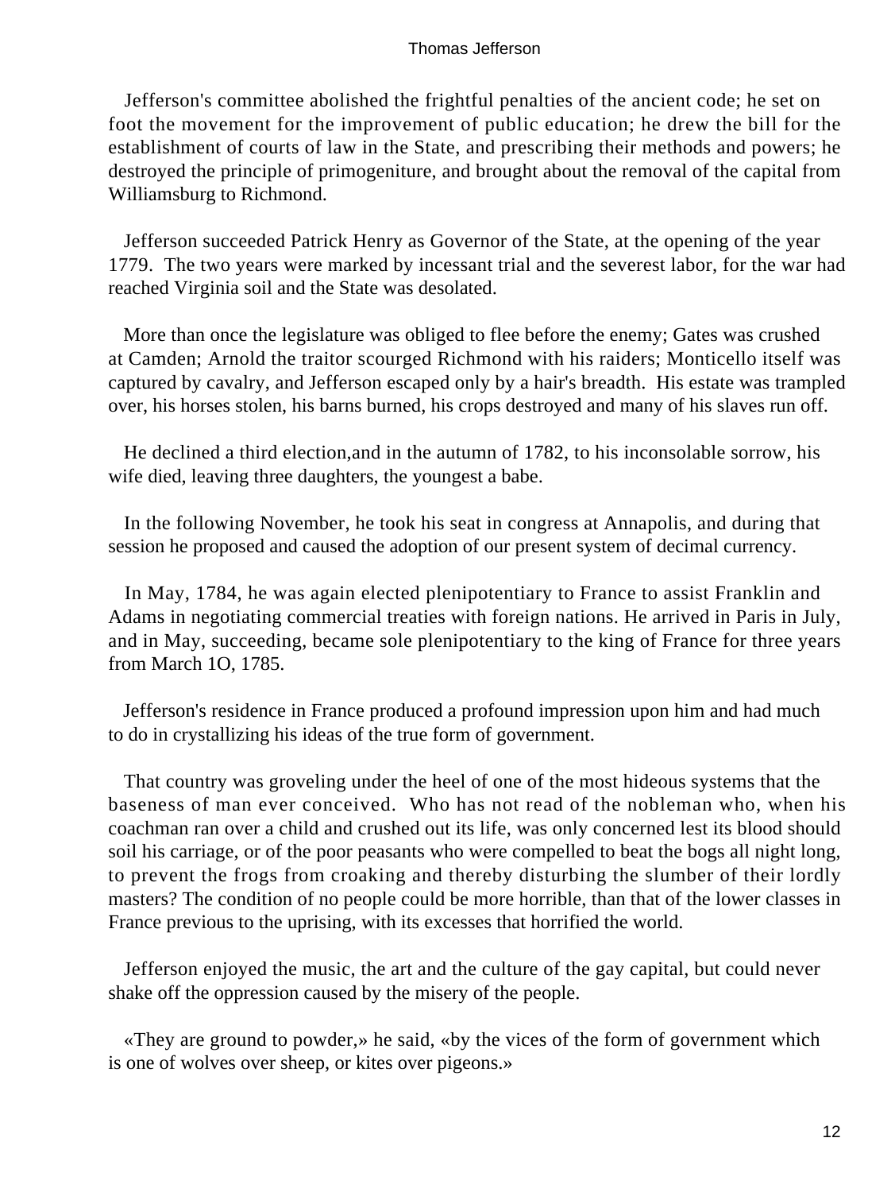Jefferson's committee abolished the frightful penalties of the ancient code; he set on foot the movement for the improvement of public education; he drew the bill for the establishment of courts of law in the State, and prescribing their methods and powers; he destroyed the principle of primogeniture, and brought about the removal of the capital from Williamsburg to Richmond.

Jefferson succeeded Patrick Henry as Governor of the State, at the opening of the year 1779. The two years were marked by incessant trial and the severest labor, for the war had reached Virginia soil and the State was desolated.

More than once the legislature was obliged to flee before the enemy; Gates was crushed at Camden; Arnold the traitor scourged Richmond with his raiders; Monticello itself was captured by cavalry, and Jefferson escaped only by a hair's breadth. His estate was trampled over, his horses stolen, his barns burned, his crops destroyed and many of his slaves run off.

He declined a third election,and in the autumn of 1782, to his inconsolable sorrow, his wife died, leaving three daughters, the youngest a babe.

In the following November, he took his seat in congress at Annapolis, and during that session he proposed and caused the adoption of our present system of decimal currency.

In May, 1784, he was again elected plenipotentiary to France to assist Franklin and Adams in negotiating commercial treaties with foreign nations. He arrived in Paris in July, and in May, succeeding, became sole plenipotentiary to the king of France for three years from March 1O, 1785.

Jefferson's residence in France produced a profound impression upon him and had much to do in crystallizing his ideas of the true form of government.

That country was groveling under the heel of one of the most hideous systems that the baseness of man ever conceived. Who has not read of the nobleman who, when his coachman ran over a child and crushed out its life, was only concerned lest its blood should soil his carriage, or of the poor peasants who were compelled to beat the bogs all night long, to prevent the frogs from croaking and thereby disturbing the slumber of their lordly masters? The condition of no people could be more horrible, than that of the lower classes in France previous to the uprising, with its excesses that horrified the world.

Jefferson enjoyed the music, the art and the culture of the gay capital, but could never shake off the oppression caused by the misery of the people.

«They are ground to powder,» he said, «by the vices of the form of government which is one of wolves over sheep, or kites over pigeons.»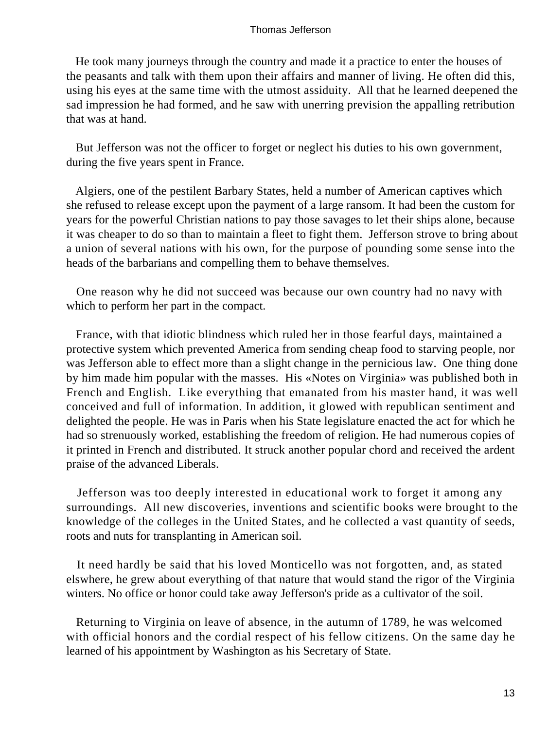He took many journeys through the country and made it a practice to enter the houses of the peasants and talk with them upon their affairs and manner of living. He often did this, using his eyes at the same time with the utmost assiduity. All that he learned deepened the sad impression he had formed, and he saw with unerring prevision the appalling retribution that was at hand.

But Jefferson was not the officer to forget or neglect his duties to his own government, during the five years spent in France.

Algiers, one of the pestilent Barbary States, held a number of American captives which she refused to release except upon the payment of a large ransom. It had been the custom for years for the powerful Christian nations to pay those savages to let their ships alone, because it was cheaper to do so than to maintain a fleet to fight them. Jefferson strove to bring about a union of several nations with his own, for the purpose of pounding some sense into the heads of the barbarians and compelling them to behave themselves.

One reason why he did not succeed was because our own country had no navy with which to perform her part in the compact.

France, with that idiotic blindness which ruled her in those fearful days, maintained a protective system which prevented America from sending cheap food to starving people, nor was Jefferson able to effect more than a slight change in the pernicious law. One thing done by him made him popular with the masses. His «Notes on Virginia» was published both in French and English. Like everything that emanated from his master hand, it was well conceived and full of information. In addition, it glowed with republican sentiment and delighted the people. He was in Paris when his State legislature enacted the act for which he had so strenuously worked, establishing the freedom of religion. He had numerous copies of it printed in French and distributed. It struck another popular chord and received the ardent praise of the advanced Liberals.

Jefferson was too deeply interested in educational work to forget it among any surroundings. All new discoveries, inventions and scientific books were brought to the knowledge of the colleges in the United States, and he collected a vast quantity of seeds, roots and nuts for transplanting in American soil.

It need hardly be said that his loved Monticello was not forgotten, and, as stated elswhere, he grew about everything of that nature that would stand the rigor of the Virginia winters. No office or honor could take away Jefferson's pride as a cultivator of the soil.

Returning to Virginia on leave of absence, in the autumn of 1789, he was welcomed with official honors and the cordial respect of his fellow citizens. On the same day he learned of his appointment by Washington as his Secretary of State.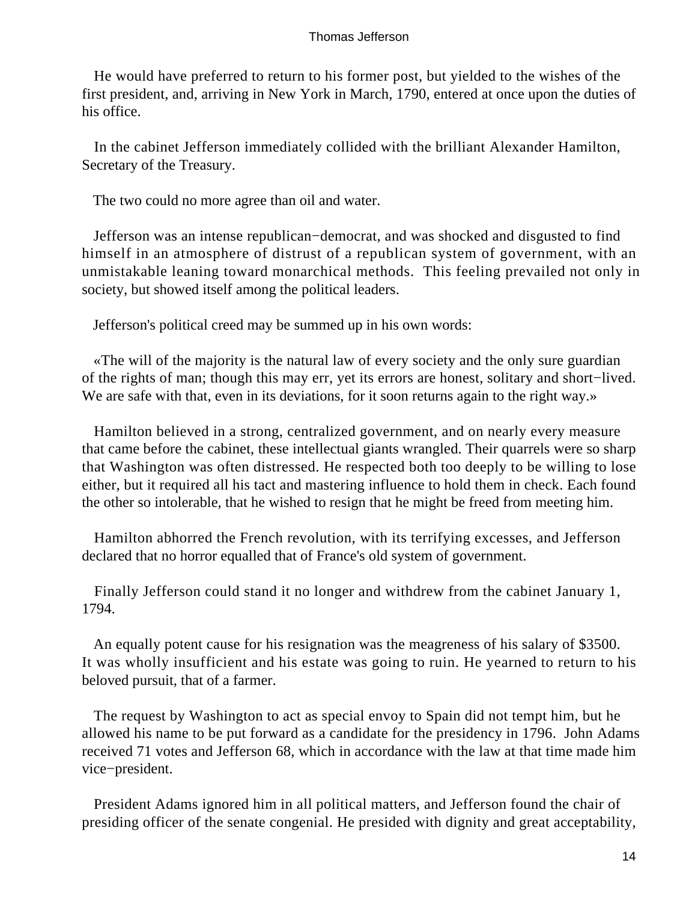He would have preferred to return to his former post, but yielded to the wishes of the first president, and, arriving in New York in March, 1790, entered at once upon the duties of his office.

In the cabinet Jefferson immediately collided with the brilliant Alexander Hamilton, Secretary of the Treasury.

The two could no more agree than oil and water.

Jefferson was an intense republican−democrat, and was shocked and disgusted to find himself in an atmosphere of distrust of a republican system of government, with an unmistakable leaning toward monarchical methods. This feeling prevailed not only in society, but showed itself among the political leaders.

Jefferson's political creed may be summed up in his own words:

«The will of the majority is the natural law of every society and the only sure guardian of the rights of man; though this may err, yet its errors are honest, solitary and short−lived. We are safe with that, even in its deviations, for it soon returns again to the right way.»

Hamilton believed in a strong, centralized government, and on nearly every measure that came before the cabinet, these intellectual giants wrangled. Their quarrels were so sharp that Washington was often distressed. He respected both too deeply to be willing to lose either, but it required all his tact and mastering influence to hold them in check. Each found the other so intolerable, that he wished to resign that he might be freed from meeting him.

Hamilton abhorred the French revolution, with its terrifying excesses, and Jefferson declared that no horror equalled that of France's old system of government.

Finally Jefferson could stand it no longer and withdrew from the cabinet January 1, 1794.

An equally potent cause for his resignation was the meagreness of his salary of $3500. It was wholly insufficient and his estate was going to ruin. He yearned to return to his beloved pursuit, that of a farmer.

The request by Washington to act as special envoy to Spain did not tempt him, but he allowed his name to be put forward as a candidate for the presidency in 1796. John Adams received 71 votes and Jefferson 68, which in accordance with the law at that time made him vice−president.

President Adams ignored him in all political matters, and Jefferson found the chair of presiding officer of the senate congenial. He presided with dignity and great acceptability,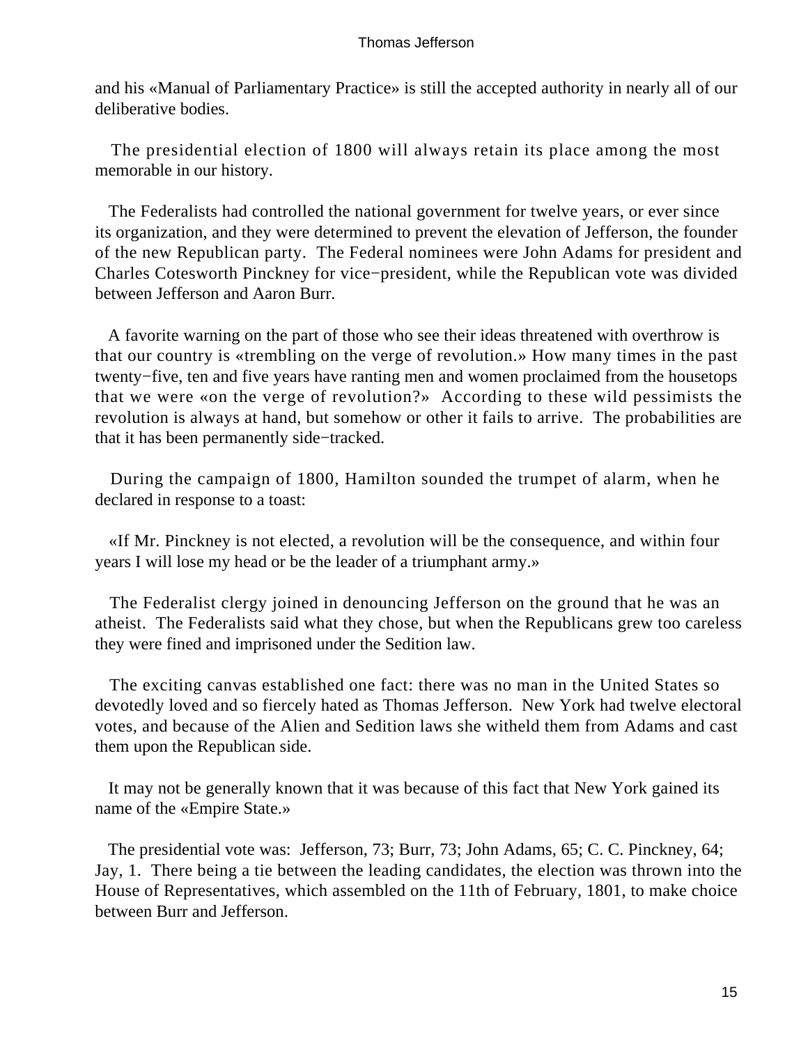and his «Manual of Parliamentary Practice» is still the accepted authority in nearly all of our deliberative bodies.

The presidential election of 1800 will always retain its place among the most memorable in our history.

The Federalists had controlled the national government for twelve years, or ever since its organization, and they were determined to prevent the elevation of Jefferson, the founder of the new Republican party. The Federal nominees were John Adams for president and Charles Cotesworth Pinckney for vice−president, while the Republican vote was divided between Jefferson and Aaron Burr.

A favorite warning on the part of those who see their ideas threatened with overthrow is that our country is «trembling on the verge of revolution.» How many times in the past twenty−five, ten and five years have ranting men and women proclaimed from the housetops that we were «on the verge of revolution?» According to these wild pessimists the revolution is always at hand, but somehow or other it fails to arrive. The probabilities are that it has been permanently side−tracked.

During the campaign of 1800, Hamilton sounded the trumpet of alarm, when he declared in response to a toast:

«If Mr. Pinckney is not elected, a revolution will be the consequence, and within four years I will lose my head or be the leader of a triumphant army.»

The Federalist clergy joined in denouncing Jefferson on the ground that he was an atheist. The Federalists said what they chose, but when the Republicans grew too careless they were fined and imprisoned under the Sedition law.

The exciting canvas established one fact: there was no man in the United States so devotedly loved and so fiercely hated as Thomas Jefferson. New York had twelve electoral votes, and because of the Alien and Sedition laws she witheld them from Adams and cast them upon the Republican side.

It may not be generally known that it was because of this fact that New York gained its name of the «Empire State.»

The presidential vote was: Jefferson, 73; Burr, 73; John Adams, 65; C. C. Pinckney, 64; Jay, 1. There being a tie between the leading candidates, the election was thrown into the House of Representatives, which assembled on the 11th of February, 1801, to make choice between Burr and Jefferson.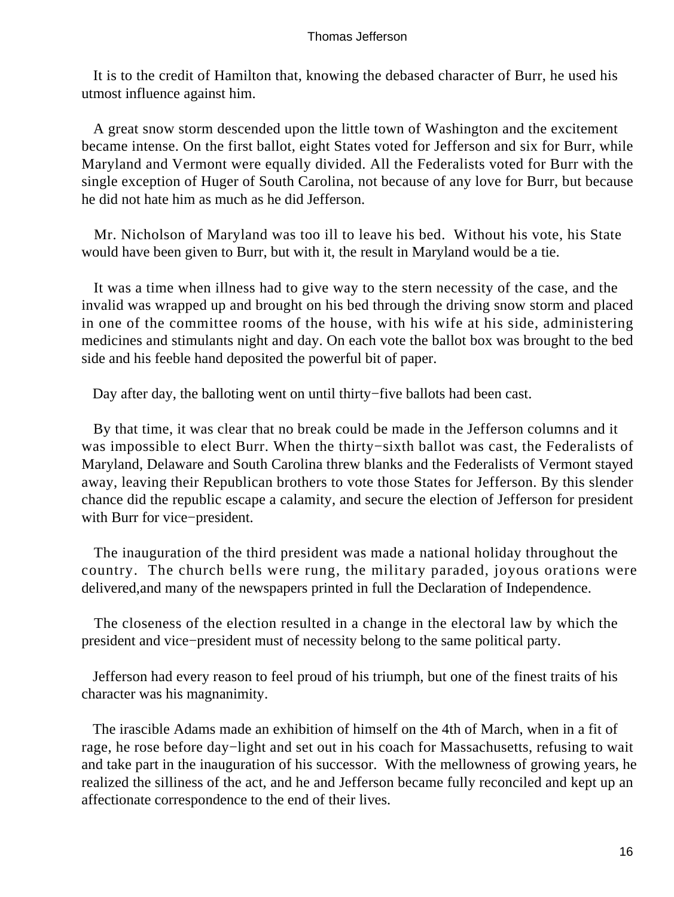It is to the credit of Hamilton that, knowing the debased character of Burr, he used his utmost influence against him.

A great snow storm descended upon the little town of Washington and the excitement became intense. On the first ballot, eight States voted for Jefferson and six for Burr, while Maryland and Vermont were equally divided. All the Federalists voted for Burr with the single exception of Huger of South Carolina, not because of any love for Burr, but because he did not hate him as much as he did Jefferson.

Mr. Nicholson of Maryland was too ill to leave his bed. Without his vote, his State would have been given to Burr, but with it, the result in Maryland would be a tie.

It was a time when illness had to give way to the stern necessity of the case, and the invalid was wrapped up and brought on his bed through the driving snow storm and placed in one of the committee rooms of the house, with his wife at his side, administering medicines and stimulants night and day. On each vote the ballot box was brought to the bed side and his feeble hand deposited the powerful bit of paper.

Day after day, the balloting went on until thirty−five ballots had been cast.

By that time, it was clear that no break could be made in the Jefferson columns and it was impossible to elect Burr. When the thirty−sixth ballot was cast, the Federalists of Maryland, Delaware and South Carolina threw blanks and the Federalists of Vermont stayed away, leaving their Republican brothers to vote those States for Jefferson. By this slender chance did the republic escape a calamity, and secure the election of Jefferson for president with Burr for vice−president.

The inauguration of the third president was made a national holiday throughout the country. The church bells were rung, the military paraded, joyous orations were delivered,and many of the newspapers printed in full the Declaration of Independence.

The closeness of the election resulted in a change in the electoral law by which the president and vice−president must of necessity belong to the same political party.

Jefferson had every reason to feel proud of his triumph, but one of the finest traits of his character was his magnanimity.

The irascible Adams made an exhibition of himself on the 4th of March, when in a fit of rage, he rose before day−light and set out in his coach for Massachusetts, refusing to wait and take part in the inauguration of his successor. With the mellowness of growing years, he realized the silliness of the act, and he and Jefferson became fully reconciled and kept up an affectionate correspondence to the end of their lives.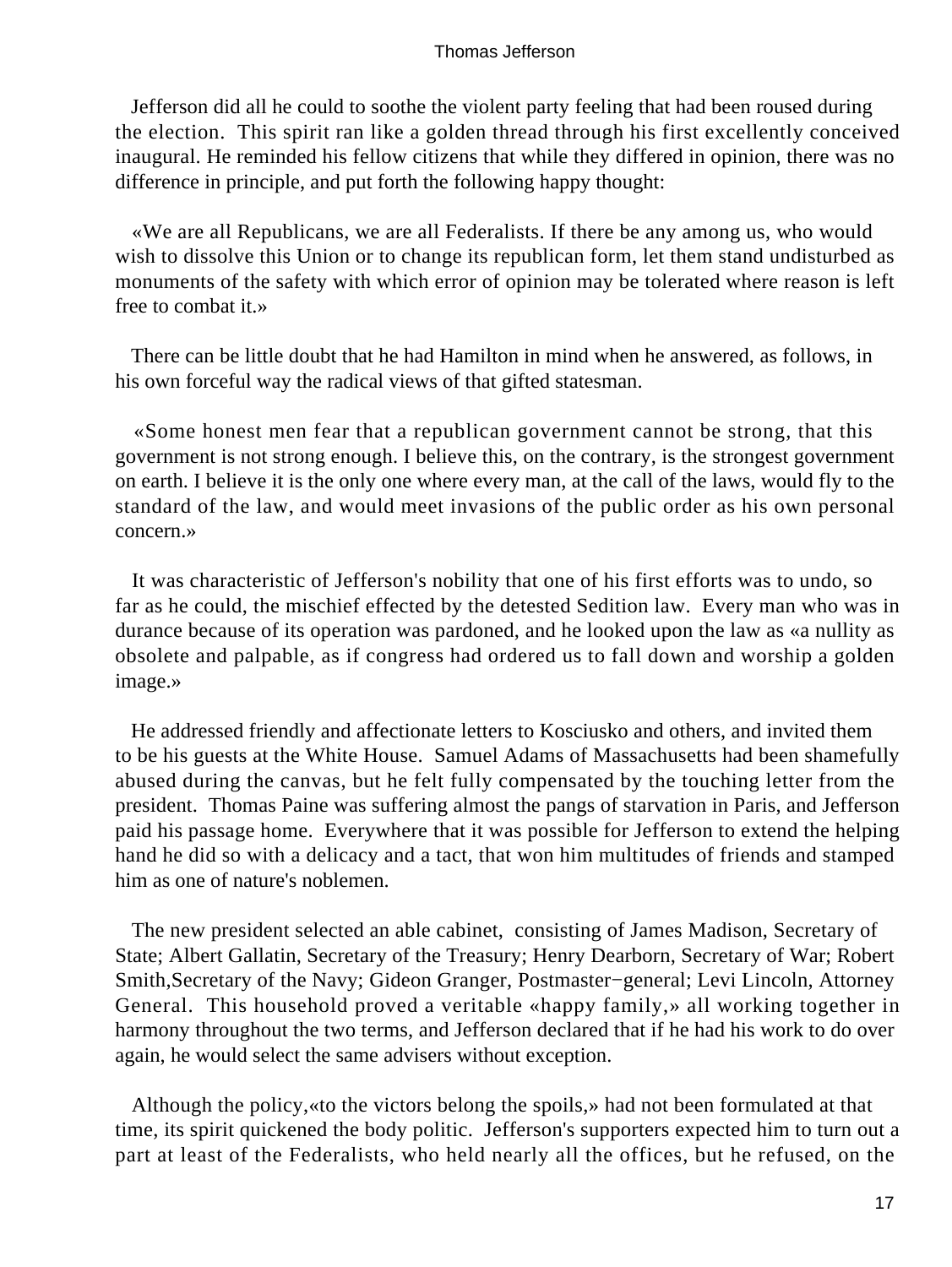Jefferson did all he could to soothe the violent party feeling that had been roused during the election. This spirit ran like a golden thread through his first excellently conceived inaugural. He reminded his fellow citizens that while they differed in opinion, there was no difference in principle, and put forth the following happy thought:

«We are all Republicans, we are all Federalists. If there be any among us, who would wish to dissolve this Union or to change its republican form, let them stand undisturbed as monuments of the safety with which error of opinion may be tolerated where reason is left free to combat it.»

There can be little doubt that he had Hamilton in mind when he answered, as follows, in his own forceful way the radical views of that gifted statesman.

«Some honest men fear that a republican government cannot be strong, that this government is not strong enough. I believe this, on the contrary, is the strongest government on earth. I believe it is the only one where every man, at the call of the laws, would fly to the standard of the law, and would meet invasions of the public order as his own personal concern.»

It was characteristic of Jefferson's nobility that one of his first efforts was to undo, so far as he could, the mischief effected by the detested Sedition law. Every man who was in durance because of its operation was pardoned, and he looked upon the law as «a nullity as obsolete and palpable, as if congress had ordered us to fall down and worship a golden image.»

He addressed friendly and affectionate letters to Kosciusko and others, and invited them to be his guests at the White House. Samuel Adams of Massachusetts had been shamefully abused during the canvas, but he felt fully compensated by the touching letter from the president. Thomas Paine was suffering almost the pangs of starvation in Paris, and Jefferson paid his passage home. Everywhere that it was possible for Jefferson to extend the helping hand he did so with a delicacy and a tact, that won him multitudes of friends and stamped him as one of nature's noblemen.

The new president selected an able cabinet, consisting of James Madison, Secretary of State; Albert Gallatin, Secretary of the Treasury; Henry Dearborn, Secretary of War; Robert Smith,Secretary of the Navy; Gideon Granger, Postmaster−general; Levi Lincoln, Attorney General. This household proved a veritable «happy family,» all working together in harmony throughout the two terms, and Jefferson declared that if he had his work to do over again, he would select the same advisers without exception.

Although the policy,«to the victors belong the spoils,» had not been formulated at that time, its spirit quickened the body politic. Jefferson's supporters expected him to turn out a part at least of the Federalists, who held nearly all the offices, but he refused, on the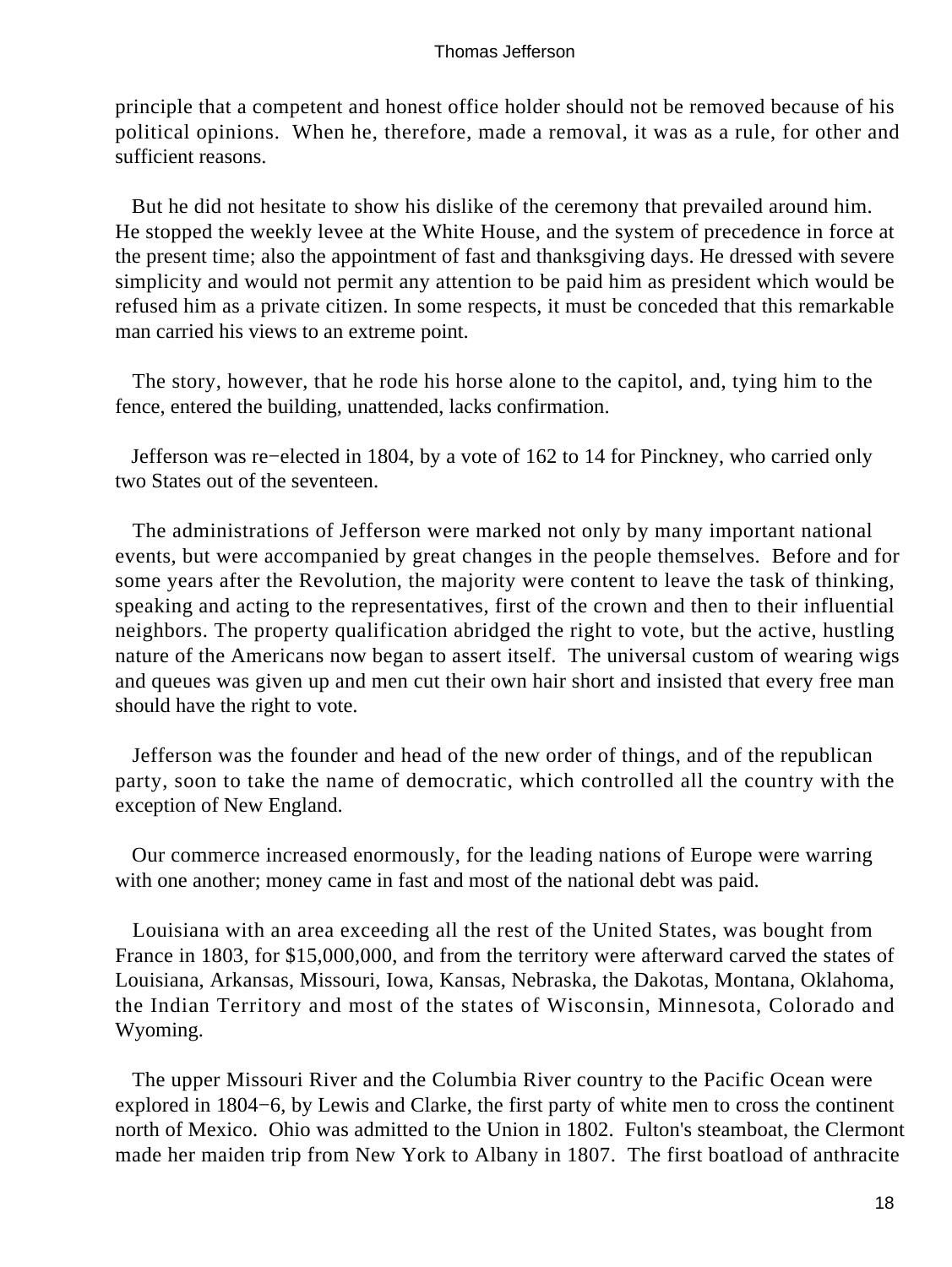principle that a competent and honest office holder should not be removed because of his political opinions. When he, therefore, made a removal, it was as a rule, for other and sufficient reasons.

But he did not hesitate to show his dislike of the ceremony that prevailed around him. He stopped the weekly levee at the White House, and the system of precedence in force at the present time; also the appointment of fast and thanksgiving days. He dressed with severe simplicity and would not permit any attention to be paid him as president which would be refused him as a private citizen. In some respects, it must be conceded that this remarkable man carried his views to an extreme point.

The story, however, that he rode his horse alone to the capitol, and, tying him to the fence, entered the building, unattended, lacks confirmation.

Jefferson was re−elected in 1804, by a vote of 162 to 14 for Pinckney, who carried only two States out of the seventeen.

The administrations of Jefferson were marked not only by many important national events, but were accompanied by great changes in the people themselves. Before and for some years after the Revolution, the majority were content to leave the task of thinking, speaking and acting to the representatives, first of the crown and then to their influential neighbors. The property qualification abridged the right to vote, but the active, hustling nature of the Americans now began to assert itself. The universal custom of wearing wigs and queues was given up and men cut their own hair short and insisted that every free man should have the right to vote.

Jefferson was the founder and head of the new order of things, and of the republican party, soon to take the name of democratic, which controlled all the country with the exception of New England.

Our commerce increased enormously, for the leading nations of Europe were warring with one another; money came in fast and most of the national debt was paid.

Louisiana with an area exceeding all the rest of the United States, was bought from France in 1803, for $15,000,000, and from the territory were afterward carved the states of Louisiana, Arkansas, Missouri, Iowa, Kansas, Nebraska, the Dakotas, Montana, Oklahoma, the Indian Territory and most of the states of Wisconsin, Minnesota, Colorado and Wyoming.

The upper Missouri River and the Columbia River country to the Pacific Ocean were explored in 1804−6, by Lewis and Clarke, the first party of white men to cross the continent north of Mexico. Ohio was admitted to the Union in 1802. Fulton's steamboat, the Clermont made her maiden trip from New York to Albany in 1807. The first boatload of anthracite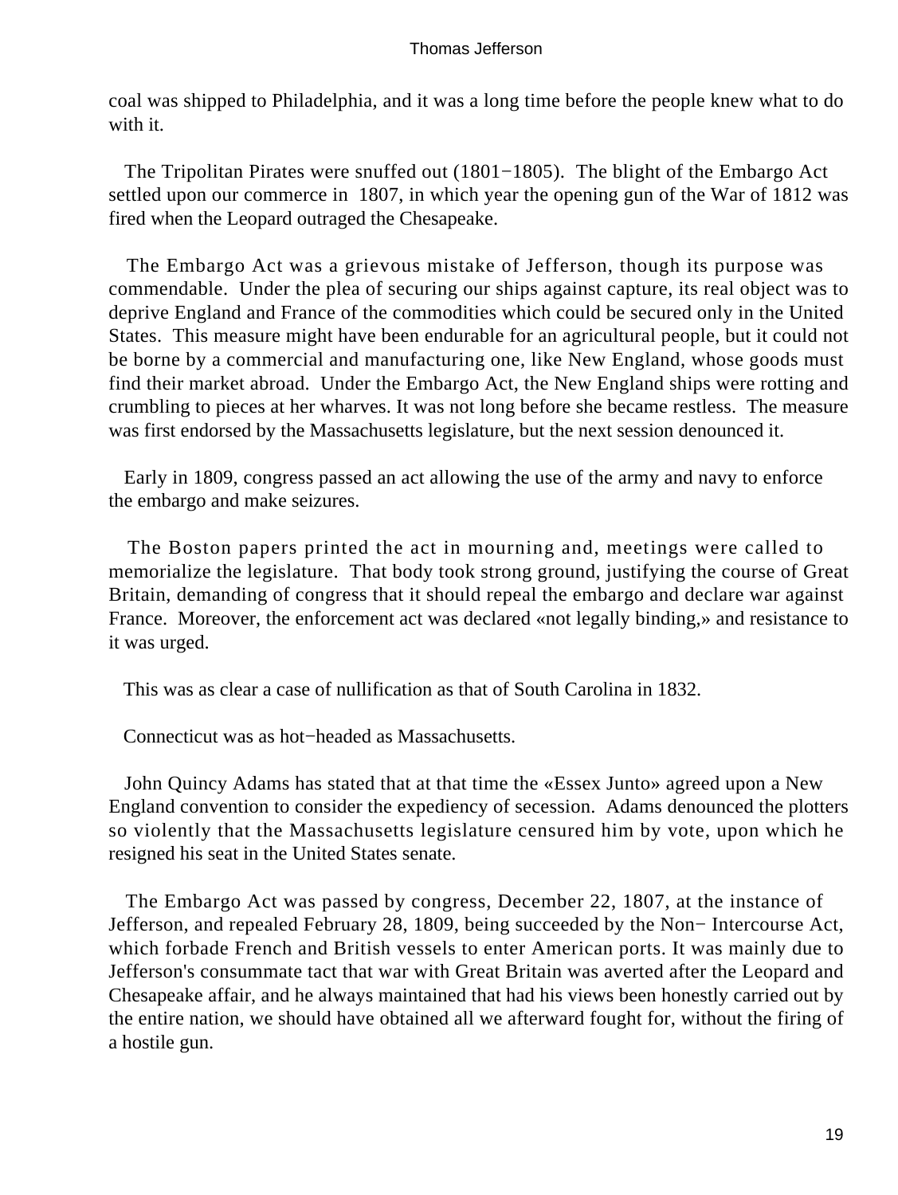coal was shipped to Philadelphia, and it was a long time before the people knew what to do with it.

The Tripolitan Pirates were snuffed out (1801−1805). The blight of the Embargo Act settled upon our commerce in 1807, in which year the opening gun of the War of 1812 was fired when the Leopard outraged the Chesapeake.

The Embargo Act was a grievous mistake of Jefferson, though its purpose was commendable. Under the plea of securing our ships against capture, its real object was to deprive England and France of the commodities which could be secured only in the United States. This measure might have been endurable for an agricultural people, but it could not be borne by a commercial and manufacturing one, like New England, whose goods must find their market abroad. Under the Embargo Act, the New England ships were rotting and crumbling to pieces at her wharves. It was not long before she became restless. The measure was first endorsed by the Massachusetts legislature, but the next session denounced it.

Early in 1809, congress passed an act allowing the use of the army and navy to enforce the embargo and make seizures.

The Boston papers printed the act in mourning and, meetings were called to memorialize the legislature. That body took strong ground, justifying the course of Great Britain, demanding of congress that it should repeal the embargo and declare war against France. Moreover, the enforcement act was declared «not legally binding,» and resistance to it was urged.

This was as clear a case of nullification as that of South Carolina in 1832.

Connecticut was as hot−headed as Massachusetts.

John Quincy Adams has stated that at that time the «Essex Junto» agreed upon a New England convention to consider the expediency of secession. Adams denounced the plotters so violently that the Massachusetts legislature censured him by vote, upon which he resigned his seat in the United States senate.

The Embargo Act was passed by congress, December 22, 1807, at the instance of Jefferson, and repealed February 28, 1809, being succeeded by the Non− Intercourse Act, which forbade French and British vessels to enter American ports. It was mainly due to Jefferson's consummate tact that war with Great Britain was averted after the Leopard and Chesapeake affair, and he always maintained that had his views been honestly carried out by the entire nation, we should have obtained all we afterward fought for, without the firing of a hostile gun.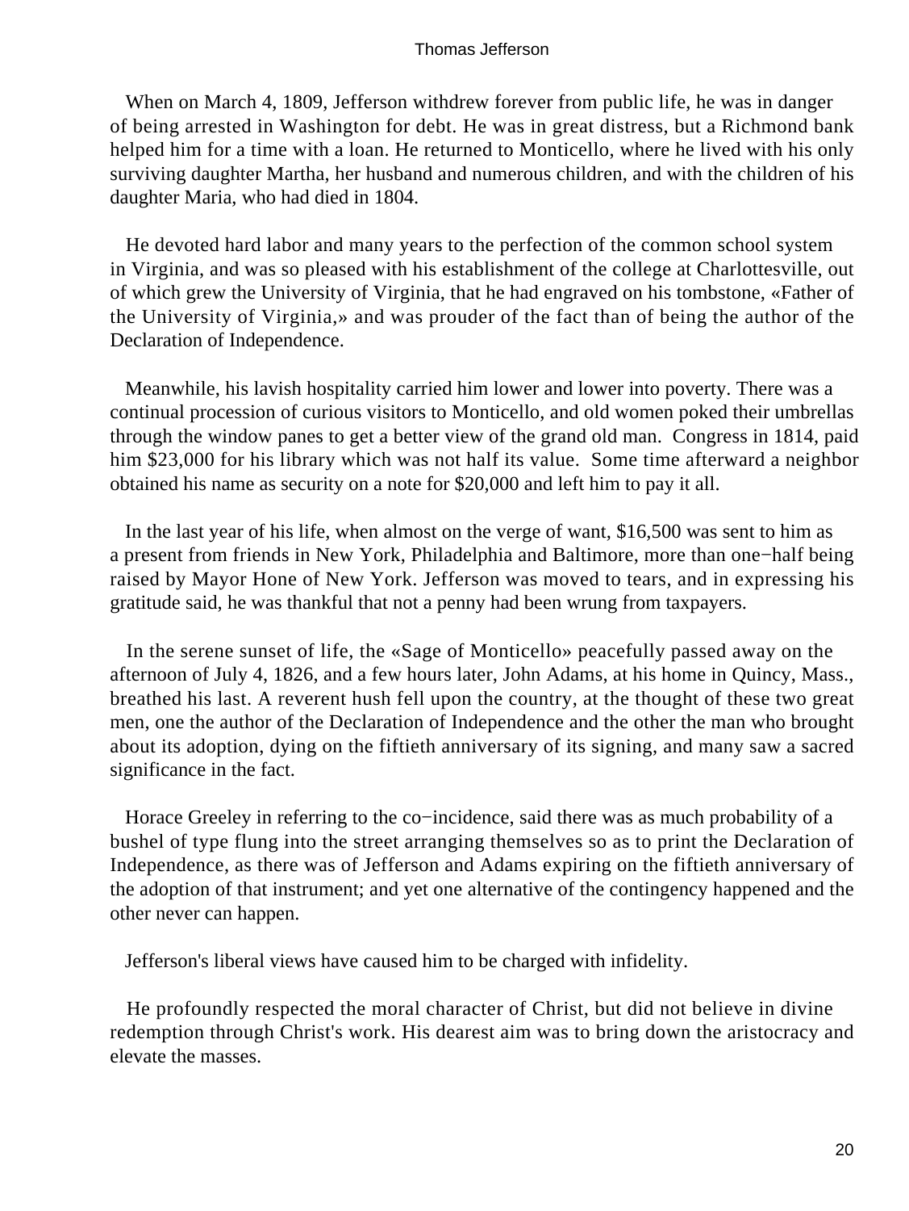When on March 4, 1809, Jefferson withdrew forever from public life, he was in danger of being arrested in Washington for debt. He was in great distress, but a Richmond bank helped him for a time with a loan. He returned to Monticello, where he lived with his only surviving daughter Martha, her husband and numerous children, and with the children of his daughter Maria, who had died in 1804.

He devoted hard labor and many years to the perfection of the common school system in Virginia, and was so pleased with his establishment of the college at Charlottesville, out of which grew the University of Virginia, that he had engraved on his tombstone, «Father of the University of Virginia,» and was prouder of the fact than of being the author of the Declaration of Independence.

Meanwhile, his lavish hospitality carried him lower and lower into poverty. There was a continual procession of curious visitors to Monticello, and old women poked their umbrellas through the window panes to get a better view of the grand old man. Congress in 1814, paid him $23,000 for his library which was not half its value. Some time afterward a neighbor obtained his name as security on a note for $20,000 and left him to pay it all.

In the last year of his life, when almost on the verge of want, $16,500 was sent to him as a present from friends in New York, Philadelphia and Baltimore, more than one−half being raised by Mayor Hone of New York. Jefferson was moved to tears, and in expressing his gratitude said, he was thankful that not a penny had been wrung from taxpayers.

In the serene sunset of life, the «Sage of Monticello» peacefully passed away on the afternoon of July 4, 1826, and a few hours later, John Adams, at his home in Quincy, Mass., breathed his last. A reverent hush fell upon the country, at the thought of these two great men, one the author of the Declaration of Independence and the other the man who brought about its adoption, dying on the fiftieth anniversary of its signing, and many saw a sacred significance in the fact.

Horace Greeley in referring to the co−incidence, said there was as much probability of a bushel of type flung into the street arranging themselves so as to print the Declaration of Independence, as there was of Jefferson and Adams expiring on the fiftieth anniversary of the adoption of that instrument; and yet one alternative of the contingency happened and the other never can happen.

Jefferson's liberal views have caused him to be charged with infidelity.

He profoundly respected the moral character of Christ, but did not believe in divine redemption through Christ's work. His dearest aim was to bring down the aristocracy and elevate the masses.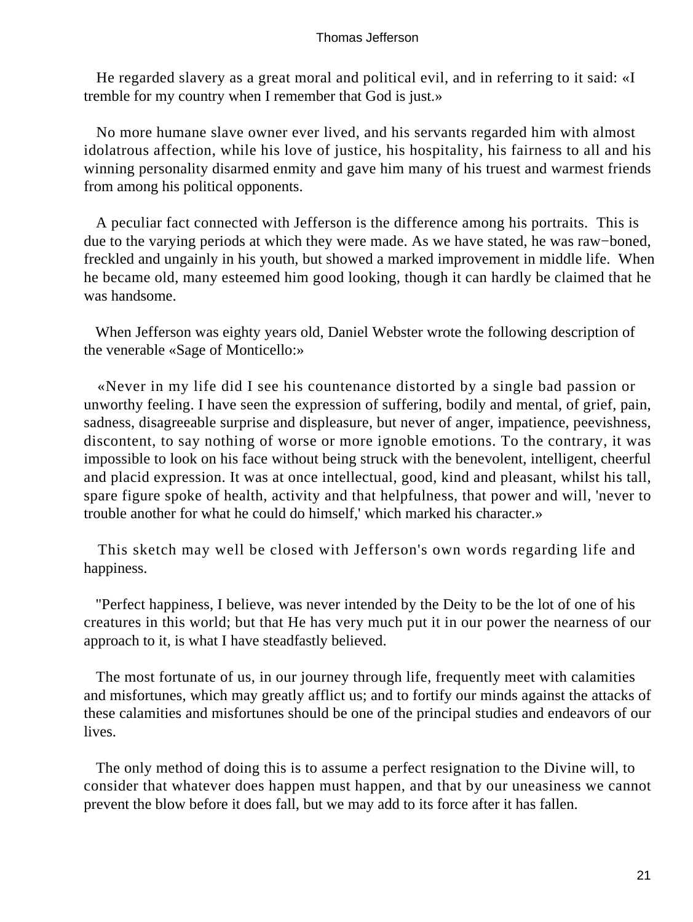He regarded slavery as a great moral and political evil, and in referring to it said: «I tremble for my country when I remember that God is just.»

No more humane slave owner ever lived, and his servants regarded him with almost idolatrous affection, while his love of justice, his hospitality, his fairness to all and his winning personality disarmed enmity and gave him many of his truest and warmest friends from among his political opponents.

A peculiar fact connected with Jefferson is the difference among his portraits. This is due to the varying periods at which they were made. As we have stated, he was raw−boned, freckled and ungainly in his youth, but showed a marked improvement in middle life. When he became old, many esteemed him good looking, though it can hardly be claimed that he was handsome.

When Jefferson was eighty years old, Daniel Webster wrote the following description of the venerable «Sage of Monticello:»

«Never in my life did I see his countenance distorted by a single bad passion or unworthy feeling. I have seen the expression of suffering, bodily and mental, of grief, pain, sadness, disagreeable surprise and displeasure, but never of anger, impatience, peevishness, discontent, to say nothing of worse or more ignoble emotions. To the contrary, it was impossible to look on his face without being struck with the benevolent, intelligent, cheerful and placid expression. It was at once intellectual, good, kind and pleasant, whilst his tall, spare figure spoke of health, activity and that helpfulness, that power and will, 'never to trouble another for what he could do himself,' which marked his character.»

This sketch may well be closed with Jefferson's own words regarding life and happiness.

"Perfect happiness, I believe, was never intended by the Deity to be the lot of one of his creatures in this world; but that He has very much put it in our power the nearness of our approach to it, is what I have steadfastly believed.

The most fortunate of us, in our journey through life, frequently meet with calamities and misfortunes, which may greatly afflict us; and to fortify our minds against the attacks of these calamities and misfortunes should be one of the principal studies and endeavors of our lives.

The only method of doing this is to assume a perfect resignation to the Divine will, to consider that whatever does happen must happen, and that by our uneasiness we cannot prevent the blow before it does fall, but we may add to its force after it has fallen.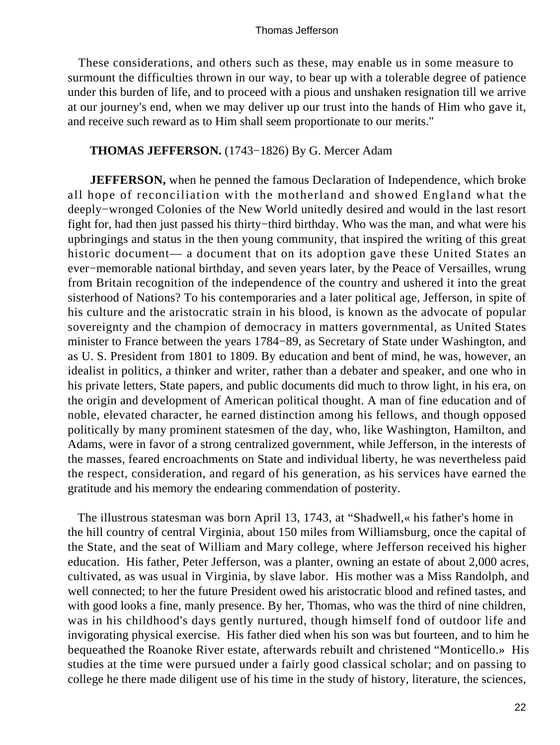These considerations, and others such as these, may enable us in some measure to surmount the difficulties thrown in our way, to bear up with a tolerable degree of patience under this burden of life, and to proceed with a pious and unshaken resignation till we arrive at our journey's end, when we may deliver up our trust into the hands of Him who gave it, and receive such reward as to Him shall seem proportionate to our merits."

## **THOMAS JEFFERSON.** (1743−1826) By G. Mercer Adam

**JEFFERSON,** when he penned the famous Declaration of Independence, which broke all hope of reconciliation with the motherland and showed England what the deeply−wronged Colonies of the New World unitedly desired and would in the last resort fight for, had then just passed his thirty−third birthday. Who was the man, and what were his upbringings and status in the then young community, that inspired the writing of this great historic document— a document that on its adoption gave these United States an ever−memorable national birthday, and seven years later, by the Peace of Versailles, wrung from Britain recognition of the independence of the country and ushered it into the great sisterhood of Nations? To his contemporaries and a later political age, Jefferson, in spite of his culture and the aristocratic strain in his blood, is known as the advocate of popular sovereignty and the champion of democracy in matters governmental, as United States minister to France between the years 1784−89, as Secretary of State under Washington, and as U. S. President from 1801 to 1809. By education and bent of mind, he was, however, an idealist in politics, a thinker and writer, rather than a debater and speaker, and one who in his private letters, State papers, and public documents did much to throw light, in his era, on the origin and development of American political thought. A man of fine education and of noble, elevated character, he earned distinction among his fellows, and though opposed politically by many prominent statesmen of the day, who, like Washington, Hamilton, and Adams, were in favor of a strong centralized government, while Jefferson, in the interests of the masses, feared encroachments on State and individual liberty, he was nevertheless paid the respect, consideration, and regard of his generation, as his services have earned the gratitude and his memory the endearing commendation of posterity.

The illustrous statesman was born April 13, 1743, at "Shadwell,« his father's home in the hill country of central Virginia, about 150 miles from Williamsburg, once the capital of the State, and the seat of William and Mary college, where Jefferson received his higher education. His father, Peter Jefferson, was a planter, owning an estate of about 2,000 acres, cultivated, as was usual in Virginia, by slave labor. His mother was a Miss Randolph, and well connected; to her the future President owed his aristocratic blood and refined tastes, and with good looks a fine, manly presence. By her, Thomas, who was the third of nine children, was in his childhood's days gently nurtured, though himself fond of outdoor life and invigorating physical exercise. His father died when his son was but fourteen, and to him he bequeathed the Roanoke River estate, afterwards rebuilt and christened "Monticello.» His studies at the time were pursued under a fairly good classical scholar; and on passing to college he there made diligent use of his time in the study of history, literature, the sciences,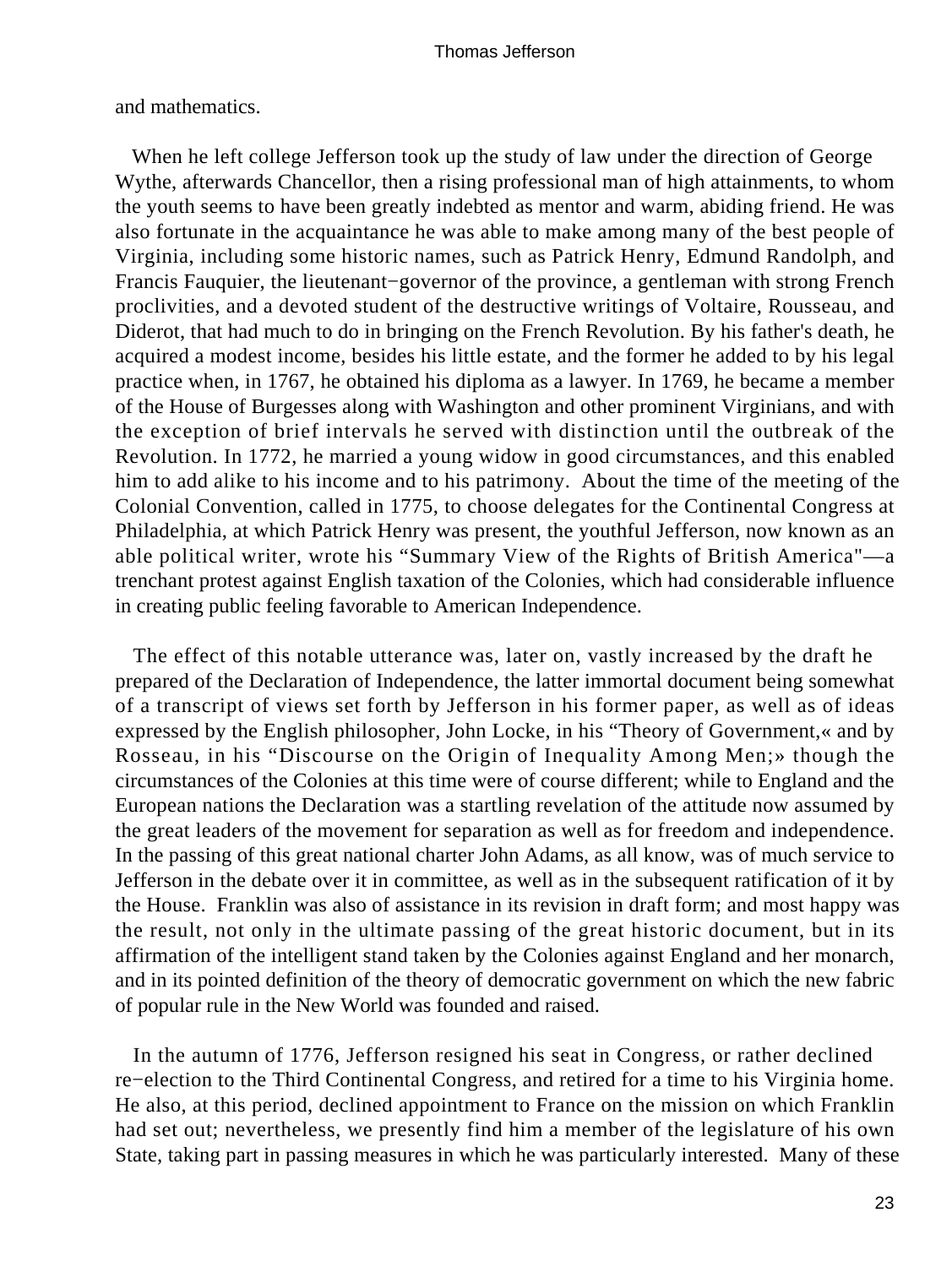and mathematics.

When he left college Jefferson took up the study of law under the direction of George Wythe, afterwards Chancellor, then a rising professional man of high attainments, to whom the youth seems to have been greatly indebted as mentor and warm, abiding friend. He was also fortunate in the acquaintance he was able to make among many of the best people of Virginia, including some historic names, such as Patrick Henry, Edmund Randolph, and Francis Fauquier, the lieutenant−governor of the province, a gentleman with strong French proclivities, and a devoted student of the destructive writings of Voltaire, Rousseau, and Diderot, that had much to do in bringing on the French Revolution. By his father's death, he acquired a modest income, besides his little estate, and the former he added to by his legal practice when, in 1767, he obtained his diploma as a lawyer. In 1769, he became a member of the House of Burgesses along with Washington and other prominent Virginians, and with the exception of brief intervals he served with distinction until the outbreak of the Revolution. In 1772, he married a young widow in good circumstances, and this enabled him to add alike to his income and to his patrimony. About the time of the meeting of the Colonial Convention, called in 1775, to choose delegates for the Continental Congress at Philadelphia, at which Patrick Henry was present, the youthful Jefferson, now known as an able political writer, wrote his "Summary View of the Rights of British America"—a trenchant protest against English taxation of the Colonies, which had considerable influence in creating public feeling favorable to American Independence.

The effect of this notable utterance was, later on, vastly increased by the draft he prepared of the Declaration of Independence, the latter immortal document being somewhat of a transcript of views set forth by Jefferson in his former paper, as well as of ideas expressed by the English philosopher, John Locke, in his "Theory of Government,« and by Rosseau, in his "Discourse on the Origin of Inequality Among Men;» though the circumstances of the Colonies at this time were of course different; while to England and the European nations the Declaration was a startling revelation of the attitude now assumed by the great leaders of the movement for separation as well as for freedom and independence. In the passing of this great national charter John Adams, as all know, was of much service to Jefferson in the debate over it in committee, as well as in the subsequent ratification of it by the House. Franklin was also of assistance in its revision in draft form; and most happy was the result, not only in the ultimate passing of the great historic document, but in its affirmation of the intelligent stand taken by the Colonies against England and her monarch, and in its pointed definition of the theory of democratic government on which the new fabric of popular rule in the New World was founded and raised.

In the autumn of 1776, Jefferson resigned his seat in Congress, or rather declined re−election to the Third Continental Congress, and retired for a time to his Virginia home. He also, at this period, declined appointment to France on the mission on which Franklin had set out; nevertheless, we presently find him a member of the legislature of his own State, taking part in passing measures in which he was particularly interested. Many of these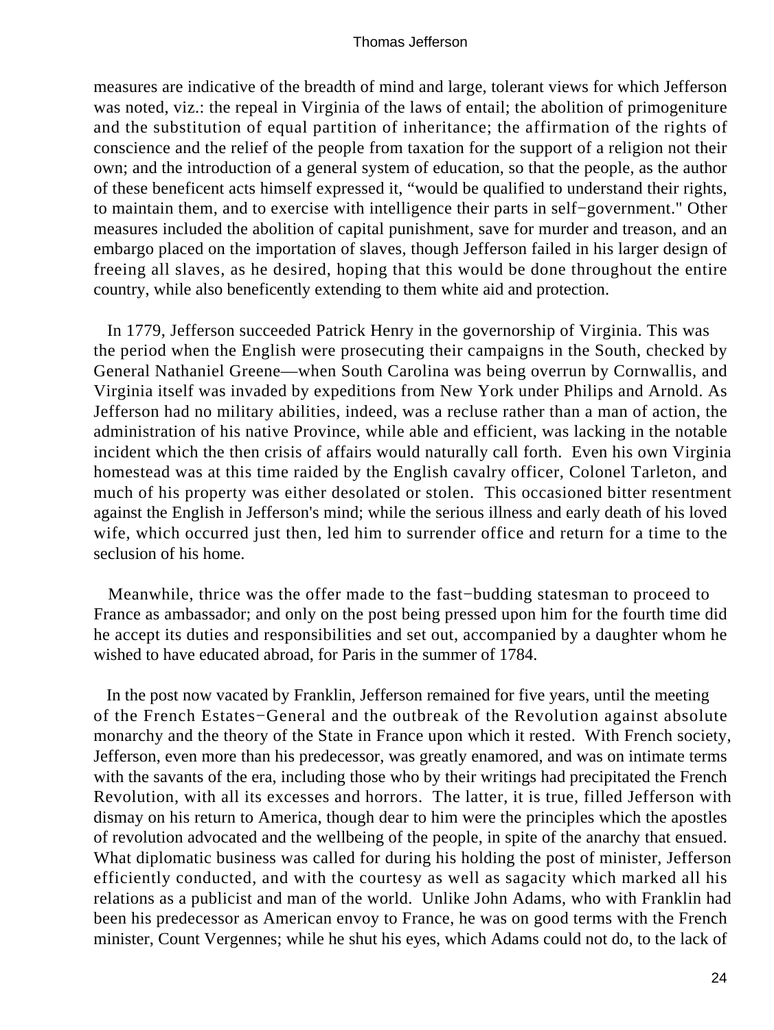measures are indicative of the breadth of mind and large, tolerant views for which Jefferson was noted, viz.: the repeal in Virginia of the laws of entail; the abolition of primogeniture and the substitution of equal partition of inheritance; the affirmation of the rights of conscience and the relief of the people from taxation for the support of a religion not their own; and the introduction of a general system of education, so that the people, as the author of these beneficent acts himself expressed it, "would be qualified to understand their rights, to maintain them, and to exercise with intelligence their parts in self−government." Other measures included the abolition of capital punishment, save for murder and treason, and an embargo placed on the importation of slaves, though Jefferson failed in his larger design of freeing all slaves, as he desired, hoping that this would be done throughout the entire country, while also beneficently extending to them white aid and protection.

In 1779, Jefferson succeeded Patrick Henry in the governorship of Virginia. This was the period when the English were prosecuting their campaigns in the South, checked by General Nathaniel Greene—when South Carolina was being overrun by Cornwallis, and Virginia itself was invaded by expeditions from New York under Philips and Arnold. As Jefferson had no military abilities, indeed, was a recluse rather than a man of action, the administration of his native Province, while able and efficient, was lacking in the notable incident which the then crisis of affairs would naturally call forth. Even his own Virginia homestead was at this time raided by the English cavalry officer, Colonel Tarleton, and much of his property was either desolated or stolen. This occasioned bitter resentment against the English in Jefferson's mind; while the serious illness and early death of his loved wife, which occurred just then, led him to surrender office and return for a time to the seclusion of his home.

Meanwhile, thrice was the offer made to the fast−budding statesman to proceed to France as ambassador; and only on the post being pressed upon him for the fourth time did he accept its duties and responsibilities and set out, accompanied by a daughter whom he wished to have educated abroad, for Paris in the summer of 1784.

In the post now vacated by Franklin, Jefferson remained for five years, until the meeting of the French Estates−General and the outbreak of the Revolution against absolute monarchy and the theory of the State in France upon which it rested. With French society, Jefferson, even more than his predecessor, was greatly enamored, and was on intimate terms with the savants of the era, including those who by their writings had precipitated the French Revolution, with all its excesses and horrors. The latter, it is true, filled Jefferson with dismay on his return to America, though dear to him were the principles which the apostles of revolution advocated and the wellbeing of the people, in spite of the anarchy that ensued. What diplomatic business was called for during his holding the post of minister, Jefferson efficiently conducted, and with the courtesy as well as sagacity which marked all his relations as a publicist and man of the world. Unlike John Adams, who with Franklin had been his predecessor as American envoy to France, he was on good terms with the French minister, Count Vergennes; while he shut his eyes, which Adams could not do, to the lack of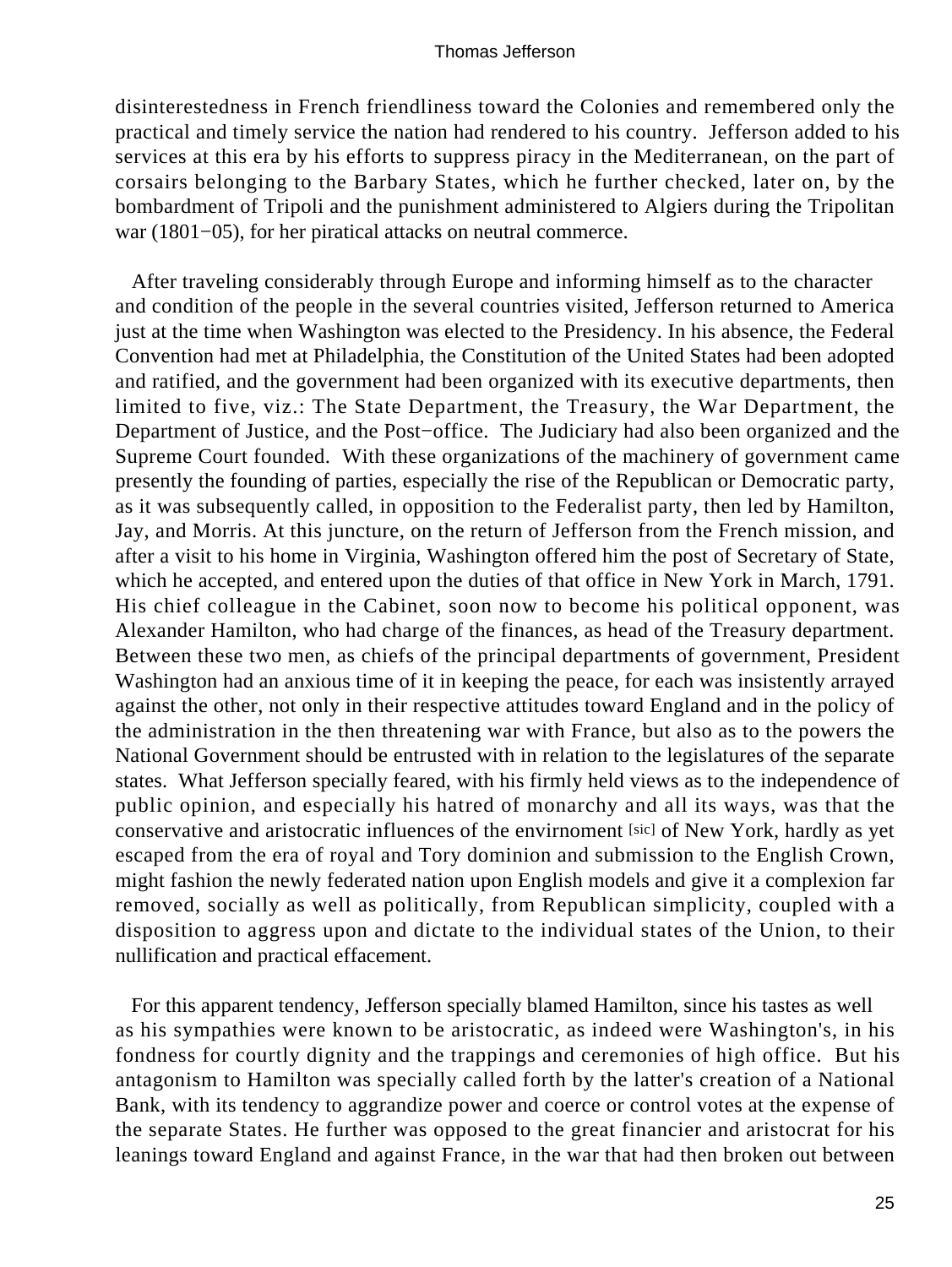disinterestedness in French friendliness toward the Colonies and remembered only the practical and timely service the nation had rendered to his country. Jefferson added to his services at this era by his efforts to suppress piracy in the Mediterranean, on the part of corsairs belonging to the Barbary States, which he further checked, later on, by the bombardment of Tripoli and the punishment administered to Algiers during the Tripolitan war (1801−05), for her piratical attacks on neutral commerce.

After traveling considerably through Europe and informing himself as to the character and condition of the people in the several countries visited, Jefferson returned to America just at the time when Washington was elected to the Presidency. In his absence, the Federal Convention had met at Philadelphia, the Constitution of the United States had been adopted and ratified, and the government had been organized with its executive departments, then limited to five, viz.: The State Department, the Treasury, the War Department, the Department of Justice, and the Post−office. The Judiciary had also been organized and the Supreme Court founded. With these organizations of the machinery of government came presently the founding of parties, especially the rise of the Republican or Democratic party, as it was subsequently called, in opposition to the Federalist party, then led by Hamilton, Jay, and Morris. At this juncture, on the return of Jefferson from the French mission, and after a visit to his home in Virginia, Washington offered him the post of Secretary of State, which he accepted, and entered upon the duties of that office in New York in March, 1791. His chief colleague in the Cabinet, soon now to become his political opponent, was Alexander Hamilton, who had charge of the finances, as head of the Treasury department. Between these two men, as chiefs of the principal departments of government, President Washington had an anxious time of it in keeping the peace, for each was insistently arrayed against the other, not only in their respective attitudes toward England and in the policy of the administration in the then threatening war with France, but also as to the powers the National Government should be entrusted with in relation to the legislatures of the separate states. What Jefferson specially feared, with his firmly held views as to the independence of public opinion, and especially his hatred of monarchy and all its ways, was that the conservative and aristocratic influences of the envirnoment [sic] of New York, hardly as yet escaped from the era of royal and Tory dominion and submission to the English Crown, might fashion the newly federated nation upon English models and give it a complexion far removed, socially as well as politically, from Republican simplicity, coupled with a disposition to aggress upon and dictate to the individual states of the Union, to their nullification and practical effacement.

For this apparent tendency, Jefferson specially blamed Hamilton, since his tastes as well as his sympathies were known to be aristocratic, as indeed were Washington's, in his fondness for courtly dignity and the trappings and ceremonies of high office. But his antagonism to Hamilton was specially called forth by the latter's creation of a National Bank, with its tendency to aggrandize power and coerce or control votes at the expense of the separate States. He further was opposed to the great financier and aristocrat for his leanings toward England and against France, in the war that had then broken out between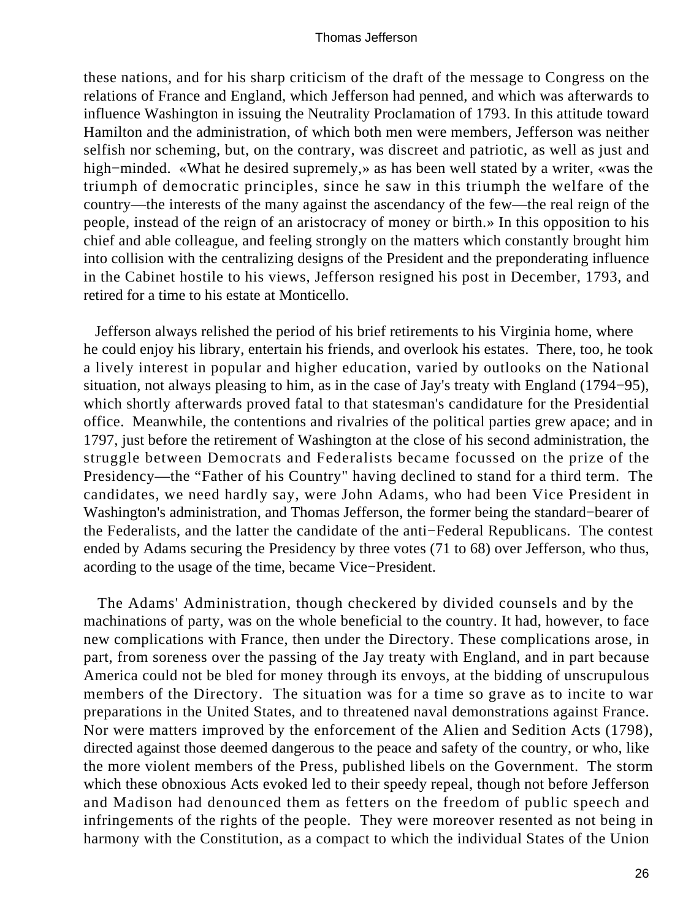these nations, and for his sharp criticism of the draft of the message to Congress on the relations of France and England, which Jefferson had penned, and which was afterwards to influence Washington in issuing the Neutrality Proclamation of 1793. In this attitude toward Hamilton and the administration, of which both men were members, Jefferson was neither selfish nor scheming, but, on the contrary, was discreet and patriotic, as well as just and high−minded. «What he desired supremely,» as has been well stated by a writer, «was the triumph of democratic principles, since he saw in this triumph the welfare of the country—the interests of the many against the ascendancy of the few—the real reign of the people, instead of the reign of an aristocracy of money or birth.» In this opposition to his chief and able colleague, and feeling strongly on the matters which constantly brought him into collision with the centralizing designs of the President and the preponderating influence in the Cabinet hostile to his views, Jefferson resigned his post in December, 1793, and retired for a time to his estate at Monticello.

Jefferson always relished the period of his brief retirements to his Virginia home, where he could enjoy his library, entertain his friends, and overlook his estates. There, too, he took a lively interest in popular and higher education, varied by outlooks on the National situation, not always pleasing to him, as in the case of Jay's treaty with England (1794−95), which shortly afterwards proved fatal to that statesman's candidature for the Presidential office. Meanwhile, the contentions and rivalries of the political parties grew apace; and in 1797, just before the retirement of Washington at the close of his second administration, the struggle between Democrats and Federalists became focussed on the prize of the Presidency—the "Father of his Country" having declined to stand for a third term. The candidates, we need hardly say, were John Adams, who had been Vice President in Washington's administration, and Thomas Jefferson, the former being the standard−bearer of the Federalists, and the latter the candidate of the anti−Federal Republicans. The contest ended by Adams securing the Presidency by three votes (71 to 68) over Jefferson, who thus, acording to the usage of the time, became Vice−President.

The Adams' Administration, though checkered by divided counsels and by the machinations of party, was on the whole beneficial to the country. It had, however, to face new complications with France, then under the Directory. These complications arose, in part, from soreness over the passing of the Jay treaty with England, and in part because America could not be bled for money through its envoys, at the bidding of unscrupulous members of the Directory. The situation was for a time so grave as to incite to war preparations in the United States, and to threatened naval demonstrations against France. Nor were matters improved by the enforcement of the Alien and Sedition Acts (1798), directed against those deemed dangerous to the peace and safety of the country, or who, like the more violent members of the Press, published libels on the Government. The storm which these obnoxious Acts evoked led to their speedy repeal, though not before Jefferson and Madison had denounced them as fetters on the freedom of public speech and infringements of the rights of the people. They were moreover resented as not being in harmony with the Constitution, as a compact to which the individual States of the Union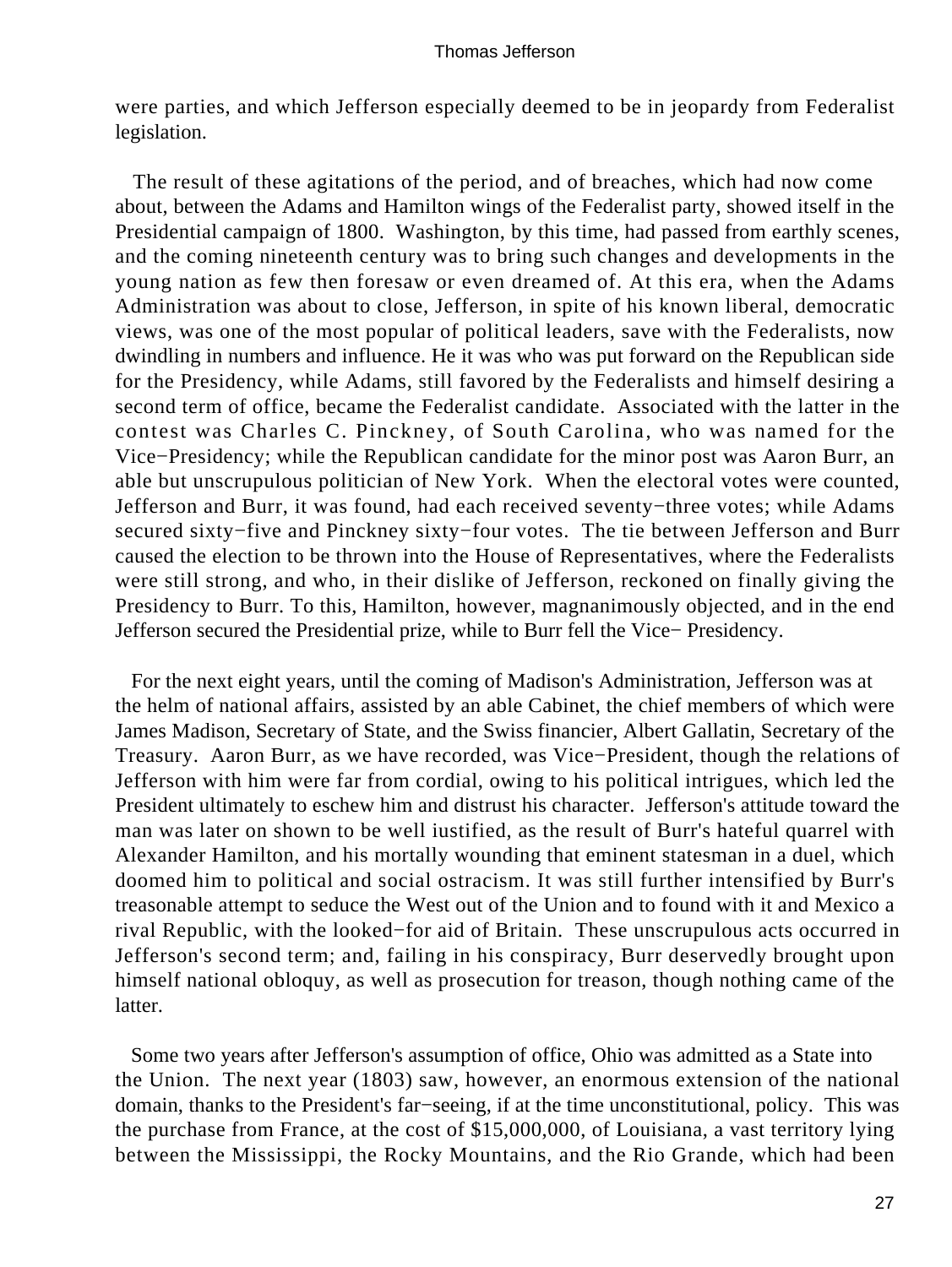were parties, and which Jefferson especially deemed to be in jeopardy from Federalist legislation.

The result of these agitations of the period, and of breaches, which had now come about, between the Adams and Hamilton wings of the Federalist party, showed itself in the Presidential campaign of 1800. Washington, by this time, had passed from earthly scenes, and the coming nineteenth century was to bring such changes and developments in the young nation as few then foresaw or even dreamed of. At this era, when the Adams Administration was about to close, Jefferson, in spite of his known liberal, democratic views, was one of the most popular of political leaders, save with the Federalists, now dwindling in numbers and influence. He it was who was put forward on the Republican side for the Presidency, while Adams, still favored by the Federalists and himself desiring a second term of office, became the Federalist candidate. Associated with the latter in the contest was Charles C. Pinckney, of South Carolina, who was named for the Vice−Presidency; while the Republican candidate for the minor post was Aaron Burr, an able but unscrupulous politician of New York. When the electoral votes were counted, Jefferson and Burr, it was found, had each received seventy−three votes; while Adams secured sixty−five and Pinckney sixty−four votes. The tie between Jefferson and Burr caused the election to be thrown into the House of Representatives, where the Federalists were still strong, and who, in their dislike of Jefferson, reckoned on finally giving the Presidency to Burr. To this, Hamilton, however, magnanimously objected, and in the end Jefferson secured the Presidential prize, while to Burr fell the Vice− Presidency.

For the next eight years, until the coming of Madison's Administration, Jefferson was at the helm of national affairs, assisted by an able Cabinet, the chief members of which were James Madison, Secretary of State, and the Swiss financier, Albert Gallatin, Secretary of the Treasury. Aaron Burr, as we have recorded, was Vice−President, though the relations of Jefferson with him were far from cordial, owing to his political intrigues, which led the President ultimately to eschew him and distrust his character. Jefferson's attitude toward the man was later on shown to be well iustified, as the result of Burr's hateful quarrel with Alexander Hamilton, and his mortally wounding that eminent statesman in a duel, which doomed him to political and social ostracism. It was still further intensified by Burr's treasonable attempt to seduce the West out of the Union and to found with it and Mexico a rival Republic, with the looked−for aid of Britain. These unscrupulous acts occurred in Jefferson's second term; and, failing in his conspiracy, Burr deservedly brought upon himself national obloquy, as well as prosecution for treason, though nothing came of the latter.

Some two years after Jefferson's assumption of office, Ohio was admitted as a State into the Union. The next year (1803) saw, however, an enormous extension of the national domain, thanks to the President's far−seeing, if at the time unconstitutional, policy. This was the purchase from France, at the cost of $15,000,000, of Louisiana, a vast territory lying between the Mississippi, the Rocky Mountains, and the Rio Grande, which had been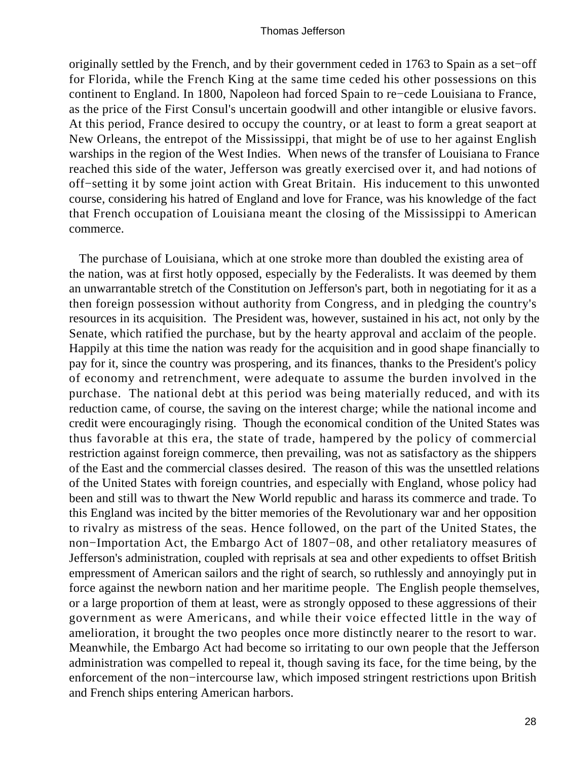originally settled by the French, and by their government ceded in 1763 to Spain as a set−off for Florida, while the French King at the same time ceded his other possessions on this continent to England. In 1800, Napoleon had forced Spain to re−cede Louisiana to France, as the price of the First Consul's uncertain goodwill and other intangible or elusive favors. At this period, France desired to occupy the country, or at least to form a great seaport at New Orleans, the entrepot of the Mississippi, that might be of use to her against English warships in the region of the West Indies. When news of the transfer of Louisiana to France reached this side of the water, Jefferson was greatly exercised over it, and had notions of off−setting it by some joint action with Great Britain. His inducement to this unwonted course, considering his hatred of England and love for France, was his knowledge of the fact that French occupation of Louisiana meant the closing of the Mississippi to American commerce.

The purchase of Louisiana, which at one stroke more than doubled the existing area of the nation, was at first hotly opposed, especially by the Federalists. It was deemed by them an unwarrantable stretch of the Constitution on Jefferson's part, both in negotiating for it as a then foreign possession without authority from Congress, and in pledging the country's resources in its acquisition. The President was, however, sustained in his act, not only by the Senate, which ratified the purchase, but by the hearty approval and acclaim of the people. Happily at this time the nation was ready for the acquisition and in good shape financially to pay for it, since the country was prospering, and its finances, thanks to the President's policy of economy and retrenchment, were adequate to assume the burden involved in the purchase. The national debt at this period was being materially reduced, and with its reduction came, of course, the saving on the interest charge; while the national income and credit were encouragingly rising. Though the economical condition of the United States was thus favorable at this era, the state of trade, hampered by the policy of commercial restriction against foreign commerce, then prevailing, was not as satisfactory as the shippers of the East and the commercial classes desired. The reason of this was the unsettled relations of the United States with foreign countries, and especially with England, whose policy had been and still was to thwart the New World republic and harass its commerce and trade. To this England was incited by the bitter memories of the Revolutionary war and her opposition to rivalry as mistress of the seas. Hence followed, on the part of the United States, the non−Importation Act, the Embargo Act of 1807−08, and other retaliatory measures of Jefferson's administration, coupled with reprisals at sea and other expedients to offset British empressment of American sailors and the right of search, so ruthlessly and annoyingly put in force against the newborn nation and her maritime people. The English people themselves, or a large proportion of them at least, were as strongly opposed to these aggressions of their government as were Americans, and while their voice effected little in the way of amelioration, it brought the two peoples once more distinctly nearer to the resort to war. Meanwhile, the Embargo Act had become so irritating to our own people that the Jefferson administration was compelled to repeal it, though saving its face, for the time being, by the enforcement of the non−intercourse law, which imposed stringent restrictions upon British and French ships entering American harbors.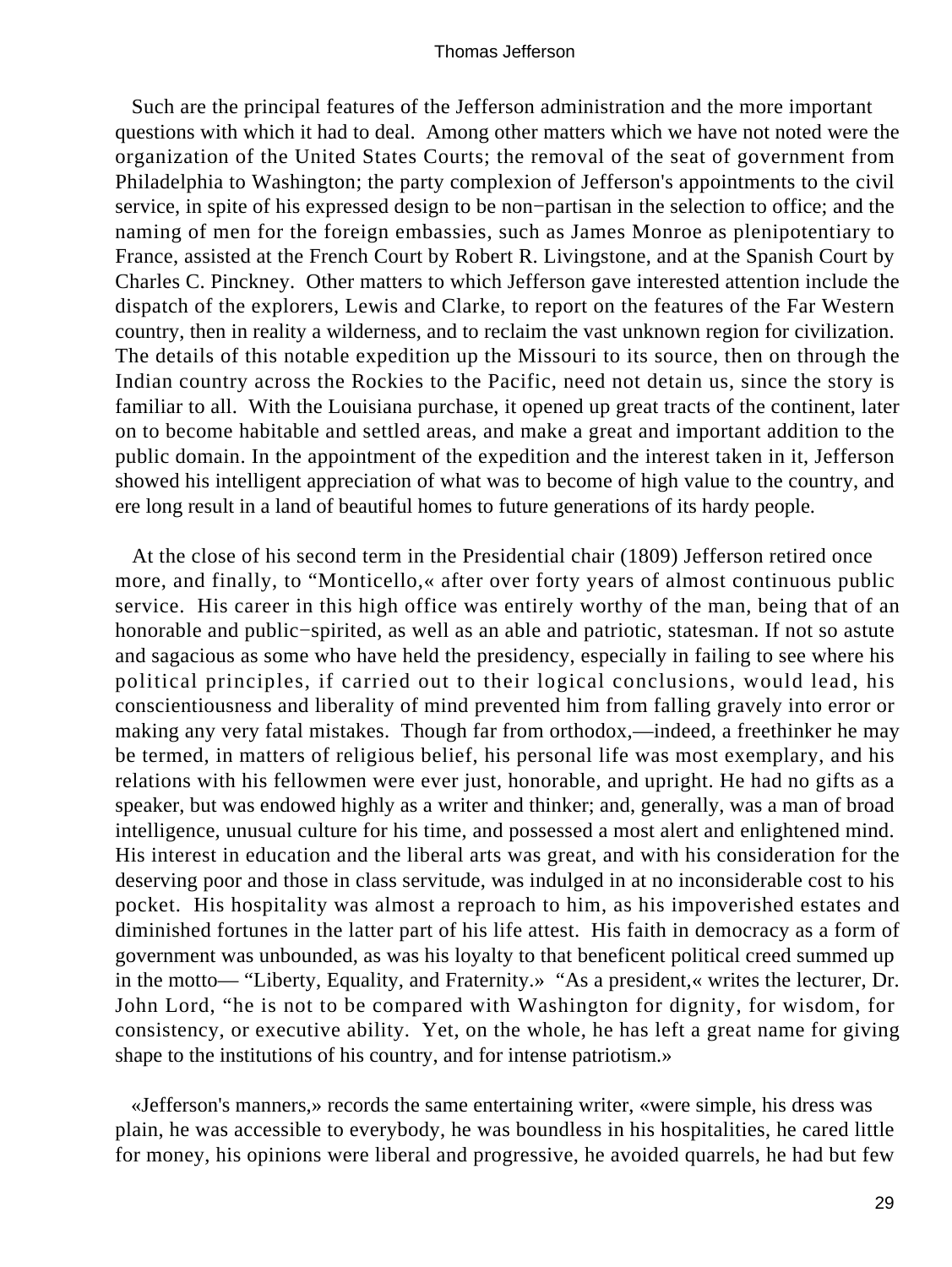Such are the principal features of the Jefferson administration and the more important questions with which it had to deal. Among other matters which we have not noted were the organization of the United States Courts; the removal of the seat of government from Philadelphia to Washington; the party complexion of Jefferson's appointments to the civil service, in spite of his expressed design to be non−partisan in the selection to office; and the naming of men for the foreign embassies, such as James Monroe as plenipotentiary to France, assisted at the French Court by Robert R. Livingstone, and at the Spanish Court by Charles C. Pinckney. Other matters to which Jefferson gave interested attention include the dispatch of the explorers, Lewis and Clarke, to report on the features of the Far Western country, then in reality a wilderness, and to reclaim the vast unknown region for civilization. The details of this notable expedition up the Missouri to its source, then on through the Indian country across the Rockies to the Pacific, need not detain us, since the story is familiar to all. With the Louisiana purchase, it opened up great tracts of the continent, later on to become habitable and settled areas, and make a great and important addition to the public domain. In the appointment of the expedition and the interest taken in it, Jefferson showed his intelligent appreciation of what was to become of high value to the country, and ere long result in a land of beautiful homes to future generations of its hardy people.

At the close of his second term in the Presidential chair (1809) Jefferson retired once more, and finally, to "Monticello,« after over forty years of almost continuous public service. His career in this high office was entirely worthy of the man, being that of an honorable and public−spirited, as well as an able and patriotic, statesman. If not so astute and sagacious as some who have held the presidency, especially in failing to see where his political principles, if carried out to their logical conclusions, would lead, his conscientiousness and liberality of mind prevented him from falling gravely into error or making any very fatal mistakes. Though far from orthodox,—indeed, a freethinker he may be termed, in matters of religious belief, his personal life was most exemplary, and his relations with his fellowmen were ever just, honorable, and upright. He had no gifts as a speaker, but was endowed highly as a writer and thinker; and, generally, was a man of broad intelligence, unusual culture for his time, and possessed a most alert and enlightened mind. His interest in education and the liberal arts was great, and with his consideration for the deserving poor and those in class servitude, was indulged in at no inconsiderable cost to his pocket. His hospitality was almost a reproach to him, as his impoverished estates and diminished fortunes in the latter part of his life attest. His faith in democracy as a form of government was unbounded, as was his loyalty to that beneficent political creed summed up in the motto— "Liberty, Equality, and Fraternity.» "As a president,« writes the lecturer, Dr. John Lord, "he is not to be compared with Washington for dignity, for wisdom, for consistency, or executive ability. Yet, on the whole, he has left a great name for giving shape to the institutions of his country, and for intense patriotism.»

«Jefferson's manners,» records the same entertaining writer, «were simple, his dress was plain, he was accessible to everybody, he was boundless in his hospitalities, he cared little for money, his opinions were liberal and progressive, he avoided quarrels, he had but few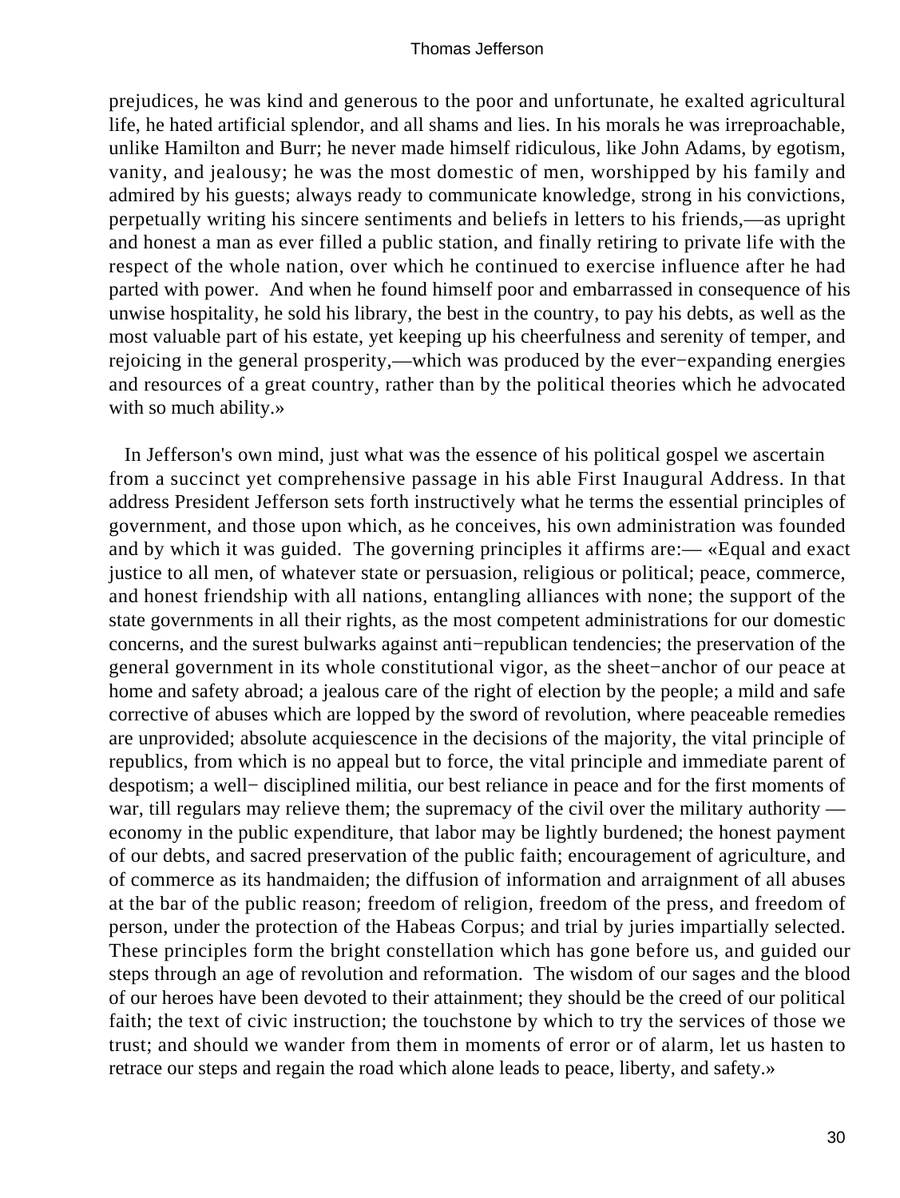prejudices, he was kind and generous to the poor and unfortunate, he exalted agricultural life, he hated artificial splendor, and all shams and lies. In his morals he was irreproachable, unlike Hamilton and Burr; he never made himself ridiculous, like John Adams, by egotism, vanity, and jealousy; he was the most domestic of men, worshipped by his family and admired by his guests; always ready to communicate knowledge, strong in his convictions, perpetually writing his sincere sentiments and beliefs in letters to his friends,—as upright and honest a man as ever filled a public station, and finally retiring to private life with the respect of the whole nation, over which he continued to exercise influence after he had parted with power. And when he found himself poor and embarrassed in consequence of his unwise hospitality, he sold his library, the best in the country, to pay his debts, as well as the most valuable part of his estate, yet keeping up his cheerfulness and serenity of temper, and rejoicing in the general prosperity,—which was produced by the ever−expanding energies and resources of a great country, rather than by the political theories which he advocated with so much ability.»

In Jefferson's own mind, just what was the essence of his political gospel we ascertain from a succinct yet comprehensive passage in his able First Inaugural Address. In that address President Jefferson sets forth instructively what he terms the essential principles of government, and those upon which, as he conceives, his own administration was founded and by which it was guided. The governing principles it affirms are:— «Equal and exact justice to all men, of whatever state or persuasion, religious or political; peace, commerce, and honest friendship with all nations, entangling alliances with none; the support of the state governments in all their rights, as the most competent administrations for our domestic concerns, and the surest bulwarks against anti−republican tendencies; the preservation of the general government in its whole constitutional vigor, as the sheet−anchor of our peace at home and safety abroad; a jealous care of the right of election by the people; a mild and safe corrective of abuses which are lopped by the sword of revolution, where peaceable remedies are unprovided; absolute acquiescence in the decisions of the majority, the vital principle of republics, from which is no appeal but to force, the vital principle and immediate parent of despotism; a well− disciplined militia, our best reliance in peace and for the first moments of war, till regulars may relieve them; the supremacy of the civil over the military authority — economy in the public expenditure, that labor may be lightly burdened; the honest payment of our debts, and sacred preservation of the public faith; encouragement of agriculture, and of commerce as its handmaiden; the diffusion of information and arraignment of all abuses at the bar of the public reason; freedom of religion, freedom of the press, and freedom of person, under the protection of the Habeas Corpus; and trial by juries impartially selected. These principles form the bright constellation which has gone before us, and guided our steps through an age of revolution and reformation. The wisdom of our sages and the blood of our heroes have been devoted to their attainment; they should be the creed of our political faith; the text of civic instruction; the touchstone by which to try the services of those we trust; and should we wander from them in moments of error or of alarm, let us hasten to retrace our steps and regain the road which alone leads to peace, liberty, and safety.»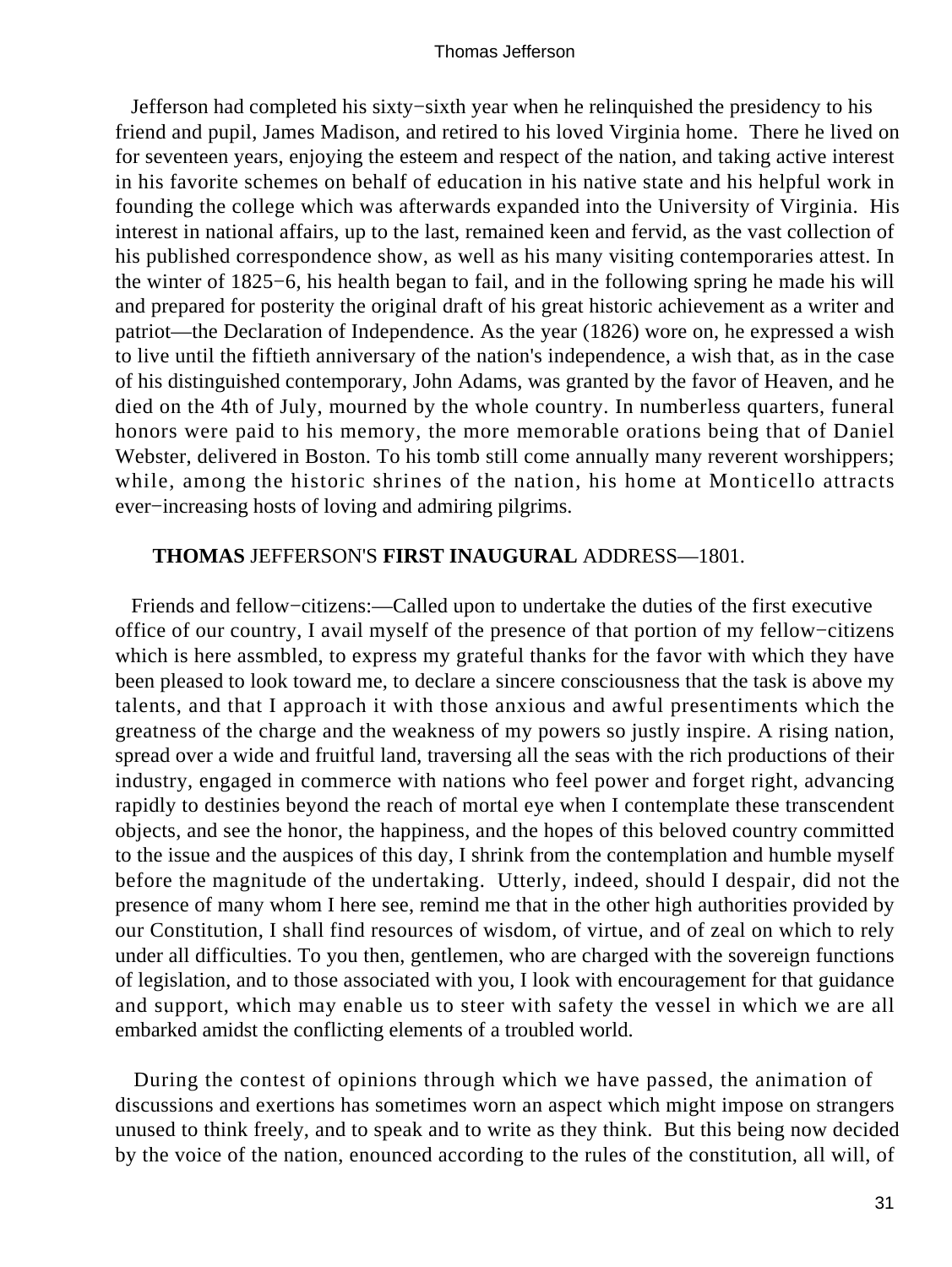Jefferson had completed his sixty−sixth year when he relinquished the presidency to his friend and pupil, James Madison, and retired to his loved Virginia home. There he lived on for seventeen years, enjoying the esteem and respect of the nation, and taking active interest in his favorite schemes on behalf of education in his native state and his helpful work in founding the college which was afterwards expanded into the University of Virginia. His interest in national affairs, up to the last, remained keen and fervid, as the vast collection of his published correspondence show, as well as his many visiting contemporaries attest. In the winter of 1825−6, his health began to fail, and in the following spring he made his will and prepared for posterity the original draft of his great historic achievement as a writer and patriot—the Declaration of Independence. As the year (1826) wore on, he expressed a wish to live until the fiftieth anniversary of the nation's independence, a wish that, as in the case of his distinguished contemporary, John Adams, was granted by the favor of Heaven, and he died on the 4th of July, mourned by the whole country. In numberless quarters, funeral honors were paid to his memory, the more memorable orations being that of Daniel Webster, delivered in Boston. To his tomb still come annually many reverent worshippers; while, among the historic shrines of the nation, his home at Monticello attracts ever−increasing hosts of loving and admiring pilgrims.

## **THOMAS** JEFFERSON'S **FIRST INAUGURAL** ADDRESS—1801.

Friends and fellow−citizens:—Called upon to undertake the duties of the first executive office of our country, I avail myself of the presence of that portion of my fellow−citizens which is here assmbled, to express my grateful thanks for the favor with which they have been pleased to look toward me, to declare a sincere consciousness that the task is above my talents, and that I approach it with those anxious and awful presentiments which the greatness of the charge and the weakness of my powers so justly inspire. A rising nation, spread over a wide and fruitful land, traversing all the seas with the rich productions of their industry, engaged in commerce with nations who feel power and forget right, advancing rapidly to destinies beyond the reach of mortal eye when I contemplate these transcendent objects, and see the honor, the happiness, and the hopes of this beloved country committed to the issue and the auspices of this day, I shrink from the contemplation and humble myself before the magnitude of the undertaking. Utterly, indeed, should I despair, did not the presence of many whom I here see, remind me that in the other high authorities provided by our Constitution, I shall find resources of wisdom, of virtue, and of zeal on which to rely under all difficulties. To you then, gentlemen, who are charged with the sovereign functions of legislation, and to those associated with you, I look with encouragement for that guidance and support, which may enable us to steer with safety the vessel in which we are all embarked amidst the conflicting elements of a troubled world.

During the contest of opinions through which we have passed, the animation of discussions and exertions has sometimes worn an aspect which might impose on strangers unused to think freely, and to speak and to write as they think. But this being now decided by the voice of the nation, enounced according to the rules of the constitution, all will, of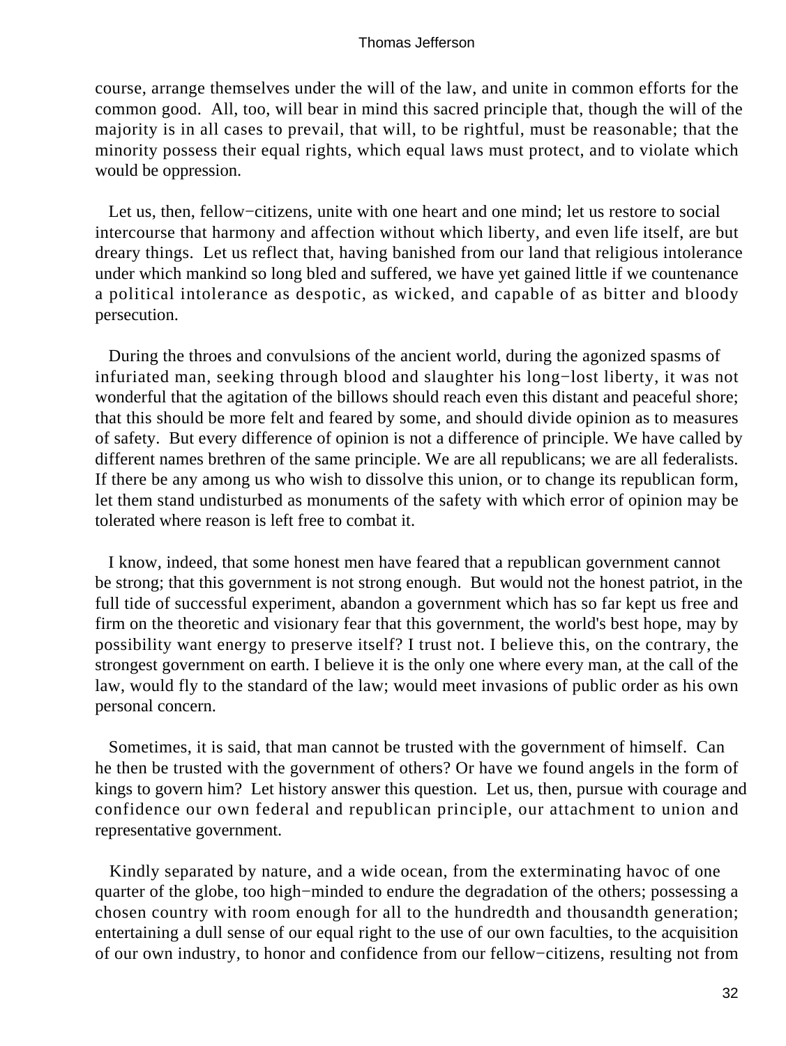course, arrange themselves under the will of the law, and unite in common efforts for the common good. All, too, will bear in mind this sacred principle that, though the will of the majority is in all cases to prevail, that will, to be rightful, must be reasonable; that the minority possess their equal rights, which equal laws must protect, and to violate which would be oppression.

Let us, then, fellow−citizens, unite with one heart and one mind; let us restore to social intercourse that harmony and affection without which liberty, and even life itself, are but dreary things. Let us reflect that, having banished from our land that religious intolerance under which mankind so long bled and suffered, we have yet gained little if we countenance a political intolerance as despotic, as wicked, and capable of as bitter and bloody persecution.

During the throes and convulsions of the ancient world, during the agonized spasms of infuriated man, seeking through blood and slaughter his long−lost liberty, it was not wonderful that the agitation of the billows should reach even this distant and peaceful shore; that this should be more felt and feared by some, and should divide opinion as to measures of safety. But every difference of opinion is not a difference of principle. We have called by different names brethren of the same principle. We are all republicans; we are all federalists. If there be any among us who wish to dissolve this union, or to change its republican form, let them stand undisturbed as monuments of the safety with which error of opinion may be tolerated where reason is left free to combat it.

I know, indeed, that some honest men have feared that a republican government cannot be strong; that this government is not strong enough. But would not the honest patriot, in the full tide of successful experiment, abandon a government which has so far kept us free and firm on the theoretic and visionary fear that this government, the world's best hope, may by possibility want energy to preserve itself? I trust not. I believe this, on the contrary, the strongest government on earth. I believe it is the only one where every man, at the call of the law, would fly to the standard of the law; would meet invasions of public order as his own personal concern.

Sometimes, it is said, that man cannot be trusted with the government of himself. Can he then be trusted with the government of others? Or have we found angels in the form of kings to govern him? Let history answer this question. Let us, then, pursue with courage and confidence our own federal and republican principle, our attachment to union and representative government.

Kindly separated by nature, and a wide ocean, from the exterminating havoc of one quarter of the globe, too high−minded to endure the degradation of the others; possessing a chosen country with room enough for all to the hundredth and thousandth generation; entertaining a dull sense of our equal right to the use of our own faculties, to the acquisition of our own industry, to honor and confidence from our fellow−citizens, resulting not from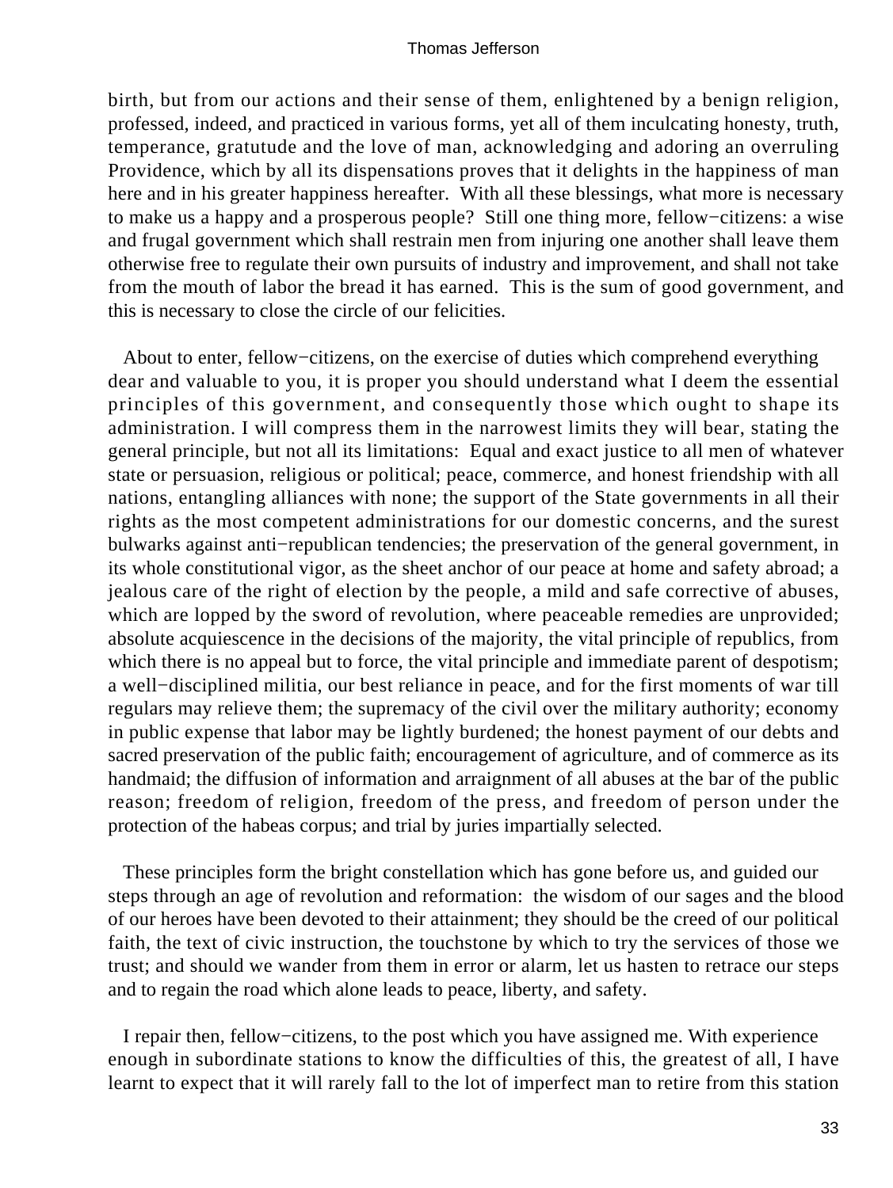birth, but from our actions and their sense of them, enlightened by a benign religion, professed, indeed, and practiced in various forms, yet all of them inculcating honesty, truth, temperance, gratutude and the love of man, acknowledging and adoring an overruling Providence, which by all its dispensations proves that it delights in the happiness of man here and in his greater happiness hereafter. With all these blessings, what more is necessary to make us a happy and a prosperous people? Still one thing more, fellow−citizens: a wise and frugal government which shall restrain men from injuring one another shall leave them otherwise free to regulate their own pursuits of industry and improvement, and shall not take from the mouth of labor the bread it has earned. This is the sum of good government, and this is necessary to close the circle of our felicities.

About to enter, fellow−citizens, on the exercise of duties which comprehend everything dear and valuable to you, it is proper you should understand what I deem the essential principles of this government, and consequently those which ought to shape its administration. I will compress them in the narrowest limits they will bear, stating the general principle, but not all its limitations: Equal and exact justice to all men of whatever state or persuasion, religious or political; peace, commerce, and honest friendship with all nations, entangling alliances with none; the support of the State governments in all their rights as the most competent administrations for our domestic concerns, and the surest bulwarks against anti−republican tendencies; the preservation of the general government, in its whole constitutional vigor, as the sheet anchor of our peace at home and safety abroad; a jealous care of the right of election by the people, a mild and safe corrective of abuses, which are lopped by the sword of revolution, where peaceable remedies are unprovided; absolute acquiescence in the decisions of the majority, the vital principle of republics, from which there is no appeal but to force, the vital principle and immediate parent of despotism; a well−disciplined militia, our best reliance in peace, and for the first moments of war till regulars may relieve them; the supremacy of the civil over the military authority; economy in public expense that labor may be lightly burdened; the honest payment of our debts and sacred preservation of the public faith; encouragement of agriculture, and of commerce as its handmaid; the diffusion of information and arraignment of all abuses at the bar of the public reason; freedom of religion, freedom of the press, and freedom of person under the protection of the habeas corpus; and trial by juries impartially selected.

These principles form the bright constellation which has gone before us, and guided our steps through an age of revolution and reformation: the wisdom of our sages and the blood of our heroes have been devoted to their attainment; they should be the creed of our political faith, the text of civic instruction, the touchstone by which to try the services of those we trust; and should we wander from them in error or alarm, let us hasten to retrace our steps and to regain the road which alone leads to peace, liberty, and safety.

I repair then, fellow−citizens, to the post which you have assigned me. With experience enough in subordinate stations to know the difficulties of this, the greatest of all, I have learnt to expect that it will rarely fall to the lot of imperfect man to retire from this station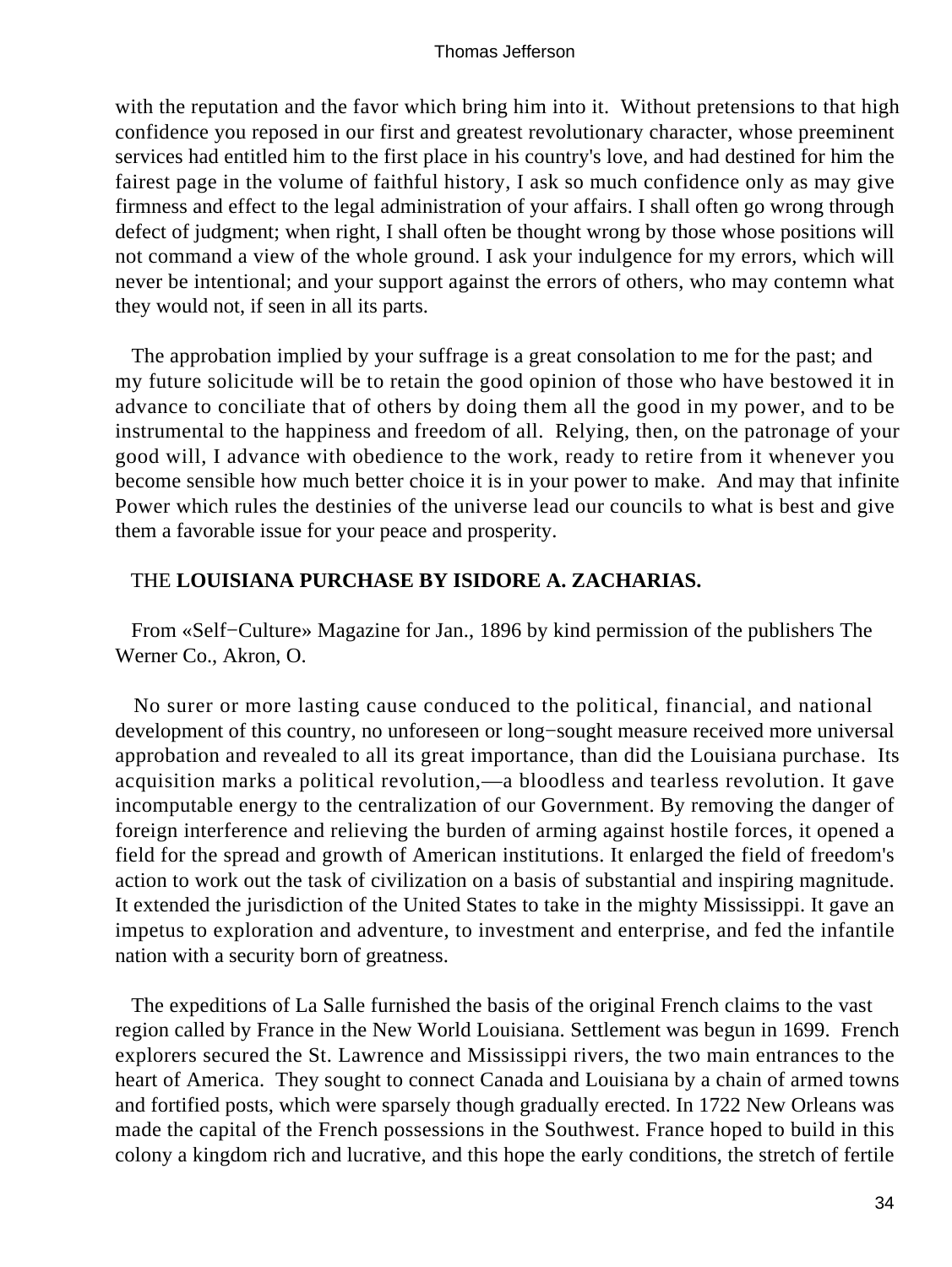with the reputation and the favor which bring him into it. Without pretensions to that high confidence you reposed in our first and greatest revolutionary character, whose preeminent services had entitled him to the first place in his country's love, and had destined for him the fairest page in the volume of faithful history, I ask so much confidence only as may give firmness and effect to the legal administration of your affairs. I shall often go wrong through defect of judgment; when right, I shall often be thought wrong by those whose positions will not command a view of the whole ground. I ask your indulgence for my errors, which will never be intentional; and your support against the errors of others, who may contemn what they would not, if seen in all its parts.

The approbation implied by your suffrage is a great consolation to me for the past; and my future solicitude will be to retain the good opinion of those who have bestowed it in advance to conciliate that of others by doing them all the good in my power, and to be instrumental to the happiness and freedom of all. Relying, then, on the patronage of your good will, I advance with obedience to the work, ready to retire from it whenever you become sensible how much better choice it is in your power to make. And may that infinite Power which rules the destinies of the universe lead our councils to what is best and give them a favorable issue for your peace and prosperity.

## THE **LOUISIANA PURCHASE BY ISIDORE A. ZACHARIAS.**

From «Self−Culture» Magazine for Jan., 1896 by kind permission of the publishers The Werner Co., Akron, O.

No surer or more lasting cause conduced to the political, financial, and national development of this country, no unforeseen or long−sought measure received more universal approbation and revealed to all its great importance, than did the Louisiana purchase. Its acquisition marks a political revolution,—a bloodless and tearless revolution. It gave incomputable energy to the centralization of our Government. By removing the danger of foreign interference and relieving the burden of arming against hostile forces, it opened a field for the spread and growth of American institutions. It enlarged the field of freedom's action to work out the task of civilization on a basis of substantial and inspiring magnitude. It extended the jurisdiction of the United States to take in the mighty Mississippi. It gave an impetus to exploration and adventure, to investment and enterprise, and fed the infantile nation with a security born of greatness.

The expeditions of La Salle furnished the basis of the original French claims to the vast region called by France in the New World Louisiana. Settlement was begun in 1699. French explorers secured the St. Lawrence and Mississippi rivers, the two main entrances to the heart of America. They sought to connect Canada and Louisiana by a chain of armed towns and fortified posts, which were sparsely though gradually erected. In 1722 New Orleans was made the capital of the French possessions in the Southwest. France hoped to build in this colony a kingdom rich and lucrative, and this hope the early conditions, the stretch of fertile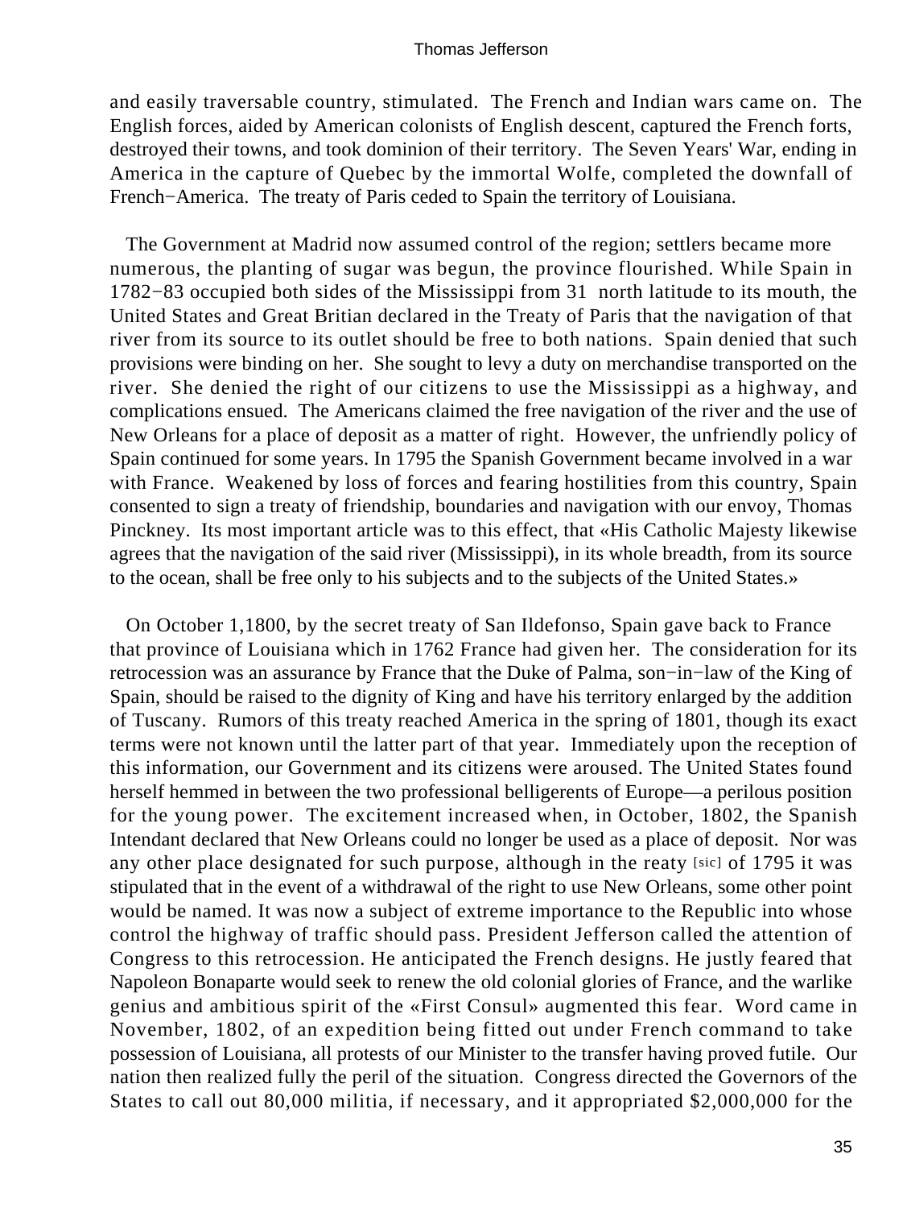and easily traversable country, stimulated. The French and Indian wars came on. The English forces, aided by American colonists of English descent, captured the French forts, destroyed their towns, and took dominion of their territory. The Seven Years' War, ending in America in the capture of Quebec by the immortal Wolfe, completed the downfall of French−America. The treaty of Paris ceded to Spain the territory of Louisiana.

The Government at Madrid now assumed control of the region; settlers became more numerous, the planting of sugar was begun, the province flourished. While Spain in 1782−83 occupied both sides of the Mississippi from 31 north latitude to its mouth, the United States and Great Britian declared in the Treaty of Paris that the navigation of that river from its source to its outlet should be free to both nations. Spain denied that such provisions were binding on her. She sought to levy a duty on merchandise transported on the river. She denied the right of our citizens to use the Mississippi as a highway, and complications ensued. The Americans claimed the free navigation of the river and the use of New Orleans for a place of deposit as a matter of right. However, the unfriendly policy of Spain continued for some years. In 1795 the Spanish Government became involved in a war with France. Weakened by loss of forces and fearing hostilities from this country, Spain consented to sign a treaty of friendship, boundaries and navigation with our envoy, Thomas Pinckney. Its most important article was to this effect, that «His Catholic Majesty likewise agrees that the navigation of the said river (Mississippi), in its whole breadth, from its source to the ocean, shall be free only to his subjects and to the subjects of the United States.»

On October 1,1800, by the secret treaty of San Ildefonso, Spain gave back to France that province of Louisiana which in 1762 France had given her. The consideration for its retrocession was an assurance by France that the Duke of Palma, son−in−law of the King of Spain, should be raised to the dignity of King and have his territory enlarged by the addition of Tuscany. Rumors of this treaty reached America in the spring of 1801, though its exact terms were not known until the latter part of that year. Immediately upon the reception of this information, our Government and its citizens were aroused. The United States found herself hemmed in between the two professional belligerents of Europe—a perilous position for the young power. The excitement increased when, in October, 1802, the Spanish Intendant declared that New Orleans could no longer be used as a place of deposit. Nor was any other place designated for such purpose, although in the reaty [sic] of 1795 it was stipulated that in the event of a withdrawal of the right to use New Orleans, some other point would be named. It was now a subject of extreme importance to the Republic into whose control the highway of traffic should pass. President Jefferson called the attention of Congress to this retrocession. He anticipated the French designs. He justly feared that Napoleon Bonaparte would seek to renew the old colonial glories of France, and the warlike genius and ambitious spirit of the «First Consul» augmented this fear. Word came in November, 1802, of an expedition being fitted out under French command to take possession of Louisiana, all protests of our Minister to the transfer having proved futile. Our nation then realized fully the peril of the situation. Congress directed the Governors of the States to call out 80,000 militia, if necessary, and it appropriated $2,000,000 for the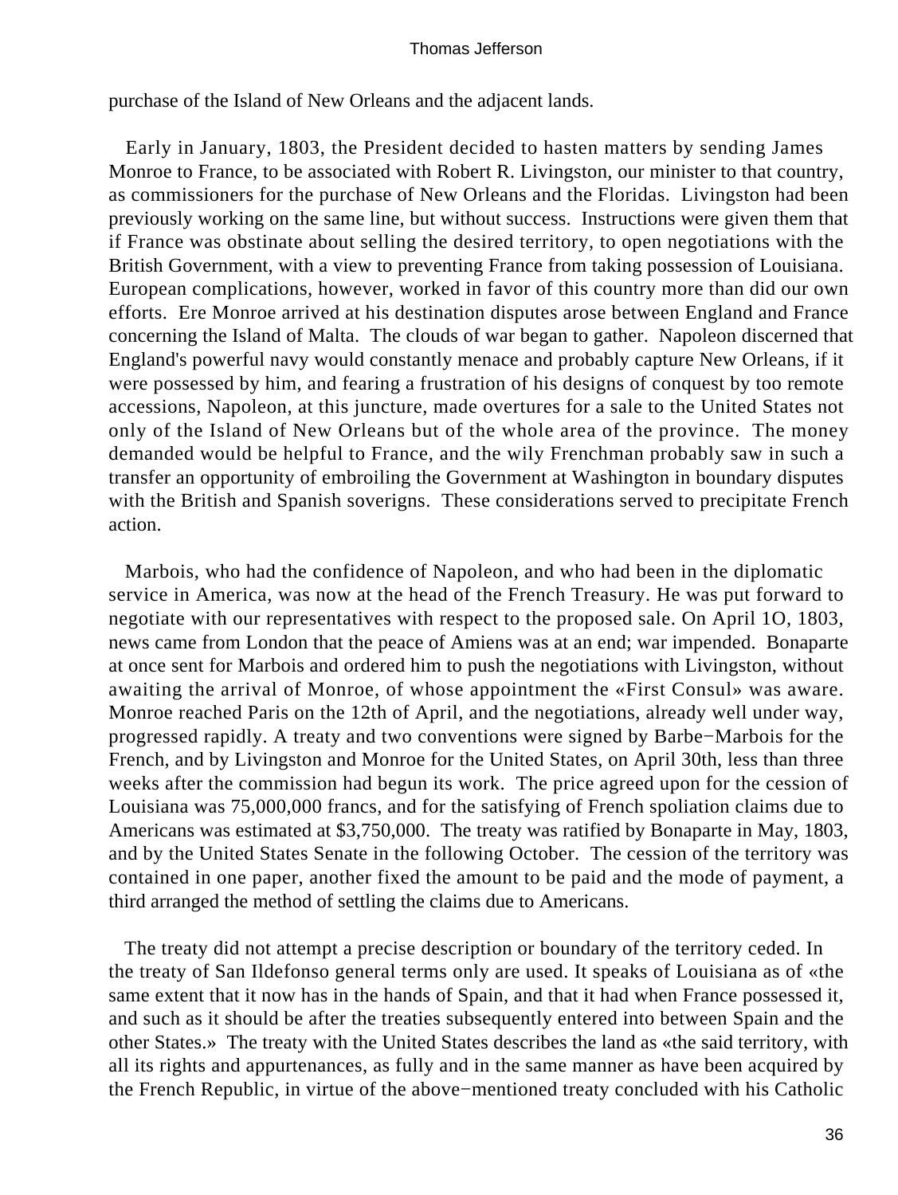purchase of the Island of New Orleans and the adjacent lands.

Early in January, 1803, the President decided to hasten matters by sending James Monroe to France, to be associated with Robert R. Livingston, our minister to that country, as commissioners for the purchase of New Orleans and the Floridas. Livingston had been previously working on the same line, but without success. Instructions were given them that if France was obstinate about selling the desired territory, to open negotiations with the British Government, with a view to preventing France from taking possession of Louisiana. European complications, however, worked in favor of this country more than did our own efforts. Ere Monroe arrived at his destination disputes arose between England and France concerning the Island of Malta. The clouds of war began to gather. Napoleon discerned that England's powerful navy would constantly menace and probably capture New Orleans, if it were possessed by him, and fearing a frustration of his designs of conquest by too remote accessions, Napoleon, at this juncture, made overtures for a sale to the United States not only of the Island of New Orleans but of the whole area of the province. The money demanded would be helpful to France, and the wily Frenchman probably saw in such a transfer an opportunity of embroiling the Government at Washington in boundary disputes with the British and Spanish soverigns. These considerations served to precipitate French action.

Marbois, who had the confidence of Napoleon, and who had been in the diplomatic service in America, was now at the head of the French Treasury. He was put forward to negotiate with our representatives with respect to the proposed sale. On April 1O, 1803, news came from London that the peace of Amiens was at an end; war impended. Bonaparte at once sent for Marbois and ordered him to push the negotiations with Livingston, without awaiting the arrival of Monroe, of whose appointment the «First Consul» was aware. Monroe reached Paris on the 12th of April, and the negotiations, already well under way, progressed rapidly. A treaty and two conventions were signed by Barbe−Marbois for the French, and by Livingston and Monroe for the United States, on April 30th, less than three weeks after the commission had begun its work. The price agreed upon for the cession of Louisiana was 75,000,000 francs, and for the satisfying of French spoliation claims due to Americans was estimated at $3,750,000. The treaty was ratified by Bonaparte in May, 1803, and by the United States Senate in the following October. The cession of the territory was contained in one paper, another fixed the amount to be paid and the mode of payment, a third arranged the method of settling the claims due to Americans.

The treaty did not attempt a precise description or boundary of the territory ceded. In the treaty of San Ildefonso general terms only are used. It speaks of Louisiana as of «the same extent that it now has in the hands of Spain, and that it had when France possessed it, and such as it should be after the treaties subsequently entered into between Spain and the other States.» The treaty with the United States describes the land as «the said territory, with all its rights and appurtenances, as fully and in the same manner as have been acquired by the French Republic, in virtue of the above−mentioned treaty concluded with his Catholic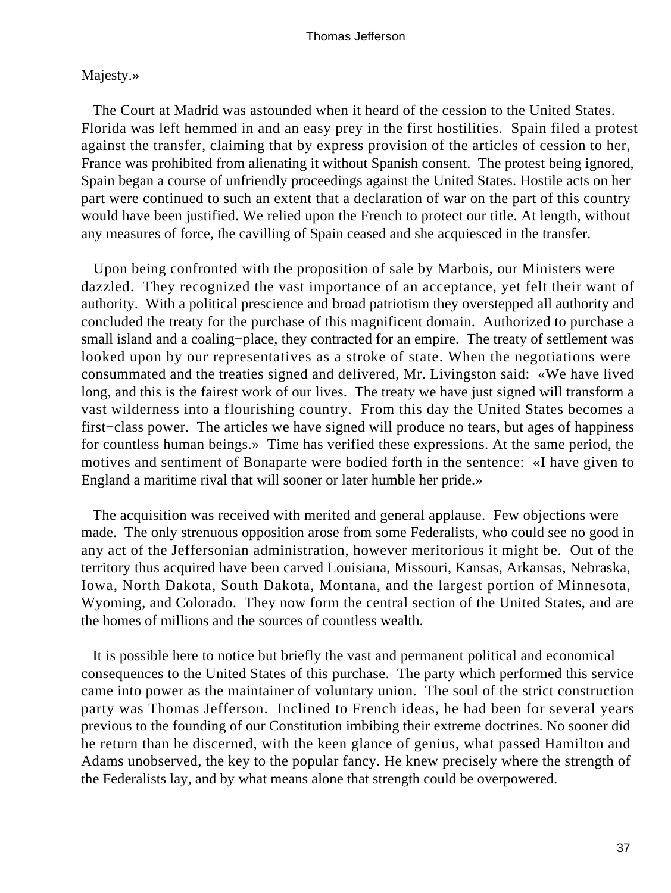Majesty.»

The Court at Madrid was astounded when it heard of the cession to the United States. Florida was left hemmed in and an easy prey in the first hostilities. Spain filed a protest against the transfer, claiming that by express provision of the articles of cession to her, France was prohibited from alienating it without Spanish consent. The protest being ignored, Spain began a course of unfriendly proceedings against the United States. Hostile acts on her part were continued to such an extent that a declaration of war on the part of this country would have been justified. We relied upon the French to protect our title. At length, without any measures of force, the cavilling of Spain ceased and she acquiesced in the transfer.

Upon being confronted with the proposition of sale by Marbois, our Ministers were dazzled. They recognized the vast importance of an acceptance, yet felt their want of authority. With a political prescience and broad patriotism they overstepped all authority and concluded the treaty for the purchase of this magnificent domain. Authorized to purchase a small island and a coaling−place, they contracted for an empire. The treaty of settlement was looked upon by our representatives as a stroke of state. When the negotiations were consummated and the treaties signed and delivered, Mr. Livingston said: «We have lived long, and this is the fairest work of our lives. The treaty we have just signed will transform a vast wilderness into a flourishing country. From this day the United States becomes a first−class power. The articles we have signed will produce no tears, but ages of happiness for countless human beings.» Time has verified these expressions. At the same period, the motives and sentiment of Bonaparte were bodied forth in the sentence: «I have given to England a maritime rival that will sooner or later humble her pride.»

The acquisition was received with merited and general applause. Few objections were made. The only strenuous opposition arose from some Federalists, who could see no good in any act of the Jeffersonian administration, however meritorious it might be. Out of the territory thus acquired have been carved Louisiana, Missouri, Kansas, Arkansas, Nebraska, Iowa, North Dakota, South Dakota, Montana, and the largest portion of Minnesota, Wyoming, and Colorado. They now form the central section of the United States, and are the homes of millions and the sources of countless wealth.

It is possible here to notice but briefly the vast and permanent political and economical consequences to the United States of this purchase. The party which performed this service came into power as the maintainer of voluntary union. The soul of the strict construction party was Thomas Jefferson. Inclined to French ideas, he had been for several years previous to the founding of our Constitution imbibing their extreme doctrines. No sooner did he return than he discerned, with the keen glance of genius, what passed Hamilton and Adams unobserved, the key to the popular fancy. He knew precisely where the strength of the Federalists lay, and by what means alone that strength could be overpowered.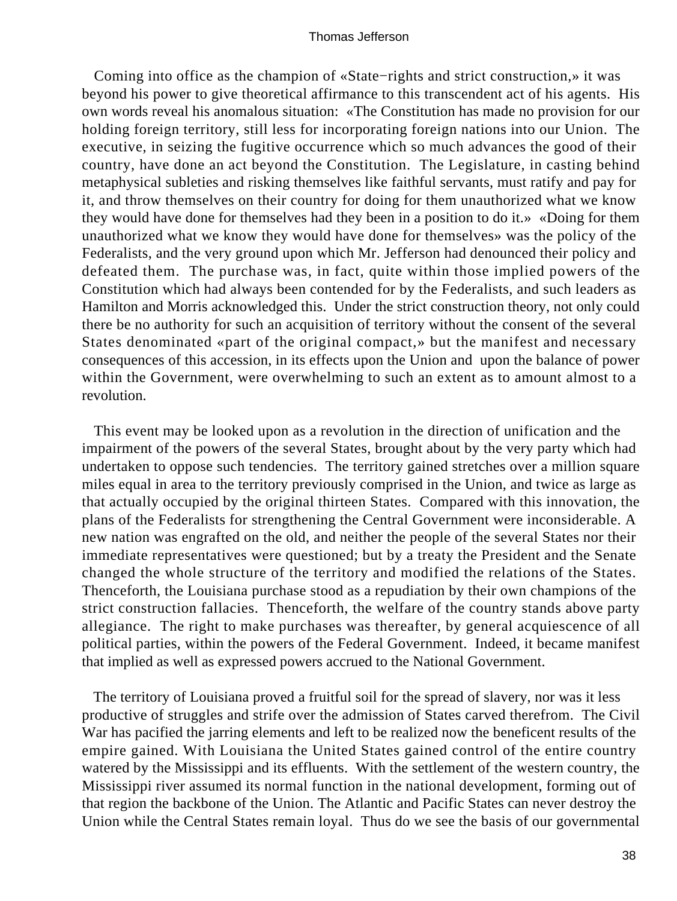Coming into office as the champion of «State−rights and strict construction,» it was beyond his power to give theoretical affirmance to this transcendent act of his agents. His own words reveal his anomalous situation: «The Constitution has made no provision for our holding foreign territory, still less for incorporating foreign nations into our Union. The executive, in seizing the fugitive occurrence which so much advances the good of their country, have done an act beyond the Constitution. The Legislature, in casting behind metaphysical subleties and risking themselves like faithful servants, must ratify and pay for it, and throw themselves on their country for doing for them unauthorized what we know they would have done for themselves had they been in a position to do it.» «Doing for them unauthorized what we know they would have done for themselves» was the policy of the Federalists, and the very ground upon which Mr. Jefferson had denounced their policy and defeated them. The purchase was, in fact, quite within those implied powers of the Constitution which had always been contended for by the Federalists, and such leaders as Hamilton and Morris acknowledged this. Under the strict construction theory, not only could there be no authority for such an acquisition of territory without the consent of the several States denominated «part of the original compact,» but the manifest and necessary consequences of this accession, in its effects upon the Union and upon the balance of power within the Government, were overwhelming to such an extent as to amount almost to a revolution.

This event may be looked upon as a revolution in the direction of unification and the impairment of the powers of the several States, brought about by the very party which had undertaken to oppose such tendencies. The territory gained stretches over a million square miles equal in area to the territory previously comprised in the Union, and twice as large as that actually occupied by the original thirteen States. Compared with this innovation, the plans of the Federalists for strengthening the Central Government were inconsiderable. A new nation was engrafted on the old, and neither the people of the several States nor their immediate representatives were questioned; but by a treaty the President and the Senate changed the whole structure of the territory and modified the relations of the States. Thenceforth, the Louisiana purchase stood as a repudiation by their own champions of the strict construction fallacies. Thenceforth, the welfare of the country stands above party allegiance. The right to make purchases was thereafter, by general acquiescence of all political parties, within the powers of the Federal Government. Indeed, it became manifest that implied as well as expressed powers accrued to the National Government.

The territory of Louisiana proved a fruitful soil for the spread of slavery, nor was it less productive of struggles and strife over the admission of States carved therefrom. The Civil War has pacified the jarring elements and left to be realized now the beneficent results of the empire gained. With Louisiana the United States gained control of the entire country watered by the Mississippi and its effluents. With the settlement of the western country, the Mississippi river assumed its normal function in the national development, forming out of that region the backbone of the Union. The Atlantic and Pacific States can never destroy the Union while the Central States remain loyal. Thus do we see the basis of our governmental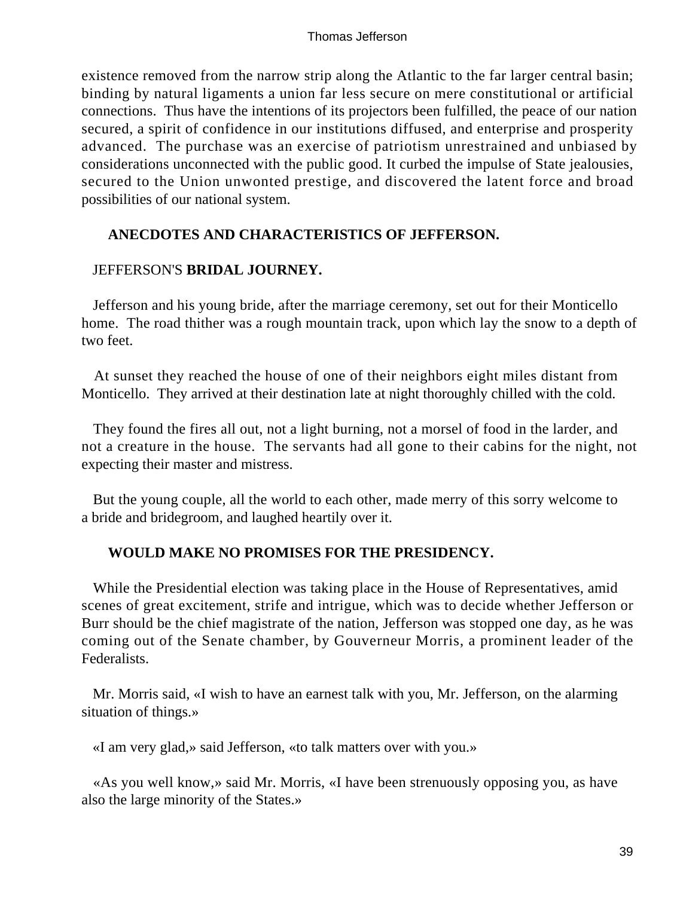existence removed from the narrow strip along the Atlantic to the far larger central basin; binding by natural ligaments a union far less secure on mere constitutional or artificial connections. Thus have the intentions of its projectors been fulfilled, the peace of our nation secured, a spirit of confidence in our institutions diffused, and enterprise and prosperity advanced. The purchase was an exercise of patriotism unrestrained and unbiased by considerations unconnected with the public good. It curbed the impulse of State jealousies, secured to the Union unwonted prestige, and discovered the latent force and broad possibilities of our national system.

## ANECDOTES AND CHARACTERISTICS OF JEFFERSON.

### JEFFERSON'S **BRIDAL JOURNEY.**

Jefferson and his young bride, after the marriage ceremony, set out for their Monticello home. The road thither was a rough mountain track, upon which lay the snow to a depth of two feet.

At sunset they reached the house of one of their neighbors eight miles distant from Monticello. They arrived at their destination late at night thoroughly chilled with the cold.

They found the fires all out, not a light burning, not a morsel of food in the larder, and not a creature in the house. The servants had all gone to their cabins for the night, not expecting their master and mistress.

But the young couple, all the world to each other, made merry of this sorry welcome to a bride and bridegroom, and laughed heartily over it.

### WOULD MAKE NO PROMISES FOR THE PRESIDENCY.

While the Presidential election was taking place in the House of Representatives, amid scenes of great excitement, strife and intrigue, which was to decide whether Jefferson or Burr should be the chief magistrate of the nation, Jefferson was stopped one day, as he was coming out of the Senate chamber, by Gouverneur Morris, a prominent leader of the Federalists.

Mr. Morris said, «I wish to have an earnest talk with you, Mr. Jefferson, on the alarming situation of things.»

«I am very glad,» said Jefferson, «to talk matters over with you.»

«As you well know,» said Mr. Morris, «I have been strenuously opposing you, as have also the large minority of the States.»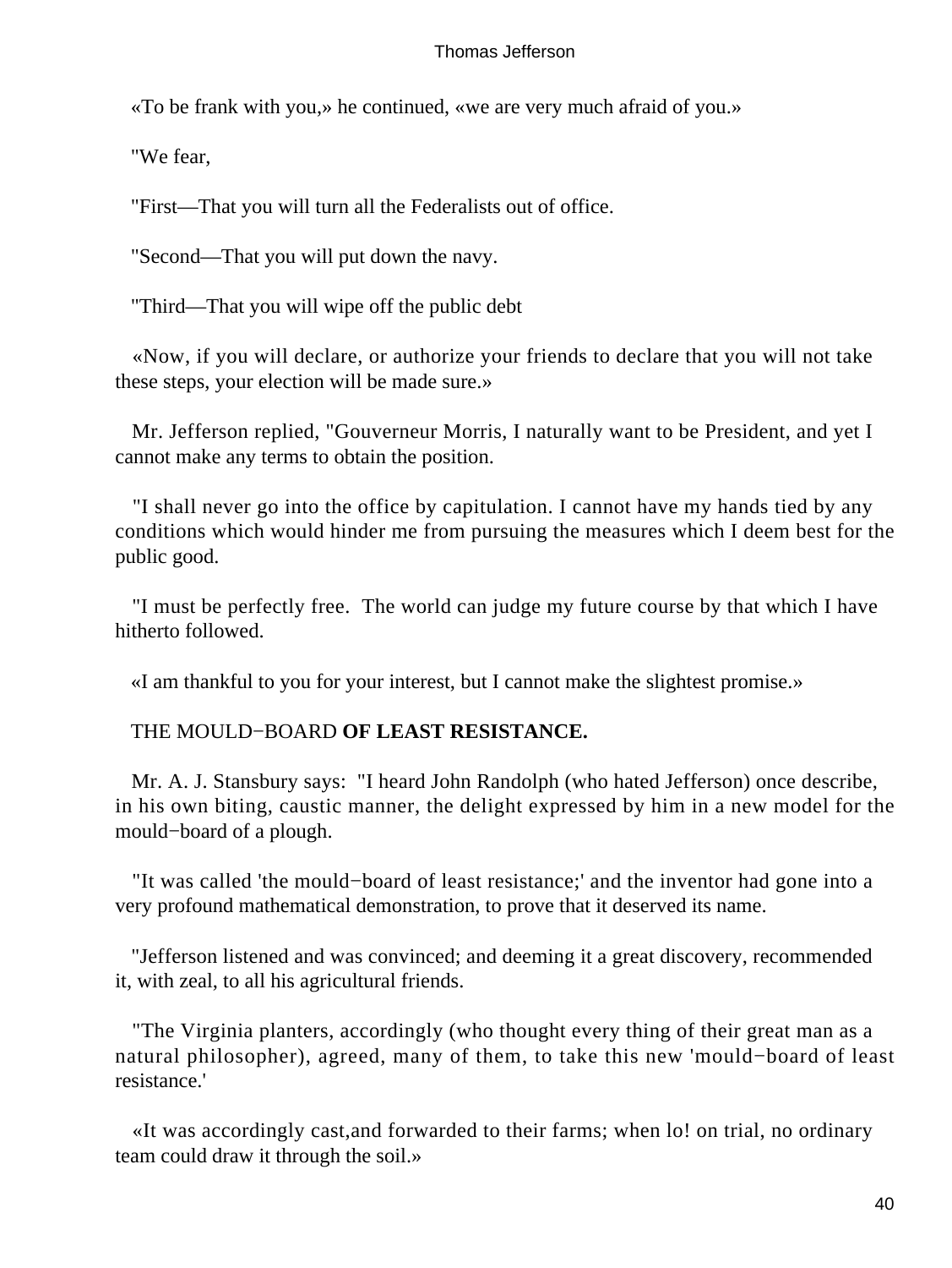«To be frank with you,» he continued, «we are very much afraid of you.»

"We fear,

"First—That you will turn all the Federalists out of office.

"Second—That you will put down the navy.

"Third—That you will wipe off the public debt

«Now, if you will declare, or authorize your friends to declare that you will not take these steps, your election will be made sure.»

Mr. Jefferson replied, "Gouverneur Morris, I naturally want to be President, and yet I cannot make any terms to obtain the position.

"I shall never go into the office by capitulation. I cannot have my hands tied by any conditions which would hinder me from pursuing the measures which I deem best for the public good.

"I must be perfectly free. The world can judge my future course by that which I have hitherto followed.

«I am thankful to you for your interest, but I cannot make the slightest promise.»

THE MOULD−BOARD **OF LEAST RESISTANCE.**

Mr. A. J. Stansbury says: "I heard John Randolph (who hated Jefferson) once describe, in his own biting, caustic manner, the delight expressed by him in a new model for the mould−board of a plough.

"It was called 'the mould−board of least resistance;' and the inventor had gone into a very profound mathematical demonstration, to prove that it deserved its name.

"Jefferson listened and was convinced; and deeming it a great discovery, recommended it, with zeal, to all his agricultural friends.

"The Virginia planters, accordingly (who thought every thing of their great man as a natural philosopher), agreed, many of them, to take this new 'mould−board of least resistance.'

«It was accordingly cast,and forwarded to their farms; when lo! on trial, no ordinary team could draw it through the soil.»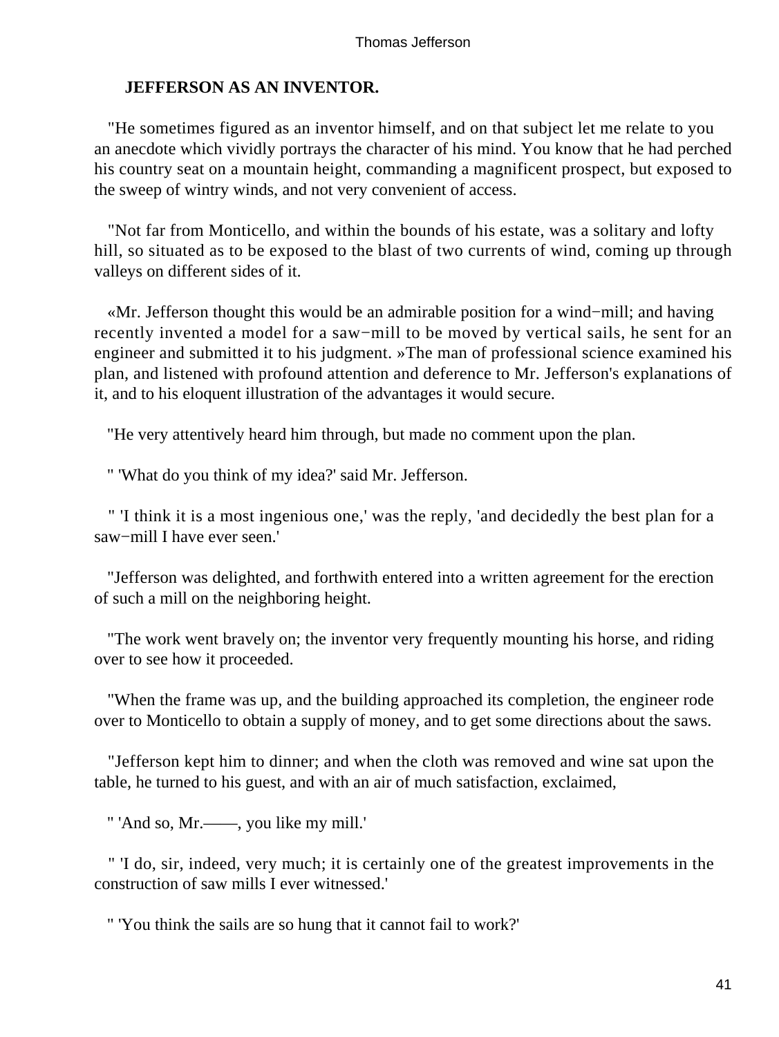**JEFFERSON AS AN INVENTOR.**

"He sometimes figured as an inventor himself, and on that subject let me relate to you an anecdote which vividly portrays the character of his mind. You know that he had perched his country seat on a mountain height, commanding a magnificent prospect, but exposed to the sweep of wintry winds, and not very convenient of access.

"Not far from Monticello, and within the bounds of his estate, was a solitary and lofty hill, so situated as to be exposed to the blast of two currents of wind, coming up through valleys on different sides of it.

«Mr. Jefferson thought this would be an admirable position for a wind−mill; and having recently invented a model for a saw−mill to be moved by vertical sails, he sent for an engineer and submitted it to his judgment. »The man of professional science examined his plan, and listened with profound attention and deference to Mr. Jefferson's explanations of it, and to his eloquent illustration of the advantages it would secure.

"He very attentively heard him through, but made no comment upon the plan.

" 'What do you think of my idea?' said Mr. Jefferson.

" 'I think it is a most ingenious one,' was the reply, 'and decidedly the best plan for a saw−mill I have ever seen.'

"Jefferson was delighted, and forthwith entered into a written agreement for the erection of such a mill on the neighboring height.

"The work went bravely on; the inventor very frequently mounting his horse, and riding over to see how it proceeded.

"When the frame was up, and the building approached its completion, the engineer rode over to Monticello to obtain a supply of money, and to get some directions about the saws.

"Jefferson kept him to dinner; and when the cloth was removed and wine sat upon the table, he turned to his guest, and with an air of much satisfaction, exclaimed,

" 'And so, Mr.——, you like my mill.'

" 'I do, sir, indeed, very much; it is certainly one of the greatest improvements in the construction of saw mills I ever witnessed.'

" 'You think the sails are so hung that it cannot fail to work?'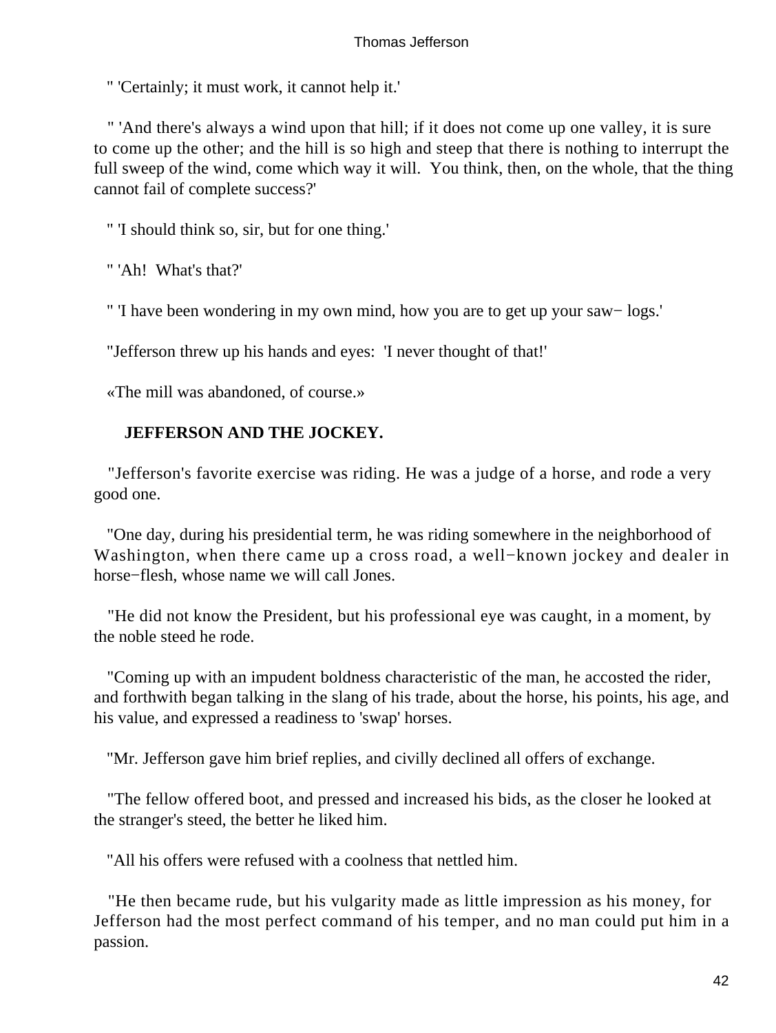" 'Certainly; it must work, it cannot help it.'

" 'And there's always a wind upon that hill; if it does not come up one valley, it is sure to come up the other; and the hill is so high and steep that there is nothing to interrupt the full sweep of the wind, come which way it will. You think, then, on the whole, that the thing cannot fail of complete success?'

" 'I should think so, sir, but for one thing.'

" 'Ah! What's that?'

" 'I have been wondering in my own mind, how you are to get up your saw− logs.'

"Jefferson threw up his hands and eyes: 'I never thought of that!'

«The mill was abandoned, of course.»

**JEFFERSON AND THE JOCKEY.**

"Jefferson's favorite exercise was riding. He was a judge of a horse, and rode a very good one.

"One day, during his presidential term, he was riding somewhere in the neighborhood of Washington, when there came up a cross road, a well−known jockey and dealer in horse−flesh, whose name we will call Jones.

"He did not know the President, but his professional eye was caught, in a moment, by the noble steed he rode.

"Coming up with an impudent boldness characteristic of the man, he accosted the rider, and forthwith began talking in the slang of his trade, about the horse, his points, his age, and his value, and expressed a readiness to 'swap' horses.

"Mr. Jefferson gave him brief replies, and civilly declined all offers of exchange.

"The fellow offered boot, and pressed and increased his bids, as the closer he looked at the stranger's steed, the better he liked him.

"All his offers were refused with a coolness that nettled him.

"He then became rude, but his vulgarity made as little impression as his money, for Jefferson had the most perfect command of his temper, and no man could put him in a passion.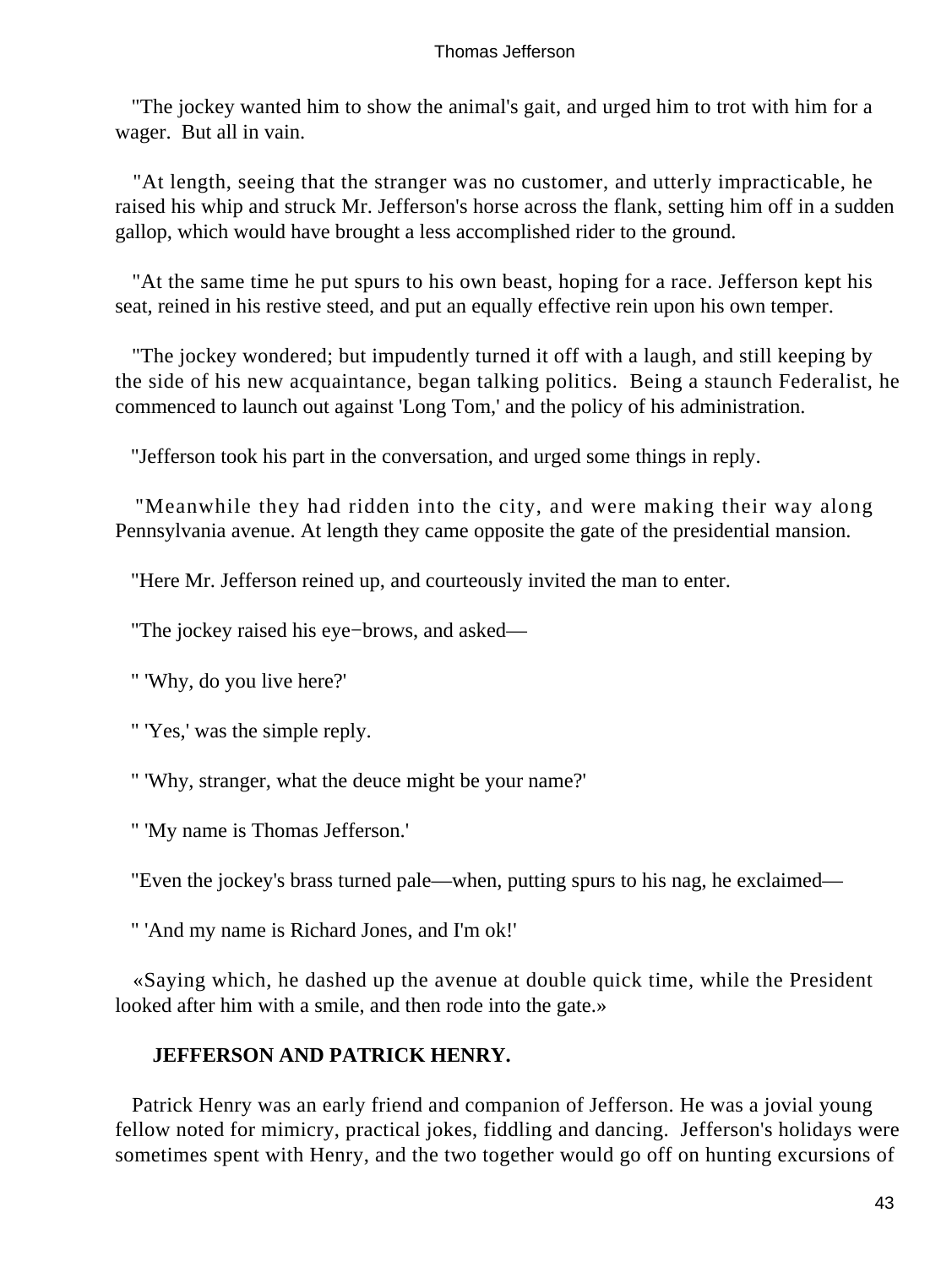"The jockey wanted him to show the animal's gait, and urged him to trot with him for a wager. But all in vain.

"At length, seeing that the stranger was no customer, and utterly impracticable, he raised his whip and struck Mr. Jefferson's horse across the flank, setting him off in a sudden gallop, which would have brought a less accomplished rider to the ground.

"At the same time he put spurs to his own beast, hoping for a race. Jefferson kept his seat, reined in his restive steed, and put an equally effective rein upon his own temper.

"The jockey wondered; but impudently turned it off with a laugh, and still keeping by the side of his new acquaintance, began talking politics. Being a staunch Federalist, he commenced to launch out against 'Long Tom,' and the policy of his administration.

"Jefferson took his part in the conversation, and urged some things in reply.

"Meanwhile they had ridden into the city, and were making their way along Pennsylvania avenue. At length they came opposite the gate of the presidential mansion.

"Here Mr. Jefferson reined up, and courteously invited the man to enter.

"The jockey raised his eye−brows, and asked—

" 'Why, do you live here?'

" 'Yes,' was the simple reply.

" 'Why, stranger, what the deuce might be your name?'

" 'My name is Thomas Jefferson.'

"Even the jockey's brass turned pale—when, putting spurs to his nag, he exclaimed—

" 'And my name is Richard Jones, and I'm ok!'

«Saying which, he dashed up the avenue at double quick time, while the President looked after him with a smile, and then rode into the gate.»

## JEFFERSON AND PATRICK HENRY.

Patrick Henry was an early friend and companion of Jefferson. He was a jovial young fellow noted for mimicry, practical jokes, fiddling and dancing. Jefferson's holidays were sometimes spent with Henry, and the two together would go off on hunting excursions of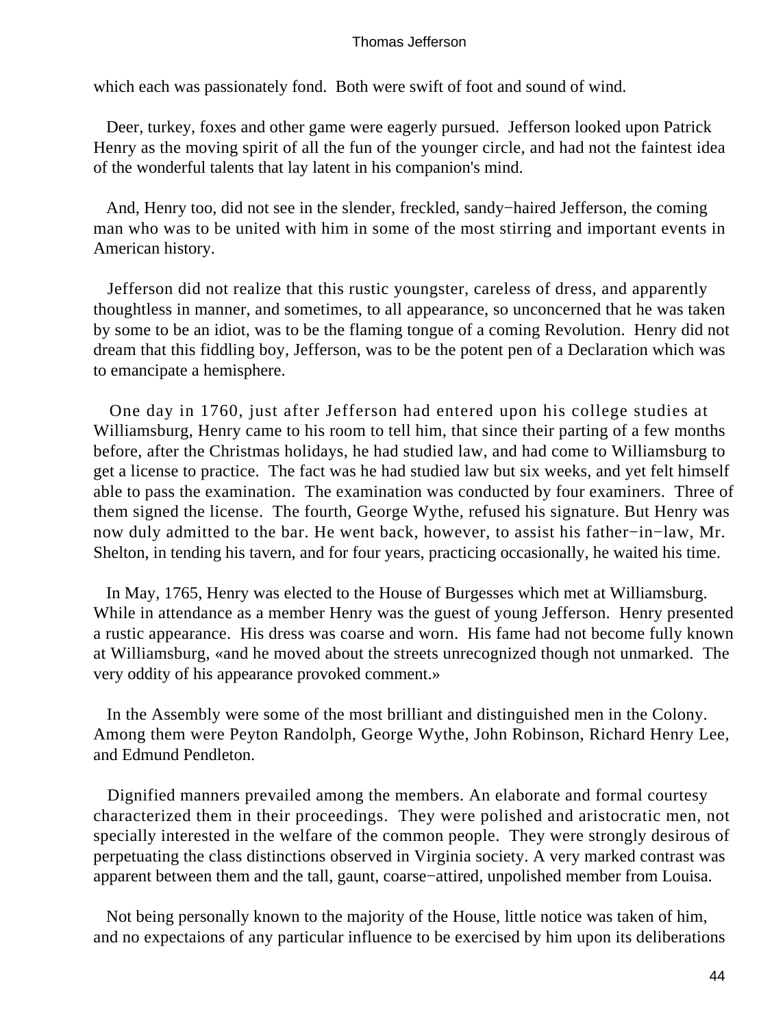which each was passionately fond.  Both were swift of foot and sound of wind.

Deer, turkey, foxes and other game were eagerly pursued.  Jefferson looked upon Patrick Henry as the moving spirit of all the fun of the younger circle, and had not the faintest idea of the wonderful talents that lay latent in his companion's mind.

And, Henry too, did not see in the slender, freckled, sandy−haired Jefferson, the coming man who was to be united with him in some of the most stirring and important events in American history.

Jefferson did not realize that this rustic youngster, careless of dress, and apparently thoughtless in manner, and sometimes, to all appearance, so unconcerned that he was taken by some to be an idiot, was to be the flaming tongue of a coming Revolution.  Henry did not dream that this fiddling boy, Jefferson, was to be the potent pen of a Declaration which was to emancipate a hemisphere.

One day in 1760, just after Jefferson had entered upon his college studies at Williamsburg, Henry came to his room to tell him, that since their parting of a few months before, after the Christmas holidays, he had studied law, and had come to Williamsburg to get a license to practice.  The fact was he had studied law but six weeks, and yet felt himself able to pass the examination.  The examination was conducted by four examiners.  Three of them signed the license.  The fourth, George Wythe, refused his signature. But Henry was now duly admitted to the bar. He went back, however, to assist his father−in−law, Mr. Shelton, in tending his tavern, and for four years, practicing occasionally, he waited his time.

In May, 1765, Henry was elected to the House of Burgesses which met at Williamsburg. While in attendance as a member Henry was the guest of young Jefferson.  Henry presented a rustic appearance.  His dress was coarse and worn.  His fame had not become fully known at Williamsburg, «and he moved about the streets unrecognized though not unmarked.  The very oddity of his appearance provoked comment.»

In the Assembly were some of the most brilliant and distinguished men in the Colony. Among them were Peyton Randolph, George Wythe, John Robinson, Richard Henry Lee, and Edmund Pendleton.

Dignified manners prevailed among the members. An elaborate and formal courtesy characterized them in their proceedings.  They were polished and aristocratic men, not specially interested in the welfare of the common people.  They were strongly desirous of perpetuating the class distinctions observed in Virginia society. A very marked contrast was apparent between them and the tall, gaunt, coarse−attired, unpolished member from Louisa.

Not being personally known to the majority of the House, little notice was taken of him, and no expectaions of any particular influence to be exercised by him upon its deliberations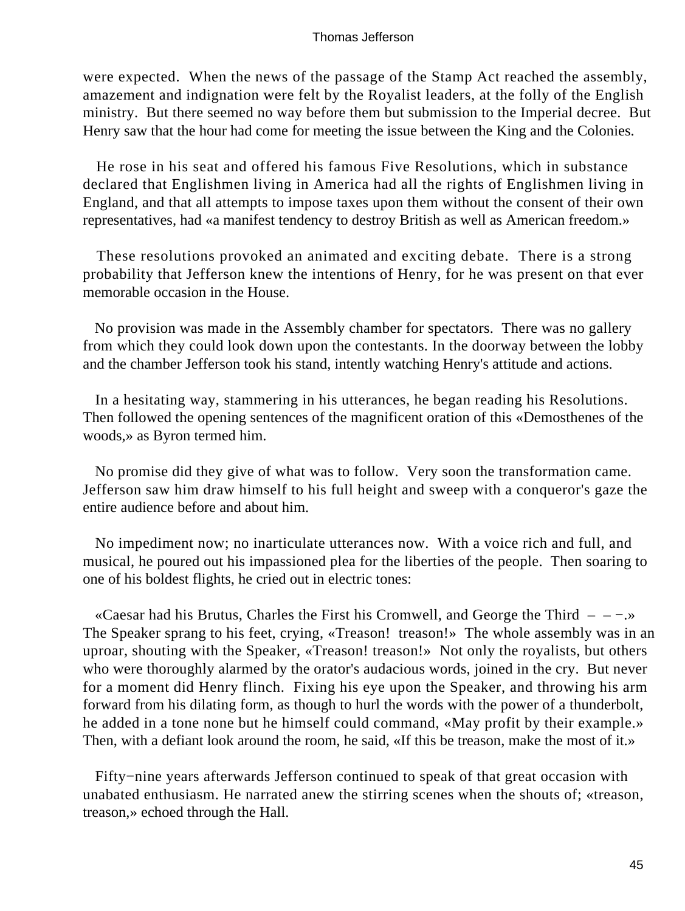were expected. When the news of the passage of the Stamp Act reached the assembly, amazement and indignation were felt by the Royalist leaders, at the folly of the English ministry. But there seemed no way before them but submission to the Imperial decree. But Henry saw that the hour had come for meeting the issue between the King and the Colonies.

He rose in his seat and offered his famous Five Resolutions, which in substance declared that Englishmen living in America had all the rights of Englishmen living in England, and that all attempts to impose taxes upon them without the consent of their own representatives, had «a manifest tendency to destroy British as well as American freedom.»

These resolutions provoked an animated and exciting debate. There is a strong probability that Jefferson knew the intentions of Henry, for he was present on that ever memorable occasion in the House.

No provision was made in the Assembly chamber for spectators. There was no gallery from which they could look down upon the contestants. In the doorway between the lobby and the chamber Jefferson took his stand, intently watching Henry's attitude and actions.

In a hesitating way, stammering in his utterances, he began reading his Resolutions. Then followed the opening sentences of the magnificent oration of this «Demosthenes of the woods,» as Byron termed him.

No promise did they give of what was to follow. Very soon the transformation came. Jefferson saw him draw himself to his full height and sweep with a conqueror's gaze the entire audience before and about him.

No impediment now; no inarticulate utterances now. With a voice rich and full, and musical, he poured out his impassioned plea for the liberties of the people. Then soaring to one of his boldest flights, he cried out in electric tones:

«Caesar had his Brutus, Charles the First his Cromwell, and George the Third – – −.» The Speaker sprang to his feet, crying, «Treason! treason!» The whole assembly was in an uproar, shouting with the Speaker, «Treason! treason!» Not only the royalists, but others who were thoroughly alarmed by the orator's audacious words, joined in the cry. But never for a moment did Henry flinch. Fixing his eye upon the Speaker, and throwing his arm forward from his dilating form, as though to hurl the words with the power of a thunderbolt, he added in a tone none but he himself could command, «May profit by their example.» Then, with a defiant look around the room, he said, «If this be treason, make the most of it.»

Fifty−nine years afterwards Jefferson continued to speak of that great occasion with unabated enthusiasm. He narrated anew the stirring scenes when the shouts of; «treason, treason,» echoed through the Hall.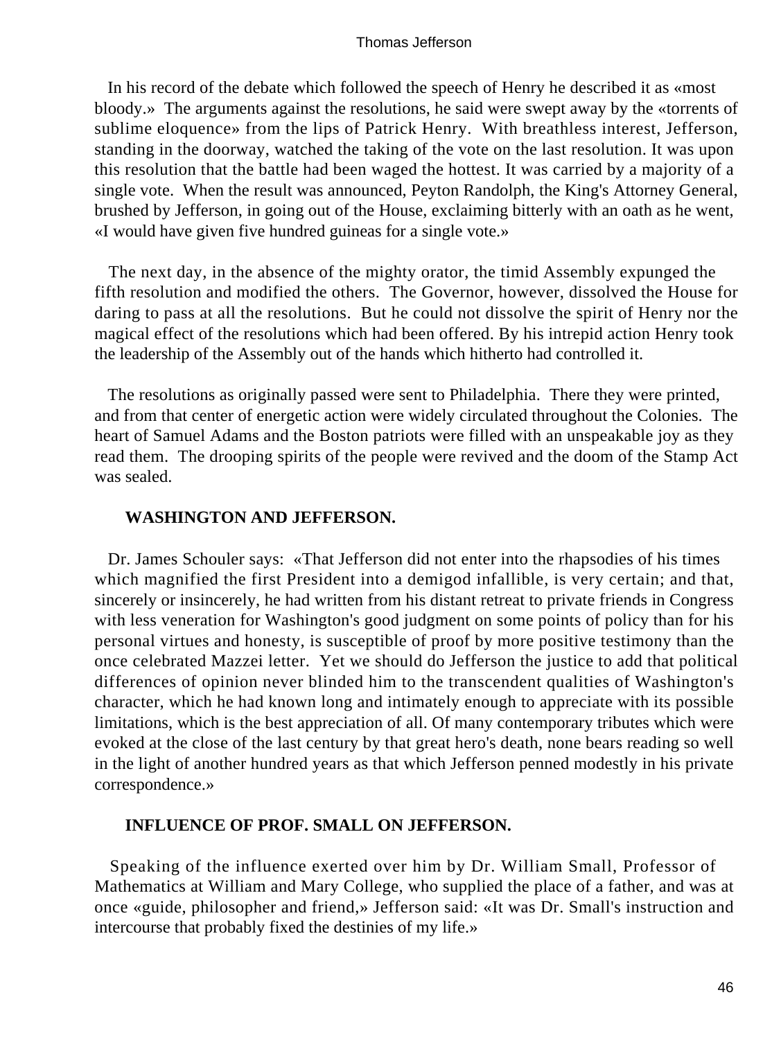In his record of the debate which followed the speech of Henry he described it as «most bloody.» The arguments against the resolutions, he said were swept away by the «torrents of sublime eloquence» from the lips of Patrick Henry. With breathless interest, Jefferson, standing in the doorway, watched the taking of the vote on the last resolution. It was upon this resolution that the battle had been waged the hottest. It was carried by a majority of a single vote. When the result was announced, Peyton Randolph, the King's Attorney General, brushed by Jefferson, in going out of the House, exclaiming bitterly with an oath as he went, «I would have given five hundred guineas for a single vote.»

The next day, in the absence of the mighty orator, the timid Assembly expunged the fifth resolution and modified the others. The Governor, however, dissolved the House for daring to pass at all the resolutions. But he could not dissolve the spirit of Henry nor the magical effect of the resolutions which had been offered. By his intrepid action Henry took the leadership of the Assembly out of the hands which hitherto had controlled it.

The resolutions as originally passed were sent to Philadelphia. There they were printed, and from that center of energetic action were widely circulated throughout the Colonies. The heart of Samuel Adams and the Boston patriots were filled with an unspeakable joy as they read them. The drooping spirits of the people were revived and the doom of the Stamp Act was sealed.

### WASHINGTON AND JEFFERSON.

Dr. James Schouler says: «That Jefferson did not enter into the rhapsodies of his times which magnified the first President into a demigod infallible, is very certain; and that, sincerely or insincerely, he had written from his distant retreat to private friends in Congress with less veneration for Washington's good judgment on some points of policy than for his personal virtues and honesty, is susceptible of proof by more positive testimony than the once celebrated Mazzei letter. Yet we should do Jefferson the justice to add that political differences of opinion never blinded him to the transcendent qualities of Washington's character, which he had known long and intimately enough to appreciate with its possible limitations, which is the best appreciation of all. Of many contemporary tributes which were evoked at the close of the last century by that great hero's death, none bears reading so well in the light of another hundred years as that which Jefferson penned modestly in his private correspondence.»

### INFLUENCE OF PROF. SMALL ON JEFFERSON.

Speaking of the influence exerted over him by Dr. William Small, Professor of Mathematics at William and Mary College, who supplied the place of a father, and was at once «guide, philosopher and friend,» Jefferson said: «It was Dr. Small's instruction and intercourse that probably fixed the destinies of my life.»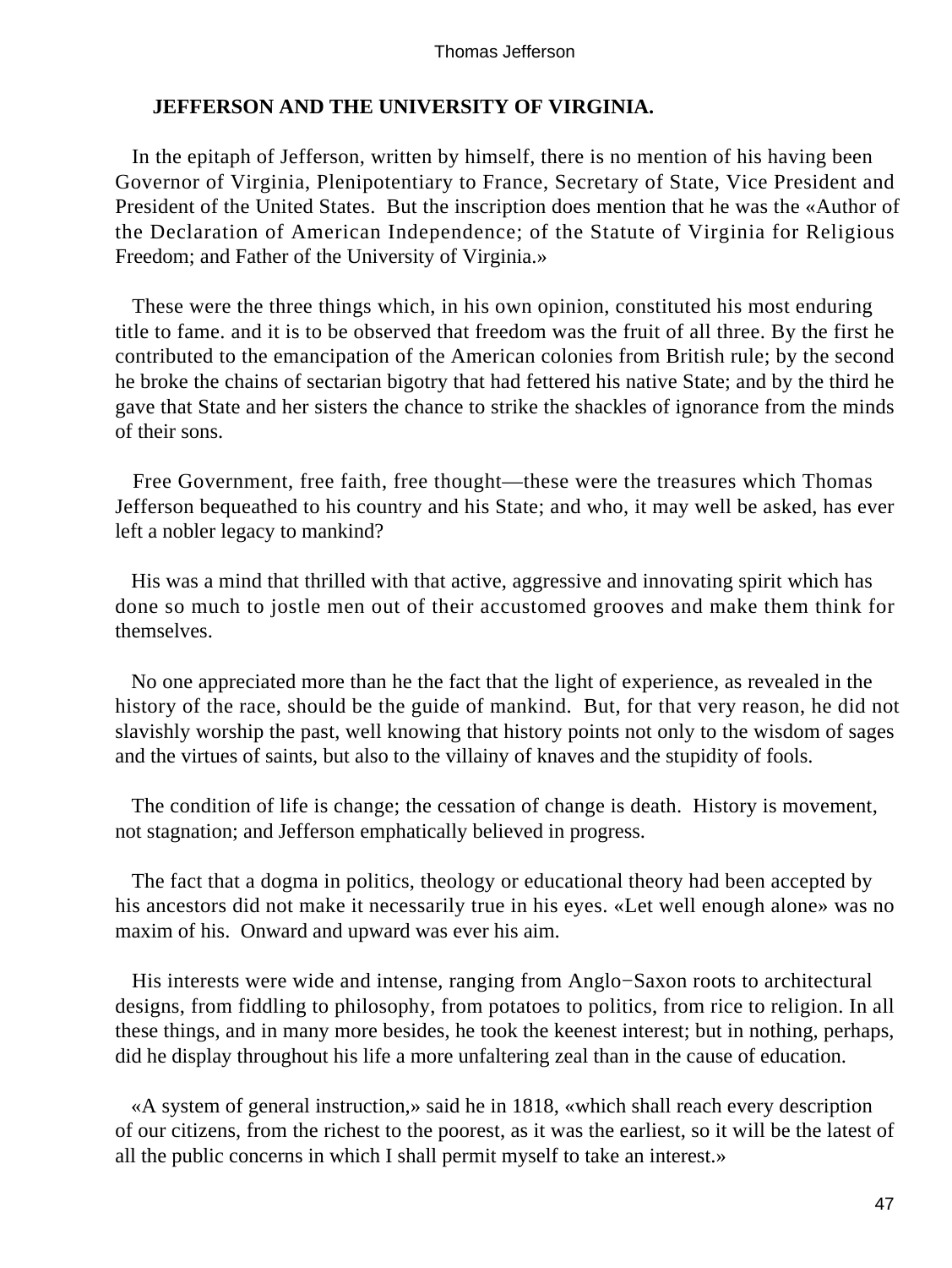## JEFFERSON AND THE UNIVERSITY OF VIRGINIA.

In the epitaph of Jefferson, written by himself, there is no mention of his having been Governor of Virginia, Plenipotentiary to France, Secretary of State, Vice President and President of the United States. But the inscription does mention that he was the «Author of the Declaration of American Independence; of the Statute of Virginia for Religious Freedom; and Father of the University of Virginia.»

These were the three things which, in his own opinion, constituted his most enduring title to fame. and it is to be observed that freedom was the fruit of all three. By the first he contributed to the emancipation of the American colonies from British rule; by the second he broke the chains of sectarian bigotry that had fettered his native State; and by the third he gave that State and her sisters the chance to strike the shackles of ignorance from the minds of their sons.

Free Government, free faith, free thought—these were the treasures which Thomas Jefferson bequeathed to his country and his State; and who, it may well be asked, has ever left a nobler legacy to mankind?

His was a mind that thrilled with that active, aggressive and innovating spirit which has done so much to jostle men out of their accustomed grooves and make them think for themselves.

No one appreciated more than he the fact that the light of experience, as revealed in the history of the race, should be the guide of mankind. But, for that very reason, he did not slavishly worship the past, well knowing that history points not only to the wisdom of sages and the virtues of saints, but also to the villainy of knaves and the stupidity of fools.

The condition of life is change; the cessation of change is death. History is movement, not stagnation; and Jefferson emphatically believed in progress.

The fact that a dogma in politics, theology or educational theory had been accepted by his ancestors did not make it necessarily true in his eyes. «Let well enough alone» was no maxim of his. Onward and upward was ever his aim.

His interests were wide and intense, ranging from Anglo−Saxon roots to architectural designs, from fiddling to philosophy, from potatoes to politics, from rice to religion. In all these things, and in many more besides, he took the keenest interest; but in nothing, perhaps, did he display throughout his life a more unfaltering zeal than in the cause of education.

«A system of general instruction,» said he in 1818, «which shall reach every description of our citizens, from the richest to the poorest, as it was the earliest, so it will be the latest of all the public concerns in which I shall permit myself to take an interest.»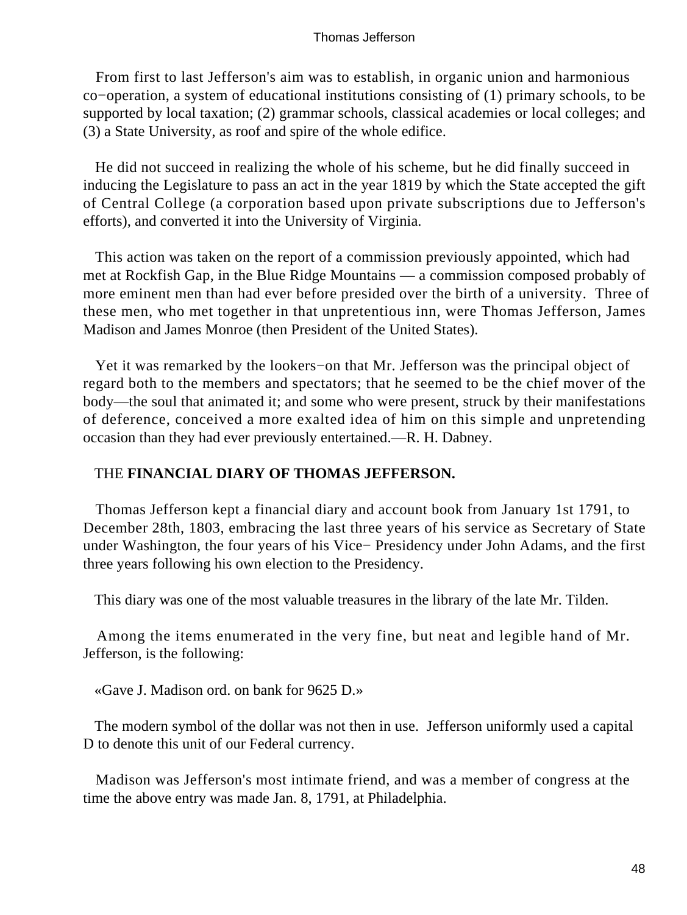From first to last Jefferson's aim was to establish, in organic union and harmonious co−operation, a system of educational institutions consisting of (1) primary schools, to be supported by local taxation; (2) grammar schools, classical academies or local colleges; and (3) a State University, as roof and spire of the whole edifice.

He did not succeed in realizing the whole of his scheme, but he did finally succeed in inducing the Legislature to pass an act in the year 1819 by which the State accepted the gift of Central College (a corporation based upon private subscriptions due to Jefferson's efforts), and converted it into the University of Virginia.

This action was taken on the report of a commission previously appointed, which had met at Rockfish Gap, in the Blue Ridge Mountains — a commission composed probably of more eminent men than had ever before presided over the birth of a university. Three of these men, who met together in that unpretentious inn, were Thomas Jefferson, James Madison and James Monroe (then President of the United States).

Yet it was remarked by the lookers−on that Mr. Jefferson was the principal object of regard both to the members and spectators; that he seemed to be the chief mover of the body—the soul that animated it; and some who were present, struck by their manifestations of deference, conceived a more exalted idea of him on this simple and unpretending occasion than they had ever previously entertained.—R. H. Dabney.

## THE **FINANCIAL DIARY OF THOMAS JEFFERSON.**

Thomas Jefferson kept a financial diary and account book from January 1st 1791, to December 28th, 1803, embracing the last three years of his service as Secretary of State under Washington, the four years of his Vice− Presidency under John Adams, and the first three years following his own election to the Presidency.

This diary was one of the most valuable treasures in the library of the late Mr. Tilden.

Among the items enumerated in the very fine, but neat and legible hand of Mr. Jefferson, is the following:

«Gave J. Madison ord. on bank for 9625 D.»

The modern symbol of the dollar was not then in use. Jefferson uniformly used a capital D to denote this unit of our Federal currency.

Madison was Jefferson's most intimate friend, and was a member of congress at the time the above entry was made Jan. 8, 1791, at Philadelphia.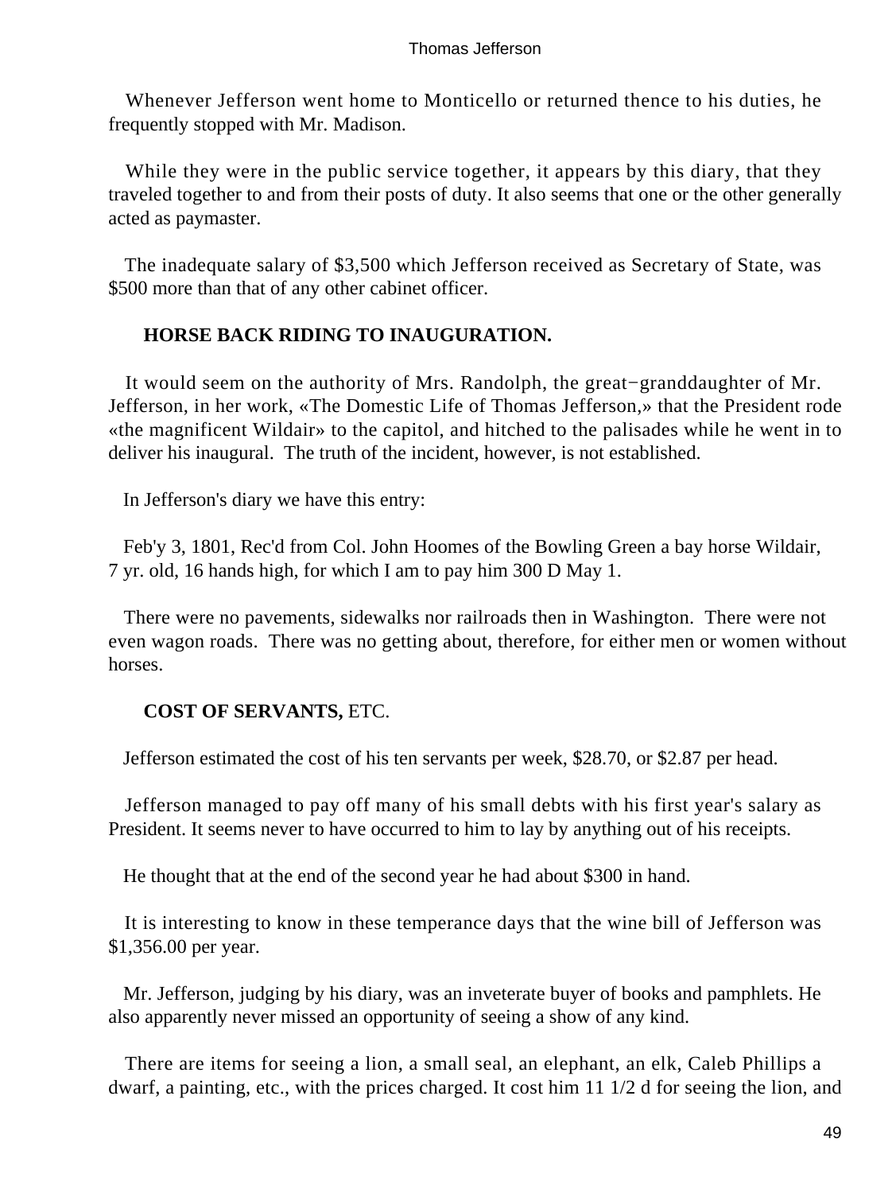Whenever Jefferson went home to Monticello or returned thence to his duties, he frequently stopped with Mr. Madison.

While they were in the public service together, it appears by this diary, that they traveled together to and from their posts of duty. It also seems that one or the other generally acted as paymaster.

The inadequate salary of $3,500 which Jefferson received as Secretary of State, was $500 more than that of any other cabinet officer.

### HORSE BACK RIDING TO INAUGURATION.

It would seem on the authority of Mrs. Randolph, the great−granddaughter of Mr. Jefferson, in her work, «The Domestic Life of Thomas Jefferson,» that the President rode «the magnificent Wildair» to the capitol, and hitched to the palisades while he went in to deliver his inaugural. The truth of the incident, however, is not established.

In Jefferson's diary we have this entry:

Feb'y 3, 1801, Rec'd from Col. John Hoomes of the Bowling Green a bay horse Wildair, 7 yr. old, 16 hands high, for which I am to pay him 300 D May 1.

There were no pavements, sidewalks nor railroads then in Washington. There were not even wagon roads. There was no getting about, therefore, for either men or women without horses.

### COST OF SERVANTS, ETC.

Jefferson estimated the cost of his ten servants per week, $28.70, or $2.87 per head.

Jefferson managed to pay off many of his small debts with his first year's salary as President. It seems never to have occurred to him to lay by anything out of his receipts.

He thought that at the end of the second year he had about $300 in hand.

It is interesting to know in these temperance days that the wine bill of Jefferson was $1,356.00 per year.

Mr. Jefferson, judging by his diary, was an inveterate buyer of books and pamphlets. He also apparently never missed an opportunity of seeing a show of any kind.

There are items for seeing a lion, a small seal, an elephant, an elk, Caleb Phillips a dwarf, a painting, etc., with the prices charged. It cost him 11 1/2 d for seeing the lion, and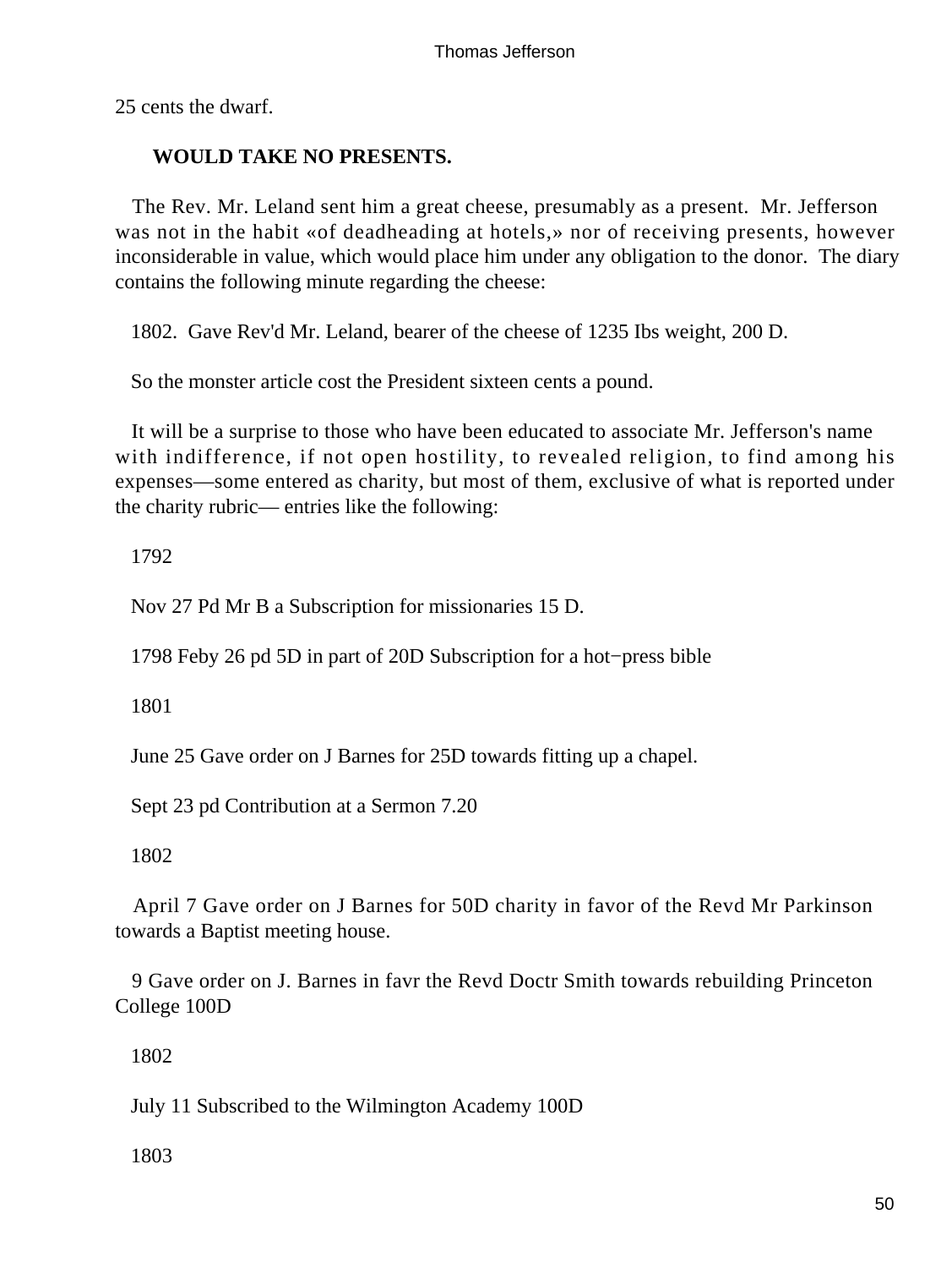25 cents the dwarf.

### WOULD TAKE NO PRESENTS.

The Rev. Mr. Leland sent him a great cheese, presumably as a present. Mr. Jefferson was not in the habit «of deadheading at hotels,» nor of receiving presents, however inconsiderable in value, which would place him under any obligation to the donor. The diary contains the following minute regarding the cheese:

1802. Gave Rev'd Mr. Leland, bearer of the cheese of 1235 Ibs weight, 200 D.

So the monster article cost the President sixteen cents a pound.

It will be a surprise to those who have been educated to associate Mr. Jefferson's name with indifference, if not open hostility, to revealed religion, to find among his expenses—some entered as charity, but most of them, exclusive of what is reported under the charity rubric— entries like the following:

1792

Nov 27 Pd Mr B a Subscription for missionaries 15 D.

1798 Feby 26 pd 5D in part of 20D Subscription for a hot−press bible

1801

June 25 Gave order on J Barnes for 25D towards fitting up a chapel.

Sept 23 pd Contribution at a Sermon 7.20

1802

April 7 Gave order on J Barnes for 50D charity in favor of the Revd Mr Parkinson towards a Baptist meeting house.

9 Gave order on J. Barnes in favr the Revd Doctr Smith towards rebuilding Princeton College 100D

1802

July 11 Subscribed to the Wilmington Academy 100D

1803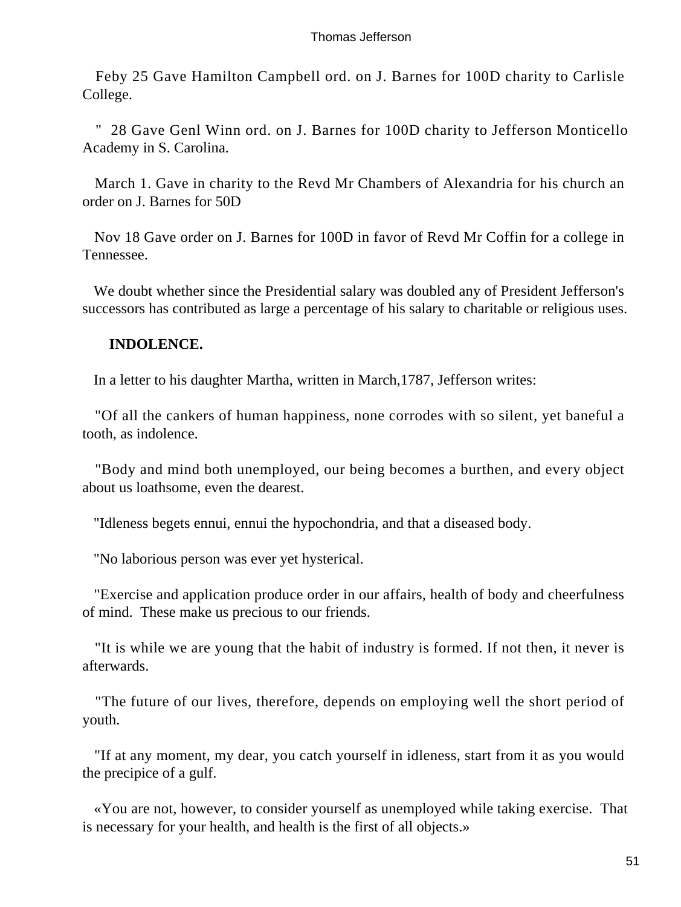Feby 25 Gave Hamilton Campbell ord. on J. Barnes for 100D charity to Carlisle College.

" 28 Gave Genl Winn ord. on J. Barnes for 100D charity to Jefferson Monticello Academy in S. Carolina.

March 1. Gave in charity to the Revd Mr Chambers of Alexandria for his church an order on J. Barnes for 50D

Nov 18 Gave order on J. Barnes for 100D in favor of Revd Mr Coffin for a college in Tennessee.

We doubt whether since the Presidential salary was doubled any of President Jefferson's successors has contributed as large a percentage of his salary to charitable or religious uses.

**INDOLENCE.**

In a letter to his daughter Martha, written in March,1787, Jefferson writes:

"Of all the cankers of human happiness, none corrodes with so silent, yet baneful a tooth, as indolence.

"Body and mind both unemployed, our being becomes a burthen, and every object about us loathsome, even the dearest.

"Idleness begets ennui, ennui the hypochondria, and that a diseased body.

"No laborious person was ever yet hysterical.

"Exercise and application produce order in our affairs, health of body and cheerfulness of mind. These make us precious to our friends.

"It is while we are young that the habit of industry is formed. If not then, it never is afterwards.

"The future of our lives, therefore, depends on employing well the short period of youth.

"If at any moment, my dear, you catch yourself in idleness, start from it as you would the precipice of a gulf.

«You are not, however, to consider yourself as unemployed while taking exercise. That is necessary for your health, and health is the first of all objects.»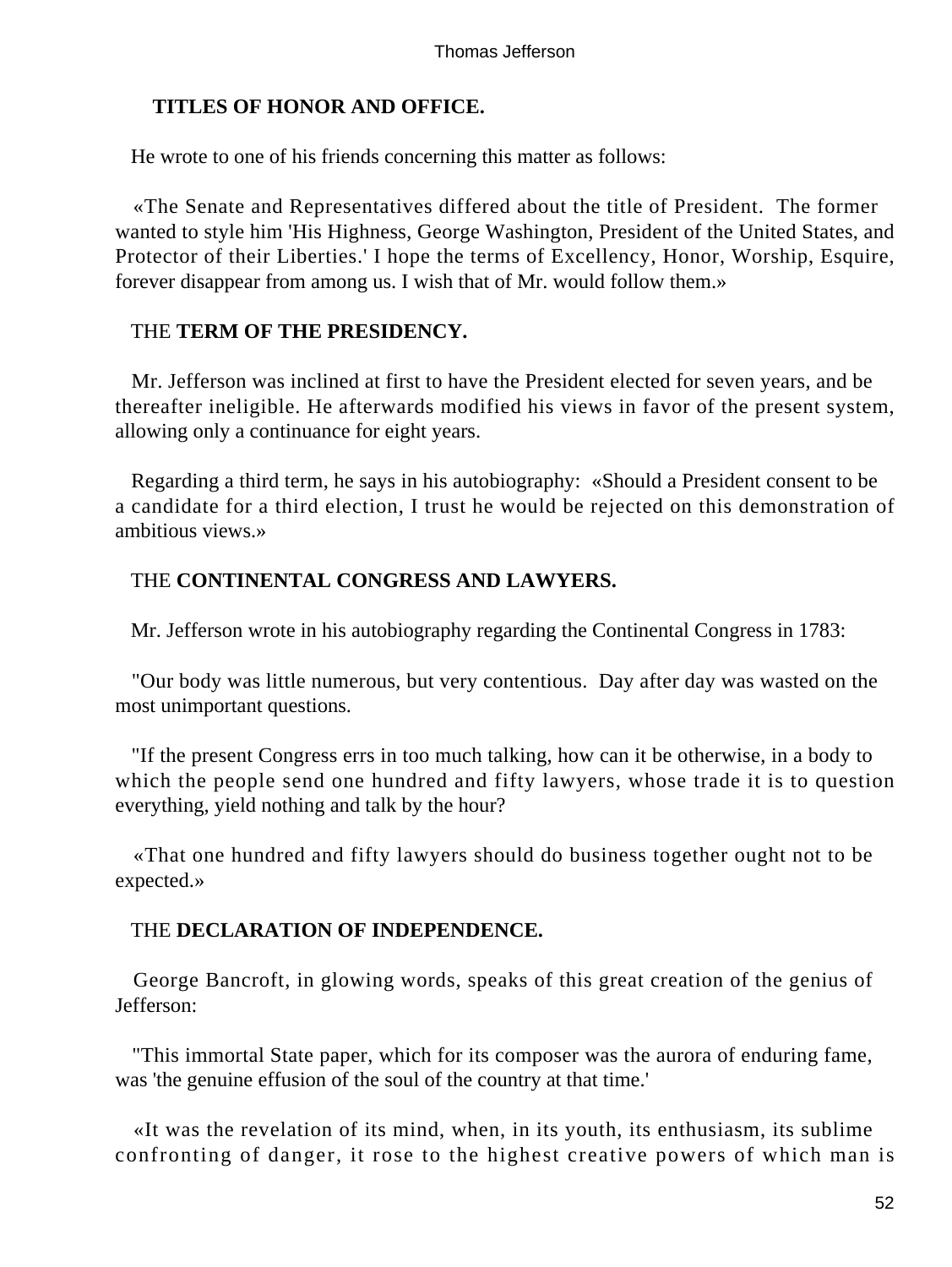**TITLES OF HONOR AND OFFICE.**

He wrote to one of his friends concerning this matter as follows:

«The Senate and Representatives differed about the title of President. The former wanted to style him 'His Highness, George Washington, President of the United States, and Protector of their Liberties.' I hope the terms of Excellency, Honor, Worship, Esquire, forever disappear from among us. I wish that of Mr. would follow them.»

THE **TERM OF THE PRESIDENCY.**

Mr. Jefferson was inclined at first to have the President elected for seven years, and be thereafter ineligible. He afterwards modified his views in favor of the present system, allowing only a continuance for eight years.

Regarding a third term, he says in his autobiography: «Should a President consent to be a candidate for a third election, I trust he would be rejected on this demonstration of ambitious views.»

THE **CONTINENTAL CONGRESS AND LAWYERS.**

Mr. Jefferson wrote in his autobiography regarding the Continental Congress in 1783:

"Our body was little numerous, but very contentious. Day after day was wasted on the most unimportant questions.

"If the present Congress errs in too much talking, how can it be otherwise, in a body to which the people send one hundred and fifty lawyers, whose trade it is to question everything, yield nothing and talk by the hour?

«That one hundred and fifty lawyers should do business together ought not to be expected.»

THE **DECLARATION OF INDEPENDENCE.**

George Bancroft, in glowing words, speaks of this great creation of the genius of Jefferson:

"This immortal State paper, which for its composer was the aurora of enduring fame, was 'the genuine effusion of the soul of the country at that time.'

«It was the revelation of its mind, when, in its youth, its enthusiasm, its sublime confronting of danger, it rose to the highest creative powers of which man is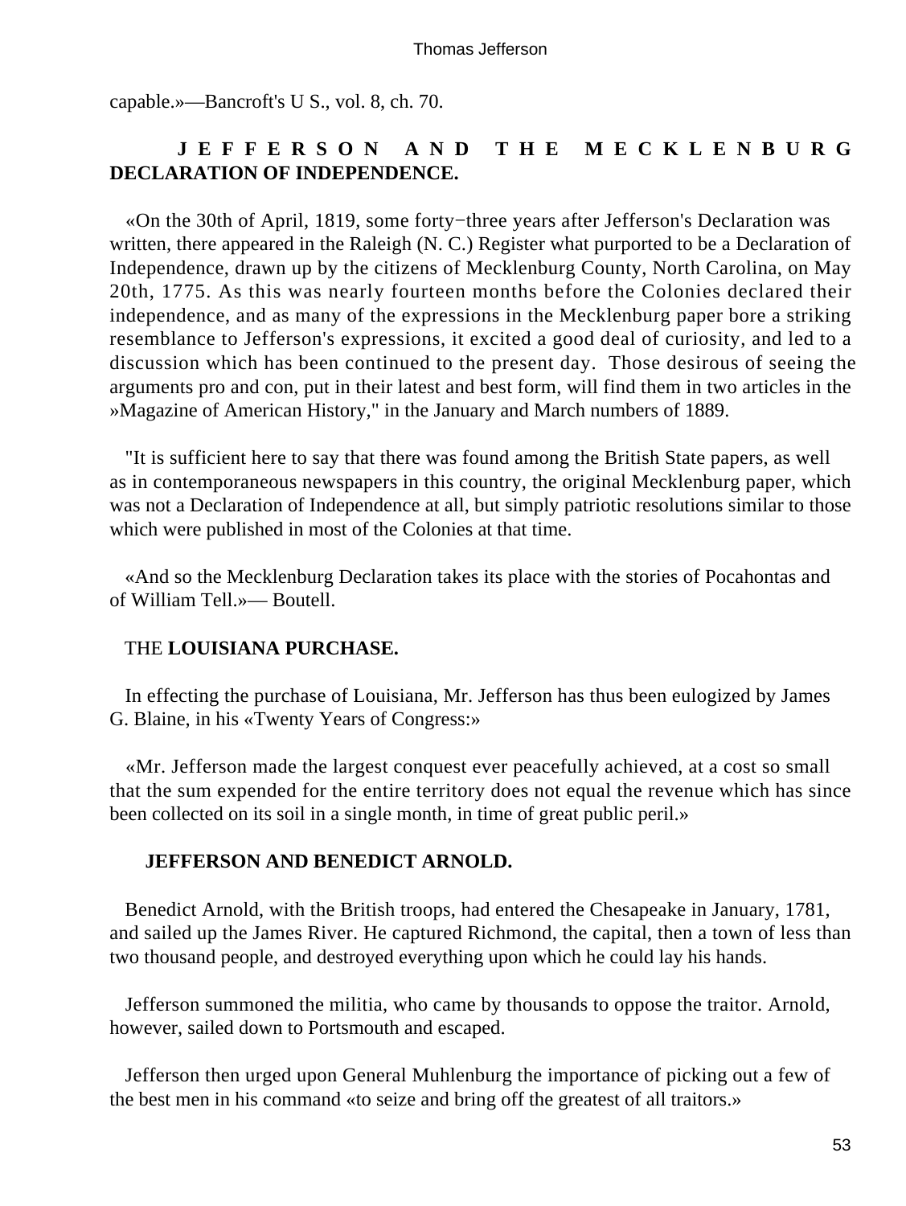capable.»—Bancroft's U S., vol. 8, ch. 70.

## JEFFERSON AND THE MECKLENBURG DECLARATION OF INDEPENDENCE.

«On the 30th of April, 1819, some forty−three years after Jefferson's Declaration was written, there appeared in the Raleigh (N. C.) Register what purported to be a Declaration of Independence, drawn up by the citizens of Mecklenburg County, North Carolina, on May 20th, 1775. As this was nearly fourteen months before the Colonies declared their independence, and as many of the expressions in the Mecklenburg paper bore a striking resemblance to Jefferson's expressions, it excited a good deal of curiosity, and led to a discussion which has been continued to the present day. Those desirous of seeing the arguments pro and con, put in their latest and best form, will find them in two articles in the »Magazine of American History," in the January and March numbers of 1889.

"It is sufficient here to say that there was found among the British State papers, as well as in contemporaneous newspapers in this country, the original Mecklenburg paper, which was not a Declaration of Independence at all, but simply patriotic resolutions similar to those which were published in most of the Colonies at that time.

«And so the Mecklenburg Declaration takes its place with the stories of Pocahontas and of William Tell.»— Boutell.

## THE LOUISIANA PURCHASE.

In effecting the purchase of Louisiana, Mr. Jefferson has thus been eulogized by James G. Blaine, in his «Twenty Years of Congress:»

«Mr. Jefferson made the largest conquest ever peacefully achieved, at a cost so small that the sum expended for the entire territory does not equal the revenue which has since been collected on its soil in a single month, in time of great public peril.»

## JEFFERSON AND BENEDICT ARNOLD.

Benedict Arnold, with the British troops, had entered the Chesapeake in January, 1781, and sailed up the James River. He captured Richmond, the capital, then a town of less than two thousand people, and destroyed everything upon which he could lay his hands.

Jefferson summoned the militia, who came by thousands to oppose the traitor. Arnold, however, sailed down to Portsmouth and escaped.

Jefferson then urged upon General Muhlenburg the importance of picking out a few of the best men in his command «to seize and bring off the greatest of all traitors.»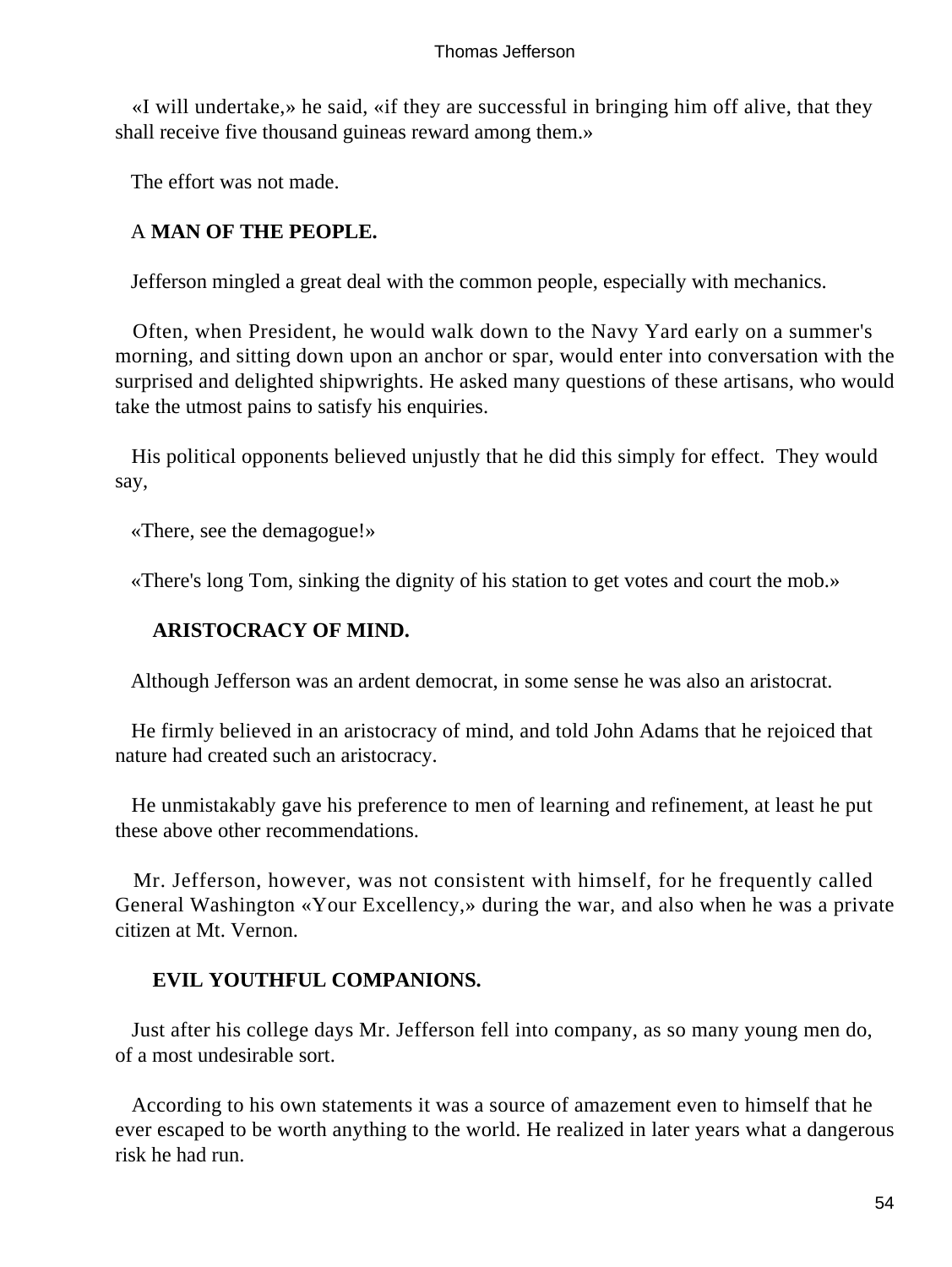«I will undertake,» he said, «if they are successful in bringing him off alive, that they shall receive five thousand guineas reward among them.»

The effort was not made.

### A **MAN OF THE PEOPLE.**

Jefferson mingled a great deal with the common people, especially with mechanics.

Often, when President, he would walk down to the Navy Yard early on a summer's morning, and sitting down upon an anchor or spar, would enter into conversation with the surprised and delighted shipwrights. He asked many questions of these artisans, who would take the utmost pains to satisfy his enquiries.

His political opponents believed unjustly that he did this simply for effect. They would say,

«There, see the demagogue!»

«There's long Tom, sinking the dignity of his station to get votes and court the mob.»

### ARISTOCRACY OF MIND.

Although Jefferson was an ardent democrat, in some sense he was also an aristocrat.

He firmly believed in an aristocracy of mind, and told John Adams that he rejoiced that nature had created such an aristocracy.

He unmistakably gave his preference to men of learning and refinement, at least he put these above other recommendations.

Mr. Jefferson, however, was not consistent with himself, for he frequently called General Washington «Your Excellency,» during the war, and also when he was a private citizen at Mt. Vernon.

### EVIL YOUTHFUL COMPANIONS.

Just after his college days Mr. Jefferson fell into company, as so many young men do, of a most undesirable sort.

According to his own statements it was a source of amazement even to himself that he ever escaped to be worth anything to the world. He realized in later years what a dangerous risk he had run.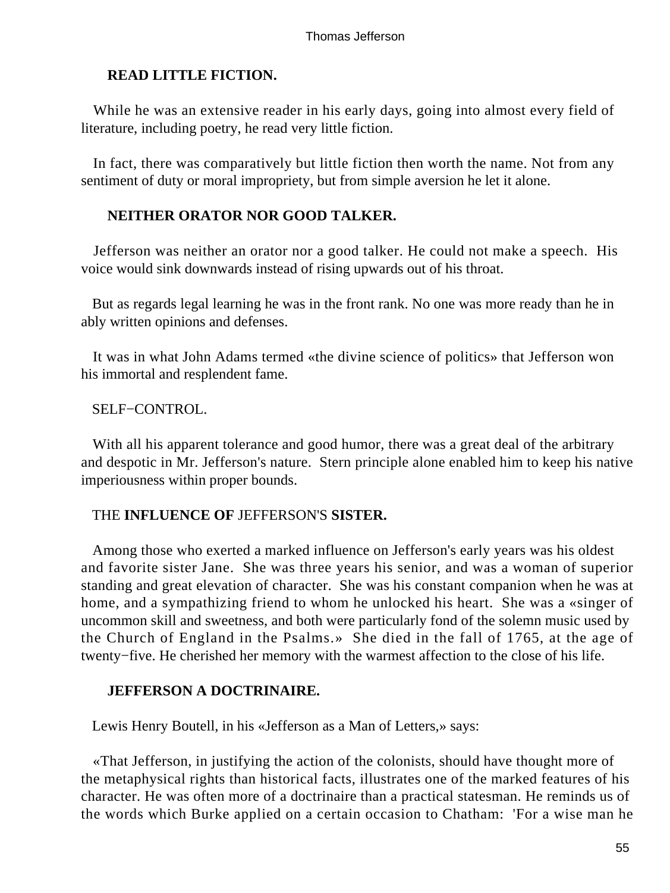**READ LITTLE FICTION.**

While he was an extensive reader in his early days, going into almost every field of literature, including poetry, he read very little fiction.

In fact, there was comparatively but little fiction then worth the name. Not from any sentiment of duty or moral impropriety, but from simple aversion he let it alone.

**NEITHER ORATOR NOR GOOD TALKER.**

Jefferson was neither an orator nor a good talker. He could not make a speech. His voice would sink downwards instead of rising upwards out of his throat.

But as regards legal learning he was in the front rank. No one was more ready than he in ably written opinions and defenses.

It was in what John Adams termed «the divine science of politics» that Jefferson won his immortal and resplendent fame.

SELF−CONTROL.

With all his apparent tolerance and good humor, there was a great deal of the arbitrary and despotic in Mr. Jefferson's nature. Stern principle alone enabled him to keep his native imperiousness within proper bounds.

THE **INFLUENCE OF** JEFFERSON'S **SISTER.**

Among those who exerted a marked influence on Jefferson's early years was his oldest and favorite sister Jane. She was three years his senior, and was a woman of superior standing and great elevation of character. She was his constant companion when he was at home, and a sympathizing friend to whom he unlocked his heart. She was a «singer of uncommon skill and sweetness, and both were particularly fond of the solemn music used by the Church of England in the Psalms.» She died in the fall of 1765, at the age of twenty−five. He cherished her memory with the warmest affection to the close of his life.

**JEFFERSON A DOCTRINAIRE.**

Lewis Henry Boutell, in his «Jefferson as a Man of Letters,» says:

«That Jefferson, in justifying the action of the colonists, should have thought more of the metaphysical rights than historical facts, illustrates one of the marked features of his character. He was often more of a doctrinaire than a practical statesman. He reminds us of the words which Burke applied on a certain occasion to Chatham: 'For a wise man he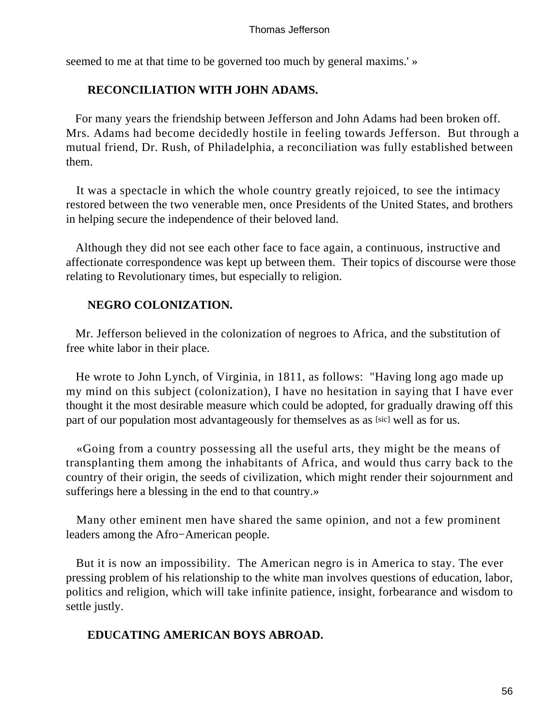seemed to me at that time to be governed too much by general maxims.' »

## RECONCILIATION WITH JOHN ADAMS.

For many years the friendship between Jefferson and John Adams had been broken off. Mrs. Adams had become decidedly hostile in feeling towards Jefferson. But through a mutual friend, Dr. Rush, of Philadelphia, a reconciliation was fully established between them.

It was a spectacle in which the whole country greatly rejoiced, to see the intimacy restored between the two venerable men, once Presidents of the United States, and brothers in helping secure the independence of their beloved land.

Although they did not see each other face to face again, a continuous, instructive and affectionate correspondence was kept up between them. Their topics of discourse were those relating to Revolutionary times, but especially to religion.

## NEGRO COLONIZATION.

Mr. Jefferson believed in the colonization of negroes to Africa, and the substitution of free white labor in their place.

He wrote to John Lynch, of Virginia, in 1811, as follows: "Having long ago made up my mind on this subject (colonization), I have no hesitation in saying that I have ever thought it the most desirable measure which could be adopted, for gradually drawing off this part of our population most advantageously for themselves as as [sic] well as for us.

«Going from a country possessing all the useful arts, they might be the means of transplanting them among the inhabitants of Africa, and would thus carry back to the country of their origin, the seeds of civilization, which might render their sojournment and sufferings here a blessing in the end to that country.»

Many other eminent men have shared the same opinion, and not a few prominent leaders among the Afro−American people.

But it is now an impossibility. The American negro is in America to stay. The ever pressing problem of his relationship to the white man involves questions of education, labor, politics and religion, which will take infinite patience, insight, forbearance and wisdom to settle justly.

## EDUCATING AMERICAN BOYS ABROAD.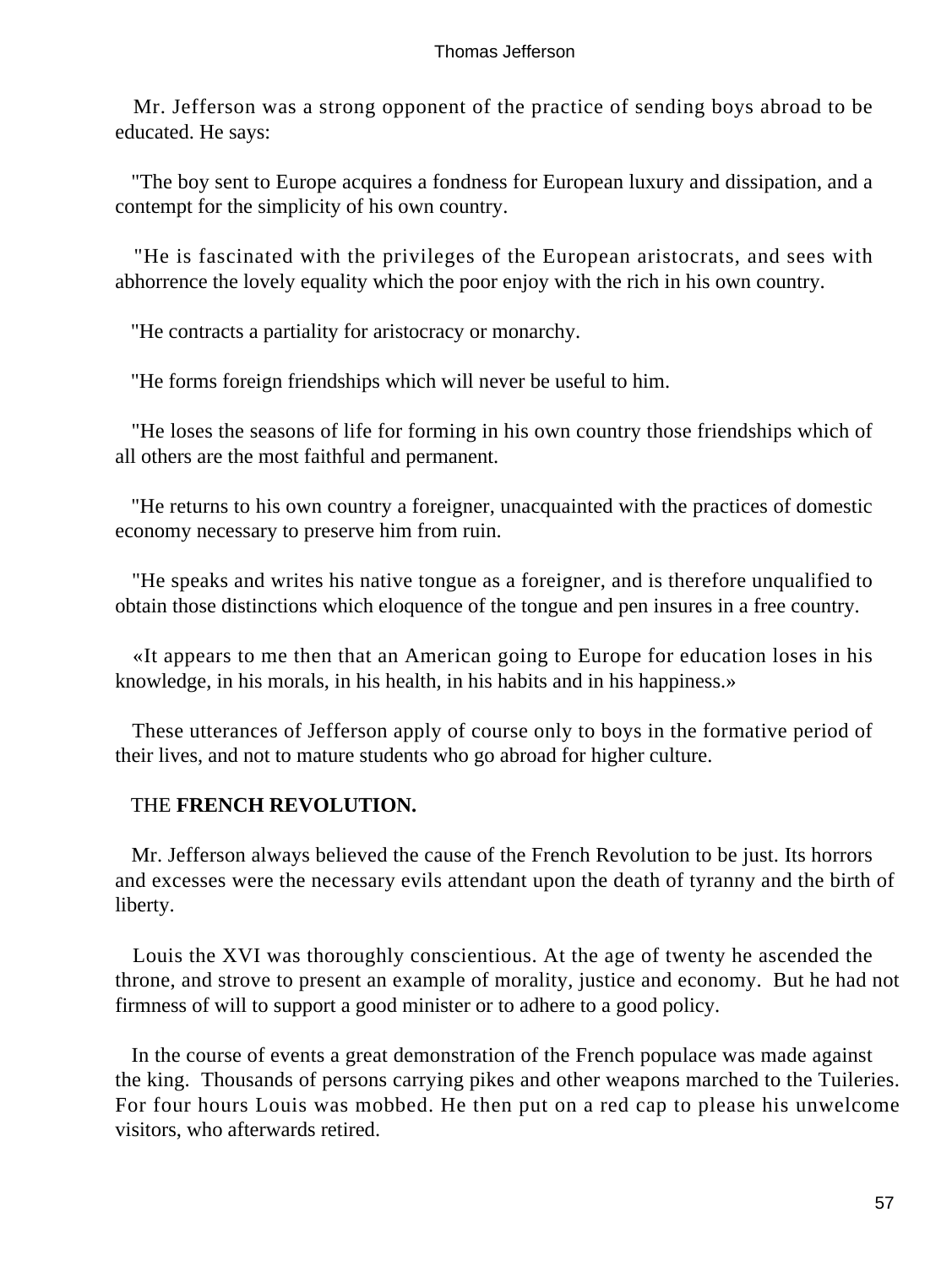Mr. Jefferson was a strong opponent of the practice of sending boys abroad to be educated. He says:

"The boy sent to Europe acquires a fondness for European luxury and dissipation, and a contempt for the simplicity of his own country.

"He is fascinated with the privileges of the European aristocrats, and sees with abhorrence the lovely equality which the poor enjoy with the rich in his own country.

"He contracts a partiality for aristocracy or monarchy.

"He forms foreign friendships which will never be useful to him.

"He loses the seasons of life for forming in his own country those friendships which of all others are the most faithful and permanent.

"He returns to his own country a foreigner, unacquainted with the practices of domestic economy necessary to preserve him from ruin.

"He speaks and writes his native tongue as a foreigner, and is therefore unqualified to obtain those distinctions which eloquence of the tongue and pen insures in a free country.

«It appears to me then that an American going to Europe for education loses in his knowledge, in his morals, in his health, in his habits and in his happiness.»

These utterances of Jefferson apply of course only to boys in the formative period of their lives, and not to mature students who go abroad for higher culture.

## THE **FRENCH REVOLUTION.**

Mr. Jefferson always believed the cause of the French Revolution to be just. Its horrors and excesses were the necessary evils attendant upon the death of tyranny and the birth of liberty.

Louis the XVI was thoroughly conscientious. At the age of twenty he ascended the throne, and strove to present an example of morality, justice and economy. But he had not firmness of will to support a good minister or to adhere to a good policy.

In the course of events a great demonstration of the French populace was made against the king. Thousands of persons carrying pikes and other weapons marched to the Tuileries. For four hours Louis was mobbed. He then put on a red cap to please his unwelcome visitors, who afterwards retired.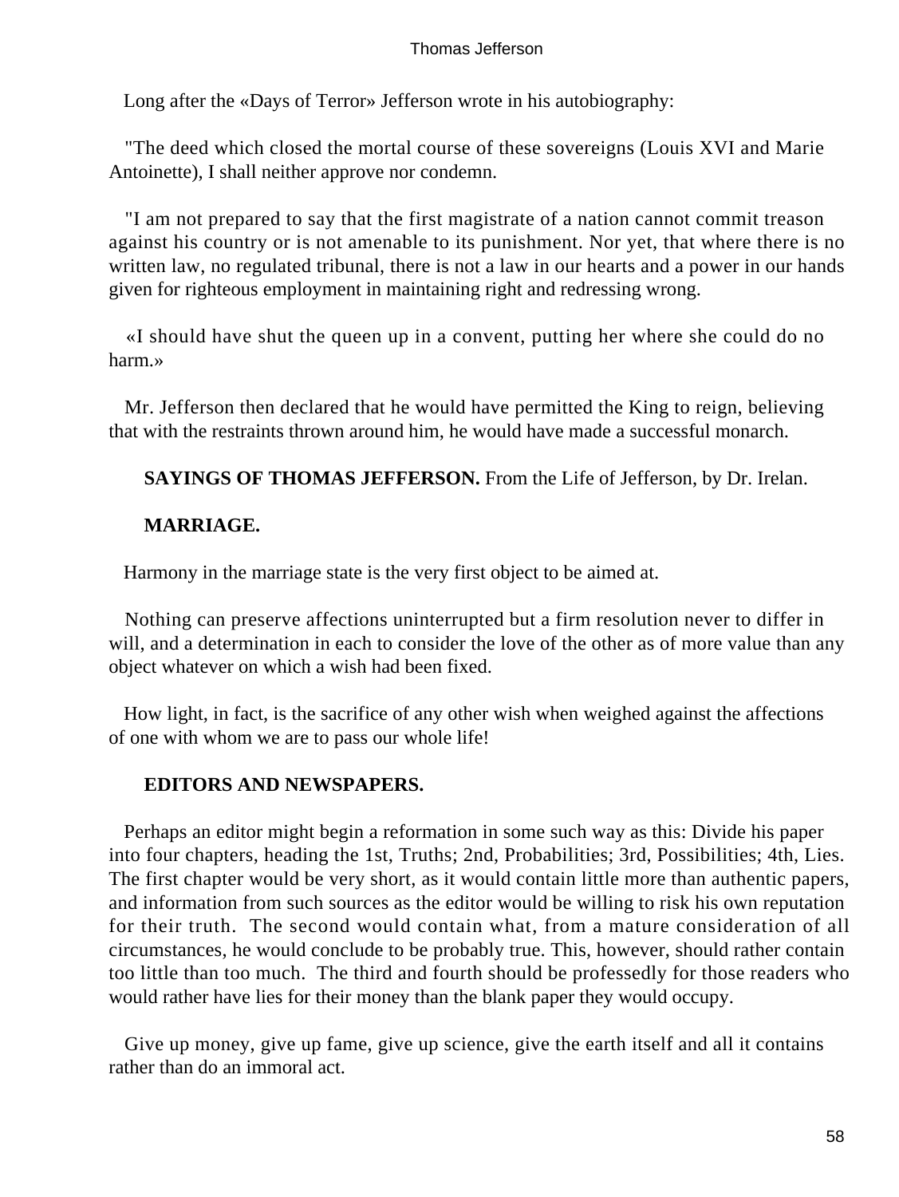Long after the «Days of Terror» Jefferson wrote in his autobiography:

"The deed which closed the mortal course of these sovereigns (Louis XVI and Marie Antoinette), I shall neither approve nor condemn.

"I am not prepared to say that the first magistrate of a nation cannot commit treason against his country or is not amenable to its punishment. Nor yet, that where there is no written law, no regulated tribunal, there is not a law in our hearts and a power in our hands given for righteous employment in maintaining right and redressing wrong.

«I should have shut the queen up in a convent, putting her where she could do no harm.»

Mr. Jefferson then declared that he would have permitted the King to reign, believing that with the restraints thrown around him, he would have made a successful monarch.

**SAYINGS OF THOMAS JEFFERSON.** From the Life of Jefferson, by Dr. Irelan.

**MARRIAGE.**

Harmony in the marriage state is the very first object to be aimed at.

Nothing can preserve affections uninterrupted but a firm resolution never to differ in will, and a determination in each to consider the love of the other as of more value than any object whatever on which a wish had been fixed.

How light, in fact, is the sacrifice of any other wish when weighed against the affections of one with whom we are to pass our whole life!

**EDITORS AND NEWSPAPERS.**

Perhaps an editor might begin a reformation in some such way as this: Divide his paper into four chapters, heading the 1st, Truths; 2nd, Probabilities; 3rd, Possibilities; 4th, Lies. The first chapter would be very short, as it would contain little more than authentic papers, and information from such sources as the editor would be willing to risk his own reputation for their truth. The second would contain what, from a mature consideration of all circumstances, he would conclude to be probably true. This, however, should rather contain too little than too much. The third and fourth should be professedly for those readers who would rather have lies for their money than the blank paper they would occupy.

Give up money, give up fame, give up science, give the earth itself and all it contains rather than do an immoral act.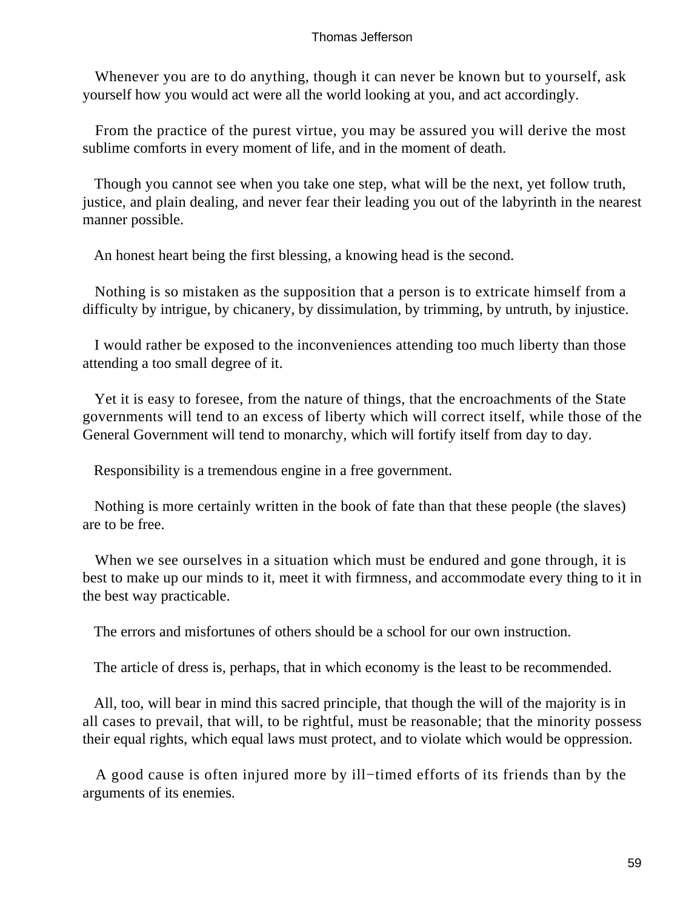Whenever you are to do anything, though it can never be known but to yourself, ask yourself how you would act were all the world looking at you, and act accordingly.

From the practice of the purest virtue, you may be assured you will derive the most sublime comforts in every moment of life, and in the moment of death.

Though you cannot see when you take one step, what will be the next, yet follow truth, justice, and plain dealing, and never fear their leading you out of the labyrinth in the nearest manner possible.

An honest heart being the first blessing, a knowing head is the second.

Nothing is so mistaken as the supposition that a person is to extricate himself from a difficulty by intrigue, by chicanery, by dissimulation, by trimming, by untruth, by injustice.

I would rather be exposed to the inconveniences attending too much liberty than those attending a too small degree of it.

Yet it is easy to foresee, from the nature of things, that the encroachments of the State governments will tend to an excess of liberty which will correct itself, while those of the General Government will tend to monarchy, which will fortify itself from day to day.

Responsibility is a tremendous engine in a free government.

Nothing is more certainly written in the book of fate than that these people (the slaves) are to be free.

When we see ourselves in a situation which must be endured and gone through, it is best to make up our minds to it, meet it with firmness, and accommodate every thing to it in the best way practicable.

The errors and misfortunes of others should be a school for our own instruction.

The article of dress is, perhaps, that in which economy is the least to be recommended.

All, too, will bear in mind this sacred principle, that though the will of the majority is in all cases to prevail, that will, to be rightful, must be reasonable; that the minority possess their equal rights, which equal laws must protect, and to violate which would be oppression.

A good cause is often injured more by ill−timed efforts of its friends than by the arguments of its enemies.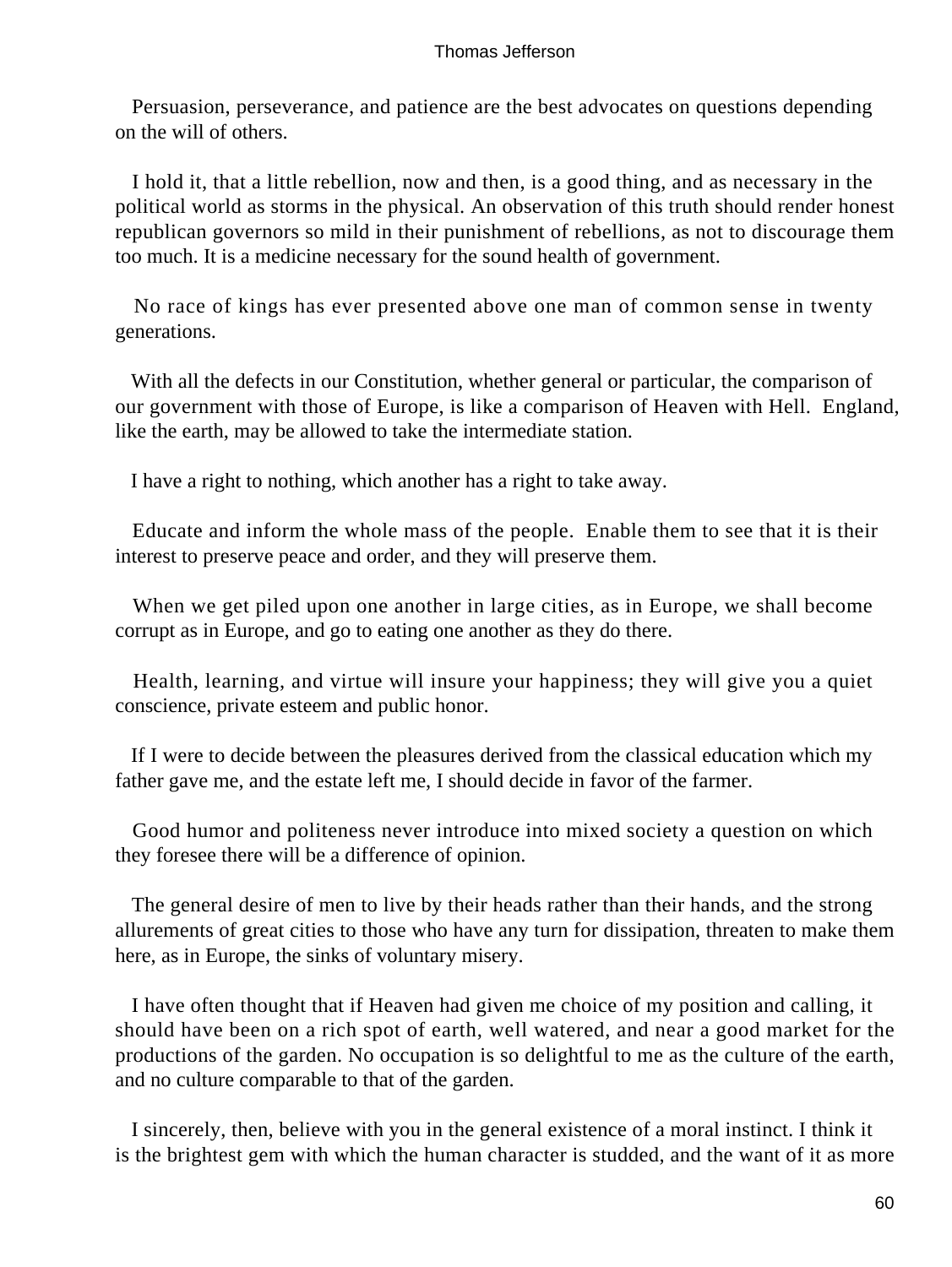Persuasion, perseverance, and patience are the best advocates on questions depending on the will of others.

I hold it, that a little rebellion, now and then, is a good thing, and as necessary in the political world as storms in the physical. An observation of this truth should render honest republican governors so mild in their punishment of rebellions, as not to discourage them too much. It is a medicine necessary for the sound health of government.

No race of kings has ever presented above one man of common sense in twenty generations.

With all the defects in our Constitution, whether general or particular, the comparison of our government with those of Europe, is like a comparison of Heaven with Hell. England, like the earth, may be allowed to take the intermediate station.

I have a right to nothing, which another has a right to take away.

Educate and inform the whole mass of the people. Enable them to see that it is their interest to preserve peace and order, and they will preserve them.

When we get piled upon one another in large cities, as in Europe, we shall become corrupt as in Europe, and go to eating one another as they do there.

Health, learning, and virtue will insure your happiness; they will give you a quiet conscience, private esteem and public honor.

If I were to decide between the pleasures derived from the classical education which my father gave me, and the estate left me, I should decide in favor of the farmer.

Good humor and politeness never introduce into mixed society a question on which they foresee there will be a difference of opinion.

The general desire of men to live by their heads rather than their hands, and the strong allurements of great cities to those who have any turn for dissipation, threaten to make them here, as in Europe, the sinks of voluntary misery.

I have often thought that if Heaven had given me choice of my position and calling, it should have been on a rich spot of earth, well watered, and near a good market for the productions of the garden. No occupation is so delightful to me as the culture of the earth, and no culture comparable to that of the garden.

I sincerely, then, believe with you in the general existence of a moral instinct. I think it is the brightest gem with which the human character is studded, and the want of it as more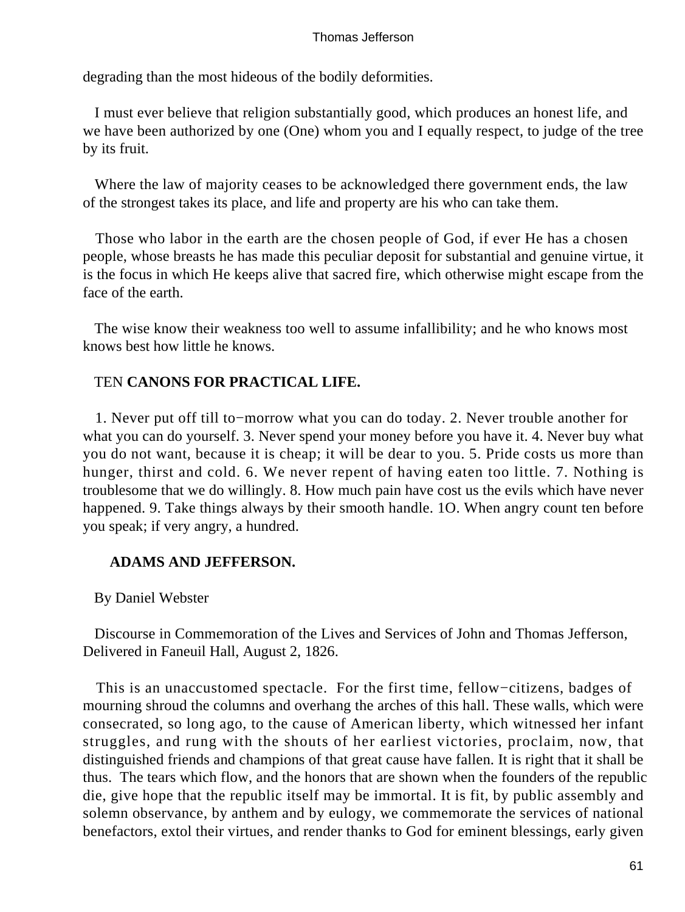degrading than the most hideous of the bodily deformities.

I must ever believe that religion substantially good, which produces an honest life, and we have been authorized by one (One) whom you and I equally respect, to judge of the tree by its fruit.

Where the law of majority ceases to be acknowledged there government ends, the law of the strongest takes its place, and life and property are his who can take them.

Those who labor in the earth are the chosen people of God, if ever He has a chosen people, whose breasts he has made this peculiar deposit for substantial and genuine virtue, it is the focus in which He keeps alive that sacred fire, which otherwise might escape from the face of the earth.

The wise know their weakness too well to assume infallibility; and he who knows most knows best how little he knows.

TEN **CANONS FOR PRACTICAL LIFE.**

1. Never put off till to−morrow what you can do today. 2. Never trouble another for what you can do yourself. 3. Never spend your money before you have it. 4. Never buy what you do not want, because it is cheap; it will be dear to you. 5. Pride costs us more than hunger, thirst and cold. 6. We never repent of having eaten too little. 7. Nothing is troublesome that we do willingly. 8. How much pain have cost us the evils which have never happened. 9. Take things always by their smooth handle. 1O. When angry count ten before you speak; if very angry, a hundred.

## ADAMS AND JEFFERSON.

By Daniel Webster

Discourse in Commemoration of the Lives and Services of John and Thomas Jefferson, Delivered in Faneuil Hall, August 2, 1826.

This is an unaccustomed spectacle. For the first time, fellow−citizens, badges of mourning shroud the columns and overhang the arches of this hall. These walls, which were consecrated, so long ago, to the cause of American liberty, which witnessed her infant struggles, and rung with the shouts of her earliest victories, proclaim, now, that distinguished friends and champions of that great cause have fallen. It is right that it shall be thus. The tears which flow, and the honors that are shown when the founders of the republic die, give hope that the republic itself may be immortal. It is fit, by public assembly and solemn observance, by anthem and by eulogy, we commemorate the services of national benefactors, extol their virtues, and render thanks to God for eminent blessings, early given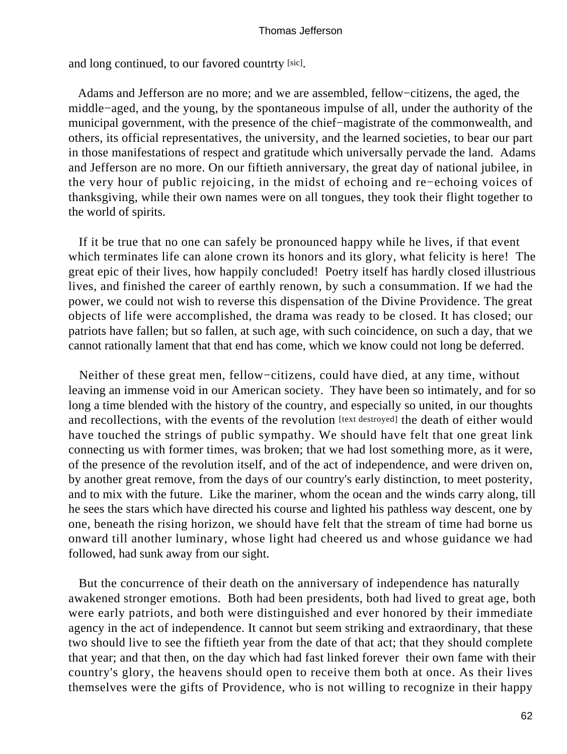and long continued, to our favored countrty [sic].

Adams and Jefferson are no more; and we are assembled, fellow−citizens, the aged, the middle−aged, and the young, by the spontaneous impulse of all, under the authority of the municipal government, with the presence of the chief−magistrate of the commonwealth, and others, its official representatives, the university, and the learned societies, to bear our part in those manifestations of respect and gratitude which universally pervade the land. Adams and Jefferson are no more. On our fiftieth anniversary, the great day of national jubilee, in the very hour of public rejoicing, in the midst of echoing and re−echoing voices of thanksgiving, while their own names were on all tongues, they took their flight together to the world of spirits.

If it be true that no one can safely be pronounced happy while he lives, if that event which terminates life can alone crown its honors and its glory, what felicity is here! The great epic of their lives, how happily concluded! Poetry itself has hardly closed illustrious lives, and finished the career of earthly renown, by such a consummation. If we had the power, we could not wish to reverse this dispensation of the Divine Providence. The great objects of life were accomplished, the drama was ready to be closed. It has closed; our patriots have fallen; but so fallen, at such age, with such coincidence, on such a day, that we cannot rationally lament that that end has come, which we know could not long be deferred.

Neither of these great men, fellow−citizens, could have died, at any time, without leaving an immense void in our American society. They have been so intimately, and for so long a time blended with the history of the country, and especially so united, in our thoughts and recollections, with the events of the revolution [text destroyed] the death of either would have touched the strings of public sympathy. We should have felt that one great link connecting us with former times, was broken; that we had lost something more, as it were, of the presence of the revolution itself, and of the act of independence, and were driven on, by another great remove, from the days of our country's early distinction, to meet posterity, and to mix with the future. Like the mariner, whom the ocean and the winds carry along, till he sees the stars which have directed his course and lighted his pathless way descent, one by one, beneath the rising horizon, we should have felt that the stream of time had borne us onward till another luminary, whose light had cheered us and whose guidance we had followed, had sunk away from our sight.

But the concurrence of their death on the anniversary of independence has naturally awakened stronger emotions. Both had been presidents, both had lived to great age, both were early patriots, and both were distinguished and ever honored by their immediate agency in the act of independence. It cannot but seem striking and extraordinary, that these two should live to see the fiftieth year from the date of that act; that they should complete that year; and that then, on the day which had fast linked forever their own fame with their country's glory, the heavens should open to receive them both at once. As their lives themselves were the gifts of Providence, who is not willing to recognize in their happy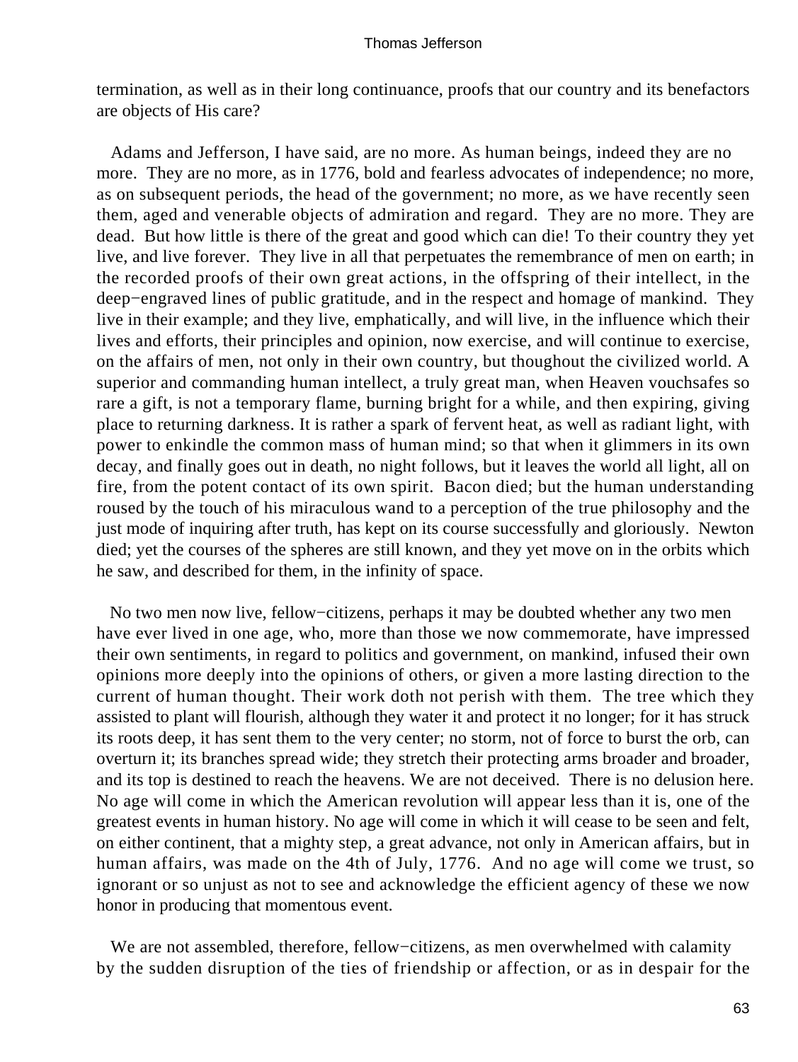termination, as well as in their long continuance, proofs that our country and its benefactors are objects of His care?

Adams and Jefferson, I have said, are no more. As human beings, indeed they are no more. They are no more, as in 1776, bold and fearless advocates of independence; no more, as on subsequent periods, the head of the government; no more, as we have recently seen them, aged and venerable objects of admiration and regard. They are no more. They are dead. But how little is there of the great and good which can die! To their country they yet live, and live forever. They live in all that perpetuates the remembrance of men on earth; in the recorded proofs of their own great actions, in the offspring of their intellect, in the deep−engraved lines of public gratitude, and in the respect and homage of mankind. They live in their example; and they live, emphatically, and will live, in the influence which their lives and efforts, their principles and opinion, now exercise, and will continue to exercise, on the affairs of men, not only in their own country, but thoughout the civilized world. A superior and commanding human intellect, a truly great man, when Heaven vouchsafes so rare a gift, is not a temporary flame, burning bright for a while, and then expiring, giving place to returning darkness. It is rather a spark of fervent heat, as well as radiant light, with power to enkindle the common mass of human mind; so that when it glimmers in its own decay, and finally goes out in death, no night follows, but it leaves the world all light, all on fire, from the potent contact of its own spirit. Bacon died; but the human understanding roused by the touch of his miraculous wand to a perception of the true philosophy and the just mode of inquiring after truth, has kept on its course successfully and gloriously. Newton died; yet the courses of the spheres are still known, and they yet move on in the orbits which he saw, and described for them, in the infinity of space.

No two men now live, fellow−citizens, perhaps it may be doubted whether any two men have ever lived in one age, who, more than those we now commemorate, have impressed their own sentiments, in regard to politics and government, on mankind, infused their own opinions more deeply into the opinions of others, or given a more lasting direction to the current of human thought. Their work doth not perish with them. The tree which they assisted to plant will flourish, although they water it and protect it no longer; for it has struck its roots deep, it has sent them to the very center; no storm, not of force to burst the orb, can overturn it; its branches spread wide; they stretch their protecting arms broader and broader, and its top is destined to reach the heavens. We are not deceived. There is no delusion here. No age will come in which the American revolution will appear less than it is, one of the greatest events in human history. No age will come in which it will cease to be seen and felt, on either continent, that a mighty step, a great advance, not only in American affairs, but in human affairs, was made on the 4th of July, 1776. And no age will come we trust, so ignorant or so unjust as not to see and acknowledge the efficient agency of these we now honor in producing that momentous event.

We are not assembled, therefore, fellow−citizens, as men overwhelmed with calamity by the sudden disruption of the ties of friendship or affection, or as in despair for the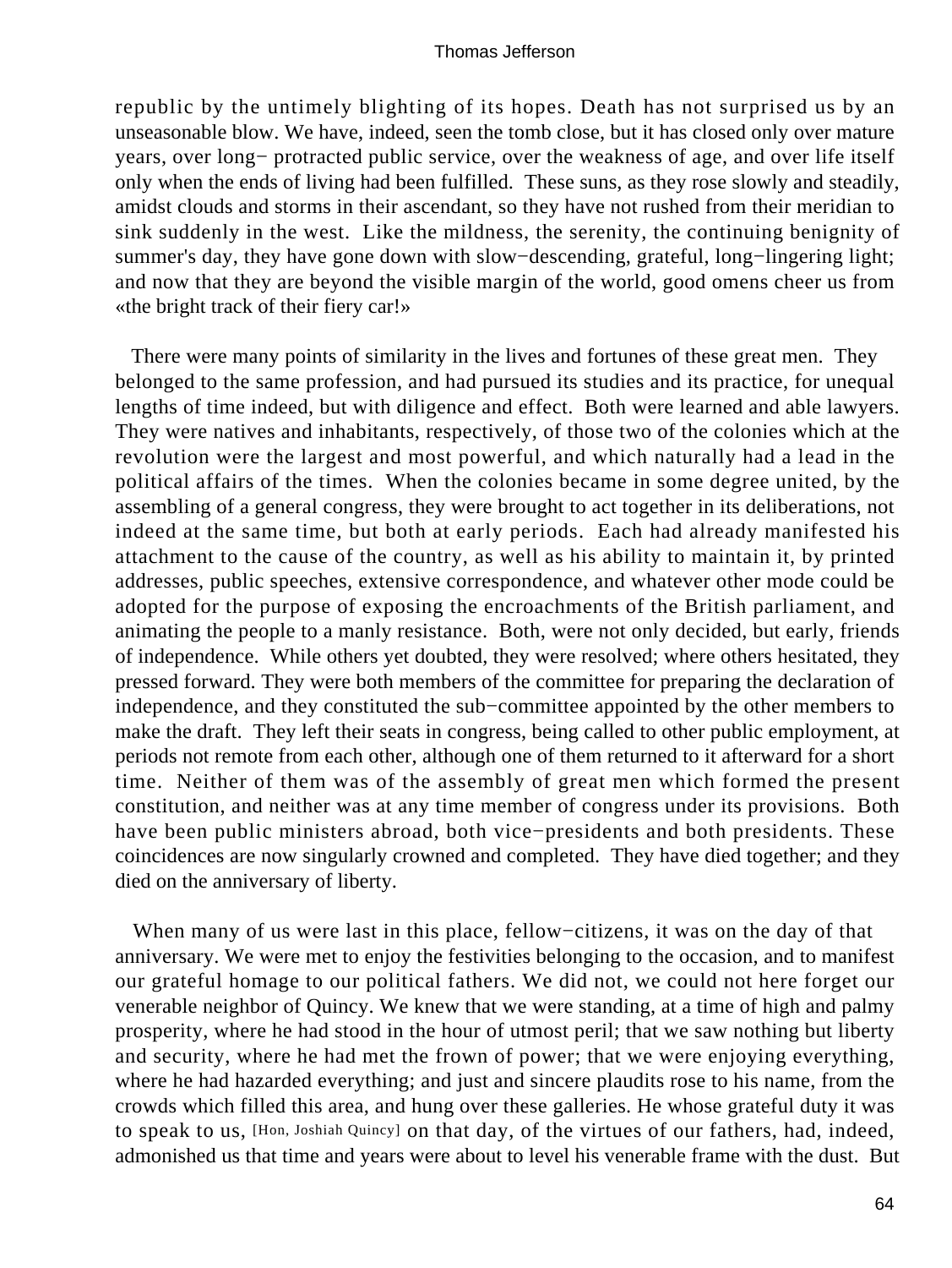republic by the untimely blighting of its hopes. Death has not surprised us by an unseasonable blow. We have, indeed, seen the tomb close, but it has closed only over mature years, over long−protracted public service, over the weakness of age, and over life itself only when the ends of living had been fulfilled. These suns, as they rose slowly and steadily, amidst clouds and storms in their ascendant, so they have not rushed from their meridian to sink suddenly in the west. Like the mildness, the serenity, the continuing benignity of summer's day, they have gone down with slow−descending, grateful, long−lingering light; and now that they are beyond the visible margin of the world, good omens cheer us from «the bright track of their fiery car!»

There were many points of similarity in the lives and fortunes of these great men. They belonged to the same profession, and had pursued its studies and its practice, for unequal lengths of time indeed, but with diligence and effect. Both were learned and able lawyers. They were natives and inhabitants, respectively, of those two of the colonies which at the revolution were the largest and most powerful, and which naturally had a lead in the political affairs of the times. When the colonies became in some degree united, by the assembling of a general congress, they were brought to act together in its deliberations, not indeed at the same time, but both at early periods. Each had already manifested his attachment to the cause of the country, as well as his ability to maintain it, by printed addresses, public speeches, extensive correspondence, and whatever other mode could be adopted for the purpose of exposing the encroachments of the British parliament, and animating the people to a manly resistance. Both, were not only decided, but early, friends of independence. While others yet doubted, they were resolved; where others hesitated, they pressed forward. They were both members of the committee for preparing the declaration of independence, and they constituted the sub−committee appointed by the other members to make the draft. They left their seats in congress, being called to other public employment, at periods not remote from each other, although one of them returned to it afterward for a short time. Neither of them was of the assembly of great men which formed the present constitution, and neither was at any time member of congress under its provisions. Both have been public ministers abroad, both vice−presidents and both presidents. These coincidences are now singularly crowned and completed. They have died together; and they died on the anniversary of liberty.

When many of us were last in this place, fellow−citizens, it was on the day of that anniversary. We were met to enjoy the festivities belonging to the occasion, and to manifest our grateful homage to our political fathers. We did not, we could not here forget our venerable neighbor of Quincy. We knew that we were standing, at a time of high and palmy prosperity, where he had stood in the hour of utmost peril; that we saw nothing but liberty and security, where he had met the frown of power; that we were enjoying everything, where he had hazarded everything; and just and sincere plaudits rose to his name, from the crowds which filled this area, and hung over these galleries. He whose grateful duty it was to speak to us, [Hon, Joshiah Quincy] on that day, of the virtues of our fathers, had, indeed, admonished us that time and years were about to level his venerable frame with the dust. But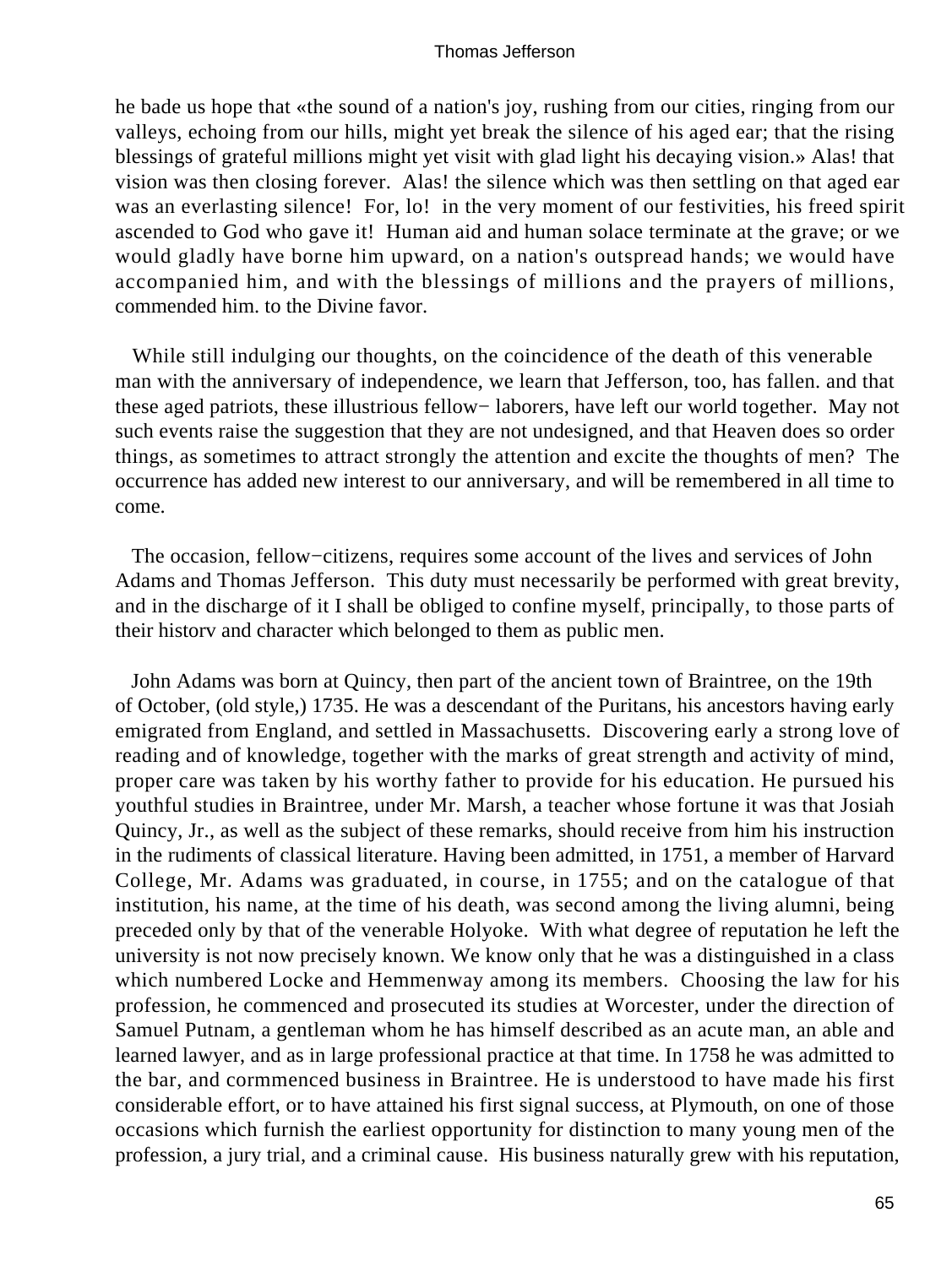he bade us hope that «the sound of a nation's joy, rushing from our cities, ringing from our valleys, echoing from our hills, might yet break the silence of his aged ear; that the rising blessings of grateful millions might yet visit with glad light his decaying vision.» Alas! that vision was then closing forever. Alas! the silence which was then settling on that aged ear was an everlasting silence! For, lo! in the very moment of our festivities, his freed spirit ascended to God who gave it! Human aid and human solace terminate at the grave; or we would gladly have borne him upward, on a nation's outspread hands; we would have accompanied him, and with the blessings of millions and the prayers of millions, commended him. to the Divine favor.

While still indulging our thoughts, on the coincidence of the death of this venerable man with the anniversary of independence, we learn that Jefferson, too, has fallen. and that these aged patriots, these illustrious fellow− laborers, have left our world together. May not such events raise the suggestion that they are not undesigned, and that Heaven does so order things, as sometimes to attract strongly the attention and excite the thoughts of men? The occurrence has added new interest to our anniversary, and will be remembered in all time to come.

The occasion, fellow−citizens, requires some account of the lives and services of John Adams and Thomas Jefferson. This duty must necessarily be performed with great brevity, and in the discharge of it I shall be obliged to confine myself, principally, to those parts of their historv and character which belonged to them as public men.

John Adams was born at Quincy, then part of the ancient town of Braintree, on the 19th of October, (old style,) 1735. He was a descendant of the Puritans, his ancestors having early emigrated from England, and settled in Massachusetts. Discovering early a strong love of reading and of knowledge, together with the marks of great strength and activity of mind, proper care was taken by his worthy father to provide for his education. He pursued his youthful studies in Braintree, under Mr. Marsh, a teacher whose fortune it was that Josiah Quincy, Jr., as well as the subject of these remarks, should receive from him his instruction in the rudiments of classical literature. Having been admitted, in 1751, a member of Harvard College, Mr. Adams was graduated, in course, in 1755; and on the catalogue of that institution, his name, at the time of his death, was second among the living alumni, being preceded only by that of the venerable Holyoke. With what degree of reputation he left the university is not now precisely known. We know only that he was a distinguished in a class which numbered Locke and Hemmenway among its members. Choosing the law for his profession, he commenced and prosecuted its studies at Worcester, under the direction of Samuel Putnam, a gentleman whom he has himself described as an acute man, an able and learned lawyer, and as in large professional practice at that time. In 1758 he was admitted to the bar, and cormmenced business in Braintree. He is understood to have made his first considerable effort, or to have attained his first signal success, at Plymouth, on one of those occasions which furnish the earliest opportunity for distinction to many young men of the profession, a jury trial, and a criminal cause. His business naturally grew with his reputation,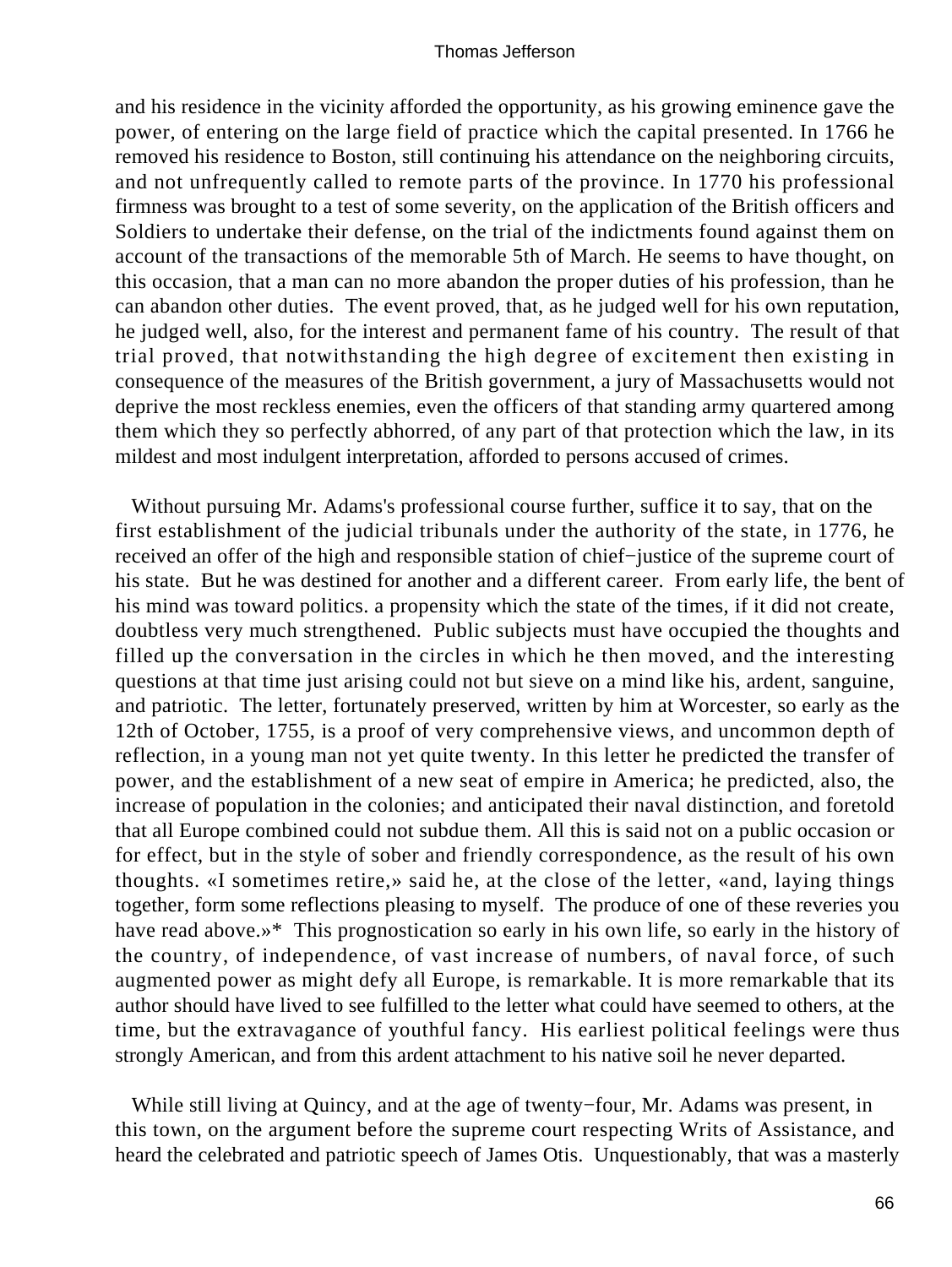and his residence in the vicinity afforded the opportunity, as his growing eminence gave the power, of entering on the large field of practice which the capital presented. In 1766 he removed his residence to Boston, still continuing his attendance on the neighboring circuits, and not unfrequently called to remote parts of the province. In 1770 his professional firmness was brought to a test of some severity, on the application of the British officers and Soldiers to undertake their defense, on the trial of the indictments found against them on account of the transactions of the memorable 5th of March. He seems to have thought, on this occasion, that a man can no more abandon the proper duties of his profession, than he can abandon other duties. The event proved, that, as he judged well for his own reputation, he judged well, also, for the interest and permanent fame of his country. The result of that trial proved, that notwithstanding the high degree of excitement then existing in consequence of the measures of the British government, a jury of Massachusetts would not deprive the most reckless enemies, even the officers of that standing army quartered among them which they so perfectly abhorred, of any part of that protection which the law, in its mildest and most indulgent interpretation, afforded to persons accused of crimes.

Without pursuing Mr. Adams's professional course further, suffice it to say, that on the first establishment of the judicial tribunals under the authority of the state, in 1776, he received an offer of the high and responsible station of chief−justice of the supreme court of his state. But he was destined for another and a different career. From early life, the bent of his mind was toward politics. a propensity which the state of the times, if it did not create, doubtless very much strengthened. Public subjects must have occupied the thoughts and filled up the conversation in the circles in which he then moved, and the interesting questions at that time just arising could not but sieve on a mind like his, ardent, sanguine, and patriotic. The letter, fortunately preserved, written by him at Worcester, so early as the 12th of October, 1755, is a proof of very comprehensive views, and uncommon depth of reflection, in a young man not yet quite twenty. In this letter he predicted the transfer of power, and the establishment of a new seat of empire in America; he predicted, also, the increase of population in the colonies; and anticipated their naval distinction, and foretold that all Europe combined could not subdue them. All this is said not on a public occasion or for effect, but in the style of sober and friendly correspondence, as the result of his own thoughts. «I sometimes retire,» said he, at the close of the letter, «and, laying things together, form some reflections pleasing to myself. The produce of one of these reveries you have read above.»* This prognostication so early in his own life, so early in the history of the country, of independence, of vast increase of numbers, of naval force, of such augmented power as might defy all Europe, is remarkable. It is more remarkable that its author should have lived to see fulfilled to the letter what could have seemed to others, at the time, but the extravagance of youthful fancy. His earliest political feelings were thus strongly American, and from this ardent attachment to his native soil he never departed.

While still living at Quincy, and at the age of twenty−four, Mr. Adams was present, in this town, on the argument before the supreme court respecting Writs of Assistance, and heard the celebrated and patriotic speech of James Otis. Unquestionably, that was a masterly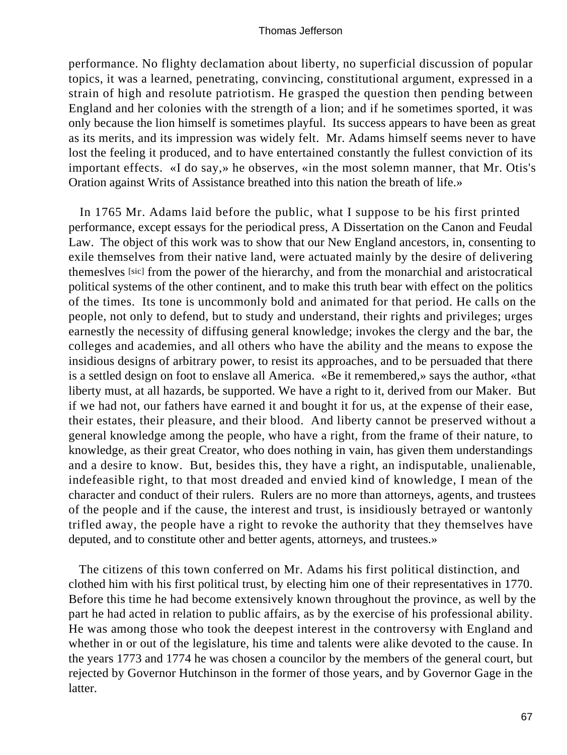performance. No flighty declamation about liberty, no superficial discussion of popular topics, it was a learned, penetrating, convincing, constitutional argument, expressed in a strain of high and resolute patriotism. He grasped the question then pending between England and her colonies with the strength of a lion; and if he sometimes sported, it was only because the lion himself is sometimes playful. Its success appears to have been as great as its merits, and its impression was widely felt. Mr. Adams himself seems never to have lost the feeling it produced, and to have entertained constantly the fullest conviction of its important effects. «I do say,» he observes, «in the most solemn manner, that Mr. Otis's Oration against Writs of Assistance breathed into this nation the breath of life.»

In 1765 Mr. Adams laid before the public, what I suppose to be his first printed performance, except essays for the periodical press, A Dissertation on the Canon and Feudal Law. The object of this work was to show that our New England ancestors, in, consenting to exile themselves from their native land, were actuated mainly by the desire of delivering themeslves [sic] from the power of the hierarchy, and from the monarchial and aristocratical political systems of the other continent, and to make this truth bear with effect on the politics of the times. Its tone is uncommonly bold and animated for that period. He calls on the people, not only to defend, but to study and understand, their rights and privileges; urges earnestly the necessity of diffusing general knowledge; invokes the clergy and the bar, the colleges and academies, and all others who have the ability and the means to expose the insidious designs of arbitrary power, to resist its approaches, and to be persuaded that there is a settled design on foot to enslave all America. «Be it remembered,» says the author, «that liberty must, at all hazards, be supported. We have a right to it, derived from our Maker. But if we had not, our fathers have earned it and bought it for us, at the expense of their ease, their estates, their pleasure, and their blood. And liberty cannot be preserved without a general knowledge among the people, who have a right, from the frame of their nature, to knowledge, as their great Creator, who does nothing in vain, has given them understandings and a desire to know. But, besides this, they have a right, an indisputable, unalienable, indefeasible right, to that most dreaded and envied kind of knowledge, I mean of the character and conduct of their rulers. Rulers are no more than attorneys, agents, and trustees of the people and if the cause, the interest and trust, is insidiously betrayed or wantonly trifled away, the people have a right to revoke the authority that they themselves have deputed, and to constitute other and better agents, attorneys, and trustees.»

The citizens of this town conferred on Mr. Adams his first political distinction, and clothed him with his first political trust, by electing him one of their representatives in 1770. Before this time he had become extensively known throughout the province, as well by the part he had acted in relation to public affairs, as by the exercise of his professional ability. He was among those who took the deepest interest in the controversy with England and whether in or out of the legislature, his time and talents were alike devoted to the cause. In the years 1773 and 1774 he was chosen a councilor by the members of the general court, but rejected by Governor Hutchinson in the former of those years, and by Governor Gage in the latter.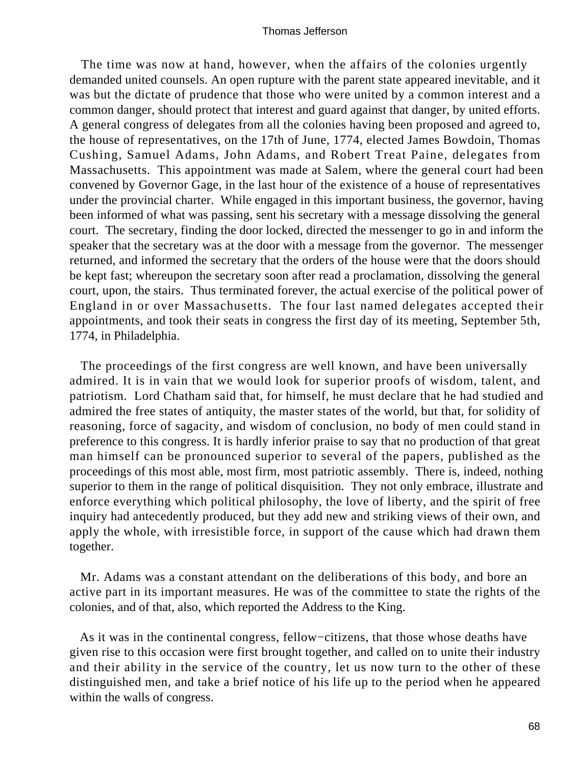The time was now at hand, however, when the affairs of the colonies urgently demanded united counsels. An open rupture with the parent state appeared inevitable, and it was but the dictate of prudence that those who were united by a common interest and a common danger, should protect that interest and guard against that danger, by united efforts. A general congress of delegates from all the colonies having been proposed and agreed to, the house of representatives, on the 17th of June, 1774, elected James Bowdoin, Thomas Cushing, Samuel Adams, John Adams, and Robert Treat Paine, delegates from Massachusetts. This appointment was made at Salem, where the general court had been convened by Governor Gage, in the last hour of the existence of a house of representatives under the provincial charter. While engaged in this important business, the governor, having been informed of what was passing, sent his secretary with a message dissolving the general court. The secretary, finding the door locked, directed the messenger to go in and inform the speaker that the secretary was at the door with a message from the governor. The messenger returned, and informed the secretary that the orders of the house were that the doors should be kept fast; whereupon the secretary soon after read a proclamation, dissolving the general court, upon, the stairs. Thus terminated forever, the actual exercise of the political power of England in or over Massachusetts. The four last named delegates accepted their appointments, and took their seats in congress the first day of its meeting, September 5th, 1774, in Philadelphia.

The proceedings of the first congress are well known, and have been universally admired. It is in vain that we would look for superior proofs of wisdom, talent, and patriotism. Lord Chatham said that, for himself, he must declare that he had studied and admired the free states of antiquity, the master states of the world, but that, for solidity of reasoning, force of sagacity, and wisdom of conclusion, no body of men could stand in preference to this congress. It is hardly inferior praise to say that no production of that great man himself can be pronounced superior to several of the papers, published as the proceedings of this most able, most firm, most patriotic assembly. There is, indeed, nothing superior to them in the range of political disquisition. They not only embrace, illustrate and enforce everything which political philosophy, the love of liberty, and the spirit of free inquiry had antecedently produced, but they add new and striking views of their own, and apply the whole, with irresistible force, in support of the cause which had drawn them together.

Mr. Adams was a constant attendant on the deliberations of this body, and bore an active part in its important measures. He was of the committee to state the rights of the colonies, and of that, also, which reported the Address to the King.

As it was in the continental congress, fellow−citizens, that those whose deaths have given rise to this occasion were first brought together, and called on to unite their industry and their ability in the service of the country, let us now turn to the other of these distinguished men, and take a brief notice of his life up to the period when he appeared within the walls of congress.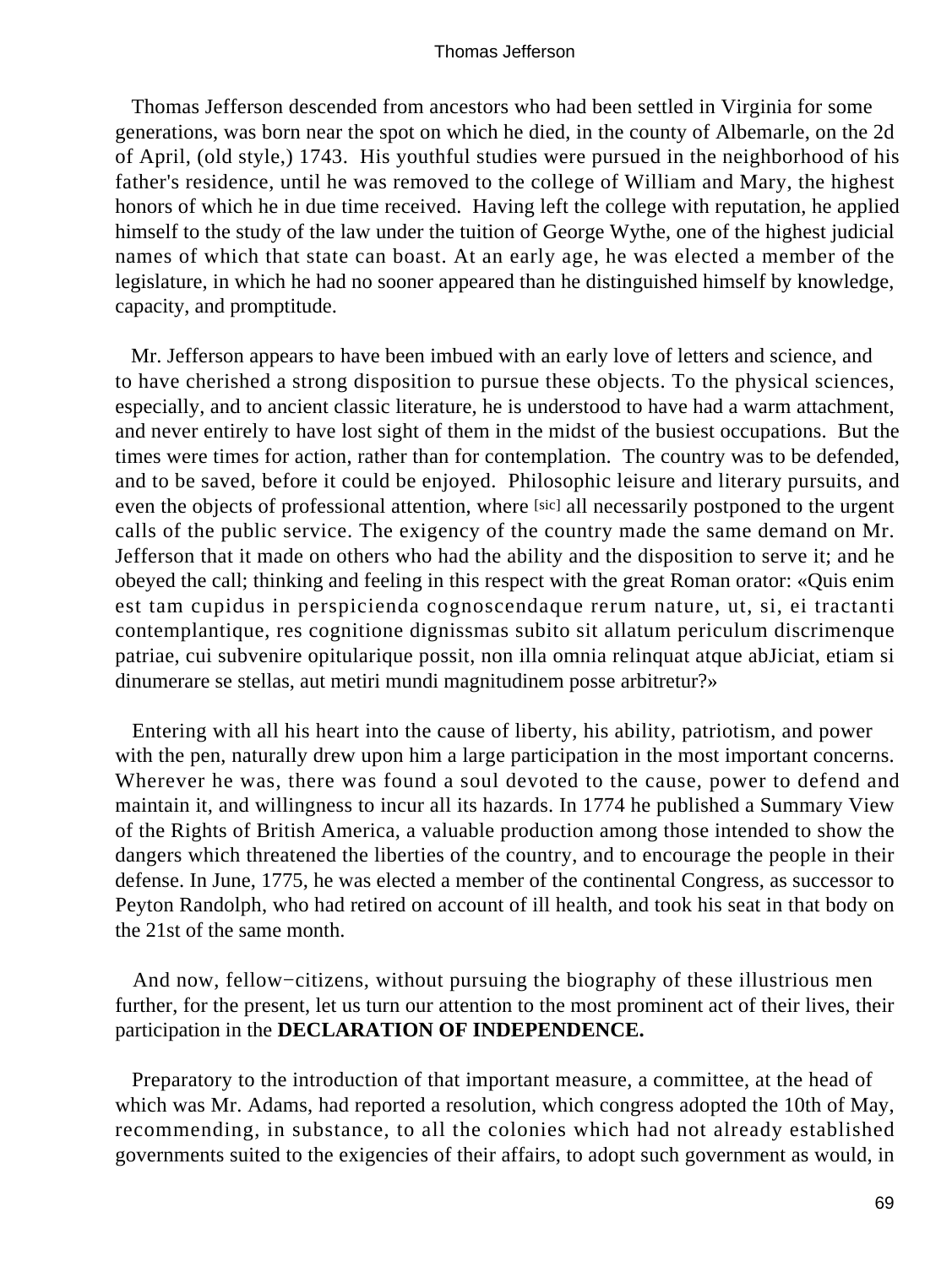Thomas Jefferson descended from ancestors who had been settled in Virginia for some generations, was born near the spot on which he died, in the county of Albemarle, on the 2d of April, (old style,) 1743. His youthful studies were pursued in the neighborhood of his father's residence, until he was removed to the college of William and Mary, the highest honors of which he in due time received. Having left the college with reputation, he applied himself to the study of the law under the tuition of George Wythe, one of the highest judicial names of which that state can boast. At an early age, he was elected a member of the legislature, in which he had no sooner appeared than he distinguished himself by knowledge, capacity, and promptitude.

Mr. Jefferson appears to have been imbued with an early love of letters and science, and to have cherished a strong disposition to pursue these objects. To the physical sciences, especially, and to ancient classic literature, he is understood to have had a warm attachment, and never entirely to have lost sight of them in the midst of the busiest occupations. But the times were times for action, rather than for contemplation. The country was to be defended, and to be saved, before it could be enjoyed. Philosophic leisure and literary pursuits, and even the objects of professional attention, where [sic] all necessarily postponed to the urgent calls of the public service. The exigency of the country made the same demand on Mr. Jefferson that it made on others who had the ability and the disposition to serve it; and he obeyed the call; thinking and feeling in this respect with the great Roman orator: «Quis enim est tam cupidus in perspicienda cognoscendaque rerum nature, ut, si, ei tractanti contemplantique, res cognitione dignissmas subito sit allatum periculum discrimenque patriae, cui subvenire opitularique possit, non illa omnia relinquat atque abJiciat, etiam si dinumerare se stellas, aut metiri mundi magnitudinem posse arbitretur?»

Entering with all his heart into the cause of liberty, his ability, patriotism, and power with the pen, naturally drew upon him a large participation in the most important concerns. Wherever he was, there was found a soul devoted to the cause, power to defend and maintain it, and willingness to incur all its hazards. In 1774 he published a Summary View of the Rights of British America, a valuable production among those intended to show the dangers which threatened the liberties of the country, and to encourage the people in their defense. In June, 1775, he was elected a member of the continental Congress, as successor to Peyton Randolph, who had retired on account of ill health, and took his seat in that body on the 21st of the same month.

And now, fellow−citizens, without pursuing the biography of these illustrious men further, for the present, let us turn our attention to the most prominent act of their lives, their participation in the **DECLARATION OF INDEPENDENCE.**

Preparatory to the introduction of that important measure, a committee, at the head of which was Mr. Adams, had reported a resolution, which congress adopted the 10th of May, recommending, in substance, to all the colonies which had not already established governments suited to the exigencies of their affairs, to adopt such government as would, in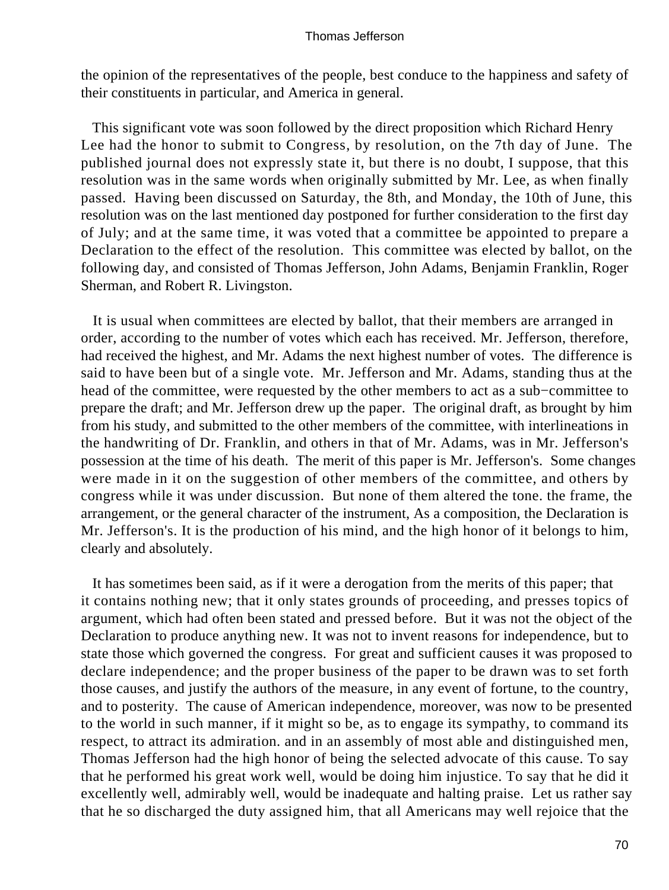the opinion of the representatives of the people, best conduce to the happiness and safety of their constituents in particular, and America in general.

This significant vote was soon followed by the direct proposition which Richard Henry Lee had the honor to submit to Congress, by resolution, on the 7th day of June. The published journal does not expressly state it, but there is no doubt, I suppose, that this resolution was in the same words when originally submitted by Mr. Lee, as when finally passed. Having been discussed on Saturday, the 8th, and Monday, the 10th of June, this resolution was on the last mentioned day postponed for further consideration to the first day of July; and at the same time, it was voted that a committee be appointed to prepare a Declaration to the effect of the resolution. This committee was elected by ballot, on the following day, and consisted of Thomas Jefferson, John Adams, Benjamin Franklin, Roger Sherman, and Robert R. Livingston.

It is usual when committees are elected by ballot, that their members are arranged in order, according to the number of votes which each has received. Mr. Jefferson, therefore, had received the highest, and Mr. Adams the next highest number of votes. The difference is said to have been but of a single vote. Mr. Jefferson and Mr. Adams, standing thus at the head of the committee, were requested by the other members to act as a sub−committee to prepare the draft; and Mr. Jefferson drew up the paper. The original draft, as brought by him from his study, and submitted to the other members of the committee, with interlineations in the handwriting of Dr. Franklin, and others in that of Mr. Adams, was in Mr. Jefferson's possession at the time of his death. The merit of this paper is Mr. Jefferson's. Some changes were made in it on the suggestion of other members of the committee, and others by congress while it was under discussion. But none of them altered the tone. the frame, the arrangement, or the general character of the instrument, As a composition, the Declaration is Mr. Jefferson's. It is the production of his mind, and the high honor of it belongs to him, clearly and absolutely.

It has sometimes been said, as if it were a derogation from the merits of this paper; that it contains nothing new; that it only states grounds of proceeding, and presses topics of argument, which had often been stated and pressed before. But it was not the object of the Declaration to produce anything new. It was not to invent reasons for independence, but to state those which governed the congress. For great and sufficient causes it was proposed to declare independence; and the proper business of the paper to be drawn was to set forth those causes, and justify the authors of the measure, in any event of fortune, to the country, and to posterity. The cause of American independence, moreover, was now to be presented to the world in such manner, if it might so be, as to engage its sympathy, to command its respect, to attract its admiration. and in an assembly of most able and distinguished men, Thomas Jefferson had the high honor of being the selected advocate of this cause. To say that he performed his great work well, would be doing him injustice. To say that he did it excellently well, admirably well, would be inadequate and halting praise. Let us rather say that he so discharged the duty assigned him, that all Americans may well rejoice that the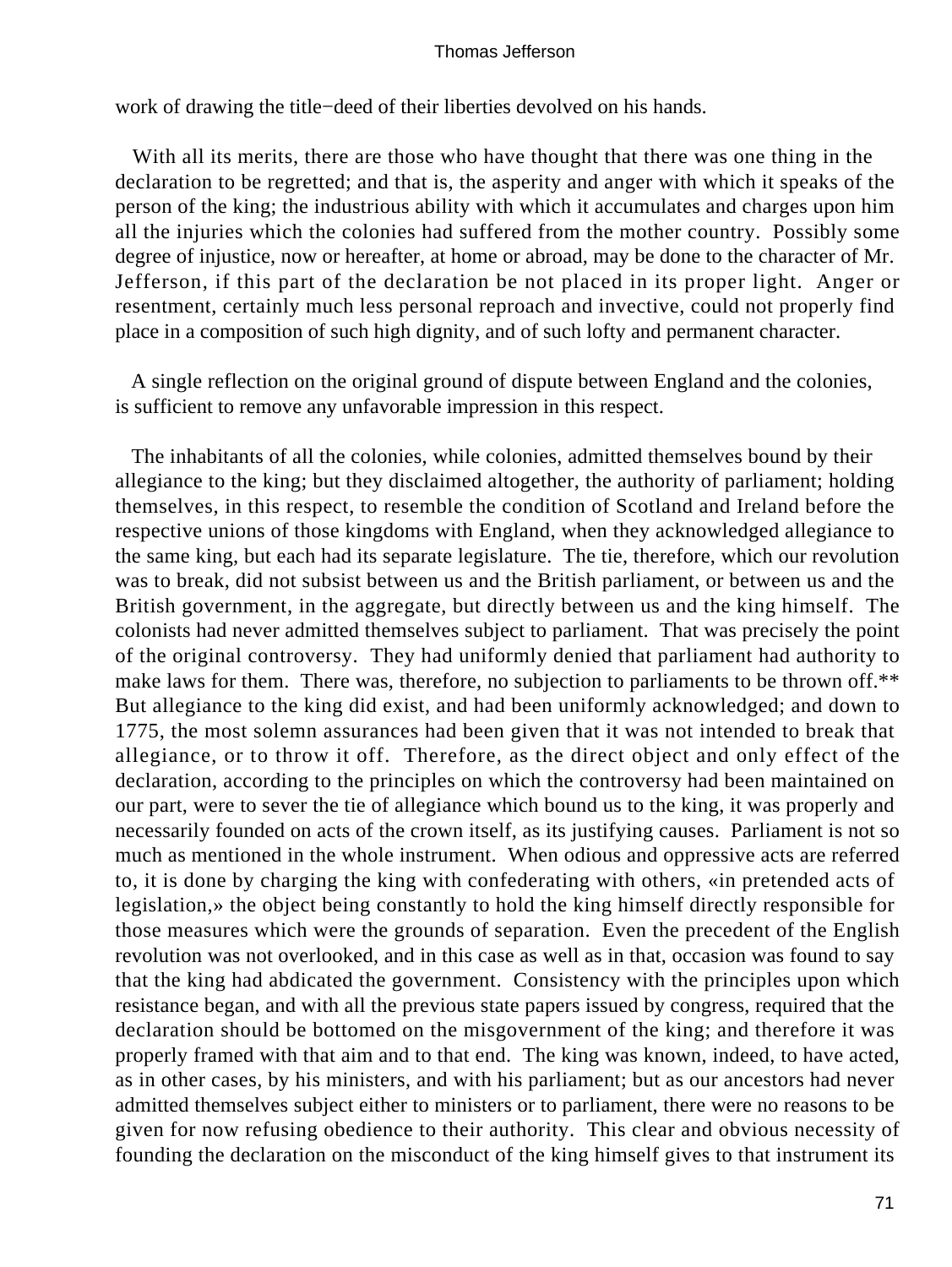work of drawing the title−deed of their liberties devolved on his hands.

With all its merits, there are those who have thought that there was one thing in the declaration to be regretted; and that is, the asperity and anger with which it speaks of the person of the king; the industrious ability with which it accumulates and charges upon him all the injuries which the colonies had suffered from the mother country. Possibly some degree of injustice, now or hereafter, at home or abroad, may be done to the character of Mr. Jefferson, if this part of the declaration be not placed in its proper light. Anger or resentment, certainly much less personal reproach and invective, could not properly find place in a composition of such high dignity, and of such lofty and permanent character.

A single reflection on the original ground of dispute between England and the colonies, is sufficient to remove any unfavorable impression in this respect.

The inhabitants of all the colonies, while colonies, admitted themselves bound by their allegiance to the king; but they disclaimed altogether, the authority of parliament; holding themselves, in this respect, to resemble the condition of Scotland and Ireland before the respective unions of those kingdoms with England, when they acknowledged allegiance to the same king, but each had its separate legislature. The tie, therefore, which our revolution was to break, did not subsist between us and the British parliament, or between us and the British government, in the aggregate, but directly between us and the king himself. The colonists had never admitted themselves subject to parliament. That was precisely the point of the original controversy. They had uniformly denied that parliament had authority to make laws for them. There was, therefore, no subjection to parliaments to be thrown off.** But allegiance to the king did exist, and had been uniformly acknowledged; and down to 1775, the most solemn assurances had been given that it was not intended to break that allegiance, or to throw it off. Therefore, as the direct object and only effect of the declaration, according to the principles on which the controversy had been maintained on our part, were to sever the tie of allegiance which bound us to the king, it was properly and necessarily founded on acts of the crown itself, as its justifying causes. Parliament is not so much as mentioned in the whole instrument. When odious and oppressive acts are referred to, it is done by charging the king with confederating with others, «in pretended acts of legislation,» the object being constantly to hold the king himself directly responsible for those measures which were the grounds of separation. Even the precedent of the English revolution was not overlooked, and in this case as well as in that, occasion was found to say that the king had abdicated the government. Consistency with the principles upon which resistance began, and with all the previous state papers issued by congress, required that the declaration should be bottomed on the misgovernment of the king; and therefore it was properly framed with that aim and to that end. The king was known, indeed, to have acted, as in other cases, by his ministers, and with his parliament; but as our ancestors had never admitted themselves subject either to ministers or to parliament, there were no reasons to be given for now refusing obedience to their authority. This clear and obvious necessity of founding the declaration on the misconduct of the king himself gives to that instrument its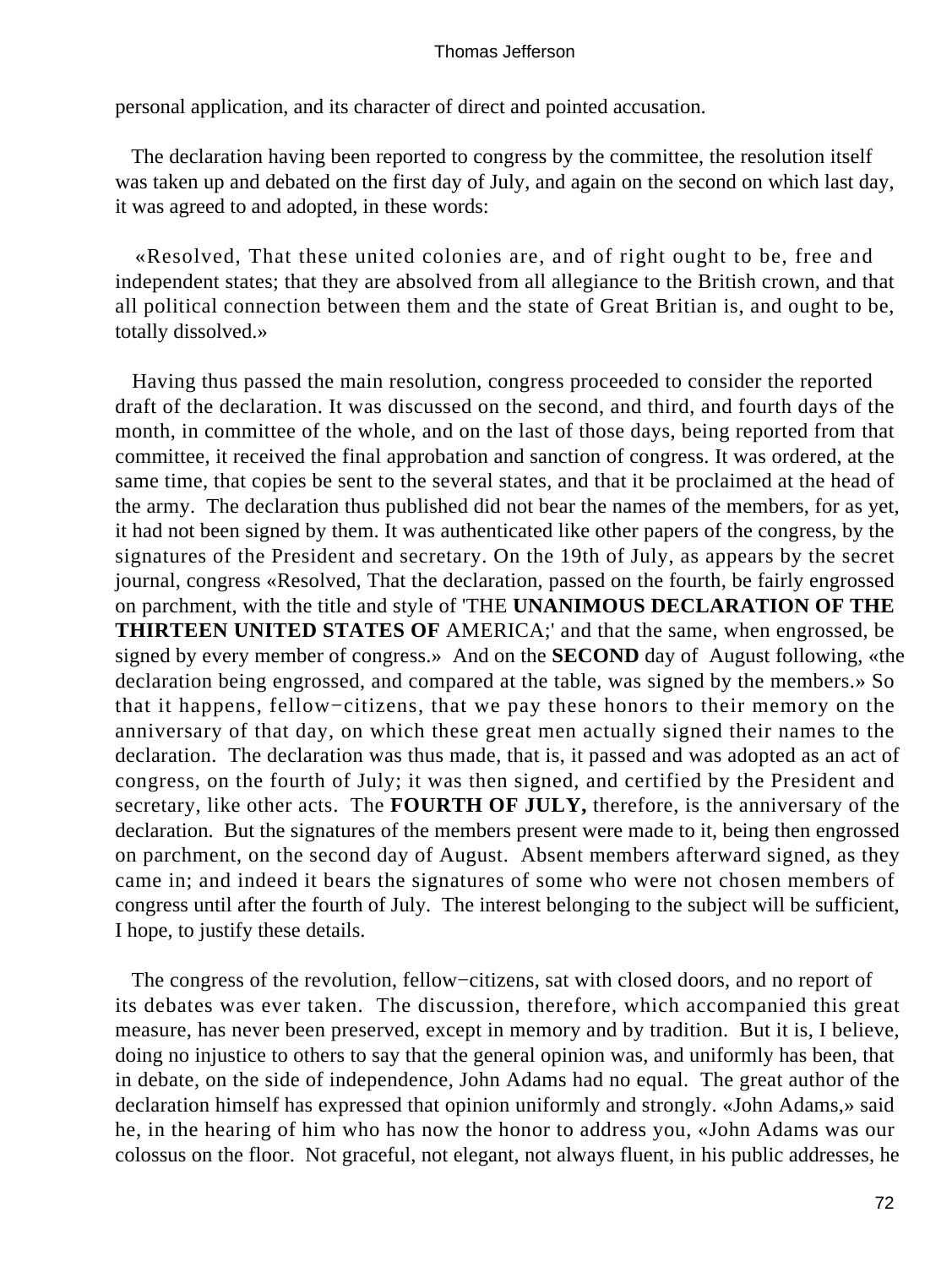personal application, and its character of direct and pointed accusation.

The declaration having been reported to congress by the committee, the resolution itself was taken up and debated on the first day of July, and again on the second on which last day, it was agreed to and adopted, in these words:

«Resolved, That these united colonies are, and of right ought to be, free and independent states; that they are absolved from all allegiance to the British crown, and that all political connection between them and the state of Great Britian is, and ought to be, totally dissolved.»

Having thus passed the main resolution, congress proceeded to consider the reported draft of the declaration. It was discussed on the second, and third, and fourth days of the month, in committee of the whole, and on the last of those days, being reported from that committee, it received the final approbation and sanction of congress. It was ordered, at the same time, that copies be sent to the several states, and that it be proclaimed at the head of the army. The declaration thus published did not bear the names of the members, for as yet, it had not been signed by them. It was authenticated like other papers of the congress, by the signatures of the President and secretary. On the 19th of July, as appears by the secret journal, congress «Resolved, That the declaration, passed on the fourth, be fairly engrossed on parchment, with the title and style of 'THE **UNANIMOUS DECLARATION OF THE THIRTEEN UNITED STATES OF** AMERICA;' and that the same, when engrossed, be signed by every member of congress.» And on the **SECOND** day of August following, «the declaration being engrossed, and compared at the table, was signed by the members.» So that it happens, fellow−citizens, that we pay these honors to their memory on the anniversary of that day, on which these great men actually signed their names to the declaration. The declaration was thus made, that is, it passed and was adopted as an act of congress, on the fourth of July; it was then signed, and certified by the President and secretary, like other acts. The **FOURTH OF JULY,** therefore, is the anniversary of the declaration. But the signatures of the members present were made to it, being then engrossed on parchment, on the second day of August. Absent members afterward signed, as they came in; and indeed it bears the signatures of some who were not chosen members of congress until after the fourth of July. The interest belonging to the subject will be sufficient, I hope, to justify these details.

The congress of the revolution, fellow−citizens, sat with closed doors, and no report of its debates was ever taken. The discussion, therefore, which accompanied this great measure, has never been preserved, except in memory and by tradition. But it is, I believe, doing no injustice to others to say that the general opinion was, and uniformly has been, that in debate, on the side of independence, John Adams had no equal. The great author of the declaration himself has expressed that opinion uniformly and strongly. «John Adams,» said he, in the hearing of him who has now the honor to address you, «John Adams was our colossus on the floor. Not graceful, not elegant, not always fluent, in his public addresses, he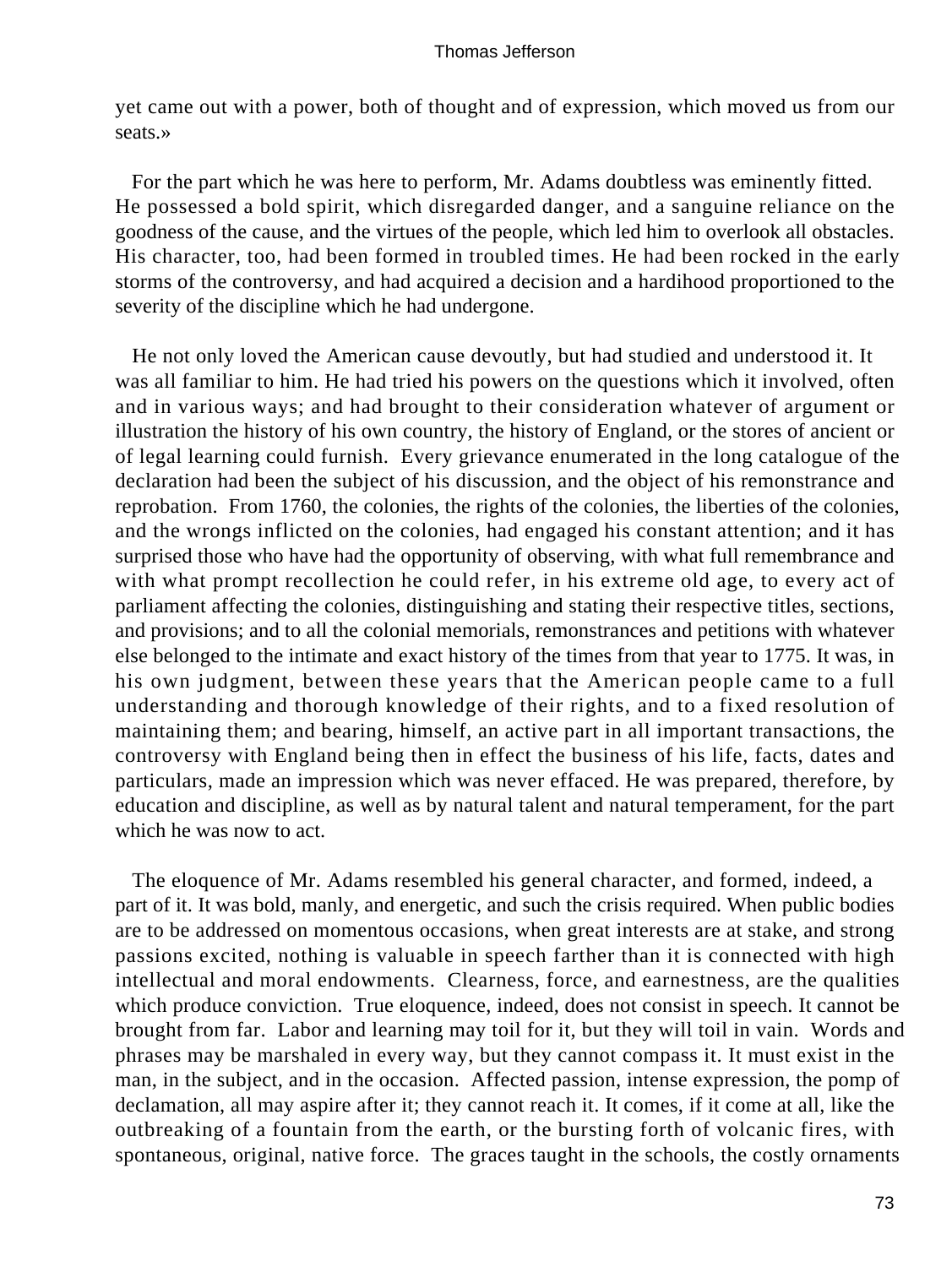yet came out with a power, both of thought and of expression, which moved us from our seats.»

For the part which he was here to perform, Mr. Adams doubtless was eminently fitted. He possessed a bold spirit, which disregarded danger, and a sanguine reliance on the goodness of the cause, and the virtues of the people, which led him to overlook all obstacles. His character, too, had been formed in troubled times. He had been rocked in the early storms of the controversy, and had acquired a decision and a hardihood proportioned to the severity of the discipline which he had undergone.

He not only loved the American cause devoutly, but had studied and understood it. It was all familiar to him. He had tried his powers on the questions which it involved, often and in various ways; and had brought to their consideration whatever of argument or illustration the history of his own country, the history of England, or the stores of ancient or of legal learning could furnish. Every grievance enumerated in the long catalogue of the declaration had been the subject of his discussion, and the object of his remonstrance and reprobation. From 1760, the colonies, the rights of the colonies, the liberties of the colonies, and the wrongs inflicted on the colonies, had engaged his constant attention; and it has surprised those who have had the opportunity of observing, with what full remembrance and with what prompt recollection he could refer, in his extreme old age, to every act of parliament affecting the colonies, distinguishing and stating their respective titles, sections, and provisions; and to all the colonial memorials, remonstrances and petitions with whatever else belonged to the intimate and exact history of the times from that year to 1775. It was, in his own judgment, between these years that the American people came to a full understanding and thorough knowledge of their rights, and to a fixed resolution of maintaining them; and bearing, himself, an active part in all important transactions, the controversy with England being then in effect the business of his life, facts, dates and particulars, made an impression which was never effaced. He was prepared, therefore, by education and discipline, as well as by natural talent and natural temperament, for the part which he was now to act.

The eloquence of Mr. Adams resembled his general character, and formed, indeed, a part of it. It was bold, manly, and energetic, and such the crisis required. When public bodies are to be addressed on momentous occasions, when great interests are at stake, and strong passions excited, nothing is valuable in speech farther than it is connected with high intellectual and moral endowments. Clearness, force, and earnestness, are the qualities which produce conviction. True eloquence, indeed, does not consist in speech. It cannot be brought from far. Labor and learning may toil for it, but they will toil in vain. Words and phrases may be marshaled in every way, but they cannot compass it. It must exist in the man, in the subject, and in the occasion. Affected passion, intense expression, the pomp of declamation, all may aspire after it; they cannot reach it. It comes, if it come at all, like the outbreaking of a fountain from the earth, or the bursting forth of volcanic fires, with spontaneous, original, native force. The graces taught in the schools, the costly ornaments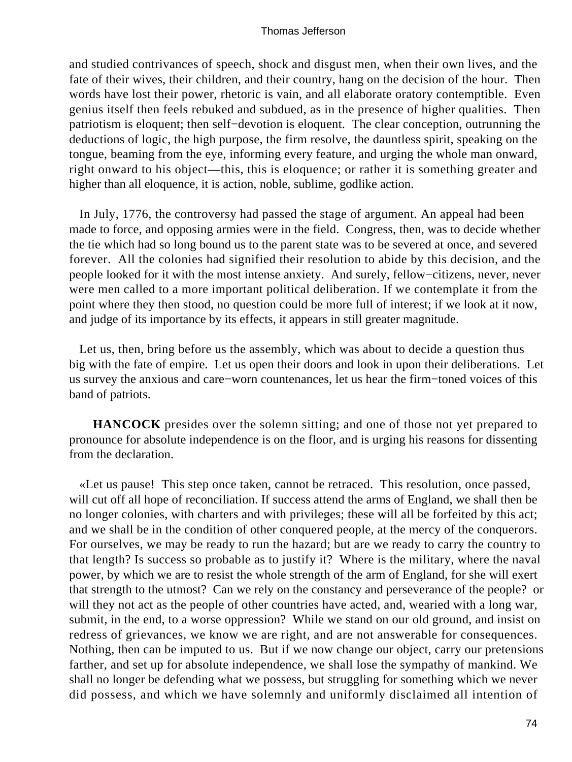and studied contrivances of speech, shock and disgust men, when their own lives, and the fate of their wives, their children, and their country, hang on the decision of the hour. Then words have lost their power, rhetoric is vain, and all elaborate oratory contemptible. Even genius itself then feels rebuked and subdued, as in the presence of higher qualities. Then patriotism is eloquent; then self−devotion is eloquent. The clear conception, outrunning the deductions of logic, the high purpose, the firm resolve, the dauntless spirit, speaking on the tongue, beaming from the eye, informing every feature, and urging the whole man onward, right onward to his object—this, this is eloquence; or rather it is something greater and higher than all eloquence, it is action, noble, sublime, godlike action.

In July, 1776, the controversy had passed the stage of argument. An appeal had been made to force, and opposing armies were in the field. Congress, then, was to decide whether the tie which had so long bound us to the parent state was to be severed at once, and severed forever. All the colonies had signified their resolution to abide by this decision, and the people looked for it with the most intense anxiety. And surely, fellow−citizens, never, never were men called to a more important political deliberation. If we contemplate it from the point where they then stood, no question could be more full of interest; if we look at it now, and judge of its importance by its effects, it appears in still greater magnitude.

Let us, then, bring before us the assembly, which was about to decide a question thus big with the fate of empire. Let us open their doors and look in upon their deliberations. Let us survey the anxious and care−worn countenances, let us hear the firm−toned voices of this band of patriots.

**HANCOCK** presides over the solemn sitting; and one of those not yet prepared to pronounce for absolute independence is on the floor, and is urging his reasons for dissenting from the declaration.

«Let us pause! This step once taken, cannot be retraced. This resolution, once passed, will cut off all hope of reconciliation. If success attend the arms of England, we shall then be no longer colonies, with charters and with privileges; these will all be forfeited by this act; and we shall be in the condition of other conquered people, at the mercy of the conquerors. For ourselves, we may be ready to run the hazard; but are we ready to carry the country to that length? Is success so probable as to justify it? Where is the military, where the naval power, by which we are to resist the whole strength of the arm of England, for she will exert that strength to the utmost? Can we rely on the constancy and perseverance of the people? or will they not act as the people of other countries have acted, and, wearied with a long war, submit, in the end, to a worse oppression? While we stand on our old ground, and insist on redress of grievances, we know we are right, and are not answerable for consequences. Nothing, then can be imputed to us. But if we now change our object, carry our pretensions farther, and set up for absolute independence, we shall lose the sympathy of mankind. We shall no longer be defending what we possess, but struggling for something which we never did possess, and which we have solemnly and uniformly disclaimed all intention of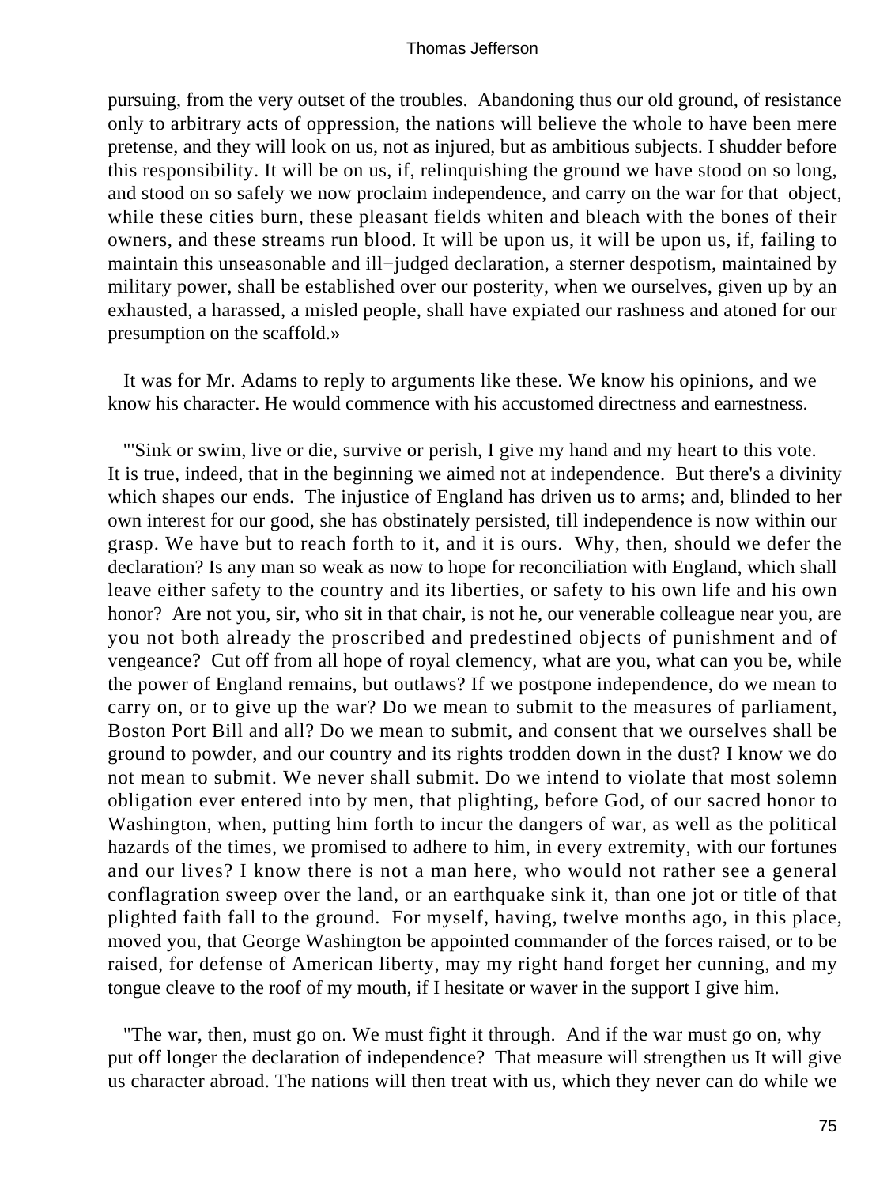pursuing, from the very outset of the troubles. Abandoning thus our old ground, of resistance only to arbitrary acts of oppression, the nations will believe the whole to have been mere pretense, and they will look on us, not as injured, but as ambitious subjects. I shudder before this responsibility. It will be on us, if, relinquishing the ground we have stood on so long, and stood on so safely we now proclaim independence, and carry on the war for that object, while these cities burn, these pleasant fields whiten and bleach with the bones of their owners, and these streams run blood. It will be upon us, it will be upon us, if, failing to maintain this unseasonable and ill−judged declaration, a sterner despotism, maintained by military power, shall be established over our posterity, when we ourselves, given up by an exhausted, a harassed, a misled people, shall have expiated our rashness and atoned for our presumption on the scaffold.»

It was for Mr. Adams to reply to arguments like these. We know his opinions, and we know his character. He would commence with his accustomed directness and earnestness.

"'Sink or swim, live or die, survive or perish, I give my hand and my heart to this vote. It is true, indeed, that in the beginning we aimed not at independence. But there's a divinity which shapes our ends. The injustice of England has driven us to arms; and, blinded to her own interest for our good, she has obstinately persisted, till independence is now within our grasp. We have but to reach forth to it, and it is ours. Why, then, should we defer the declaration? Is any man so weak as now to hope for reconciliation with England, which shall leave either safety to the country and its liberties, or safety to his own life and his own honor? Are not you, sir, who sit in that chair, is not he, our venerable colleague near you, are you not both already the proscribed and predestined objects of punishment and of vengeance? Cut off from all hope of royal clemency, what are you, what can you be, while the power of England remains, but outlaws? If we postpone independence, do we mean to carry on, or to give up the war? Do we mean to submit to the measures of parliament, Boston Port Bill and all? Do we mean to submit, and consent that we ourselves shall be ground to powder, and our country and its rights trodden down in the dust? I know we do not mean to submit. We never shall submit. Do we intend to violate that most solemn obligation ever entered into by men, that plighting, before God, of our sacred honor to Washington, when, putting him forth to incur the dangers of war, as well as the political hazards of the times, we promised to adhere to him, in every extremity, with our fortunes and our lives? I know there is not a man here, who would not rather see a general conflagration sweep over the land, or an earthquake sink it, than one jot or title of that plighted faith fall to the ground. For myself, having, twelve months ago, in this place, moved you, that George Washington be appointed commander of the forces raised, or to be raised, for defense of American liberty, may my right hand forget her cunning, and my tongue cleave to the roof of my mouth, if I hesitate or waver in the support I give him.

"The war, then, must go on. We must fight it through. And if the war must go on, why put off longer the declaration of independence? That measure will strengthen us It will give us character abroad. The nations will then treat with us, which they never can do while we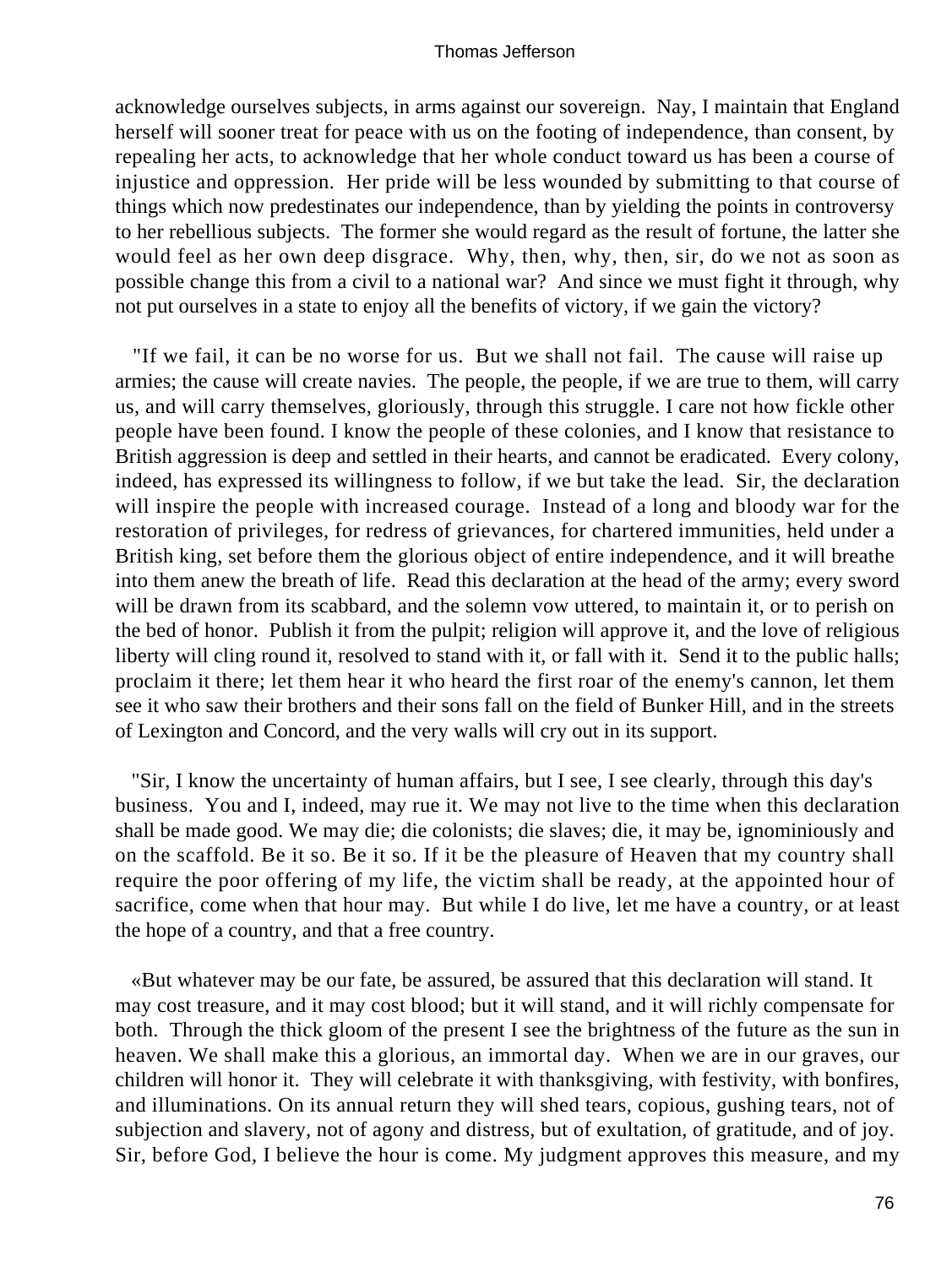acknowledge ourselves subjects, in arms against our sovereign. Nay, I maintain that England herself will sooner treat for peace with us on the footing of independence, than consent, by repealing her acts, to acknowledge that her whole conduct toward us has been a course of injustice and oppression. Her pride will be less wounded by submitting to that course of things which now predestinates our independence, than by yielding the points in controversy to her rebellious subjects. The former she would regard as the result of fortune, the latter she would feel as her own deep disgrace. Why, then, why, then, sir, do we not as soon as possible change this from a civil to a national war? And since we must fight it through, why not put ourselves in a state to enjoy all the benefits of victory, if we gain the victory?

"If we fail, it can be no worse for us. But we shall not fail. The cause will raise up armies; the cause will create navies. The people, the people, if we are true to them, will carry us, and will carry themselves, gloriously, through this struggle. I care not how fickle other people have been found. I know the people of these colonies, and I know that resistance to British aggression is deep and settled in their hearts, and cannot be eradicated. Every colony, indeed, has expressed its willingness to follow, if we but take the lead. Sir, the declaration will inspire the people with increased courage. Instead of a long and bloody war for the restoration of privileges, for redress of grievances, for chartered immunities, held under a British king, set before them the glorious object of entire independence, and it will breathe into them anew the breath of life. Read this declaration at the head of the army; every sword will be drawn from its scabbard, and the solemn vow uttered, to maintain it, or to perish on the bed of honor. Publish it from the pulpit; religion will approve it, and the love of religious liberty will cling round it, resolved to stand with it, or fall with it. Send it to the public halls; proclaim it there; let them hear it who heard the first roar of the enemy's cannon, let them see it who saw their brothers and their sons fall on the field of Bunker Hill, and in the streets of Lexington and Concord, and the very walls will cry out in its support.

"Sir, I know the uncertainty of human affairs, but I see, I see clearly, through this day's business. You and I, indeed, may rue it. We may not live to the time when this declaration shall be made good. We may die; die colonists; die slaves; die, it may be, ignominiously and on the scaffold. Be it so. Be it so. If it be the pleasure of Heaven that my country shall require the poor offering of my life, the victim shall be ready, at the appointed hour of sacrifice, come when that hour may. But while I do live, let me have a country, or at least the hope of a country, and that a free country.

«But whatever may be our fate, be assured, be assured that this declaration will stand. It may cost treasure, and it may cost blood; but it will stand, and it will richly compensate for both. Through the thick gloom of the present I see the brightness of the future as the sun in heaven. We shall make this a glorious, an immortal day. When we are in our graves, our children will honor it. They will celebrate it with thanksgiving, with festivity, with bonfires, and illuminations. On its annual return they will shed tears, copious, gushing tears, not of subjection and slavery, not of agony and distress, but of exultation, of gratitude, and of joy. Sir, before God, I believe the hour is come. My judgment approves this measure, and my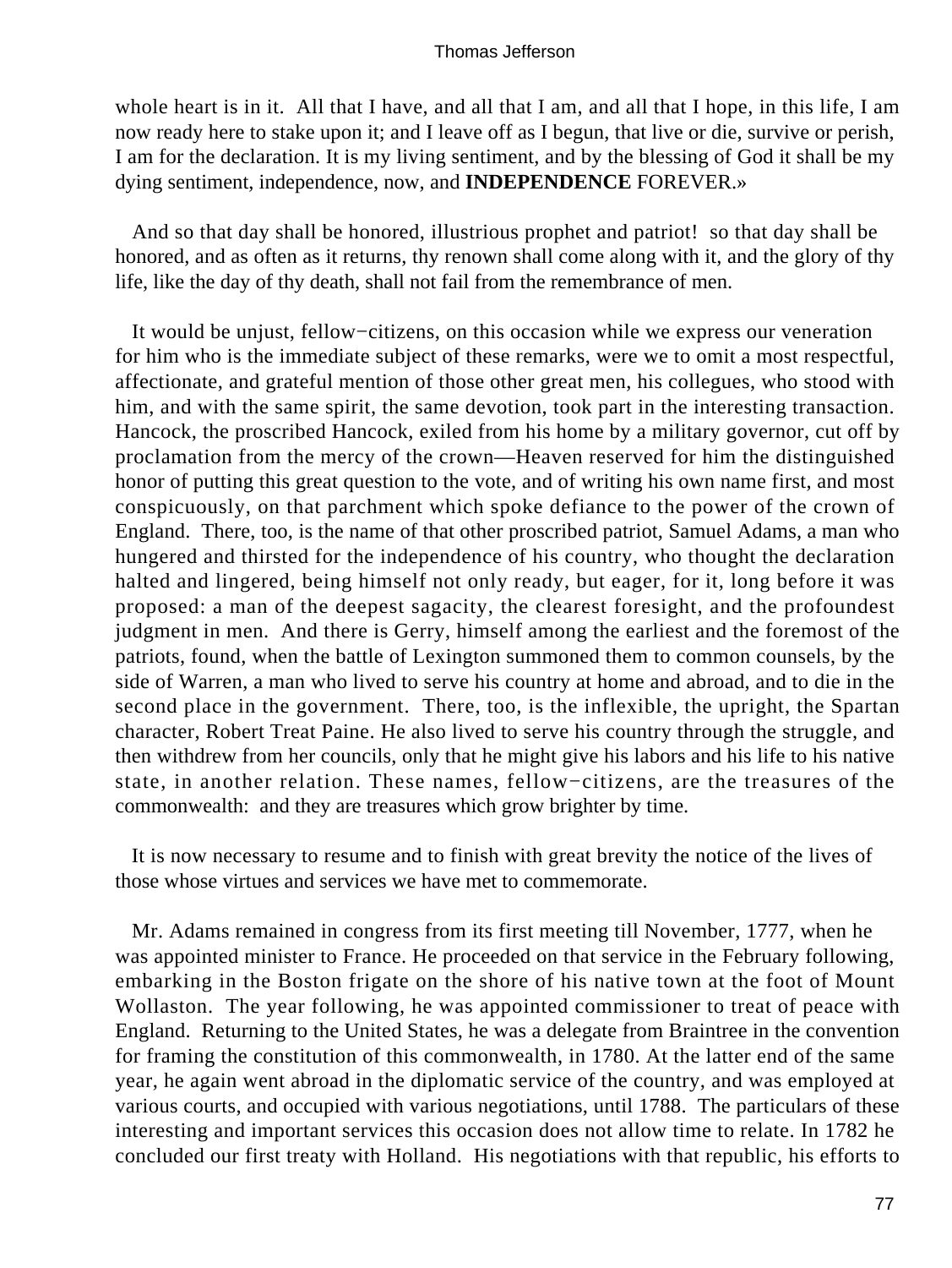whole heart is in it. All that I have, and all that I am, and all that I hope, in this life, I am now ready here to stake upon it; and I leave off as I begun, that live or die, survive or perish, I am for the declaration. It is my living sentiment, and by the blessing of God it shall be my dying sentiment, independence, now, and **INDEPENDENCE** FOREVER.»

And so that day shall be honored, illustrious prophet and patriot! so that day shall be honored, and as often as it returns, thy renown shall come along with it, and the glory of thy life, like the day of thy death, shall not fail from the remembrance of men.

It would be unjust, fellow−citizens, on this occasion while we express our veneration for him who is the immediate subject of these remarks, were we to omit a most respectful, affectionate, and grateful mention of those other great men, his collegues, who stood with him, and with the same spirit, the same devotion, took part in the interesting transaction. Hancock, the proscribed Hancock, exiled from his home by a military governor, cut off by proclamation from the mercy of the crown—Heaven reserved for him the distinguished honor of putting this great question to the vote, and of writing his own name first, and most conspicuously, on that parchment which spoke defiance to the power of the crown of England. There, too, is the name of that other proscribed patriot, Samuel Adams, a man who hungered and thirsted for the independence of his country, who thought the declaration halted and lingered, being himself not only ready, but eager, for it, long before it was proposed: a man of the deepest sagacity, the clearest foresight, and the profoundest judgment in men. And there is Gerry, himself among the earliest and the foremost of the patriots, found, when the battle of Lexington summoned them to common counsels, by the side of Warren, a man who lived to serve his country at home and abroad, and to die in the second place in the government. There, too, is the inflexible, the upright, the Spartan character, Robert Treat Paine. He also lived to serve his country through the struggle, and then withdrew from her councils, only that he might give his labors and his life to his native state, in another relation. These names, fellow−citizens, are the treasures of the commonwealth: and they are treasures which grow brighter by time.

It is now necessary to resume and to finish with great brevity the notice of the lives of those whose virtues and services we have met to commemorate.

Mr. Adams remained in congress from its first meeting till November, 1777, when he was appointed minister to France. He proceeded on that service in the February following, embarking in the Boston frigate on the shore of his native town at the foot of Mount Wollaston. The year following, he was appointed commissioner to treat of peace with England. Returning to the United States, he was a delegate from Braintree in the convention for framing the constitution of this commonwealth, in 1780. At the latter end of the same year, he again went abroad in the diplomatic service of the country, and was employed at various courts, and occupied with various negotiations, until 1788. The particulars of these interesting and important services this occasion does not allow time to relate. In 1782 he concluded our first treaty with Holland. His negotiations with that republic, his efforts to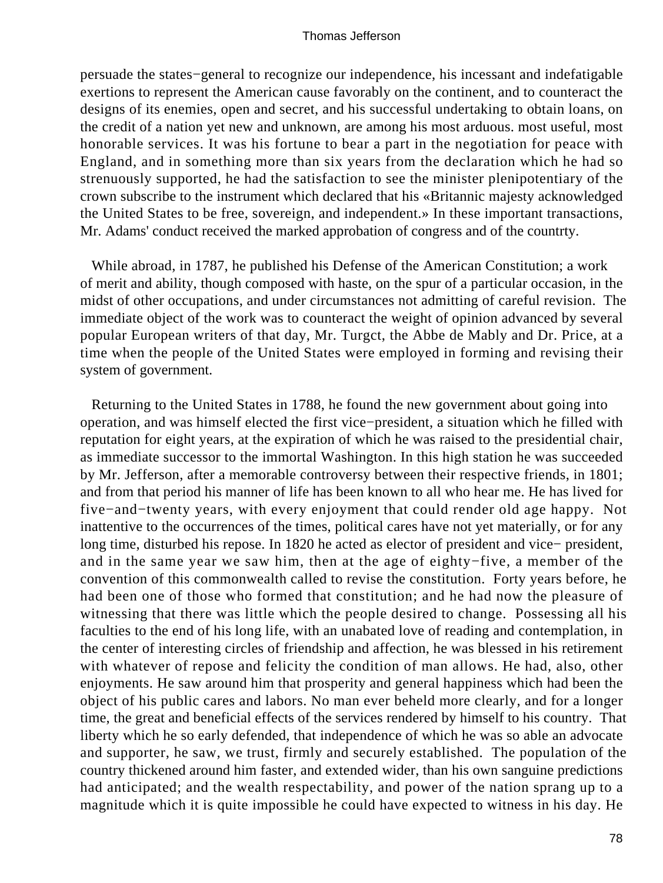persuade the states−general to recognize our independence, his incessant and indefatigable exertions to represent the American cause favorably on the continent, and to counteract the designs of its enemies, open and secret, and his successful undertaking to obtain loans, on the credit of a nation yet new and unknown, are among his most arduous. most useful, most honorable services. It was his fortune to bear a part in the negotiation for peace with England, and in something more than six years from the declaration which he had so strenuously supported, he had the satisfaction to see the minister plenipotentiary of the crown subscribe to the instrument which declared that his «Britannic majesty acknowledged the United States to be free, sovereign, and independent.» In these important transactions, Mr. Adams' conduct received the marked approbation of congress and of the countrty.

While abroad, in 1787, he published his Defense of the American Constitution; a work of merit and ability, though composed with haste, on the spur of a particular occasion, in the midst of other occupations, and under circumstances not admitting of careful revision. The immediate object of the work was to counteract the weight of opinion advanced by several popular European writers of that day, Mr. Turgct, the Abbe de Mably and Dr. Price, at a time when the people of the United States were employed in forming and revising their system of government.

Returning to the United States in 1788, he found the new government about going into operation, and was himself elected the first vice−president, a situation which he filled with reputation for eight years, at the expiration of which he was raised to the presidential chair, as immediate successor to the immortal Washington. In this high station he was succeeded by Mr. Jefferson, after a memorable controversy between their respective friends, in 1801; and from that period his manner of life has been known to all who hear me. He has lived for five−and−twenty years, with every enjoyment that could render old age happy. Not inattentive to the occurrences of the times, political cares have not yet materially, or for any long time, disturbed his repose. In 1820 he acted as elector of president and vice− president, and in the same year we saw him, then at the age of eighty−five, a member of the convention of this commonwealth called to revise the constitution. Forty years before, he had been one of those who formed that constitution; and he had now the pleasure of witnessing that there was little which the people desired to change. Possessing all his faculties to the end of his long life, with an unabated love of reading and contemplation, in the center of interesting circles of friendship and affection, he was blessed in his retirement with whatever of repose and felicity the condition of man allows. He had, also, other enjoyments. He saw around him that prosperity and general happiness which had been the object of his public cares and labors. No man ever beheld more clearly, and for a longer time, the great and beneficial effects of the services rendered by himself to his country. That liberty which he so early defended, that independence of which he was so able an advocate and supporter, he saw, we trust, firmly and securely established. The population of the country thickened around him faster, and extended wider, than his own sanguine predictions had anticipated; and the wealth respectability, and power of the nation sprang up to a magnitude which it is quite impossible he could have expected to witness in his day. He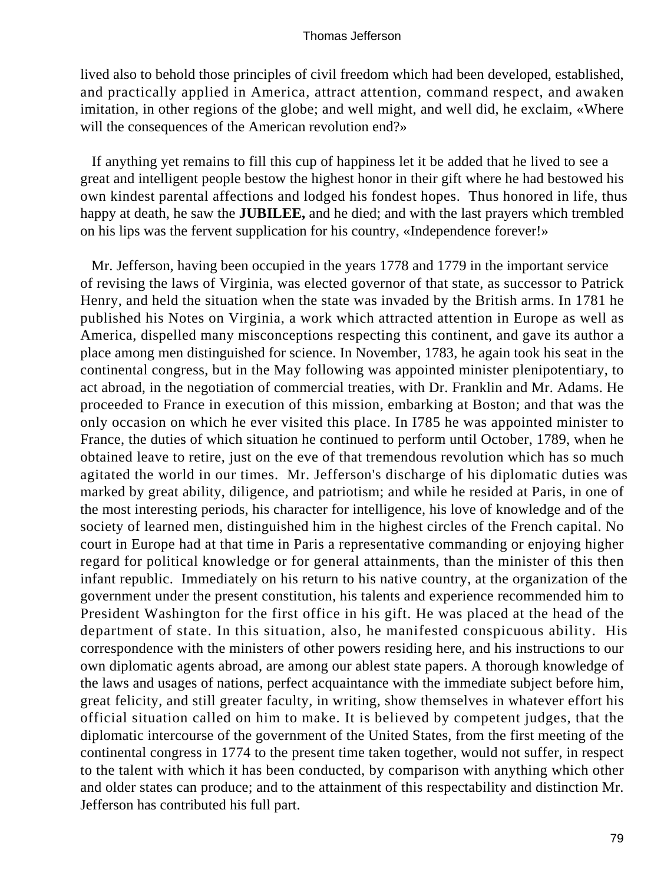lived also to behold those principles of civil freedom which had been developed, established, and practically applied in America, attract attention, command respect, and awaken imitation, in other regions of the globe; and well might, and well did, he exclaim, «Where will the consequences of the American revolution end?»

If anything yet remains to fill this cup of happiness let it be added that he lived to see a great and intelligent people bestow the highest honor in their gift where he had bestowed his own kindest parental affections and lodged his fondest hopes. Thus honored in life, thus happy at death, he saw the **JUBILEE,** and he died; and with the last prayers which trembled on his lips was the fervent supplication for his country, «Independence forever!»

Mr. Jefferson, having been occupied in the years 1778 and 1779 in the important service of revising the laws of Virginia, was elected governor of that state, as successor to Patrick Henry, and held the situation when the state was invaded by the British arms. In 1781 he published his Notes on Virginia, a work which attracted attention in Europe as well as America, dispelled many misconceptions respecting this continent, and gave its author a place among men distinguished for science. In November, 1783, he again took his seat in the continental congress, but in the May following was appointed minister plenipotentiary, to act abroad, in the negotiation of commercial treaties, with Dr. Franklin and Mr. Adams. He proceeded to France in execution of this mission, embarking at Boston; and that was the only occasion on which he ever visited this place. In I785 he was appointed minister to France, the duties of which situation he continued to perform until October, 1789, when he obtained leave to retire, just on the eve of that tremendous revolution which has so much agitated the world in our times. Mr. Jefferson's discharge of his diplomatic duties was marked by great ability, diligence, and patriotism; and while he resided at Paris, in one of the most interesting periods, his character for intelligence, his love of knowledge and of the society of learned men, distinguished him in the highest circles of the French capital. No court in Europe had at that time in Paris a representative commanding or enjoying higher regard for political knowledge or for general attainments, than the minister of this then infant republic. Immediately on his return to his native country, at the organization of the government under the present constitution, his talents and experience recommended him to President Washington for the first office in his gift. He was placed at the head of the department of state. In this situation, also, he manifested conspicuous ability. His correspondence with the ministers of other powers residing here, and his instructions to our own diplomatic agents abroad, are among our ablest state papers. A thorough knowledge of the laws and usages of nations, perfect acquaintance with the immediate subject before him, great felicity, and still greater faculty, in writing, show themselves in whatever effort his official situation called on him to make. It is believed by competent judges, that the diplomatic intercourse of the government of the United States, from the first meeting of the continental congress in 1774 to the present time taken together, would not suffer, in respect to the talent with which it has been conducted, by comparison with anything which other and older states can produce; and to the attainment of this respectability and distinction Mr. Jefferson has contributed his full part.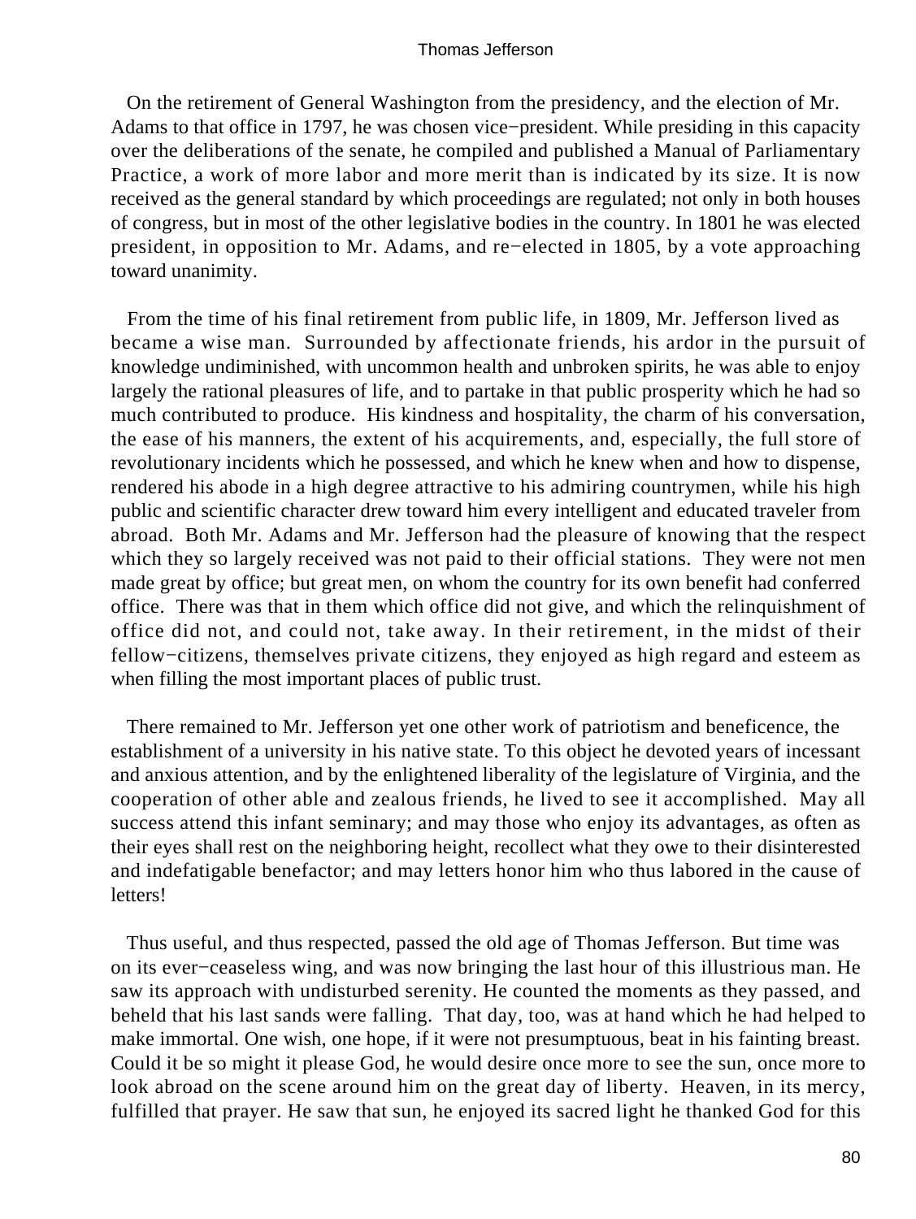On the retirement of General Washington from the presidency, and the election of Mr. Adams to that office in 1797, he was chosen vice−president. While presiding in this capacity over the deliberations of the senate, he compiled and published a Manual of Parliamentary Practice, a work of more labor and more merit than is indicated by its size. It is now received as the general standard by which proceedings are regulated; not only in both houses of congress, but in most of the other legislative bodies in the country. In 1801 he was elected president, in opposition to Mr. Adams, and re−elected in 1805, by a vote approaching toward unanimity.

From the time of his final retirement from public life, in 1809, Mr. Jefferson lived as became a wise man. Surrounded by affectionate friends, his ardor in the pursuit of knowledge undiminished, with uncommon health and unbroken spirits, he was able to enjoy largely the rational pleasures of life, and to partake in that public prosperity which he had so much contributed to produce. His kindness and hospitality, the charm of his conversation, the ease of his manners, the extent of his acquirements, and, especially, the full store of revolutionary incidents which he possessed, and which he knew when and how to dispense, rendered his abode in a high degree attractive to his admiring countrymen, while his high public and scientific character drew toward him every intelligent and educated traveler from abroad. Both Mr. Adams and Mr. Jefferson had the pleasure of knowing that the respect which they so largely received was not paid to their official stations. They were not men made great by office; but great men, on whom the country for its own benefit had conferred office. There was that in them which office did not give, and which the relinquishment of office did not, and could not, take away. In their retirement, in the midst of their fellow−citizens, themselves private citizens, they enjoyed as high regard and esteem as when filling the most important places of public trust.

There remained to Mr. Jefferson yet one other work of patriotism and beneficence, the establishment of a university in his native state. To this object he devoted years of incessant and anxious attention, and by the enlightened liberality of the legislature of Virginia, and the cooperation of other able and zealous friends, he lived to see it accomplished. May all success attend this infant seminary; and may those who enjoy its advantages, as often as their eyes shall rest on the neighboring height, recollect what they owe to their disinterested and indefatigable benefactor; and may letters honor him who thus labored in the cause of letters!

Thus useful, and thus respected, passed the old age of Thomas Jefferson. But time was on its ever−ceaseless wing, and was now bringing the last hour of this illustrious man. He saw its approach with undisturbed serenity. He counted the moments as they passed, and beheld that his last sands were falling. That day, too, was at hand which he had helped to make immortal. One wish, one hope, if it were not presumptuous, beat in his fainting breast. Could it be so might it please God, he would desire once more to see the sun, once more to look abroad on the scene around him on the great day of liberty. Heaven, in its mercy, fulfilled that prayer. He saw that sun, he enjoyed its sacred light he thanked God for this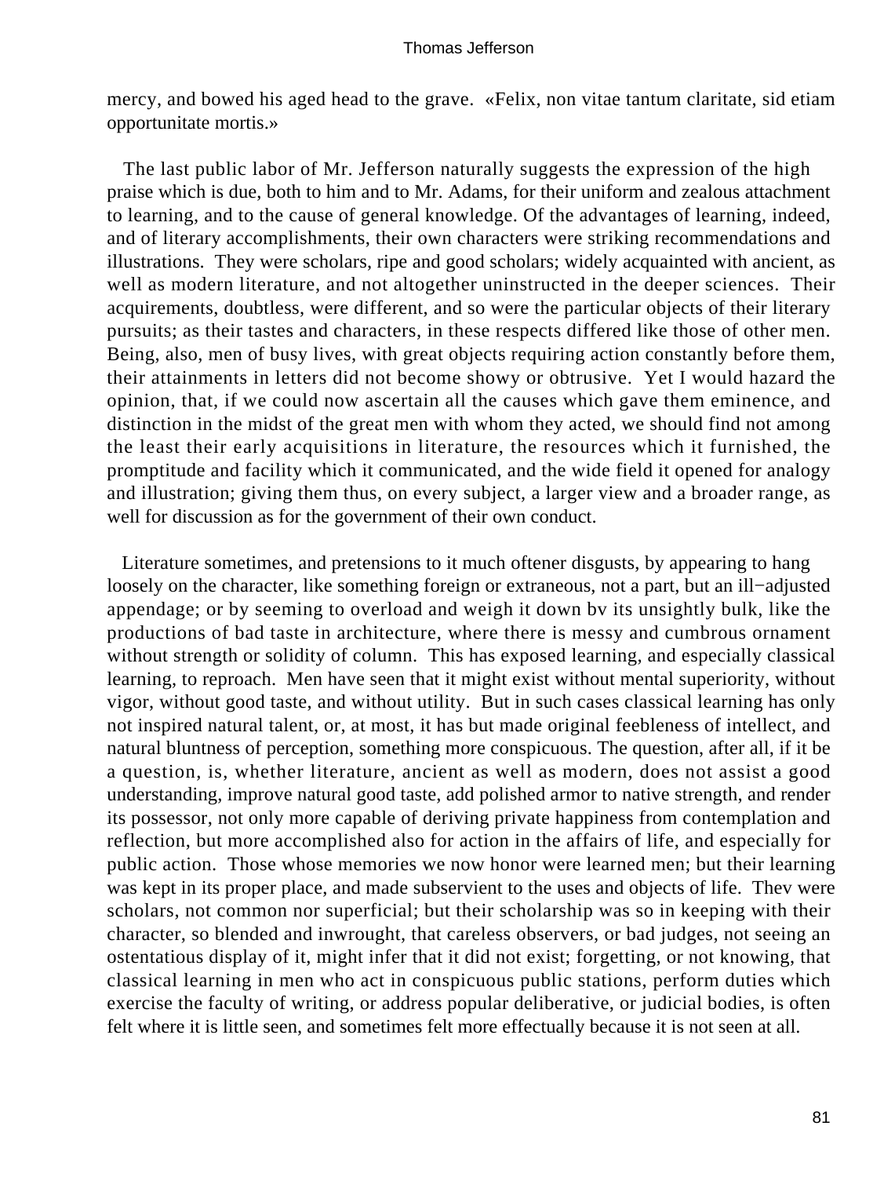mercy, and bowed his aged head to the grave. «Felix, non vitae tantum claritate, sid etiam opportunitate mortis.»

The last public labor of Mr. Jefferson naturally suggests the expression of the high praise which is due, both to him and to Mr. Adams, for their uniform and zealous attachment to learning, and to the cause of general knowledge. Of the advantages of learning, indeed, and of literary accomplishments, their own characters were striking recommendations and illustrations. They were scholars, ripe and good scholars; widely acquainted with ancient, as well as modern literature, and not altogether uninstructed in the deeper sciences. Their acquirements, doubtless, were different, and so were the particular objects of their literary pursuits; as their tastes and characters, in these respects differed like those of other men. Being, also, men of busy lives, with great objects requiring action constantly before them, their attainments in letters did not become showy or obtrusive. Yet I would hazard the opinion, that, if we could now ascertain all the causes which gave them eminence, and distinction in the midst of the great men with whom they acted, we should find not among the least their early acquisitions in literature, the resources which it furnished, the promptitude and facility which it communicated, and the wide field it opened for analogy and illustration; giving them thus, on every subject, a larger view and a broader range, as well for discussion as for the government of their own conduct.

Literature sometimes, and pretensions to it much oftener disgusts, by appearing to hang loosely on the character, like something foreign or extraneous, not a part, but an ill−adjusted appendage; or by seeming to overload and weigh it down bv its unsightly bulk, like the productions of bad taste in architecture, where there is messy and cumbrous ornament without strength or solidity of column. This has exposed learning, and especially classical learning, to reproach. Men have seen that it might exist without mental superiority, without vigor, without good taste, and without utility. But in such cases classical learning has only not inspired natural talent, or, at most, it has but made original feebleness of intellect, and natural bluntness of perception, something more conspicuous. The question, after all, if it be a question, is, whether literature, ancient as well as modern, does not assist a good understanding, improve natural good taste, add polished armor to native strength, and render its possessor, not only more capable of deriving private happiness from contemplation and reflection, but more accomplished also for action in the affairs of life, and especially for public action. Those whose memories we now honor were learned men; but their learning was kept in its proper place, and made subservient to the uses and objects of life. Thev were scholars, not common nor superficial; but their scholarship was so in keeping with their character, so blended and inwrought, that careless observers, or bad judges, not seeing an ostentatious display of it, might infer that it did not exist; forgetting, or not knowing, that classical learning in men who act in conspicuous public stations, perform duties which exercise the faculty of writing, or address popular deliberative, or judicial bodies, is often felt where it is little seen, and sometimes felt more effectually because it is not seen at all.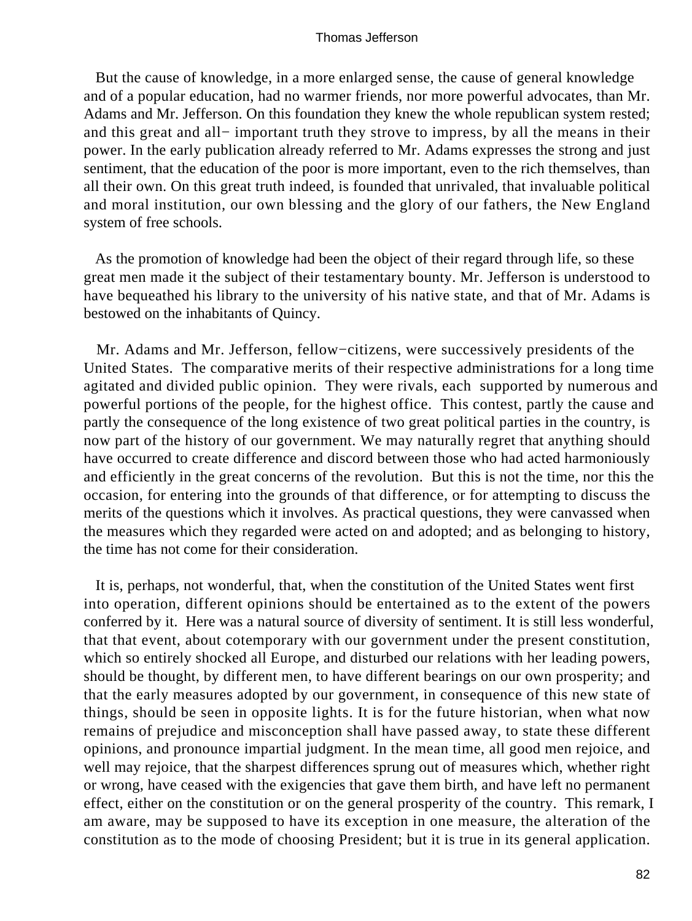But the cause of knowledge, in a more enlarged sense, the cause of general knowledge and of a popular education, had no warmer friends, nor more powerful advocates, than Mr. Adams and Mr. Jefferson. On this foundation they knew the whole republican system rested; and this great and all− important truth they strove to impress, by all the means in their power. In the early publication already referred to Mr. Adams expresses the strong and just sentiment, that the education of the poor is more important, even to the rich themselves, than all their own. On this great truth indeed, is founded that unrivaled, that invaluable political and moral institution, our own blessing and the glory of our fathers, the New England system of free schools.

As the promotion of knowledge had been the object of their regard through life, so these great men made it the subject of their testamentary bounty. Mr. Jefferson is understood to have bequeathed his library to the university of his native state, and that of Mr. Adams is bestowed on the inhabitants of Quincy.

Mr. Adams and Mr. Jefferson, fellow−citizens, were successively presidents of the United States. The comparative merits of their respective administrations for a long time agitated and divided public opinion. They were rivals, each supported by numerous and powerful portions of the people, for the highest office. This contest, partly the cause and partly the consequence of the long existence of two great political parties in the country, is now part of the history of our government. We may naturally regret that anything should have occurred to create difference and discord between those who had acted harmoniously and efficiently in the great concerns of the revolution. But this is not the time, nor this the occasion, for entering into the grounds of that difference, or for attempting to discuss the merits of the questions which it involves. As practical questions, they were canvassed when the measures which they regarded were acted on and adopted; and as belonging to history, the time has not come for their consideration.

It is, perhaps, not wonderful, that, when the constitution of the United States went first into operation, different opinions should be entertained as to the extent of the powers conferred by it. Here was a natural source of diversity of sentiment. It is still less wonderful, that that event, about cotemporary with our government under the present constitution, which so entirely shocked all Europe, and disturbed our relations with her leading powers, should be thought, by different men, to have different bearings on our own prosperity; and that the early measures adopted by our government, in consequence of this new state of things, should be seen in opposite lights. It is for the future historian, when what now remains of prejudice and misconception shall have passed away, to state these different opinions, and pronounce impartial judgment. In the mean time, all good men rejoice, and well may rejoice, that the sharpest differences sprung out of measures which, whether right or wrong, have ceased with the exigencies that gave them birth, and have left no permanent effect, either on the constitution or on the general prosperity of the country. This remark, I am aware, may be supposed to have its exception in one measure, the alteration of the constitution as to the mode of choosing President; but it is true in its general application.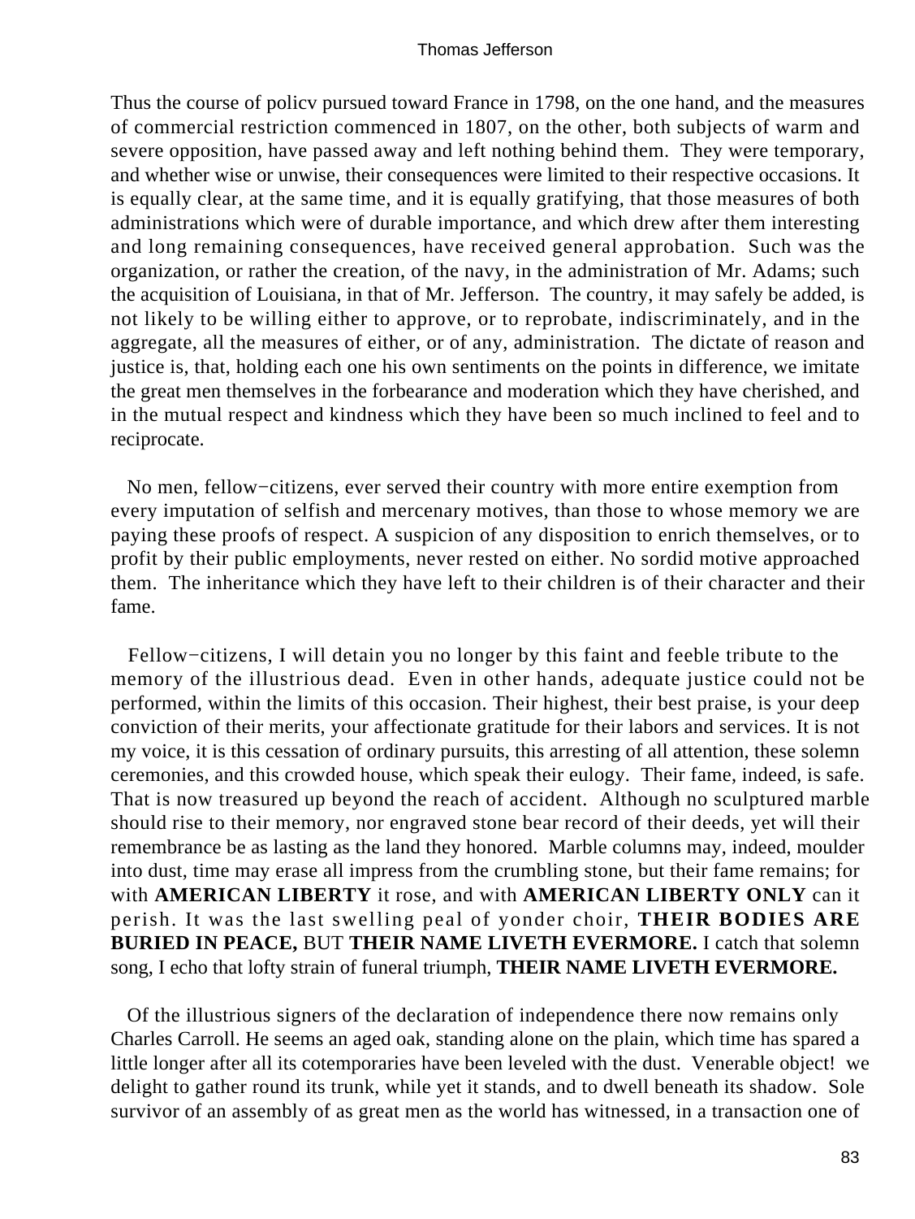Thus the course of policv pursued toward France in 1798, on the one hand, and the measures of commercial restriction commenced in 1807, on the other, both subjects of warm and severe opposition, have passed away and left nothing behind them. They were temporary, and whether wise or unwise, their consequences were limited to their respective occasions. It is equally clear, at the same time, and it is equally gratifying, that those measures of both administrations which were of durable importance, and which drew after them interesting and long remaining consequences, have received general approbation. Such was the organization, or rather the creation, of the navy, in the administration of Mr. Adams; such the acquisition of Louisiana, in that of Mr. Jefferson. The country, it may safely be added, is not likely to be willing either to approve, or to reprobate, indiscriminately, and in the aggregate, all the measures of either, or of any, administration. The dictate of reason and justice is, that, holding each one his own sentiments on the points in difference, we imitate the great men themselves in the forbearance and moderation which they have cherished, and in the mutual respect and kindness which they have been so much inclined to feel and to reciprocate.

No men, fellow−citizens, ever served their country with more entire exemption from every imputation of selfish and mercenary motives, than those to whose memory we are paying these proofs of respect. A suspicion of any disposition to enrich themselves, or to profit by their public employments, never rested on either. No sordid motive approached them. The inheritance which they have left to their children is of their character and their fame.

Fellow−citizens, I will detain you no longer by this faint and feeble tribute to the memory of the illustrious dead. Even in other hands, adequate justice could not be performed, within the limits of this occasion. Their highest, their best praise, is your deep conviction of their merits, your affectionate gratitude for their labors and services. It is not my voice, it is this cessation of ordinary pursuits, this arresting of all attention, these solemn ceremonies, and this crowded house, which speak their eulogy. Their fame, indeed, is safe. That is now treasured up beyond the reach of accident. Although no sculptured marble should rise to their memory, nor engraved stone bear record of their deeds, yet will their remembrance be as lasting as the land they honored. Marble columns may, indeed, moulder into dust, time may erase all impress from the crumbling stone, but their fame remains; for with **AMERICAN LIBERTY** it rose, and with **AMERICAN LIBERTY ONLY** can it perish. It was the last swelling peal of yonder choir, **THEIR BODIES ARE BURIED IN PEACE,** BUT **THEIR NAME LIVETH EVERMORE.** I catch that solemn song, I echo that lofty strain of funeral triumph, **THEIR NAME LIVETH EVERMORE.**

Of the illustrious signers of the declaration of independence there now remains only Charles Carroll. He seems an aged oak, standing alone on the plain, which time has spared a little longer after all its cotemporaries have been leveled with the dust. Venerable object! we delight to gather round its trunk, while yet it stands, and to dwell beneath its shadow. Sole survivor of an assembly of as great men as the world has witnessed, in a transaction one of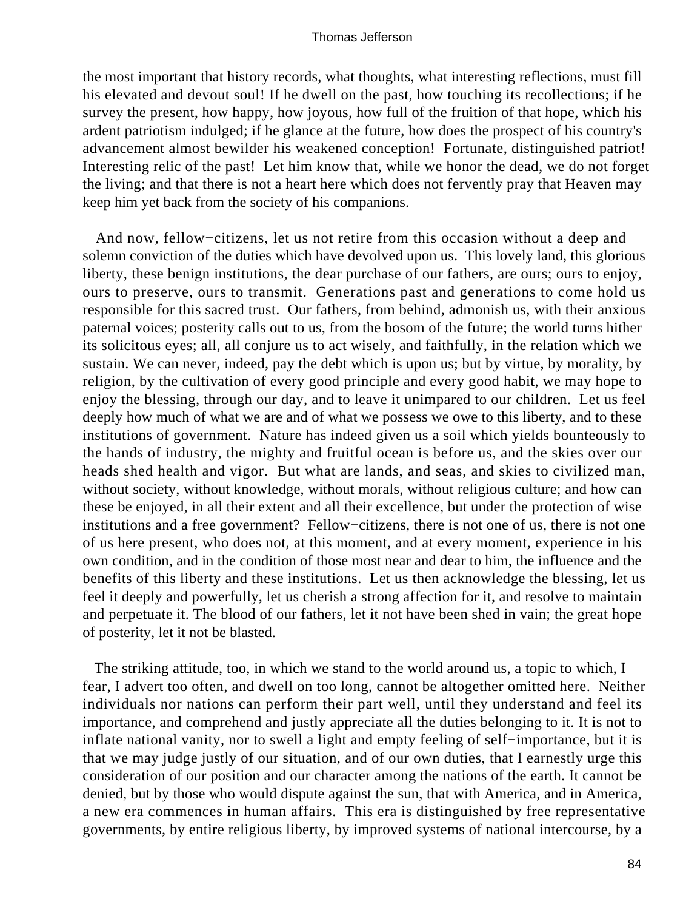the most important that history records, what thoughts, what interesting reflections, must fill his elevated and devout soul! If he dwell on the past, how touching its recollections; if he survey the present, how happy, how joyous, how full of the fruition of that hope, which his ardent patriotism indulged; if he glance at the future, how does the prospect of his country's advancement almost bewilder his weakened conception! Fortunate, distinguished patriot! Interesting relic of the past! Let him know that, while we honor the dead, we do not forget the living; and that there is not a heart here which does not fervently pray that Heaven may keep him yet back from the society of his companions.

And now, fellow−citizens, let us not retire from this occasion without a deep and solemn conviction of the duties which have devolved upon us. This lovely land, this glorious liberty, these benign institutions, the dear purchase of our fathers, are ours; ours to enjoy, ours to preserve, ours to transmit. Generations past and generations to come hold us responsible for this sacred trust. Our fathers, from behind, admonish us, with their anxious paternal voices; posterity calls out to us, from the bosom of the future; the world turns hither its solicitous eyes; all, all conjure us to act wisely, and faithfully, in the relation which we sustain. We can never, indeed, pay the debt which is upon us; but by virtue, by morality, by religion, by the cultivation of every good principle and every good habit, we may hope to enjoy the blessing, through our day, and to leave it unimpared to our children. Let us feel deeply how much of what we are and of what we possess we owe to this liberty, and to these institutions of government. Nature has indeed given us a soil which yields bounteously to the hands of industry, the mighty and fruitful ocean is before us, and the skies over our heads shed health and vigor. But what are lands, and seas, and skies to civilized man, without society, without knowledge, without morals, without religious culture; and how can these be enjoyed, in all their extent and all their excellence, but under the protection of wise institutions and a free government? Fellow−citizens, there is not one of us, there is not one of us here present, who does not, at this moment, and at every moment, experience in his own condition, and in the condition of those most near and dear to him, the influence and the benefits of this liberty and these institutions. Let us then acknowledge the blessing, let us feel it deeply and powerfully, let us cherish a strong affection for it, and resolve to maintain and perpetuate it. The blood of our fathers, let it not have been shed in vain; the great hope of posterity, let it not be blasted.

The striking attitude, too, in which we stand to the world around us, a topic to which, I fear, I advert too often, and dwell on too long, cannot be altogether omitted here. Neither individuals nor nations can perform their part well, until they understand and feel its importance, and comprehend and justly appreciate all the duties belonging to it. It is not to inflate national vanity, nor to swell a light and empty feeling of self−importance, but it is that we may judge justly of our situation, and of our own duties, that I earnestly urge this consideration of our position and our character among the nations of the earth. It cannot be denied, but by those who would dispute against the sun, that with America, and in America, a new era commences in human affairs. This era is distinguished by free representative governments, by entire religious liberty, by improved systems of national intercourse, by a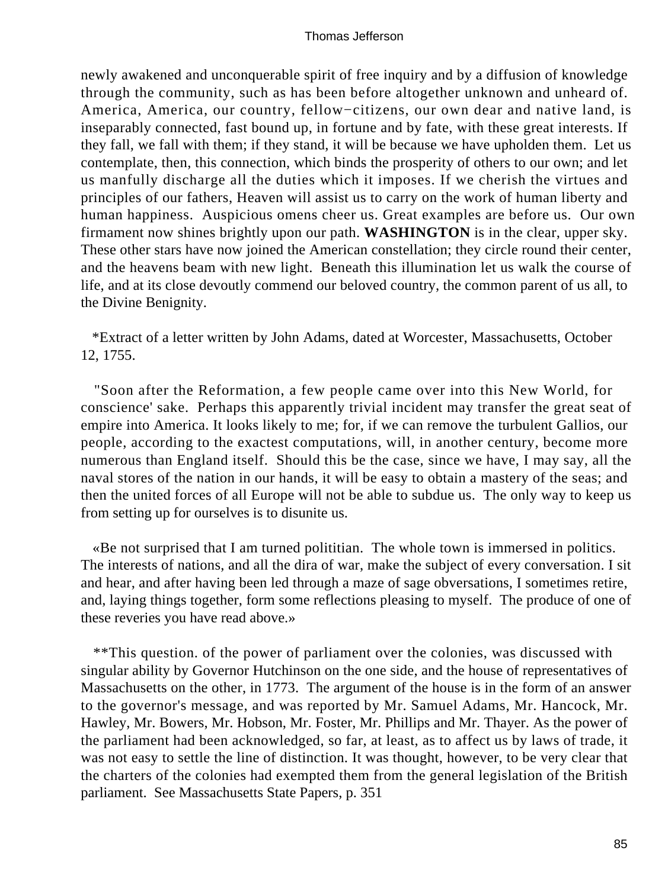newly awakened and unconquerable spirit of free inquiry and by a diffusion of knowledge through the community, such as has been before altogether unknown and unheard of. America, America, our country, fellow−citizens, our own dear and native land, is inseparably connected, fast bound up, in fortune and by fate, with these great interests. If they fall, we fall with them; if they stand, it will be because we have upholden them. Let us contemplate, then, this connection, which binds the prosperity of others to our own; and let us manfully discharge all the duties which it imposes. If we cherish the virtues and principles of our fathers, Heaven will assist us to carry on the work of human liberty and human happiness. Auspicious omens cheer us. Great examples are before us. Our own firmament now shines brightly upon our path. **WASHINGTON** is in the clear, upper sky. These other stars have now joined the American constellation; they circle round their center, and the heavens beam with new light. Beneath this illumination let us walk the course of life, and at its close devoutly commend our beloved country, the common parent of us all, to the Divine Benignity.

*Extract of a letter written by John Adams, dated at Worcester, Massachusetts, October 12, 1755.

"Soon after the Reformation, a few people came over into this New World, for conscience' sake. Perhaps this apparently trivial incident may transfer the great seat of empire into America. It looks likely to me; for, if we can remove the turbulent Gallios, our people, according to the exactest computations, will, in another century, become more numerous than England itself. Should this be the case, since we have, I may say, all the naval stores of the nation in our hands, it will be easy to obtain a mastery of the seas; and then the united forces of all Europe will not be able to subdue us. The only way to keep us from setting up for ourselves is to disunite us.

«Be not surprised that I am turned polititian. The whole town is immersed in politics. The interests of nations, and all the dira of war, make the subject of every conversation. I sit and hear, and after having been led through a maze of sage obversations, I sometimes retire, and, laying things together, form some reflections pleasing to myself. The produce of one of these reveries you have read above.»

**This question. of the power of parliament over the colonies, was discussed with singular ability by Governor Hutchinson on the one side, and the house of representatives of Massachusetts on the other, in 1773. The argument of the house is in the form of an answer to the governor's message, and was reported by Mr. Samuel Adams, Mr. Hancock, Mr. Hawley, Mr. Bowers, Mr. Hobson, Mr. Foster, Mr. Phillips and Mr. Thayer. As the power of the parliament had been acknowledged, so far, at least, as to affect us by laws of trade, it was not easy to settle the line of distinction. It was thought, however, to be very clear that the charters of the colonies had exempted them from the general legislation of the British parliament. See Massachusetts State Papers, p. 351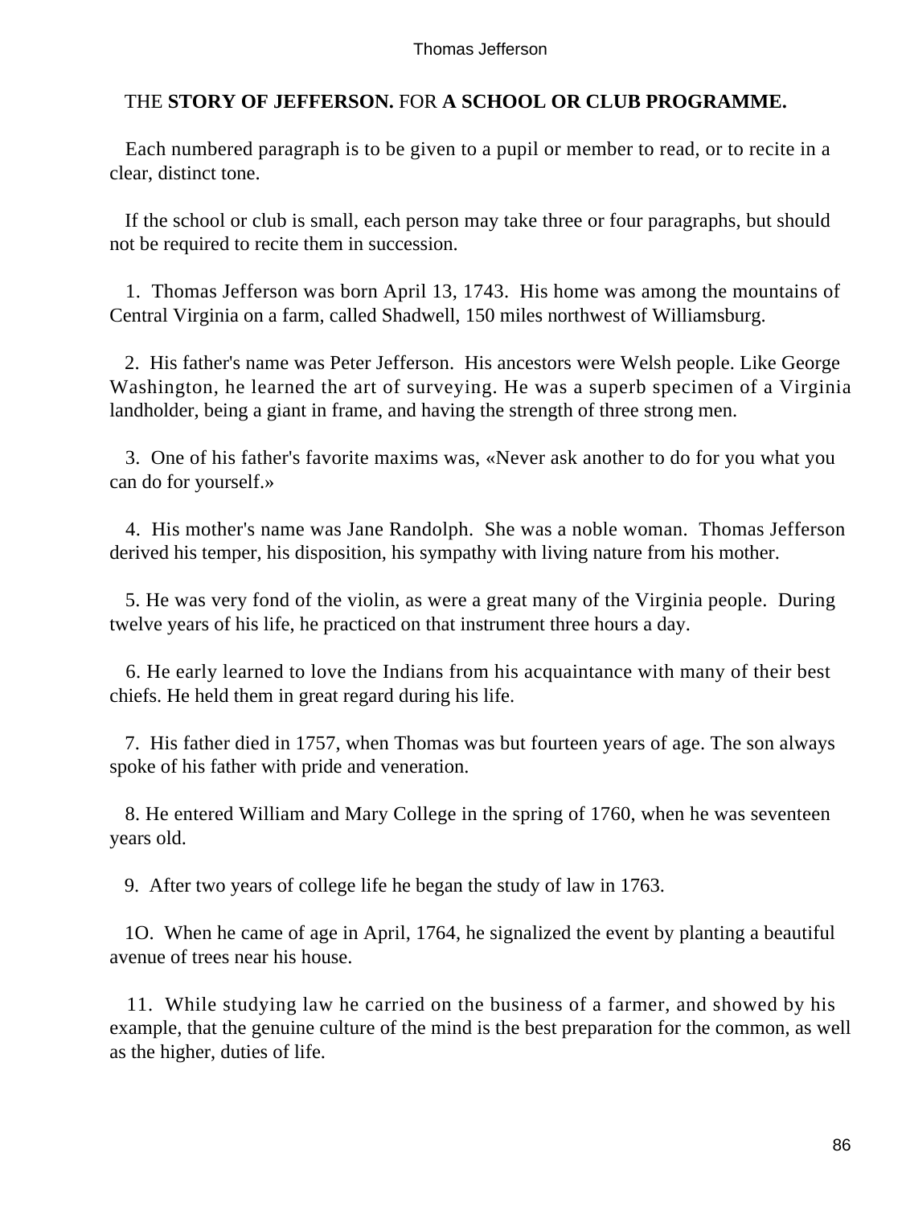THE **STORY OF JEFFERSON.** FOR **A SCHOOL OR CLUB PROGRAMME.**

Each numbered paragraph is to be given to a pupil or member to read, or to recite in a clear, distinct tone.

If the school or club is small, each person may take three or four paragraphs, but should not be required to recite them in succession.

1. Thomas Jefferson was born April 13, 1743. His home was among the mountains of Central Virginia on a farm, called Shadwell, 150 miles northwest of Williamsburg.

2. His father's name was Peter Jefferson. His ancestors were Welsh people. Like George Washington, he learned the art of surveying. He was a superb specimen of a Virginia landholder, being a giant in frame, and having the strength of three strong men.

3. One of his father's favorite maxims was, «Never ask another to do for you what you can do for yourself.»

4. His mother's name was Jane Randolph. She was a noble woman. Thomas Jefferson derived his temper, his disposition, his sympathy with living nature from his mother.

5. He was very fond of the violin, as were a great many of the Virginia people. During twelve years of his life, he practiced on that instrument three hours a day.

6. He early learned to love the Indians from his acquaintance with many of their best chiefs. He held them in great regard during his life.

7. His father died in 1757, when Thomas was but fourteen years of age. The son always spoke of his father with pride and veneration.

8. He entered William and Mary College in the spring of 1760, when he was seventeen years old.

9. After two years of college life he began the study of law in 1763.

1O. When he came of age in April, 1764, he signalized the event by planting a beautiful avenue of trees near his house.

11. While studying law he carried on the business of a farmer, and showed by his example, that the genuine culture of the mind is the best preparation for the common, as well as the higher, duties of life.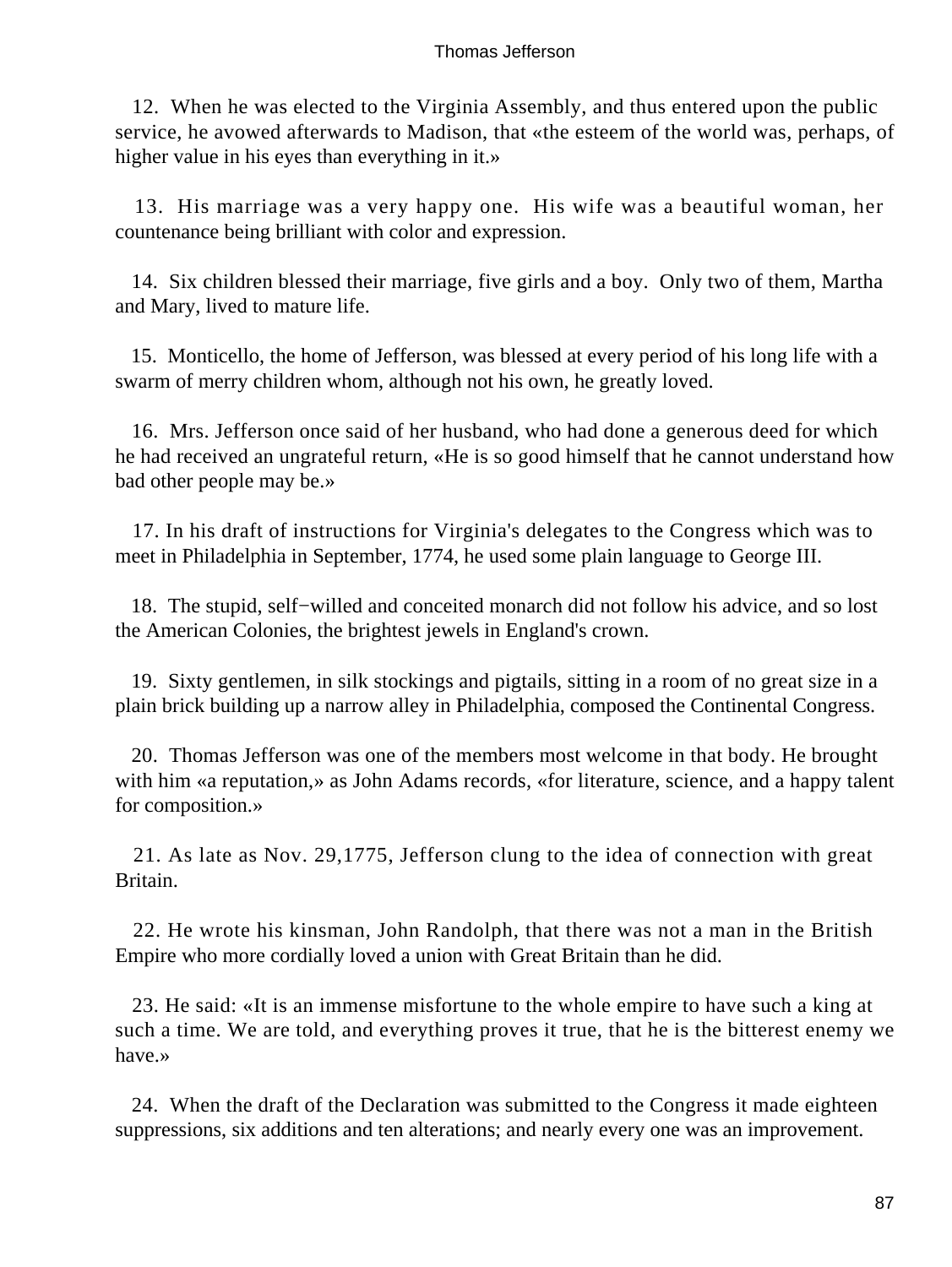12. When he was elected to the Virginia Assembly, and thus entered upon the public service, he avowed afterwards to Madison, that «the esteem of the world was, perhaps, of higher value in his eyes than everything in it.»

13. His marriage was a very happy one. His wife was a beautiful woman, her countenance being brilliant with color and expression.

14. Six children blessed their marriage, five girls and a boy. Only two of them, Martha and Mary, lived to mature life.

15. Monticello, the home of Jefferson, was blessed at every period of his long life with a swarm of merry children whom, although not his own, he greatly loved.

16. Mrs. Jefferson once said of her husband, who had done a generous deed for which he had received an ungrateful return, «He is so good himself that he cannot understand how bad other people may be.»

17. In his draft of instructions for Virginia's delegates to the Congress which was to meet in Philadelphia in September, 1774, he used some plain language to George III.

18. The stupid, self−willed and conceited monarch did not follow his advice, and so lost the American Colonies, the brightest jewels in England's crown.

19. Sixty gentlemen, in silk stockings and pigtails, sitting in a room of no great size in a plain brick building up a narrow alley in Philadelphia, composed the Continental Congress.

20. Thomas Jefferson was one of the members most welcome in that body. He brought with him «a reputation,» as John Adams records, «for literature, science, and a happy talent for composition.»

21. As late as Nov. 29,1775, Jefferson clung to the idea of connection with great Britain.

22. He wrote his kinsman, John Randolph, that there was not a man in the British Empire who more cordially loved a union with Great Britain than he did.

23. He said: «It is an immense misfortune to the whole empire to have such a king at such a time. We are told, and everything proves it true, that he is the bitterest enemy we have.»

24. When the draft of the Declaration was submitted to the Congress it made eighteen suppressions, six additions and ten alterations; and nearly every one was an improvement.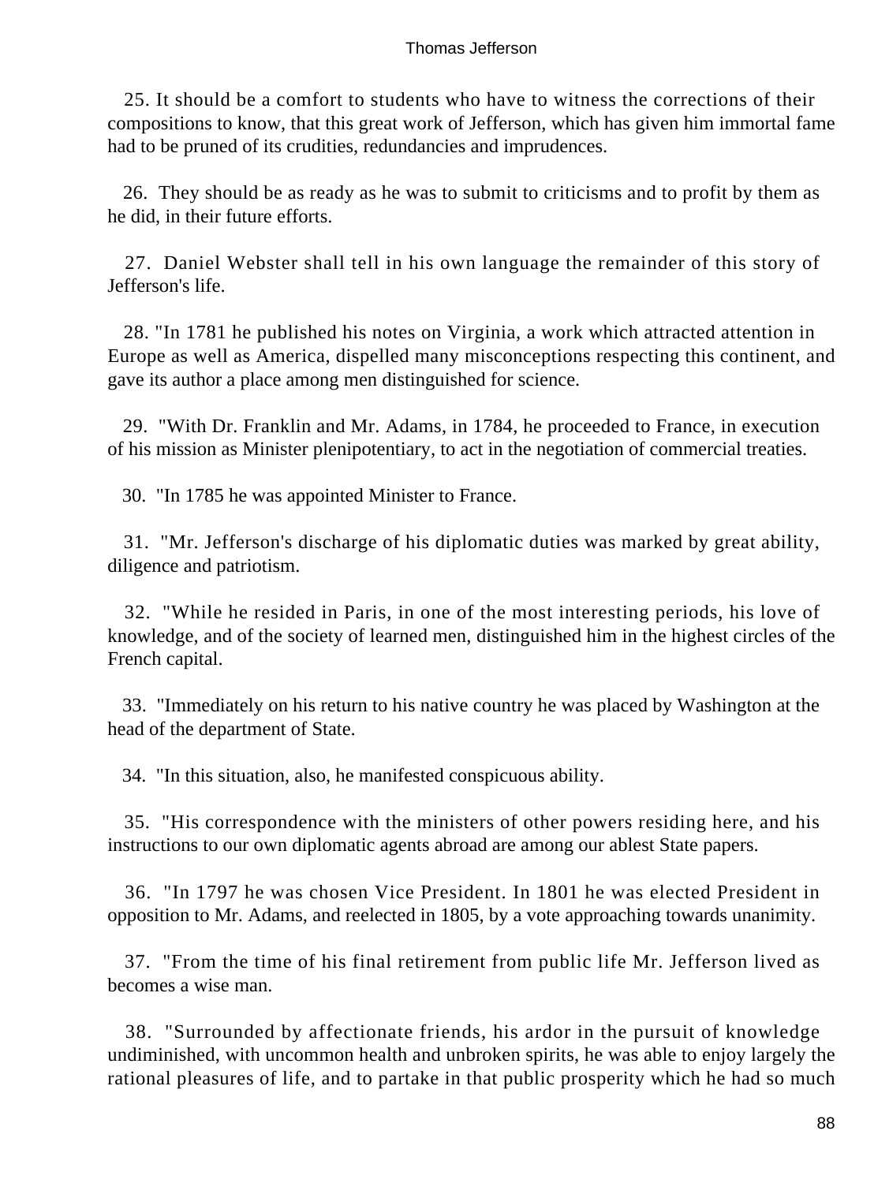25. It should be a comfort to students who have to witness the corrections of their compositions to know, that this great work of Jefferson, which has given him immortal fame had to be pruned of its crudities, redundancies and imprudences.

26. They should be as ready as he was to submit to criticisms and to profit by them as he did, in their future efforts.

27. Daniel Webster shall tell in his own language the remainder of this story of Jefferson's life.

28. "In 1781 he published his notes on Virginia, a work which attracted attention in Europe as well as America, dispelled many misconceptions respecting this continent, and gave its author a place among men distinguished for science.

29. "With Dr. Franklin and Mr. Adams, in 1784, he proceeded to France, in execution of his mission as Minister plenipotentiary, to act in the negotiation of commercial treaties.

30. "In 1785 he was appointed Minister to France.

31. "Mr. Jefferson's discharge of his diplomatic duties was marked by great ability, diligence and patriotism.

32. "While he resided in Paris, in one of the most interesting periods, his love of knowledge, and of the society of learned men, distinguished him in the highest circles of the French capital.

33. "Immediately on his return to his native country he was placed by Washington at the head of the department of State.

34. "In this situation, also, he manifested conspicuous ability.

35. "His correspondence with the ministers of other powers residing here, and his instructions to our own diplomatic agents abroad are among our ablest State papers.

36. "In 1797 he was chosen Vice President. In 1801 he was elected President in opposition to Mr. Adams, and reelected in 1805, by a vote approaching towards unanimity.

37. "From the time of his final retirement from public life Mr. Jefferson lived as becomes a wise man.

38. "Surrounded by affectionate friends, his ardor in the pursuit of knowledge undiminished, with uncommon health and unbroken spirits, he was able to enjoy largely the rational pleasures of life, and to partake in that public prosperity which he had so much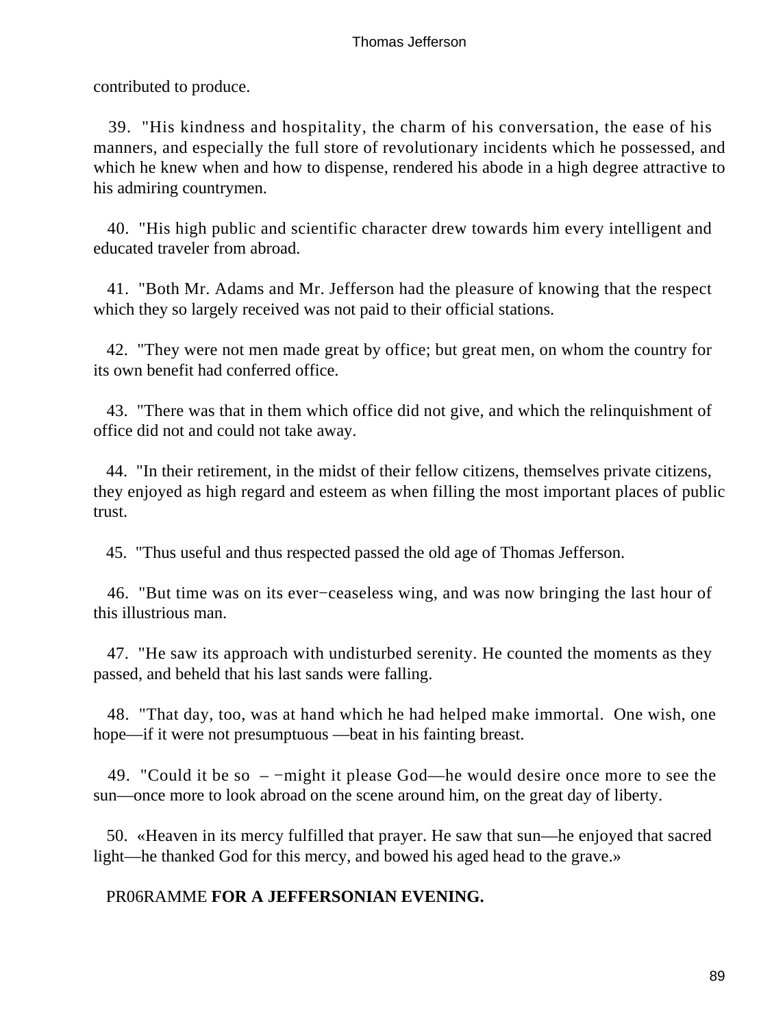contributed to produce.

39. "His kindness and hospitality, the charm of his conversation, the ease of his manners, and especially the full store of revolutionary incidents which he possessed, and which he knew when and how to dispense, rendered his abode in a high degree attractive to his admiring countrymen.

40. "His high public and scientific character drew towards him every intelligent and educated traveler from abroad.

41. "Both Mr. Adams and Mr. Jefferson had the pleasure of knowing that the respect which they so largely received was not paid to their official stations.

42. "They were not men made great by office; but great men, on whom the country for its own benefit had conferred office.

43. "There was that in them which office did not give, and which the relinquishment of office did not and could not take away.

44. "In their retirement, in the midst of their fellow citizens, themselves private citizens, they enjoyed as high regard and esteem as when filling the most important places of public trust.

45. "Thus useful and thus respected passed the old age of Thomas Jefferson.

46. "But time was on its ever−ceaseless wing, and was now bringing the last hour of this illustrious man.

47. "He saw its approach with undisturbed serenity. He counted the moments as they passed, and beheld that his last sands were falling.

48. "That day, too, was at hand which he had helped make immortal. One wish, one hope—if it were not presumptuous —beat in his fainting breast.

49. "Could it be so – −might it please God—he would desire once more to see the sun—once more to look abroad on the scene around him, on the great day of liberty.

50. «Heaven in its mercy fulfilled that prayer. He saw that sun—he enjoyed that sacred light—he thanked God for this mercy, and bowed his aged head to the grave.»

PR06RAMME **FOR A JEFFERSONIAN EVENING.**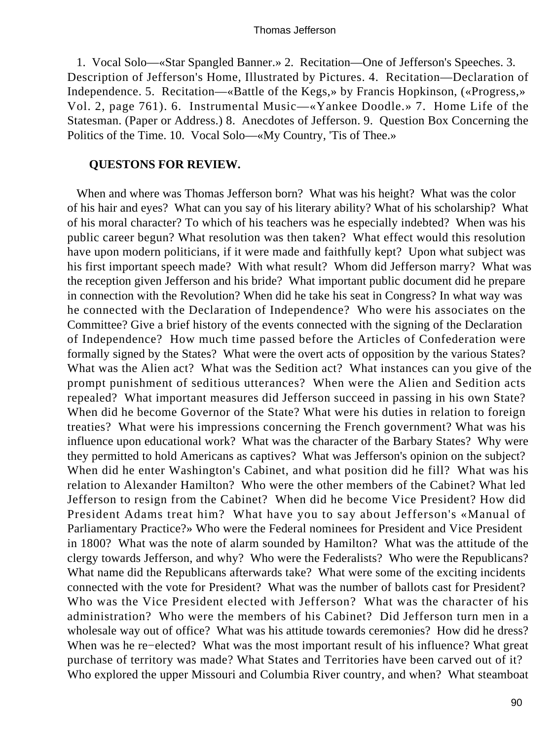1. Vocal Solo—«Star Spangled Banner.» 2. Recitation—One of Jefferson's Speeches. 3. Description of Jefferson's Home, Illustrated by Pictures. 4. Recitation—Declaration of Independence. 5. Recitation—«Battle of the Kegs,» by Francis Hopkinson, («Progress,» Vol. 2, page 761). 6. Instrumental Music—«Yankee Doodle.» 7. Home Life of the Statesman. (Paper or Address.) 8. Anecdotes of Jefferson. 9. Question Box Concerning the Politics of the Time. 10. Vocal Solo—«My Country, 'Tis of Thee.»

**QUESTONS FOR REVIEW.**

When and where was Thomas Jefferson born? What was his height? What was the color of his hair and eyes? What can you say of his literary ability? What of his scholarship? What of his moral character? To which of his teachers was he especially indebted? When was his public career begun? What resolution was then taken? What effect would this resolution have upon modern politicians, if it were made and faithfully kept? Upon what subject was his first important speech made? With what result? Whom did Jefferson marry? What was the reception given Jefferson and his bride? What important public document did he prepare in connection with the Revolution? When did he take his seat in Congress? In what way was he connected with the Declaration of Independence? Who were his associates on the Committee? Give a brief history of the events connected with the signing of the Declaration of Independence? How much time passed before the Articles of Confederation were formally signed by the States? What were the overt acts of opposition by the various States? What was the Alien act? What was the Sedition act? What instances can you give of the prompt punishment of seditious utterances? When were the Alien and Sedition acts repealed? What important measures did Jefferson succeed in passing in his own State? When did he become Governor of the State? What were his duties in relation to foreign treaties? What were his impressions concerning the French government? What was his influence upon educational work? What was the character of the Barbary States? Why were they permitted to hold Americans as captives? What was Jefferson's opinion on the subject? When did he enter Washington's Cabinet, and what position did he fill? What was his relation to Alexander Hamilton? Who were the other members of the Cabinet? What led Jefferson to resign from the Cabinet? When did he become Vice President? How did President Adams treat him? What have you to say about Jefferson's «Manual of Parliamentary Practice?» Who were the Federal nominees for President and Vice President in 1800? What was the note of alarm sounded by Hamilton? What was the attitude of the clergy towards Jefferson, and why? Who were the Federalists? Who were the Republicans? What name did the Republicans afterwards take? What were some of the exciting incidents connected with the vote for President? What was the number of ballots cast for President? Who was the Vice President elected with Jefferson? What was the character of his administration? Who were the members of his Cabinet? Did Jefferson turn men in a wholesale way out of office? What was his attitude towards ceremonies? How did he dress? When was he re−elected? What was the most important result of his influence? What great purchase of territory was made? What States and Territories have been carved out of it? Who explored the upper Missouri and Columbia River country, and when? What steamboat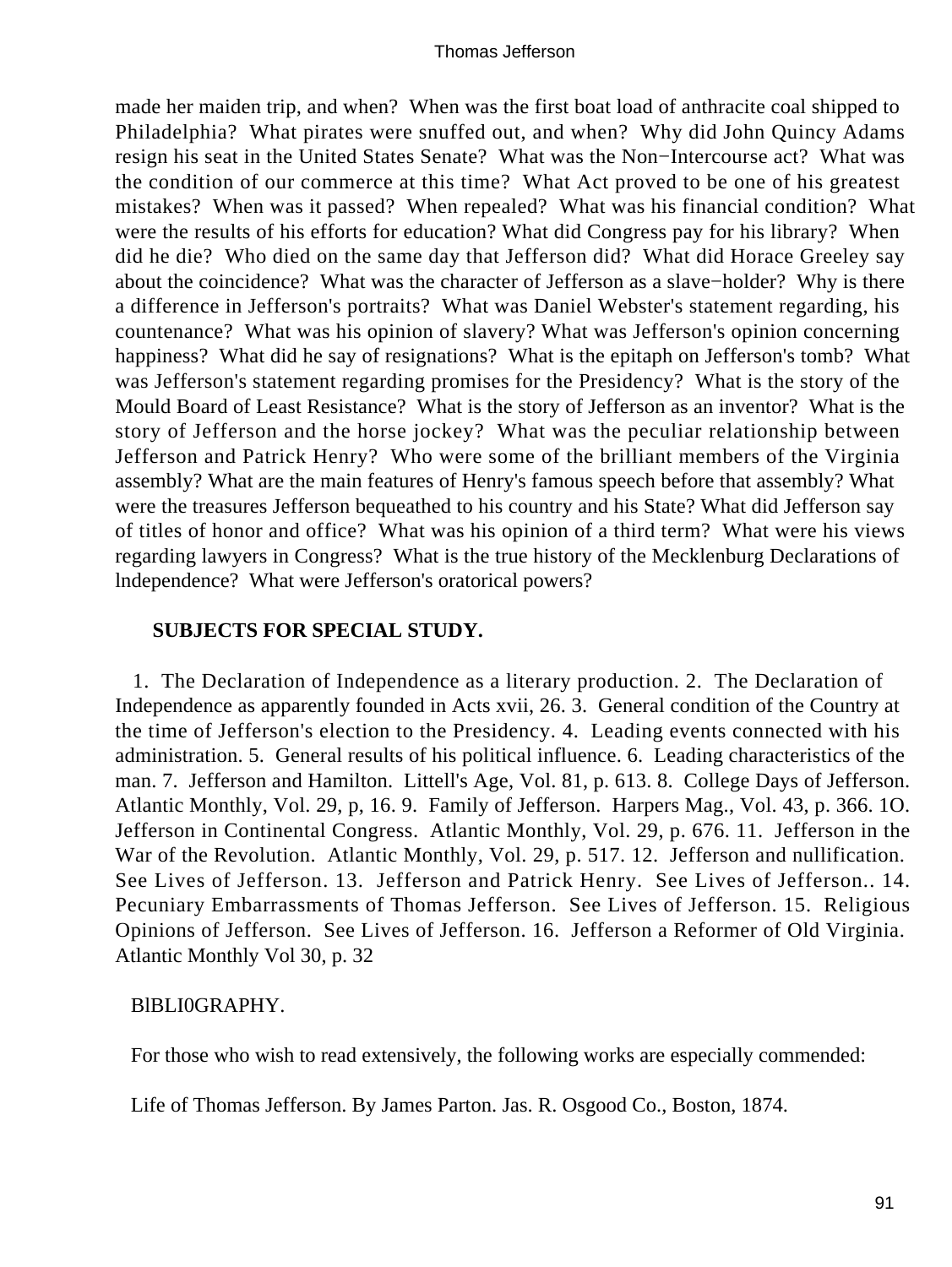made her maiden trip, and when? When was the first boat load of anthracite coal shipped to Philadelphia? What pirates were snuffed out, and when? Why did John Quincy Adams resign his seat in the United States Senate? What was the Non−Intercourse act? What was the condition of our commerce at this time? What Act proved to be one of his greatest mistakes? When was it passed? When repealed? What was his financial condition? What were the results of his efforts for education? What did Congress pay for his library? When did he die? Who died on the same day that Jefferson did? What did Horace Greeley say about the coincidence? What was the character of Jefferson as a slave−holder? Why is there a difference in Jefferson's portraits? What was Daniel Webster's statement regarding, his countenance? What was his opinion of slavery? What was Jefferson's opinion concerning happiness? What did he say of resignations? What is the epitaph on Jefferson's tomb? What was Jefferson's statement regarding promises for the Presidency? What is the story of the Mould Board of Least Resistance? What is the story of Jefferson as an inventor? What is the story of Jefferson and the horse jockey? What was the peculiar relationship between Jefferson and Patrick Henry? Who were some of the brilliant members of the Virginia assembly? What are the main features of Henry's famous speech before that assembly? What were the treasures Jefferson bequeathed to his country and his State? What did Jefferson say of titles of honor and office? What was his opinion of a third term? What were his views regarding lawyers in Congress? What is the true history of the Mecklenburg Declarations of lndependence? What were Jefferson's oratorical powers?

**SUBJECTS FOR SPECIAL STUDY.**

1. The Declaration of Independence as a literary production. 2. The Declaration of Independence as apparently founded in Acts xvii, 26. 3. General condition of the Country at the time of Jefferson's election to the Presidency. 4. Leading events connected with his administration. 5. General results of his political influence. 6. Leading characteristics of the man. 7. Jefferson and Hamilton. Littell's Age, Vol. 81, p. 613. 8. College Days of Jefferson. Atlantic Monthly, Vol. 29, p, 16. 9. Family of Jefferson. Harpers Mag., Vol. 43, p. 366. 1O. Jefferson in Continental Congress. Atlantic Monthly, Vol. 29, p. 676. 11. Jefferson in the War of the Revolution. Atlantic Monthly, Vol. 29, p. 517. 12. Jefferson and nullification. See Lives of Jefferson. 13. Jefferson and Patrick Henry. See Lives of Jefferson.. 14. Pecuniary Embarrassments of Thomas Jefferson. See Lives of Jefferson. 15. Religious Opinions of Jefferson. See Lives of Jefferson. 16. Jefferson a Reformer of Old Virginia. Atlantic Monthly Vol 30, p. 32

BlBLI0GRAPHY.

For those who wish to read extensively, the following works are especially commended:

Life of Thomas Jefferson. By James Parton. Jas. R. Osgood Co., Boston, 1874.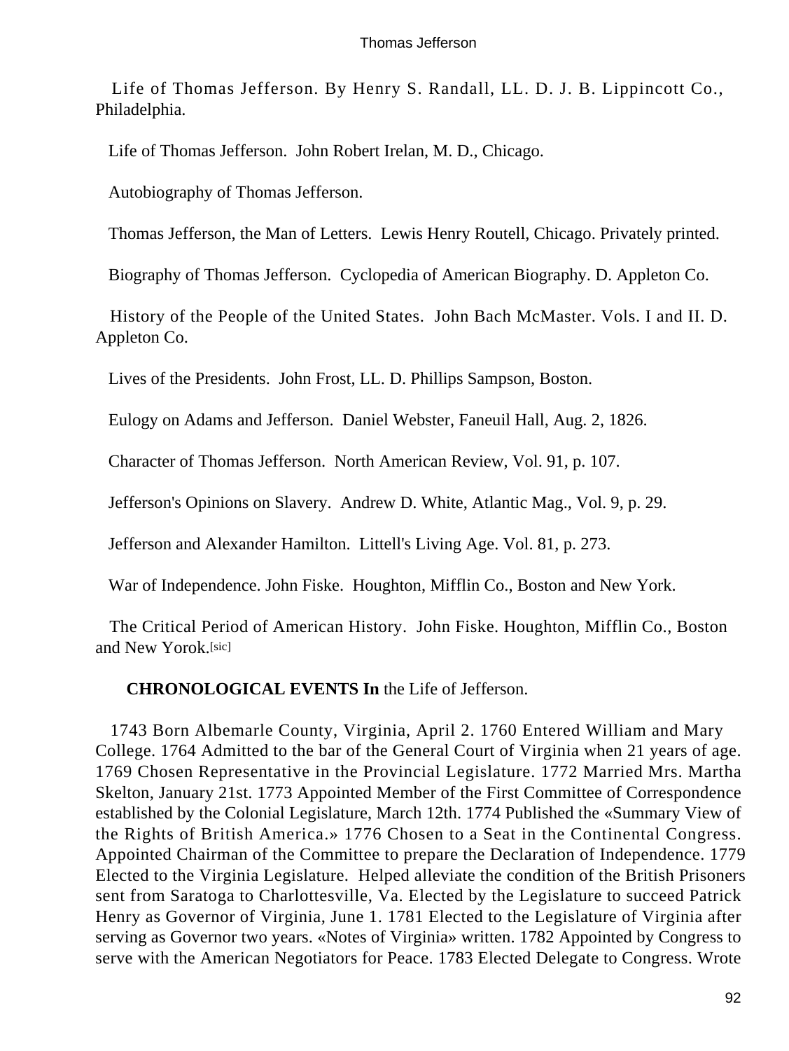Life of Thomas Jefferson. By Henry S. Randall, LL. D. J. B. Lippincott Co., Philadelphia.

Life of Thomas Jefferson. John Robert Irelan, M. D., Chicago.

Autobiography of Thomas Jefferson.

Thomas Jefferson, the Man of Letters. Lewis Henry Routell, Chicago. Privately printed.

Biography of Thomas Jefferson. Cyclopedia of American Biography. D. Appleton Co.

History of the People of the United States. John Bach McMaster. Vols. I and II. D. Appleton Co.

Lives of the Presidents. John Frost, LL. D. Phillips Sampson, Boston.

Eulogy on Adams and Jefferson. Daniel Webster, Faneuil Hall, Aug. 2, 1826.

Character of Thomas Jefferson. North American Review, Vol. 91, p. 107.

Jefferson's Opinions on Slavery. Andrew D. White, Atlantic Mag., Vol. 9, p. 29.

Jefferson and Alexander Hamilton. Littell's Living Age. Vol. 81, p. 273.

War of Independence. John Fiske. Houghton, Mifflin Co., Boston and New York.

The Critical Period of American History. John Fiske. Houghton, Mifflin Co., Boston and New Yorok.[sic]

**CHRONOLOGICAL EVENTS In** the Life of Jefferson.

1743 Born Albemarle County, Virginia, April 2. 1760 Entered William and Mary College. 1764 Admitted to the bar of the General Court of Virginia when 21 years of age. 1769 Chosen Representative in the Provincial Legislature. 1772 Married Mrs. Martha Skelton, January 21st. 1773 Appointed Member of the First Committee of Correspondence established by the Colonial Legislature, March 12th. 1774 Published the «Summary View of the Rights of British America.» 1776 Chosen to a Seat in the Continental Congress. Appointed Chairman of the Committee to prepare the Declaration of Independence. 1779 Elected to the Virginia Legislature. Helped alleviate the condition of the British Prisoners sent from Saratoga to Charlottesville, Va. Elected by the Legislature to succeed Patrick Henry as Governor of Virginia, June 1. 1781 Elected to the Legislature of Virginia after serving as Governor two years. «Notes of Virginia» written. 1782 Appointed by Congress to serve with the American Negotiators for Peace. 1783 Elected Delegate to Congress. Wrote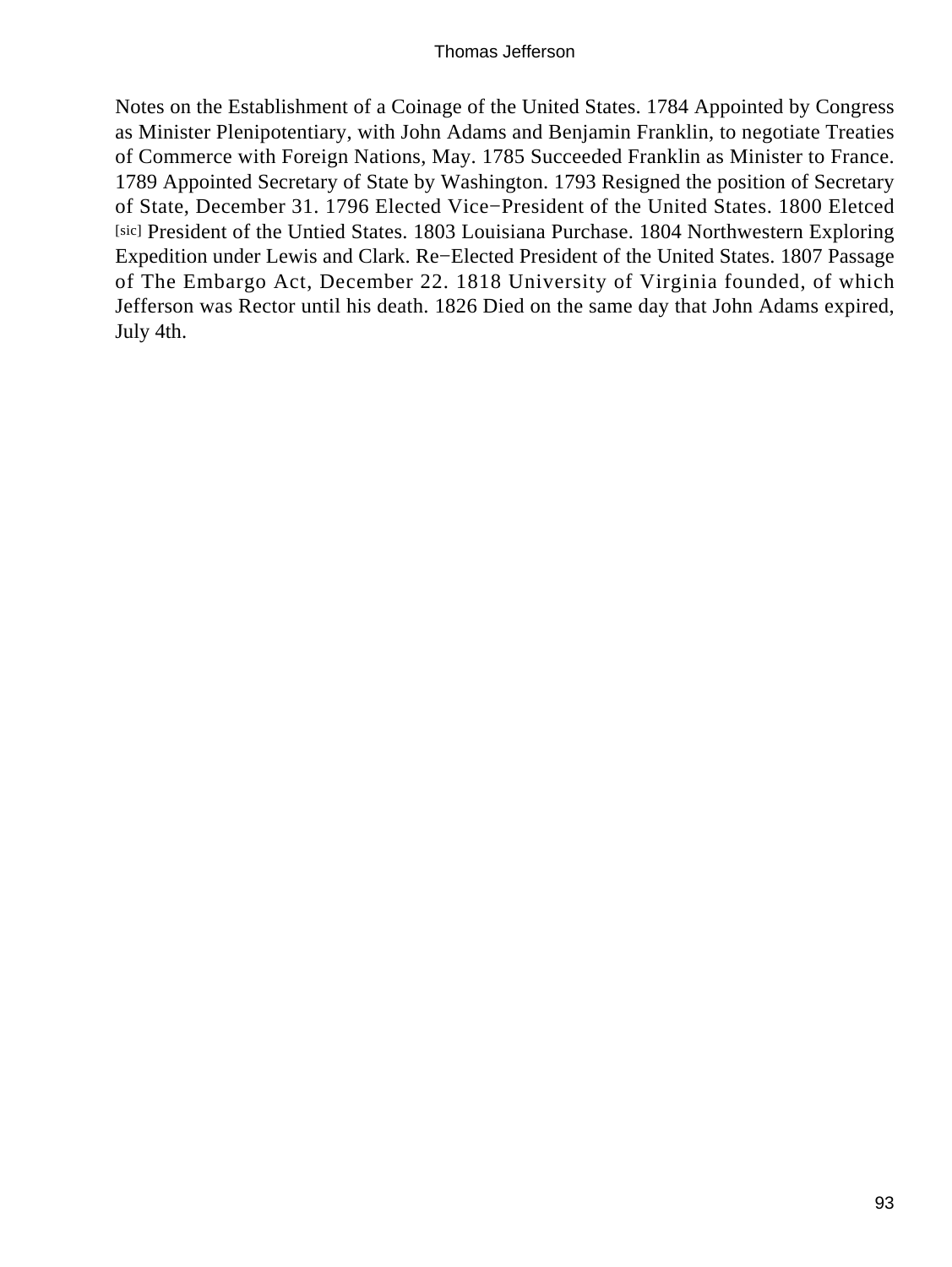Notes on the Establishment of a Coinage of the United States. 1784 Appointed by Congress as Minister Plenipotentiary, with John Adams and Benjamin Franklin, to negotiate Treaties of Commerce with Foreign Nations, May. 1785 Succeeded Franklin as Minister to France. 1789 Appointed Secretary of State by Washington. 1793 Resigned the position of Secretary of State, December 31. 1796 Elected Vice−President of the United States. 1800 Eletced [sic] President of the Untied States. 1803 Louisiana Purchase. 1804 Northwestern Exploring Expedition under Lewis and Clark. Re−Elected President of the United States. 1807 Passage of The Embargo Act, December 22. 1818 University of Virginia founded, of which Jefferson was Rector until his death. 1826 Died on the same day that John Adams expired, July 4th.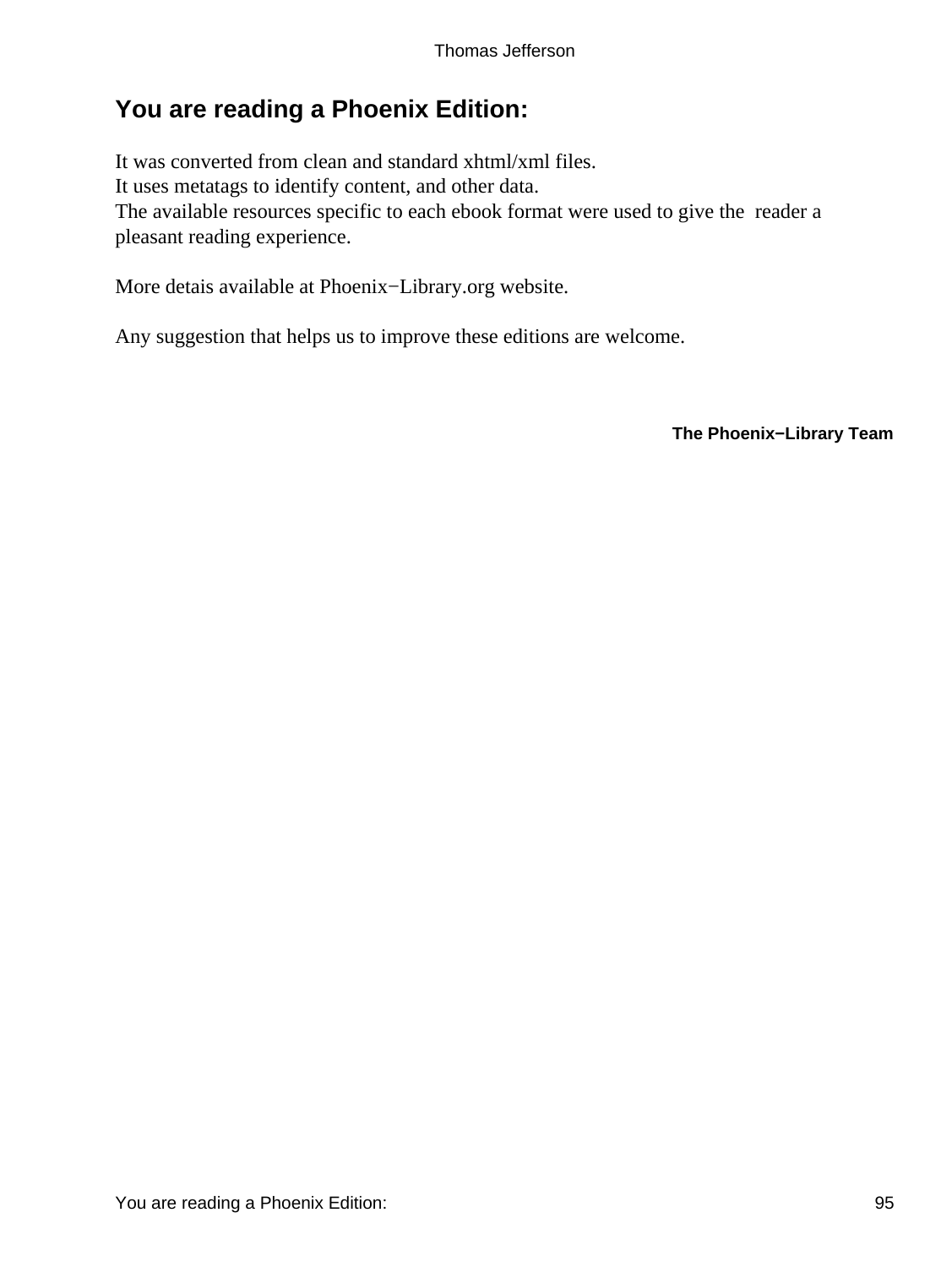## You are reading a Phoenix Edition:

It was converted from clean and standard xhtml/xml files.
It uses metatags to identify content, and other data.
The available resources specific to each ebook format were used to give the reader a pleasant reading experience.

More detais available at Phoenix−Library.org website.

Any suggestion that helps us to improve these editions are welcome.

**The Phoenix−Library Team**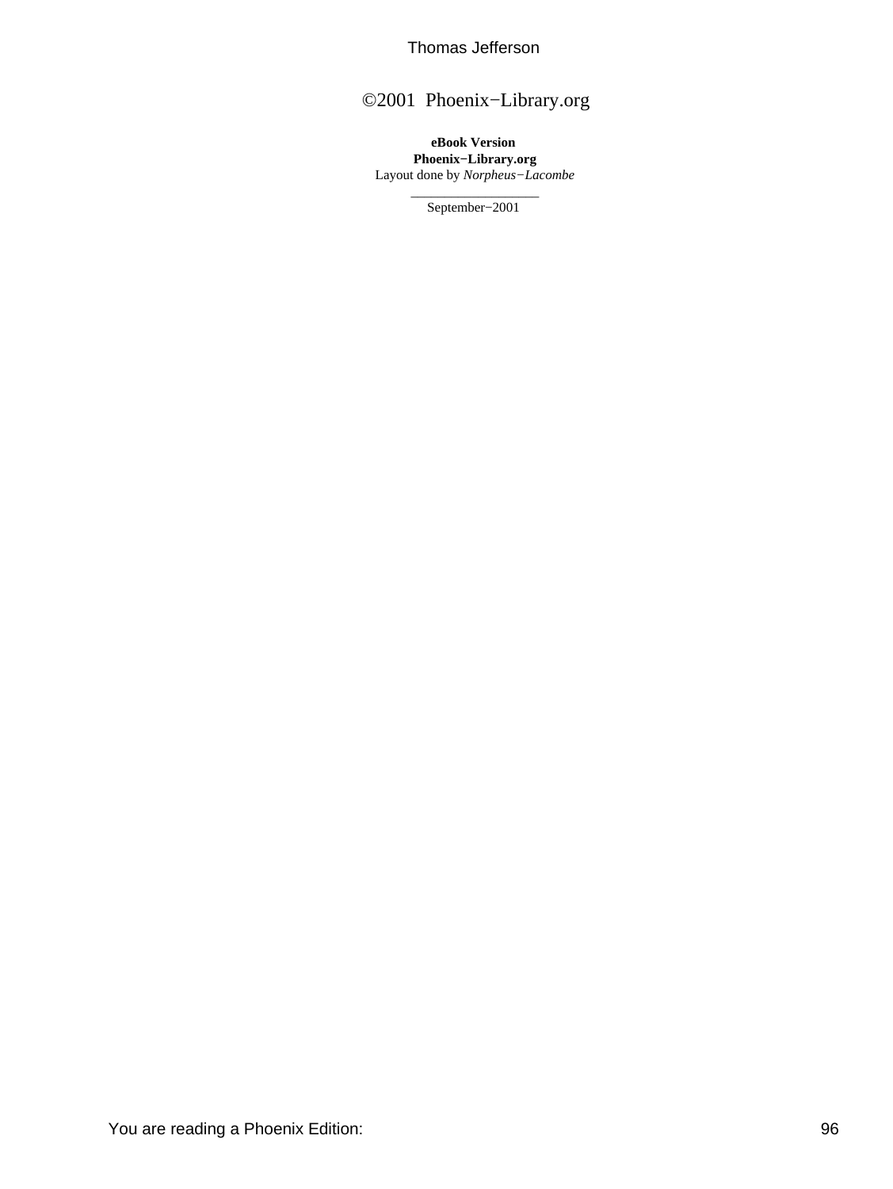©2001 Phoenix−Library.org

**eBook Version**
**Phoenix−Library.org**
Layout done by *Norpheus−Lacombe*

___________________

September−2001